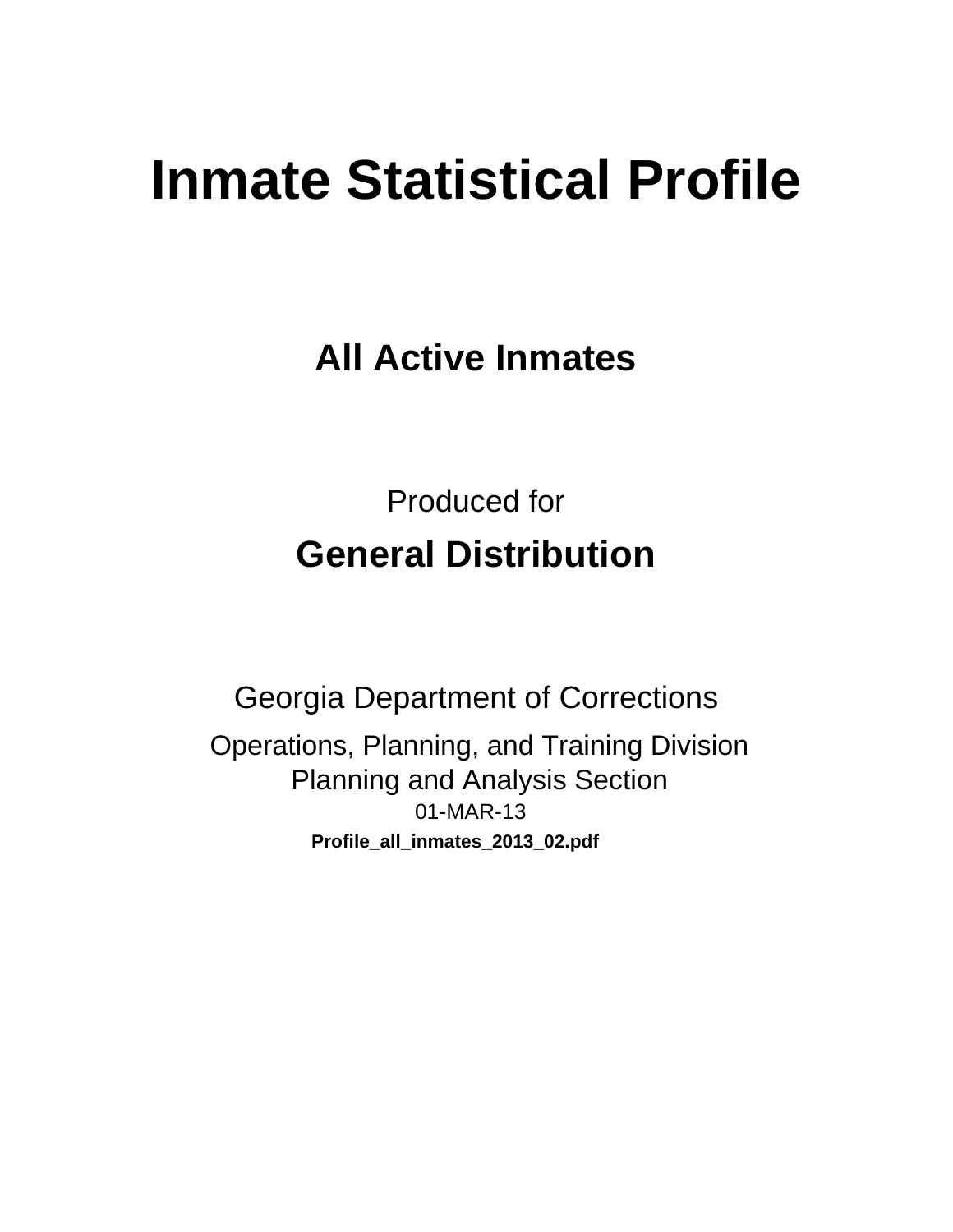# Inmate Statistical Profile

## All Active Inmates

Produced for

## General Distribution

Georgia Department of Corrections

Operations, Planning, and Training Division
Planning and Analysis Section
01-MAR-13

**Profile_all_inmates_2013_02.pdf**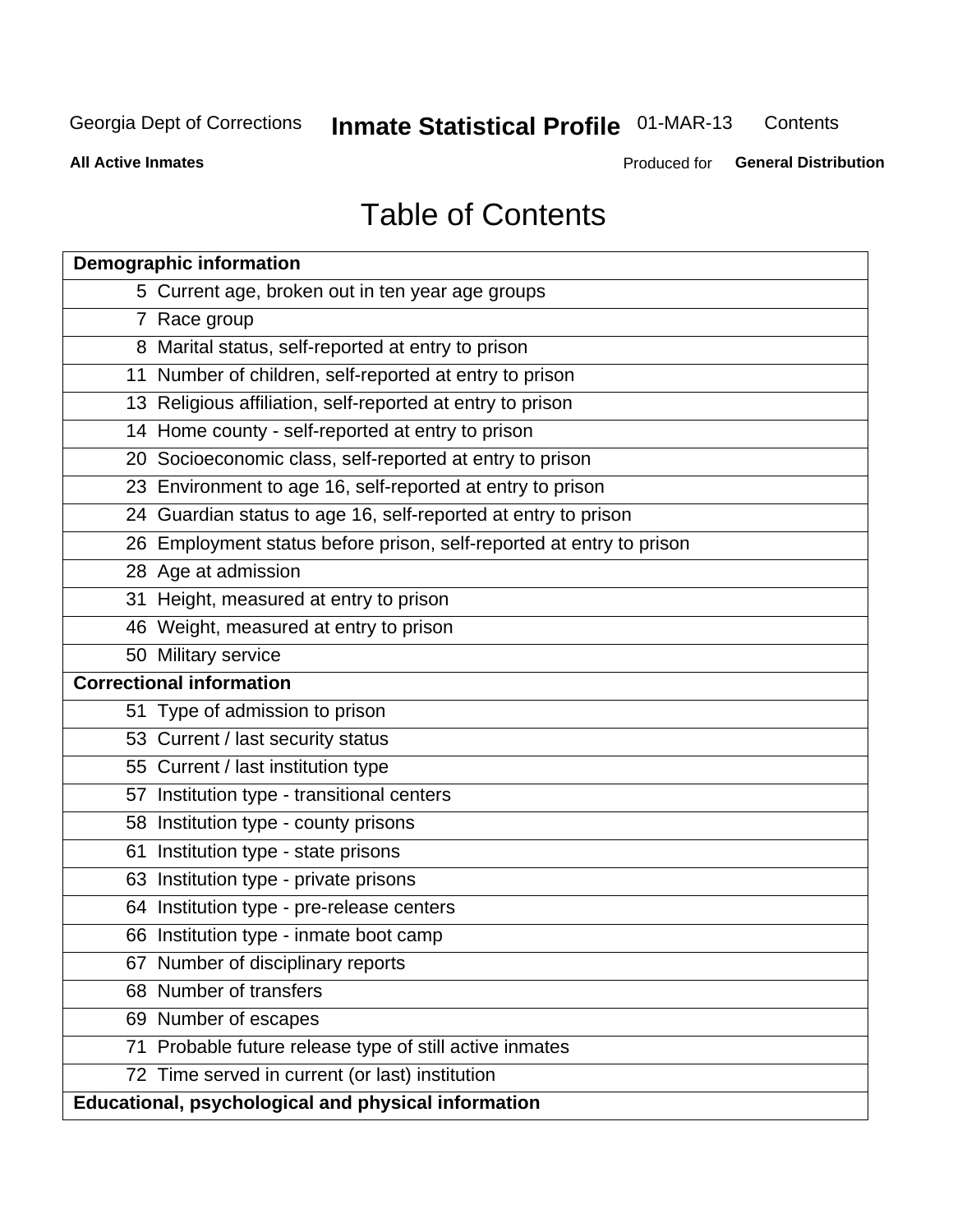# Table of Contents

| Demographic information | |
|---|---|
| 5 | Current age, broken out in ten year age groups |
| 7 | Race group |
| 8 | Marital status, self-reported at entry to prison |
| 11 | Number of children, self-reported at entry to prison |
| 13 | Religious affiliation, self-reported at entry to prison |
| 14 | Home county - self-reported at entry to prison |
| 20 | Socioeconomic class, self-reported at entry to prison |
| 23 | Environment to age 16, self-reported at entry to prison |
| 24 | Guardian status to age 16, self-reported at entry to prison |
| 26 | Employment status before prison, self-reported at entry to prison |
| 28 | Age at admission |
| 31 | Height, measured at entry to prison |
| 46 | Weight, measured at entry to prison |
| 50 | Military service |
| **Correctional information** | |
| 51 | Type of admission to prison |
| 53 | Current / last security status |
| 55 | Current / last institution type |
| 57 | Institution type - transitional centers |
| 58 | Institution type - county prisons |
| 61 | Institution type - state prisons |
| 63 | Institution type - private prisons |
| 64 | Institution type - pre-release centers |
| 66 | Institution type - inmate boot camp |
| 67 | Number of disciplinary reports |
| 68 | Number of transfers |
| 69 | Number of escapes |
| 71 | Probable future release type of still active inmates |
| 72 | Time served in current (or last) institution |
| **Educational, psychological and physical information** | |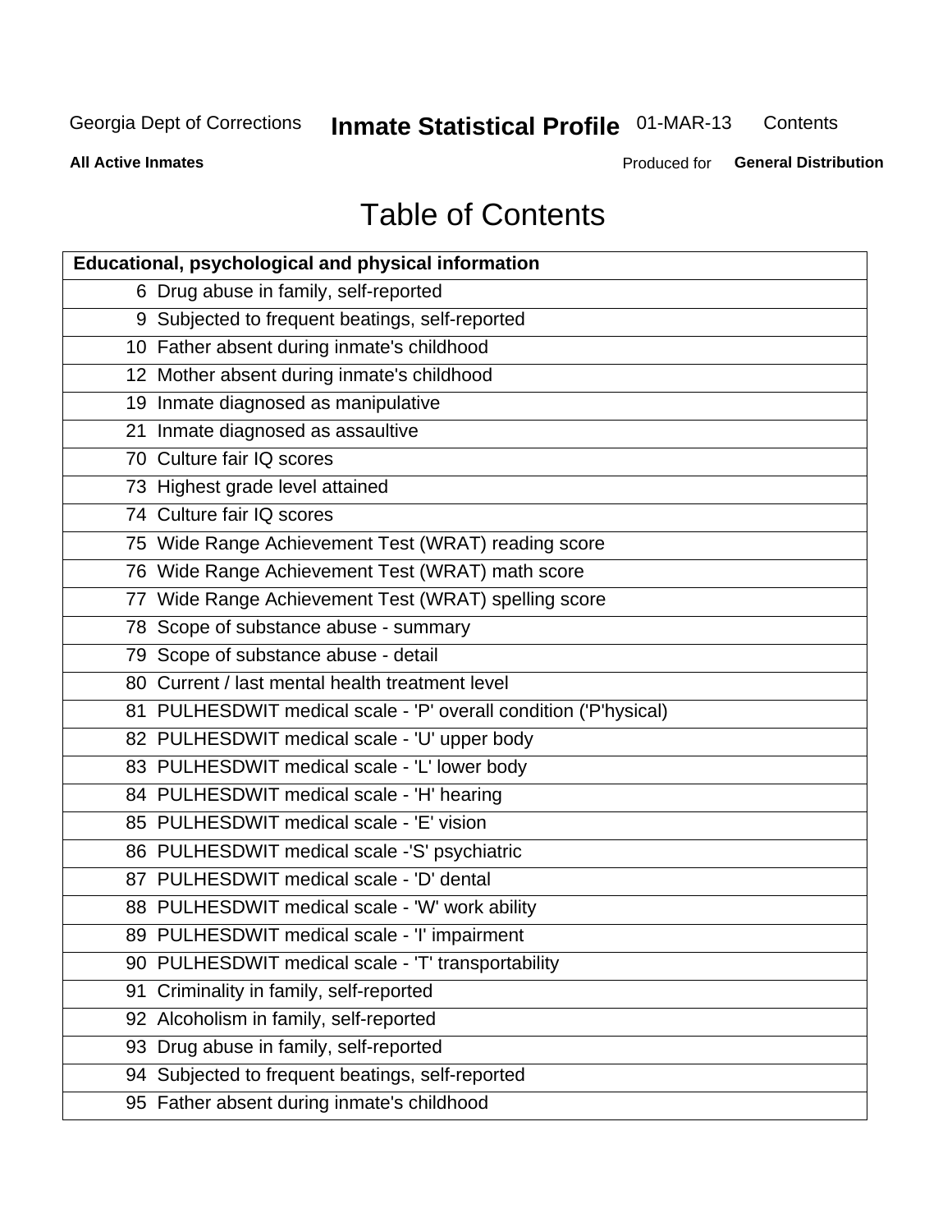# Table of Contents

| Educational, psychological and physical information | |
|---|---|
| 6 | Drug abuse in family, self-reported |
| 9 | Subjected to frequent beatings, self-reported |
| 10 | Father absent during inmate's childhood |
| 12 | Mother absent during inmate's childhood |
| 19 | Inmate diagnosed as manipulative |
| 21 | Inmate diagnosed as assaultive |
| 70 | Culture fair IQ scores |
| 73 | Highest grade level attained |
| 74 | Culture fair IQ scores |
| 75 | Wide Range Achievement Test (WRAT) reading score |
| 76 | Wide Range Achievement Test (WRAT) math score |
| 77 | Wide Range Achievement Test (WRAT) spelling score |
| 78 | Scope of substance abuse - summary |
| 79 | Scope of substance abuse - detail |
| 80 | Current / last mental health treatment level |
| 81 | PULHESDWIT medical scale - 'P' overall condition ('P'hysical) |
| 82 | PULHESDWIT medical scale - 'U' upper body |
| 83 | PULHESDWIT medical scale - 'L' lower body |
| 84 | PULHESDWIT medical scale - 'H' hearing |
| 85 | PULHESDWIT medical scale - 'E' vision |
| 86 | PULHESDWIT medical scale -'S' psychiatric |
| 87 | PULHESDWIT medical scale - 'D' dental |
| 88 | PULHESDWIT medical scale - 'W' work ability |
| 89 | PULHESDWIT medical scale - 'I' impairment |
| 90 | PULHESDWIT medical scale - 'T' transportability |
| 91 | Criminality in family, self-reported |
| 92 | Alcoholism in family, self-reported |
| 93 | Drug abuse in family, self-reported |
| 94 | Subjected to frequent beatings, self-reported |
| 95 | Father absent during inmate's childhood |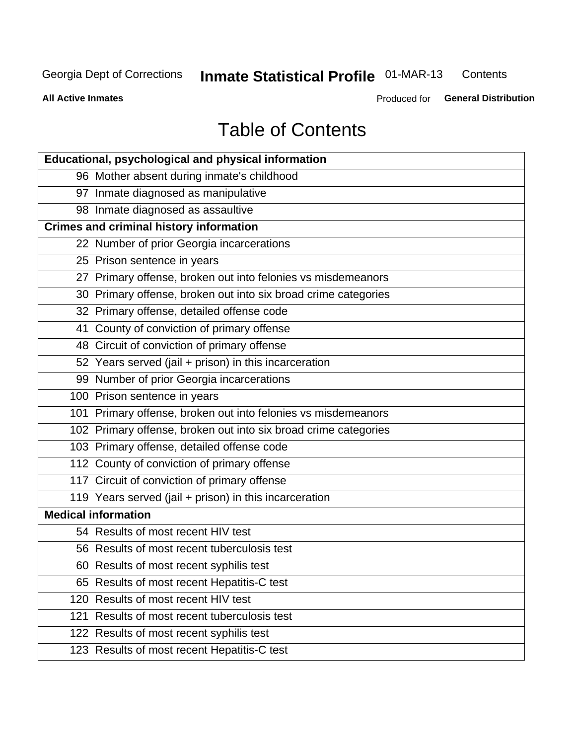Georgia Dept of Corrections **Inmate Statistical Profile** 01-MAR-13 Contents

**All Active Inmates** Produced for **General Distribution**

# Table of Contents

| | |
|---|---|
| **Educational, psychological and physical information** | |
| 96 | Mother absent during inmate's childhood |
| 97 | Inmate diagnosed as manipulative |
| 98 | Inmate diagnosed as assaultive |
| **Crimes and criminal history information** | |
| 22 | Number of prior Georgia incarcerations |
| 25 | Prison sentence in years |
| 27 | Primary offense, broken out into felonies vs misdemeanors |
| 30 | Primary offense, broken out into six broad crime categories |
| 32 | Primary offense, detailed offense code |
| 41 | County of conviction of primary offense |
| 48 | Circuit of conviction of primary offense |
| 52 | Years served (jail + prison) in this incarceration |
| 99 | Number of prior Georgia incarcerations |
| 100 | Prison sentence in years |
| 101 | Primary offense, broken out into felonies vs misdemeanors |
| 102 | Primary offense, broken out into six broad crime categories |
| 103 | Primary offense, detailed offense code |
| 112 | County of conviction of primary offense |
| 117 | Circuit of conviction of primary offense |
| 119 | Years served (jail + prison) in this incarceration |
| **Medical information** | |
| 54 | Results of most recent HIV test |
| 56 | Results of most recent tuberculosis test |
| 60 | Results of most recent syphilis test |
| 65 | Results of most recent Hepatitis-C test |
| 120 | Results of most recent HIV test |
| 121 | Results of most recent tuberculosis test |
| 122 | Results of most recent syphilis test |
| 123 | Results of most recent Hepatitis-C test |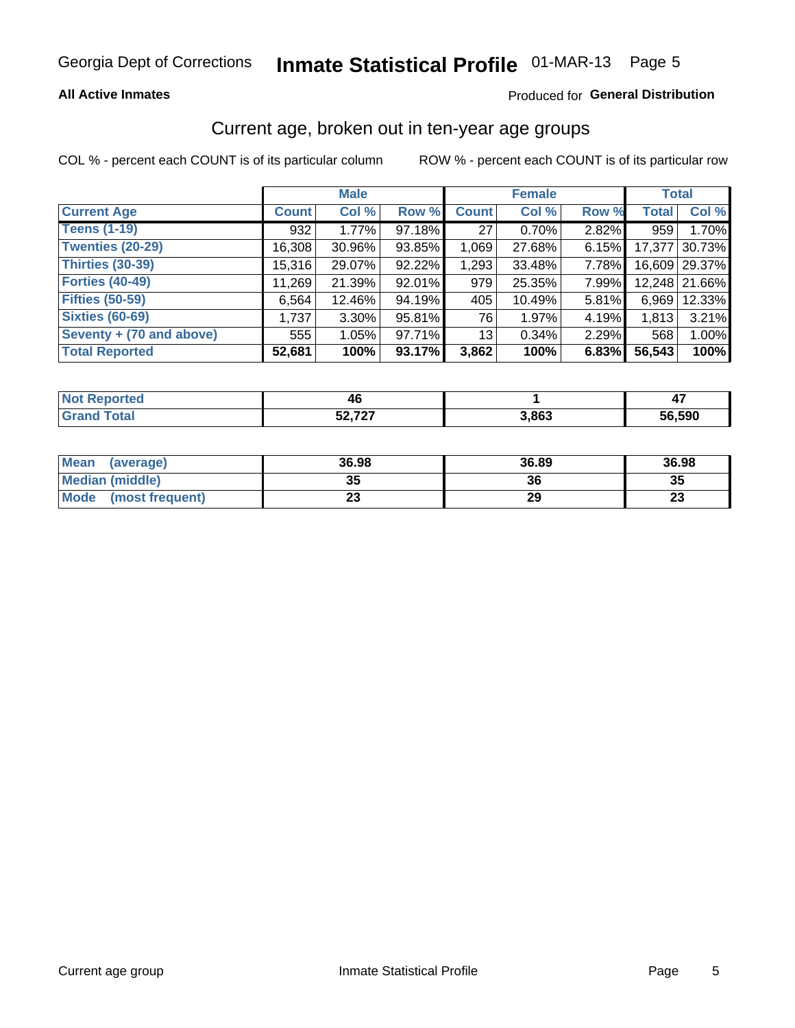Georgia Dept of Corrections **Inmate Statistical Profile** 01-MAR-13

**All Active Inmates**

Produced for **General Distribution**

## Current age, broken out in ten-year age groups

COL % - percent each COUNT is of its particular column

ROW % - percent each COUNT is of its particular row

| | Male | | | Female | | | Total | |
|---|---|---|---|---|---|---|---|---|
| **Current Age** | **Count** | **Col %** | **Row %** | **Count** | **Col %** | **Row %** | **Total** | **Col %** |
| **Teens (1-19)** | 932 | 1.77% | 97.18% | 27 | 0.70% | 2.82% | 959 | 1.70% |
| **Twenties (20-29)** | 16,308 | 30.96% | 93.85% | 1,069 | 27.68% | 6.15% | 17,377 | 30.73% |
| **Thirties (30-39)** | 15,316 | 29.07% | 92.22% | 1,293 | 33.48% | 7.78% | 16,609 | 29.37% |
| **Forties (40-49)** | 11,269 | 21.39% | 92.01% | 979 | 25.35% | 7.99% | 12,248 | 21.66% |
| **Fifties (50-59)** | 6,564 | 12.46% | 94.19% | 405 | 10.49% | 5.81% | 6,969 | 12.33% |
| **Sixties (60-69)** | 1,737 | 3.30% | 95.81% | 76 | 1.97% | 4.19% | 1,813 | 3.21% |
| **Seventy + (70 and above)** | 555 | 1.05% | 97.71% | 13 | 0.34% | 2.29% | 568 | 1.00% |
| **Total Reported** | **52,681** | **100%** | **93.17%** | **3,862** | **100%** | **6.83%** | **56,543** | **100%** |

| | Male | Female | Total |
|---|---|---|---|
| **Not Reported** | **46** | **1** | **47** |
| **Grand Total** | **52,727** | **3,863** | **56,590** |

| | Male | Female | Total |
|---|---|---|---|
| **Mean (average)** | **36.98** | **36.89** | **36.98** |
| **Median (middle)** | **35** | **36** | **35** |
| **Mode (most frequent)** | **23** | **29** | **23** |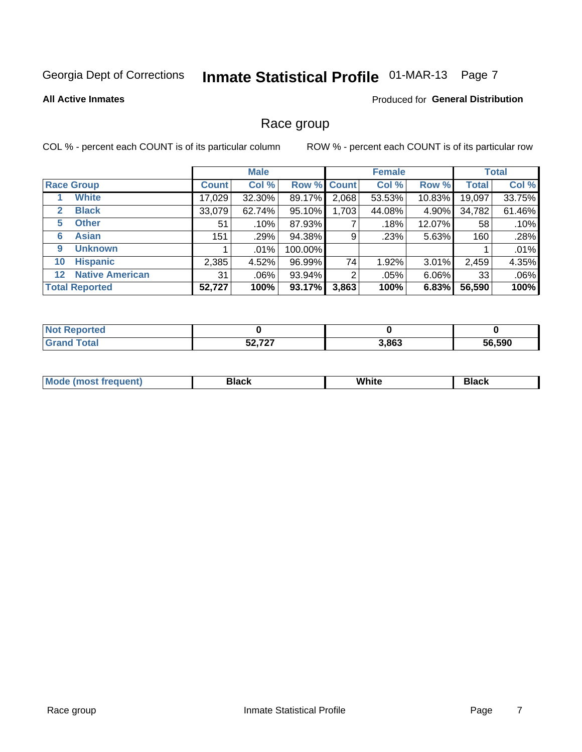Georgia Dept of Corrections **Inmate Statistical Profile** 01-MAR-13

**All Active Inmates**

Produced for **General Distribution**

## Race group

COL % - percent each COUNT is of its particular column    ROW % - percent each COUNT is of its particular row

| | | Male | | | Female | | | Total | |
|---|---|---|---|---|---|---|---|---|---|
| **Race Group** | | **Count** | **Col %** | **Row %** | **Count** | **Col %** | **Row %** | **Total** | **Col %** |
| 1 | White | 17,029 | 32.30% | 89.17% | 2,068 | 53.53% | 10.83% | 19,097 | 33.75% |
| 2 | Black | 33,079 | 62.74% | 95.10% | 1,703 | 44.08% | 4.90% | 34,782 | 61.46% |
| 5 | Other | 51 | .10% | 87.93% | 7 | .18% | 12.07% | 58 | .10% |
| 6 | Asian | 151 | .29% | 94.38% | 9 | .23% | 5.63% | 160 | .28% |
| 9 | Unknown | 1 | .01% | 100.00% | | | | 1 | .01% |
| 10 | Hispanic | 2,385 | 4.52% | 96.99% | 74 | 1.92% | 3.01% | 2,459 | 4.35% |
| 12 | Native American | 31 | .06% | 93.94% | 2 | .05% | 6.06% | 33 | .06% |
| **Total Reported** | | **52,727** | **100%** | **93.17%** | **3,863** | **100%** | **6.83%** | **56,590** | **100%** |

| | Male | Female | Total |
|---|---|---|---|
| Not Reported | 0 | 0 | 0 |
| Grand Total | 52,727 | 3,863 | 56,590 |

| | Male | Female | Total |
|---|---|---|---|
| Mode (most frequent) | Black | White | Black |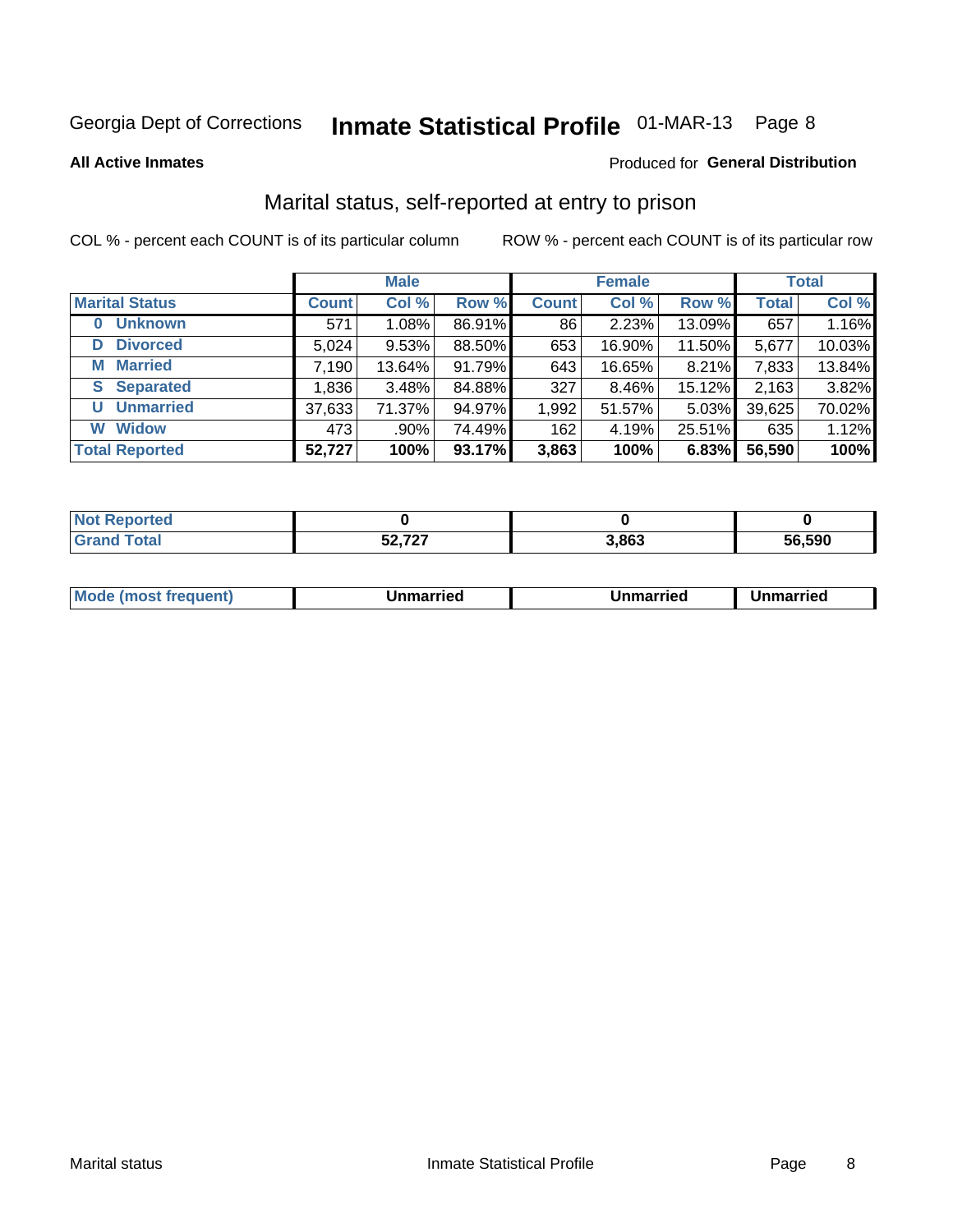Georgia Dept of Corrections **Inmate Statistical Profile** 01-MAR-13

**All Active Inmates**

Produced for **General Distribution**

## Marital status, self-reported at entry to prison

COL % - percent each COUNT is of its particular column     ROW % - percent each COUNT is of its particular row

| | Male | | | Female | | | Total | |
|---|---|---|---|---|---|---|---|---|
| **Marital Status** | **Count** | **Col %** | **Row %** | **Count** | **Col %** | **Row %** | **Total** | **Col %** |
| **0 Unknown** | 571 | 1.08% | 86.91% | 86 | 2.23% | 13.09% | 657 | 1.16% |
| **D Divorced** | 5,024 | 9.53% | 88.50% | 653 | 16.90% | 11.50% | 5,677 | 10.03% |
| **M Married** | 7,190 | 13.64% | 91.79% | 643 | 16.65% | 8.21% | 7,833 | 13.84% |
| **S Separated** | 1,836 | 3.48% | 84.88% | 327 | 8.46% | 15.12% | 2,163 | 3.82% |
| **U Unmarried** | 37,633 | 71.37% | 94.97% | 1,992 | 51.57% | 5.03% | 39,625 | 70.02% |
| **W Widow** | 473 | .90% | 74.49% | 162 | 4.19% | 25.51% | 635 | 1.12% |
| **Total Reported** | **52,727** | **100%** | **93.17%** | **3,863** | **100%** | **6.83%** | **56,590** | **100%** |

| | Male | Female | Total |
|---|---|---|---|
| **Not Reported** | **0** | **0** | **0** |
| **Grand Total** | **52,727** | **3,863** | **56,590** |

| | Male | Female | Total |
|---|---|---|---|
| **Mode (most frequent)** | **Unmarried** | **Unmarried** | **Unmarried** |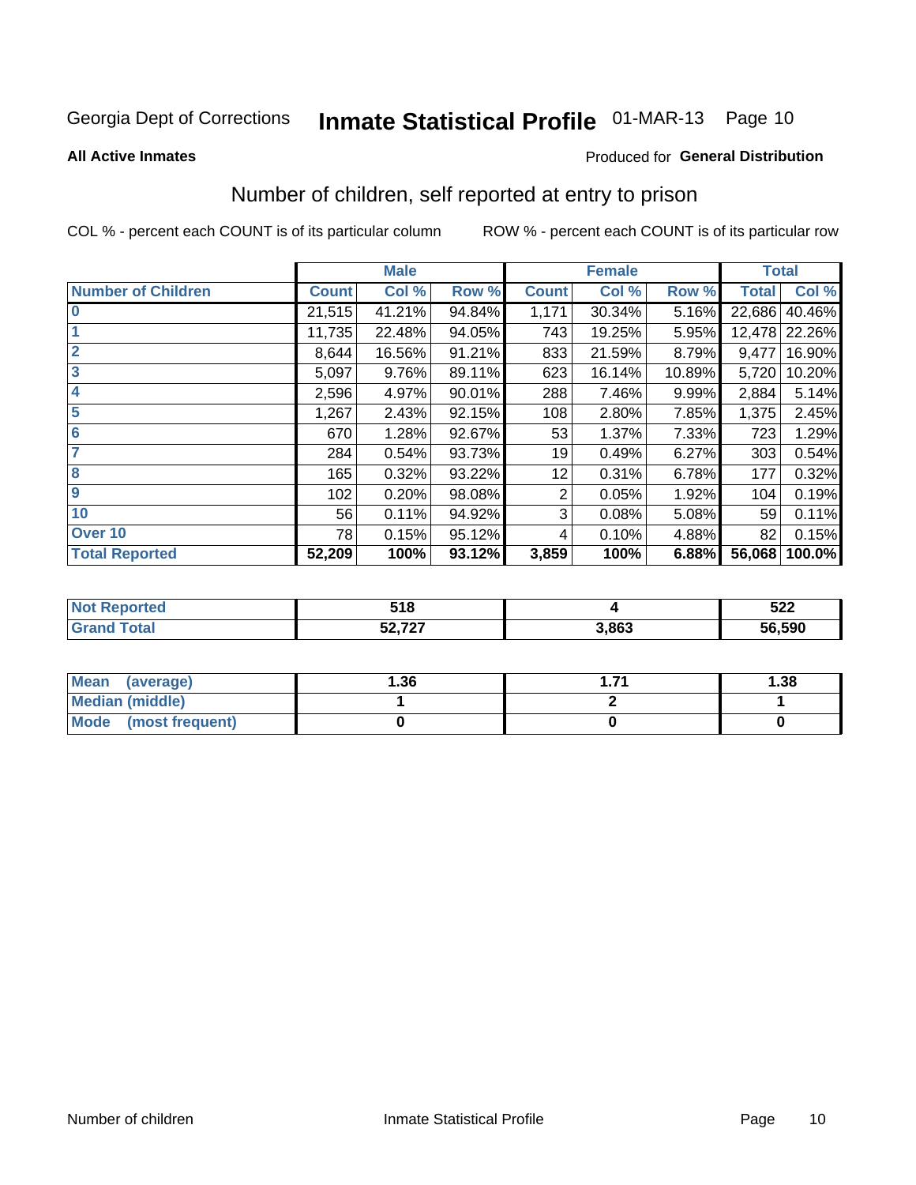Georgia Dept of Corrections **Inmate Statistical Profile** 01-MAR-13

**All Active Inmates**

Produced for **General Distribution**

## Number of children, self reported at entry to prison

COL % - percent each COUNT is of its particular column ROW % - percent each COUNT is of its particular row

| | Male | | | Female | | | Total | |
|---|---|---|---|---|---|---|---|---|
| **Number of Children** | **Count** | **Col %** | **Row %** | **Count** | **Col %** | **Row %** | **Total** | **Col %** |
| 0 | 21,515 | 41.21% | 94.84% | 1,171 | 30.34% | 5.16% | 22,686 | 40.46% |
| 1 | 11,735 | 22.48% | 94.05% | 743 | 19.25% | 5.95% | 12,478 | 22.26% |
| 2 | 8,644 | 16.56% | 91.21% | 833 | 21.59% | 8.79% | 9,477 | 16.90% |
| 3 | 5,097 | 9.76% | 89.11% | 623 | 16.14% | 10.89% | 5,720 | 10.20% |
| 4 | 2,596 | 4.97% | 90.01% | 288 | 7.46% | 9.99% | 2,884 | 5.14% |
| 5 | 1,267 | 2.43% | 92.15% | 108 | 2.80% | 7.85% | 1,375 | 2.45% |
| 6 | 670 | 1.28% | 92.67% | 53 | 1.37% | 7.33% | 723 | 1.29% |
| 7 | 284 | 0.54% | 93.73% | 19 | 0.49% | 6.27% | 303 | 0.54% |
| 8 | 165 | 0.32% | 93.22% | 12 | 0.31% | 6.78% | 177 | 0.32% |
| 9 | 102 | 0.20% | 98.08% | 2 | 0.05% | 1.92% | 104 | 0.19% |
| 10 | 56 | 0.11% | 94.92% | 3 | 0.08% | 5.08% | 59 | 0.11% |
| Over 10 | 78 | 0.15% | 95.12% | 4 | 0.10% | 4.88% | 82 | 0.15% |
| **Total Reported** | **52,209** | **100%** | **93.12%** | **3,859** | **100%** | **6.88%** | **56,068** | **100.0%** |

| | Male | Female | Total |
|---|---|---|---|
| **Not Reported** | **518** | **4** | **522** |
| **Grand Total** | **52,727** | **3,863** | **56,590** |

| | Male | Female | Total |
|---|---|---|---|
| **Mean (average)** | **1.36** | **1.71** | **1.38** |
| **Median (middle)** | **1** | **2** | **1** |
| **Mode (most frequent)** | **0** | **0** | **0** |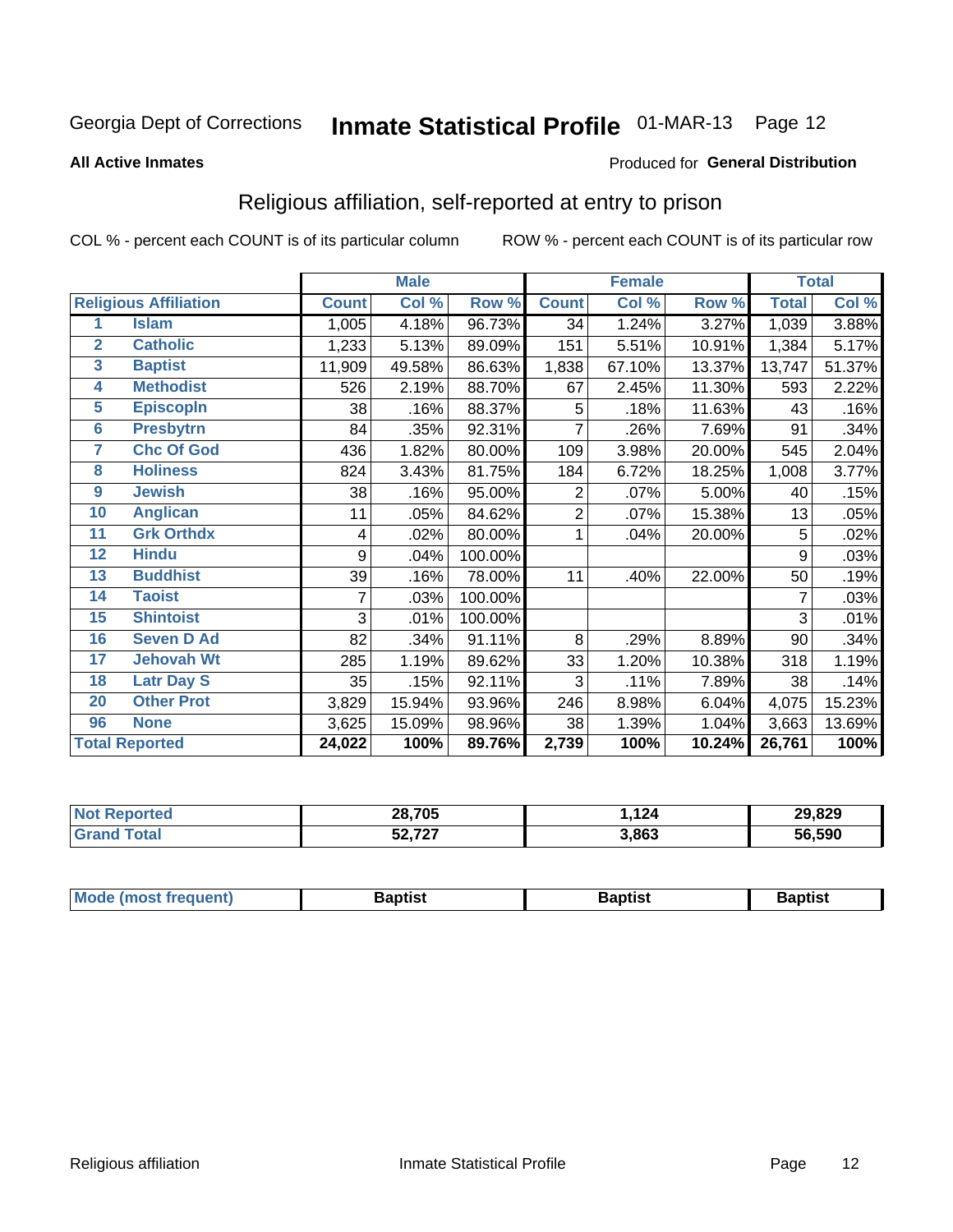Georgia Dept of Corrections **Inmate Statistical Profile** 01-MAR-13

**All Active Inmates**

Produced for **General Distribution**

## Religious affiliation, self-reported at entry to prison

COL % - percent each COUNT is of its particular column ROW % - percent each COUNT is of its particular row

| | | Male | | | Female | | | Total | |
|---|---|---|---|---|---|---|---|---|---|
| Religious Affiliation | | Count | Col % | Row % | Count | Col % | Row % | Total | Col % |
| 1 | Islam | 1,005 | 4.18% | 96.73% | 34 | 1.24% | 3.27% | 1,039 | 3.88% |
| 2 | Catholic | 1,233 | 5.13% | 89.09% | 151 | 5.51% | 10.91% | 1,384 | 5.17% |
| 3 | Baptist | 11,909 | 49.58% | 86.63% | 1,838 | 67.10% | 13.37% | 13,747 | 51.37% |
| 4 | Methodist | 526 | 2.19% | 88.70% | 67 | 2.45% | 11.30% | 593 | 2.22% |
| 5 | Episcopln | 38 | .16% | 88.37% | 5 | .18% | 11.63% | 43 | .16% |
| 6 | Presbytrn | 84 | .35% | 92.31% | 7 | .26% | 7.69% | 91 | .34% |
| 7 | Chc Of God | 436 | 1.82% | 80.00% | 109 | 3.98% | 20.00% | 545 | 2.04% |
| 8 | Holiness | 824 | 3.43% | 81.75% | 184 | 6.72% | 18.25% | 1,008 | 3.77% |
| 9 | Jewish | 38 | .16% | 95.00% | 2 | .07% | 5.00% | 40 | .15% |
| 10 | Anglican | 11 | .05% | 84.62% | 2 | .07% | 15.38% | 13 | .05% |
| 11 | Grk Orthdx | 4 | .02% | 80.00% | 1 | .04% | 20.00% | 5 | .02% |
| 12 | Hindu | 9 | .04% | 100.00% | | | | 9 | .03% |
| 13 | Buddhist | 39 | .16% | 78.00% | 11 | .40% | 22.00% | 50 | .19% |
| 14 | Taoist | 7 | .03% | 100.00% | | | | 7 | .03% |
| 15 | Shintoist | 3 | .01% | 100.00% | | | | 3 | .01% |
| 16 | Seven D Ad | 82 | .34% | 91.11% | 8 | .29% | 8.89% | 90 | .34% |
| 17 | Jehovah Wt | 285 | 1.19% | 89.62% | 33 | 1.20% | 10.38% | 318 | 1.19% |
| 18 | Latr Day S | 35 | .15% | 92.11% | 3 | .11% | 7.89% | 38 | .14% |
| 20 | Other Prot | 3,829 | 15.94% | 93.96% | 246 | 8.98% | 6.04% | 4,075 | 15.23% |
| 96 | None | 3,625 | 15.09% | 98.96% | 38 | 1.39% | 1.04% | 3,663 | 13.69% |
| **Total Reported** | | **24,022** | **100%** | **89.76%** | **2,739** | **100%** | **10.24%** | **26,761** | **100%** |

| | Male | Female | Total |
|---|---|---|---|
| Not Reported | **28,705** | **1,124** | **29,829** |
| Grand Total | **52,727** | **3,863** | **56,590** |

| | Male | Female | Total |
|---|---|---|---|
| Mode (most frequent) | **Baptist** | **Baptist** | **Baptist** |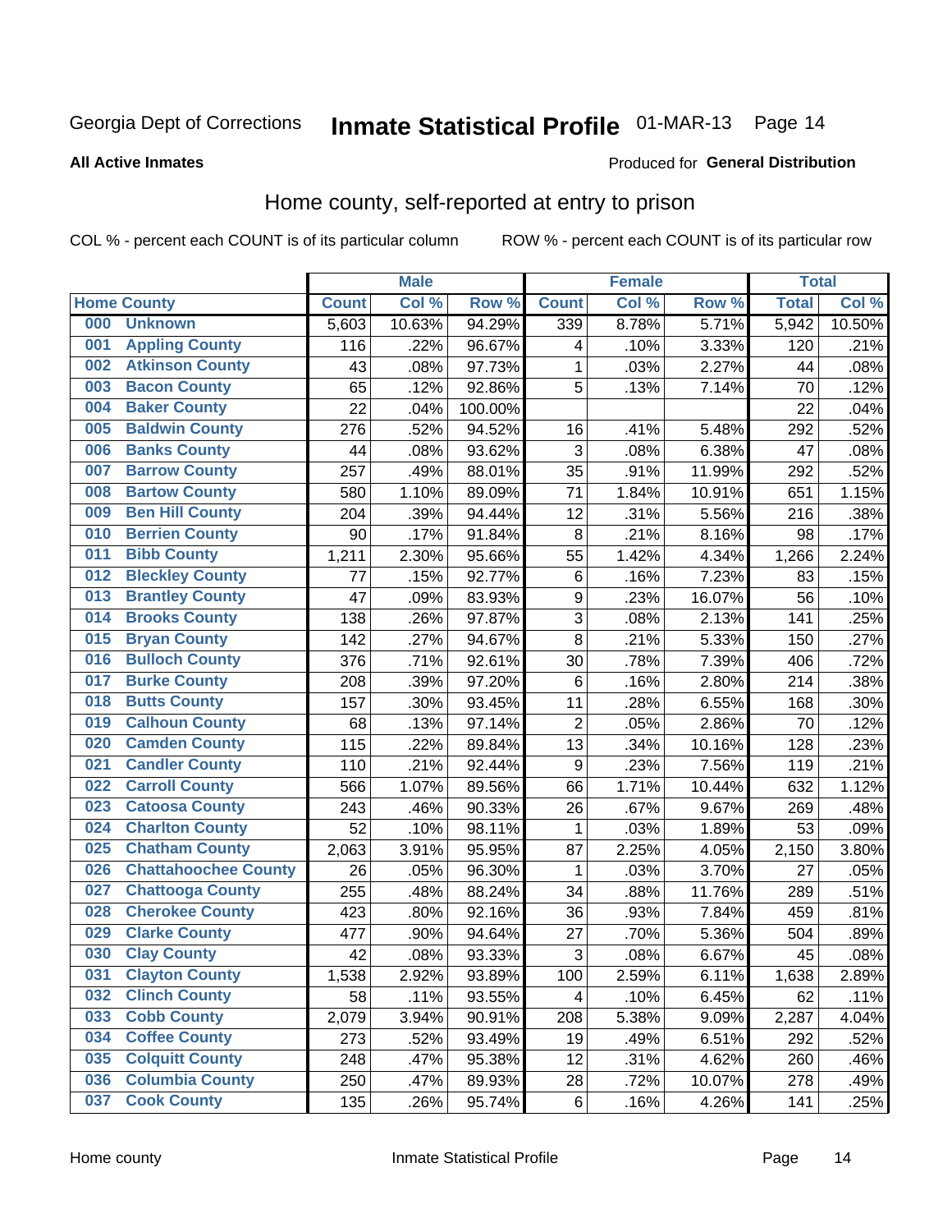Georgia Dept of Corrections **Inmate Statistical Profile** 01-MAR-13

**All Active Inmates**

Produced for **General Distribution**

## Home county, self-reported at entry to prison

COL % - percent each COUNT is of its particular column ROW % - percent each COUNT is of its particular row

| Home County | | Male | | | Female | | | Total | |
|---|---|---|---|---|---|---|---|---|---|
| | | Count | Col % | Row % | Count | Col % | Row % | Total | Col % |
| 000 | Unknown | 5,603 | 10.63% | 94.29% | 339 | 8.78% | 5.71% | 5,942 | 10.50% |
| 001 | Appling County | 116 | .22% | 96.67% | 4 | .10% | 3.33% | 120 | .21% |
| 002 | Atkinson County | 43 | .08% | 97.73% | 1 | .03% | 2.27% | 44 | .08% |
| 003 | Bacon County | 65 | .12% | 92.86% | 5 | .13% | 7.14% | 70 | .12% |
| 004 | Baker County | 22 | .04% | 100.00% | | | | 22 | .04% |
| 005 | Baldwin County | 276 | .52% | 94.52% | 16 | .41% | 5.48% | 292 | .52% |
| 006 | Banks County | 44 | .08% | 93.62% | 3 | .08% | 6.38% | 47 | .08% |
| 007 | Barrow County | 257 | .49% | 88.01% | 35 | .91% | 11.99% | 292 | .52% |
| 008 | Bartow County | 580 | 1.10% | 89.09% | 71 | 1.84% | 10.91% | 651 | 1.15% |
| 009 | Ben Hill County | 204 | .39% | 94.44% | 12 | .31% | 5.56% | 216 | .38% |
| 010 | Berrien County | 90 | .17% | 91.84% | 8 | .21% | 8.16% | 98 | .17% |
| 011 | Bibb County | 1,211 | 2.30% | 95.66% | 55 | 1.42% | 4.34% | 1,266 | 2.24% |
| 012 | Bleckley County | 77 | .15% | 92.77% | 6 | .16% | 7.23% | 83 | .15% |
| 013 | Brantley County | 47 | .09% | 83.93% | 9 | .23% | 16.07% | 56 | .10% |
| 014 | Brooks County | 138 | .26% | 97.87% | 3 | .08% | 2.13% | 141 | .25% |
| 015 | Bryan County | 142 | .27% | 94.67% | 8 | .21% | 5.33% | 150 | .27% |
| 016 | Bulloch County | 376 | .71% | 92.61% | 30 | .78% | 7.39% | 406 | .72% |
| 017 | Burke County | 208 | .39% | 97.20% | 6 | .16% | 2.80% | 214 | .38% |
| 018 | Butts County | 157 | .30% | 93.45% | 11 | .28% | 6.55% | 168 | .30% |
| 019 | Calhoun County | 68 | .13% | 97.14% | 2 | .05% | 2.86% | 70 | .12% |
| 020 | Camden County | 115 | .22% | 89.84% | 13 | .34% | 10.16% | 128 | .23% |
| 021 | Candler County | 110 | .21% | 92.44% | 9 | .23% | 7.56% | 119 | .21% |
| 022 | Carroll County | 566 | 1.07% | 89.56% | 66 | 1.71% | 10.44% | 632 | 1.12% |
| 023 | Catoosa County | 243 | .46% | 90.33% | 26 | .67% | 9.67% | 269 | .48% |
| 024 | Charlton County | 52 | .10% | 98.11% | 1 | .03% | 1.89% | 53 | .09% |
| 025 | Chatham County | 2,063 | 3.91% | 95.95% | 87 | 2.25% | 4.05% | 2,150 | 3.80% |
| 026 | Chattahoochee County | 26 | .05% | 96.30% | 1 | .03% | 3.70% | 27 | .05% |
| 027 | Chattooga County | 255 | .48% | 88.24% | 34 | .88% | 11.76% | 289 | .51% |
| 028 | Cherokee County | 423 | .80% | 92.16% | 36 | .93% | 7.84% | 459 | .81% |
| 029 | Clarke County | 477 | .90% | 94.64% | 27 | .70% | 5.36% | 504 | .89% |
| 030 | Clay County | 42 | .08% | 93.33% | 3 | .08% | 6.67% | 45 | .08% |
| 031 | Clayton County | 1,538 | 2.92% | 93.89% | 100 | 2.59% | 6.11% | 1,638 | 2.89% |
| 032 | Clinch County | 58 | .11% | 93.55% | 4 | .10% | 6.45% | 62 | .11% |
| 033 | Cobb County | 2,079 | 3.94% | 90.91% | 208 | 5.38% | 9.09% | 2,287 | 4.04% |
| 034 | Coffee County | 273 | .52% | 93.49% | 19 | .49% | 6.51% | 292 | .52% |
| 035 | Colquitt County | 248 | .47% | 95.38% | 12 | .31% | 4.62% | 260 | .46% |
| 036 | Columbia County | 250 | .47% | 89.93% | 28 | .72% | 10.07% | 278 | .49% |
| 037 | Cook County | 135 | .26% | 95.74% | 6 | .16% | 4.26% | 141 | .25% |

Home county Inmate Statistical Profile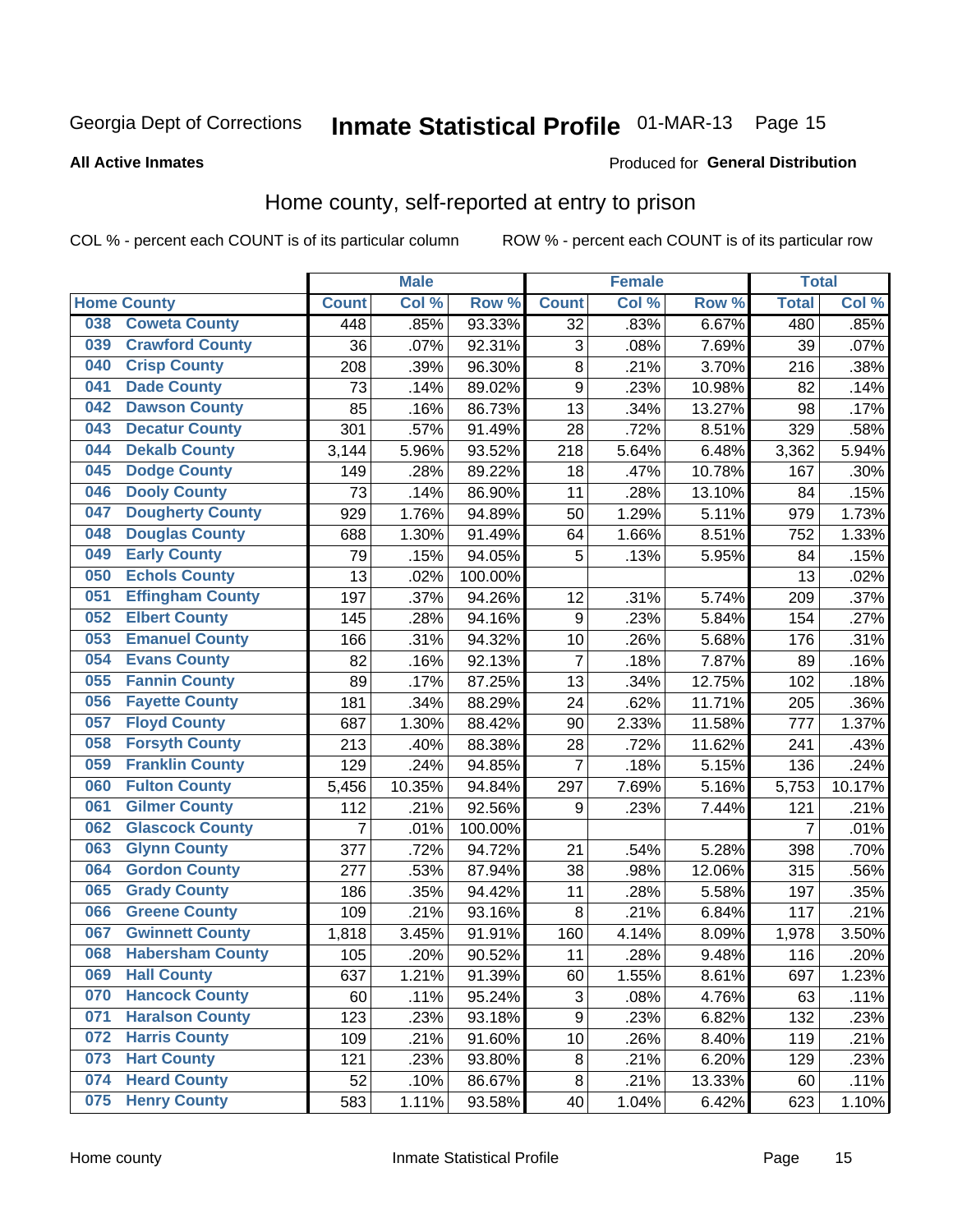Georgia Dept of Corrections **Inmate Statistical Profile** 01-MAR-13

**All Active Inmates**

Produced for **General Distribution**

## Home county, self-reported at entry to prison

COL % - percent each COUNT is of its particular column ROW % - percent each COUNT is of its particular row

| Home County | | Male | | | Female | | | Total | |
|---|---|---|---|---|---|---|---|---|---|
| | | Count | Col % | Row % | Count | Col % | Row % | Total | Col % |
| 038 | Coweta County | 448 | .85% | 93.33% | 32 | .83% | 6.67% | 480 | .85% |
| 039 | Crawford County | 36 | .07% | 92.31% | 3 | .08% | 7.69% | 39 | .07% |
| 040 | Crisp County | 208 | .39% | 96.30% | 8 | .21% | 3.70% | 216 | .38% |
| 041 | Dade County | 73 | .14% | 89.02% | 9 | .23% | 10.98% | 82 | .14% |
| 042 | Dawson County | 85 | .16% | 86.73% | 13 | .34% | 13.27% | 98 | .17% |
| 043 | Decatur County | 301 | .57% | 91.49% | 28 | .72% | 8.51% | 329 | .58% |
| 044 | Dekalb County | 3,144 | 5.96% | 93.52% | 218 | 5.64% | 6.48% | 3,362 | 5.94% |
| 045 | Dodge County | 149 | .28% | 89.22% | 18 | .47% | 10.78% | 167 | .30% |
| 046 | Dooly County | 73 | .14% | 86.90% | 11 | .28% | 13.10% | 84 | .15% |
| 047 | Dougherty County | 929 | 1.76% | 94.89% | 50 | 1.29% | 5.11% | 979 | 1.73% |
| 048 | Douglas County | 688 | 1.30% | 91.49% | 64 | 1.66% | 8.51% | 752 | 1.33% |
| 049 | Early County | 79 | .15% | 94.05% | 5 | .13% | 5.95% | 84 | .15% |
| 050 | Echols County | 13 | .02% | 100.00% | | | | 13 | .02% |
| 051 | Effingham County | 197 | .37% | 94.26% | 12 | .31% | 5.74% | 209 | .37% |
| 052 | Elbert County | 145 | .28% | 94.16% | 9 | .23% | 5.84% | 154 | .27% |
| 053 | Emanuel County | 166 | .31% | 94.32% | 10 | .26% | 5.68% | 176 | .31% |
| 054 | Evans County | 82 | .16% | 92.13% | 7 | .18% | 7.87% | 89 | .16% |
| 055 | Fannin County | 89 | .17% | 87.25% | 13 | .34% | 12.75% | 102 | .18% |
| 056 | Fayette County | 181 | .34% | 88.29% | 24 | .62% | 11.71% | 205 | .36% |
| 057 | Floyd County | 687 | 1.30% | 88.42% | 90 | 2.33% | 11.58% | 777 | 1.37% |
| 058 | Forsyth County | 213 | .40% | 88.38% | 28 | .72% | 11.62% | 241 | .43% |
| 059 | Franklin County | 129 | .24% | 94.85% | 7 | .18% | 5.15% | 136 | .24% |
| 060 | Fulton County | 5,456 | 10.35% | 94.84% | 297 | 7.69% | 5.16% | 5,753 | 10.17% |
| 061 | Gilmer County | 112 | .21% | 92.56% | 9 | .23% | 7.44% | 121 | .21% |
| 062 | Glascock County | 7 | .01% | 100.00% | | | | 7 | .01% |
| 063 | Glynn County | 377 | .72% | 94.72% | 21 | .54% | 5.28% | 398 | .70% |
| 064 | Gordon County | 277 | .53% | 87.94% | 38 | .98% | 12.06% | 315 | .56% |
| 065 | Grady County | 186 | .35% | 94.42% | 11 | .28% | 5.58% | 197 | .35% |
| 066 | Greene County | 109 | .21% | 93.16% | 8 | .21% | 6.84% | 117 | .21% |
| 067 | Gwinnett County | 1,818 | 3.45% | 91.91% | 160 | 4.14% | 8.09% | 1,978 | 3.50% |
| 068 | Habersham County | 105 | .20% | 90.52% | 11 | .28% | 9.48% | 116 | .20% |
| 069 | Hall County | 637 | 1.21% | 91.39% | 60 | 1.55% | 8.61% | 697 | 1.23% |
| 070 | Hancock County | 60 | .11% | 95.24% | 3 | .08% | 4.76% | 63 | .11% |
| 071 | Haralson County | 123 | .23% | 93.18% | 9 | .23% | 6.82% | 132 | .23% |
| 072 | Harris County | 109 | .21% | 91.60% | 10 | .26% | 8.40% | 119 | .21% |
| 073 | Hart County | 121 | .23% | 93.80% | 8 | .21% | 6.20% | 129 | .23% |
| 074 | Heard County | 52 | .10% | 86.67% | 8 | .21% | 13.33% | 60 | .11% |
| 075 | Henry County | 583 | 1.11% | 93.58% | 40 | 1.04% | 6.42% | 623 | 1.10% |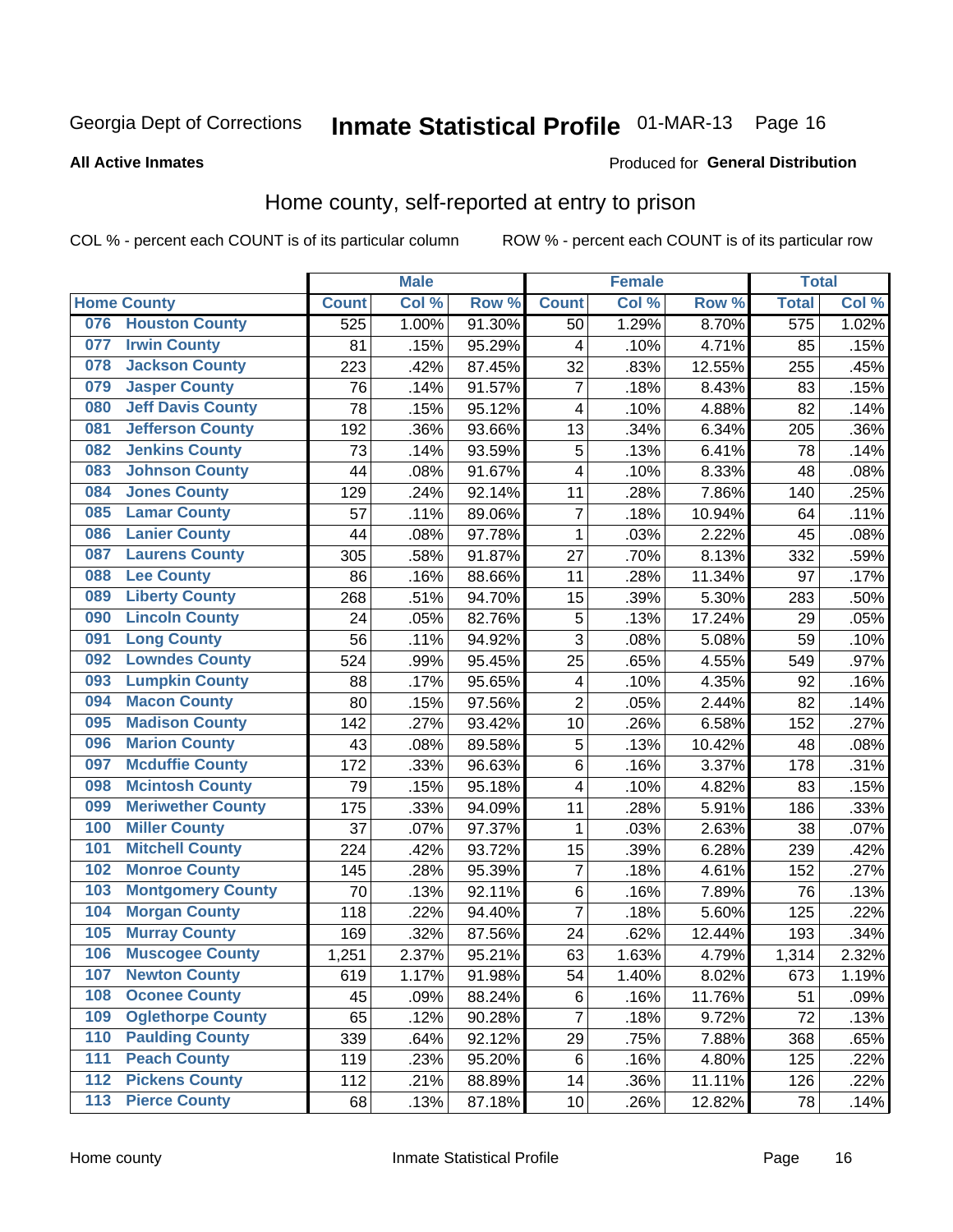Georgia Dept of Corrections **Inmate Statistical Profile** 01-MAR-13

**All Active Inmates**

Produced for **General Distribution**

## Home county, self-reported at entry to prison

COL % - percent each COUNT is of its particular column ROW % - percent each COUNT is of its particular row

| Home County | | Male | | | Female | | | Total | |
|---|---|---|---|---|---|---|---|---|---|
| | | Count | Col % | Row % | Count | Col % | Row % | Total | Col % |
| 076 | Houston County | 525 | 1.00% | 91.30% | 50 | 1.29% | 8.70% | 575 | 1.02% |
| 077 | Irwin County | 81 | .15% | 95.29% | 4 | .10% | 4.71% | 85 | .15% |
| 078 | Jackson County | 223 | .42% | 87.45% | 32 | .83% | 12.55% | 255 | .45% |
| 079 | Jasper County | 76 | .14% | 91.57% | 7 | .18% | 8.43% | 83 | .15% |
| 080 | Jeff Davis County | 78 | .15% | 95.12% | 4 | .10% | 4.88% | 82 | .14% |
| 081 | Jefferson County | 192 | .36% | 93.66% | 13 | .34% | 6.34% | 205 | .36% |
| 082 | Jenkins County | 73 | .14% | 93.59% | 5 | .13% | 6.41% | 78 | .14% |
| 083 | Johnson County | 44 | .08% | 91.67% | 4 | .10% | 8.33% | 48 | .08% |
| 084 | Jones County | 129 | .24% | 92.14% | 11 | .28% | 7.86% | 140 | .25% |
| 085 | Lamar County | 57 | .11% | 89.06% | 7 | .18% | 10.94% | 64 | .11% |
| 086 | Lanier County | 44 | .08% | 97.78% | 1 | .03% | 2.22% | 45 | .08% |
| 087 | Laurens County | 305 | .58% | 91.87% | 27 | .70% | 8.13% | 332 | .59% |
| 088 | Lee County | 86 | .16% | 88.66% | 11 | .28% | 11.34% | 97 | .17% |
| 089 | Liberty County | 268 | .51% | 94.70% | 15 | .39% | 5.30% | 283 | .50% |
| 090 | Lincoln County | 24 | .05% | 82.76% | 5 | .13% | 17.24% | 29 | .05% |
| 091 | Long County | 56 | .11% | 94.92% | 3 | .08% | 5.08% | 59 | .10% |
| 092 | Lowndes County | 524 | .99% | 95.45% | 25 | .65% | 4.55% | 549 | .97% |
| 093 | Lumpkin County | 88 | .17% | 95.65% | 4 | .10% | 4.35% | 92 | .16% |
| 094 | Macon County | 80 | .15% | 97.56% | 2 | .05% | 2.44% | 82 | .14% |
| 095 | Madison County | 142 | .27% | 93.42% | 10 | .26% | 6.58% | 152 | .27% |
| 096 | Marion County | 43 | .08% | 89.58% | 5 | .13% | 10.42% | 48 | .08% |
| 097 | Mcduffie County | 172 | .33% | 96.63% | 6 | .16% | 3.37% | 178 | .31% |
| 098 | Mcintosh County | 79 | .15% | 95.18% | 4 | .10% | 4.82% | 83 | .15% |
| 099 | Meriwether County | 175 | .33% | 94.09% | 11 | .28% | 5.91% | 186 | .33% |
| 100 | Miller County | 37 | .07% | 97.37% | 1 | .03% | 2.63% | 38 | .07% |
| 101 | Mitchell County | 224 | .42% | 93.72% | 15 | .39% | 6.28% | 239 | .42% |
| 102 | Monroe County | 145 | .28% | 95.39% | 7 | .18% | 4.61% | 152 | .27% |
| 103 | Montgomery County | 70 | .13% | 92.11% | 6 | .16% | 7.89% | 76 | .13% |
| 104 | Morgan County | 118 | .22% | 94.40% | 7 | .18% | 5.60% | 125 | .22% |
| 105 | Murray County | 169 | .32% | 87.56% | 24 | .62% | 12.44% | 193 | .34% |
| 106 | Muscogee County | 1,251 | 2.37% | 95.21% | 63 | 1.63% | 4.79% | 1,314 | 2.32% |
| 107 | Newton County | 619 | 1.17% | 91.98% | 54 | 1.40% | 8.02% | 673 | 1.19% |
| 108 | Oconee County | 45 | .09% | 88.24% | 6 | .16% | 11.76% | 51 | .09% |
| 109 | Oglethorpe County | 65 | .12% | 90.28% | 7 | .18% | 9.72% | 72 | .13% |
| 110 | Paulding County | 339 | .64% | 92.12% | 29 | .75% | 7.88% | 368 | .65% |
| 111 | Peach County | 119 | .23% | 95.20% | 6 | .16% | 4.80% | 125 | .22% |
| 112 | Pickens County | 112 | .21% | 88.89% | 14 | .36% | 11.11% | 126 | .22% |
| 113 | Pierce County | 68 | .13% | 87.18% | 10 | .26% | 12.82% | 78 | .14% |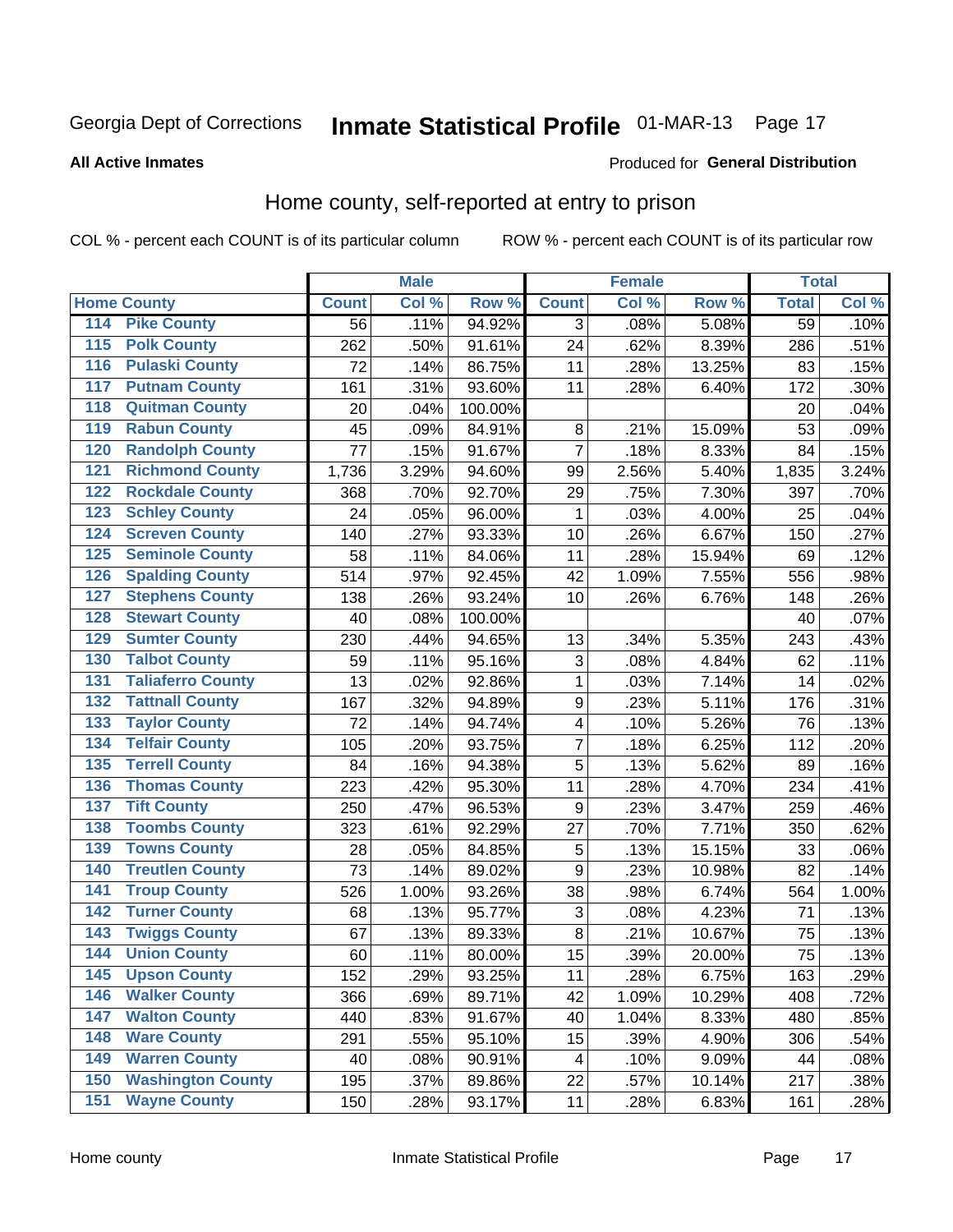Georgia Dept of Corrections **Inmate Statistical Profile** 01-MAR-13

**All Active Inmates**

Produced for **General Distribution**

## Home county, self-reported at entry to prison

COL % - percent each COUNT is of its particular column ROW % - percent each COUNT is of its particular row

| Home County | | Male | | | Female | | | Total | |
|---|---|---|---|---|---|---|---|---|---|
| | | Count | Col % | Row % | Count | Col % | Row % | Total | Col % |
| 114 | Pike County | 56 | .11% | 94.92% | 3 | .08% | 5.08% | 59 | .10% |
| 115 | Polk County | 262 | .50% | 91.61% | 24 | .62% | 8.39% | 286 | .51% |
| 116 | Pulaski County | 72 | .14% | 86.75% | 11 | .28% | 13.25% | 83 | .15% |
| 117 | Putnam County | 161 | .31% | 93.60% | 11 | .28% | 6.40% | 172 | .30% |
| 118 | Quitman County | 20 | .04% | 100.00% | | | | 20 | .04% |
| 119 | Rabun County | 45 | .09% | 84.91% | 8 | .21% | 15.09% | 53 | .09% |
| 120 | Randolph County | 77 | .15% | 91.67% | 7 | .18% | 8.33% | 84 | .15% |
| 121 | Richmond County | 1,736 | 3.29% | 94.60% | 99 | 2.56% | 5.40% | 1,835 | 3.24% |
| 122 | Rockdale County | 368 | .70% | 92.70% | 29 | .75% | 7.30% | 397 | .70% |
| 123 | Schley County | 24 | .05% | 96.00% | 1 | .03% | 4.00% | 25 | .04% |
| 124 | Screven County | 140 | .27% | 93.33% | 10 | .26% | 6.67% | 150 | .27% |
| 125 | Seminole County | 58 | .11% | 84.06% | 11 | .28% | 15.94% | 69 | .12% |
| 126 | Spalding County | 514 | .97% | 92.45% | 42 | 1.09% | 7.55% | 556 | .98% |
| 127 | Stephens County | 138 | .26% | 93.24% | 10 | .26% | 6.76% | 148 | .26% |
| 128 | Stewart County | 40 | .08% | 100.00% | | | | 40 | .07% |
| 129 | Sumter County | 230 | .44% | 94.65% | 13 | .34% | 5.35% | 243 | .43% |
| 130 | Talbot County | 59 | .11% | 95.16% | 3 | .08% | 4.84% | 62 | .11% |
| 131 | Taliaferro County | 13 | .02% | 92.86% | 1 | .03% | 7.14% | 14 | .02% |
| 132 | Tattnall County | 167 | .32% | 94.89% | 9 | .23% | 5.11% | 176 | .31% |
| 133 | Taylor County | 72 | .14% | 94.74% | 4 | .10% | 5.26% | 76 | .13% |
| 134 | Telfair County | 105 | .20% | 93.75% | 7 | .18% | 6.25% | 112 | .20% |
| 135 | Terrell County | 84 | .16% | 94.38% | 5 | .13% | 5.62% | 89 | .16% |
| 136 | Thomas County | 223 | .42% | 95.30% | 11 | .28% | 4.70% | 234 | .41% |
| 137 | Tift County | 250 | .47% | 96.53% | 9 | .23% | 3.47% | 259 | .46% |
| 138 | Toombs County | 323 | .61% | 92.29% | 27 | .70% | 7.71% | 350 | .62% |
| 139 | Towns County | 28 | .05% | 84.85% | 5 | .13% | 15.15% | 33 | .06% |
| 140 | Treutlen County | 73 | .14% | 89.02% | 9 | .23% | 10.98% | 82 | .14% |
| 141 | Troup County | 526 | 1.00% | 93.26% | 38 | .98% | 6.74% | 564 | 1.00% |
| 142 | Turner County | 68 | .13% | 95.77% | 3 | .08% | 4.23% | 71 | .13% |
| 143 | Twiggs County | 67 | .13% | 89.33% | 8 | .21% | 10.67% | 75 | .13% |
| 144 | Union County | 60 | .11% | 80.00% | 15 | .39% | 20.00% | 75 | .13% |
| 145 | Upson County | 152 | .29% | 93.25% | 11 | .28% | 6.75% | 163 | .29% |
| 146 | Walker County | 366 | .69% | 89.71% | 42 | 1.09% | 10.29% | 408 | .72% |
| 147 | Walton County | 440 | .83% | 91.67% | 40 | 1.04% | 8.33% | 480 | .85% |
| 148 | Ware County | 291 | .55% | 95.10% | 15 | .39% | 4.90% | 306 | .54% |
| 149 | Warren County | 40 | .08% | 90.91% | 4 | .10% | 9.09% | 44 | .08% |
| 150 | Washington County | 195 | .37% | 89.86% | 22 | .57% | 10.14% | 217 | .38% |
| 151 | Wayne County | 150 | .28% | 93.17% | 11 | .28% | 6.83% | 161 | .28% |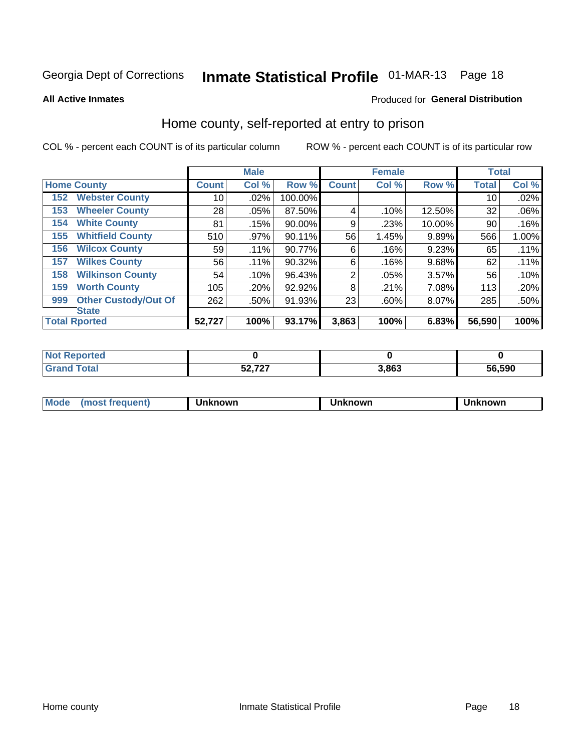Georgia Dept of Corrections **Inmate Statistical Profile** 01-MAR-13

**All Active Inmates**

Produced for **General Distribution**

## Home county, self-reported at entry to prison

COL % - percent each COUNT is of its particular column ROW % - percent each COUNT is of its particular row

| | | Male | | | Female | | | Total | |
|---|---|---|---|---|---|---|---|---|---|
| **Home County** | | **Count** | **Col %** | **Row %** | **Count** | **Col %** | **Row %** | **Total** | **Col %** |
| 152 | Webster County | 10 | .02% | 100.00% | | | | 10 | .02% |
| 153 | Wheeler County | 28 | .05% | 87.50% | 4 | .10% | 12.50% | 32 | .06% |
| 154 | White County | 81 | .15% | 90.00% | 9 | .23% | 10.00% | 90 | .16% |
| 155 | Whitfield County | 510 | .97% | 90.11% | 56 | 1.45% | 9.89% | 566 | 1.00% |
| 156 | Wilcox County | 59 | .11% | 90.77% | 6 | .16% | 9.23% | 65 | .11% |
| 157 | Wilkes County | 56 | .11% | 90.32% | 6 | .16% | 9.68% | 62 | .11% |
| 158 | Wilkinson County | 54 | .10% | 96.43% | 2 | .05% | 3.57% | 56 | .10% |
| 159 | Worth County | 105 | .20% | 92.92% | 8 | .21% | 7.08% | 113 | .20% |
| 999 | Other Custody/Out Of State | 262 | .50% | 91.93% | 23 | .60% | 8.07% | 285 | .50% |
| **Total Rported** | | **52,727** | **100%** | **93.17%** | **3,863** | **100%** | **6.83%** | **56,590** | **100%** |

| | Male | Female | Total |
|---|---|---|---|
| **Not Reported** | **0** | **0** | **0** |
| **Grand Total** | **52,727** | **3,863** | **56,590** |

| | Male | Female | Total |
|---|---|---|---|
| **Mode (most frequent)** | **Unknown** | **Unknown** | **Unknown** |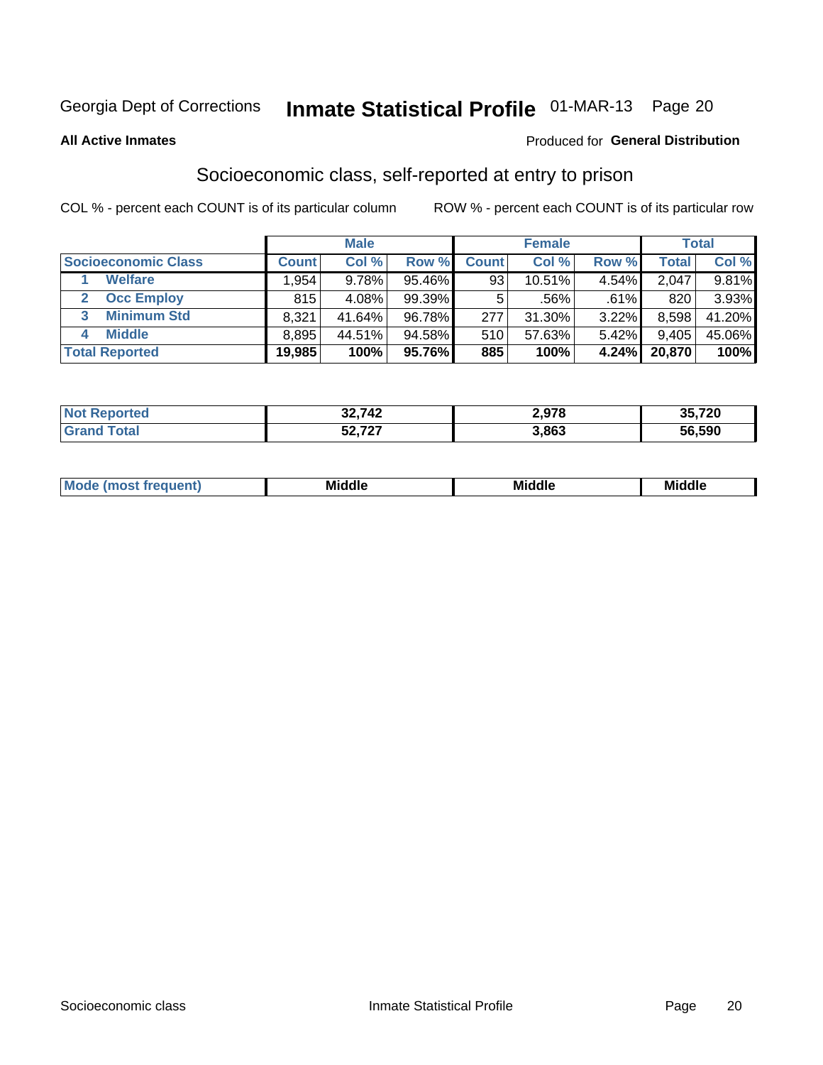Georgia Dept of Corrections **Inmate Statistical Profile** 01-MAR-13

**All Active Inmates**

Produced for **General Distribution**

## Socioeconomic class, self-reported at entry to prison

COL % - percent each COUNT is of its particular column

ROW % - percent each COUNT is of its particular row

| | Male | | | Female | | | Total | |
|---|---|---|---|---|---|---|---|---|
| **Socioeconomic Class** | **Count** | **Col %** | **Row %** | **Count** | **Col %** | **Row %** | **Total** | **Col %** |
| 1 **Welfare** | 1,954 | 9.78% | 95.46% | 93 | 10.51% | 4.54% | 2,047 | 9.81% |
| 2 **Occ Employ** | 815 | 4.08% | 99.39% | 5 | .56% | .61% | 820 | 3.93% |
| 3 **Minimum Std** | 8,321 | 41.64% | 96.78% | 277 | 31.30% | 3.22% | 8,598 | 41.20% |
| 4 **Middle** | 8,895 | 44.51% | 94.58% | 510 | 57.63% | 5.42% | 9,405 | 45.06% |
| **Total Reported** | **19,985** | **100%** | **95.76%** | **885** | **100%** | **4.24%** | **20,870** | **100%** |

| | Male | Female | Total |
|---|---|---|---|
| **Not Reported** | **32,742** | **2,978** | **35,720** |
| **Grand Total** | **52,727** | **3,863** | **56,590** |

| | Male | Female | Total |
|---|---|---|---|
| **Mode (most frequent)** | **Middle** | **Middle** | **Middle** |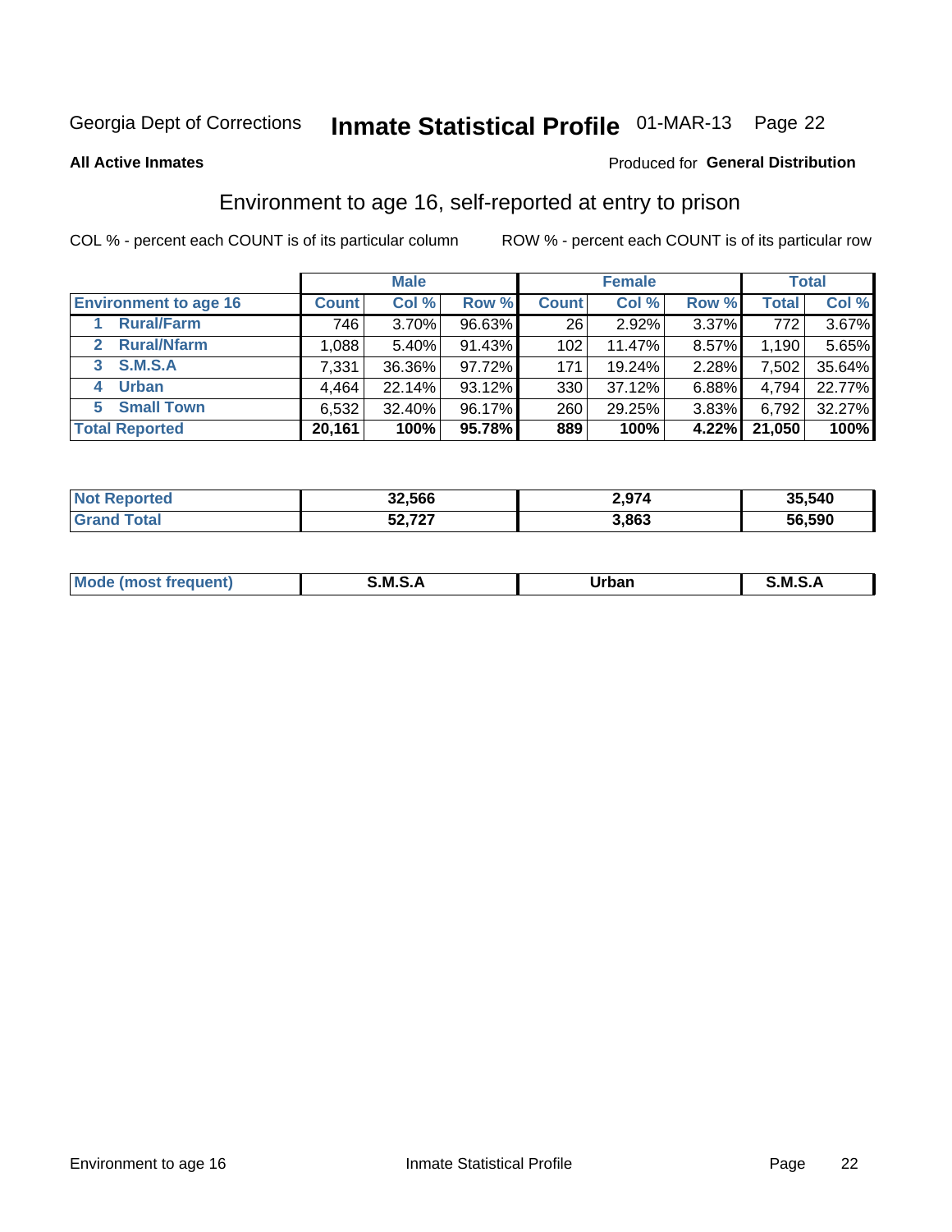Georgia Dept of Corrections **Inmate Statistical Profile** 01-MAR-13

**All Active Inmates**

Produced for **General Distribution**

## Environment to age 16, self-reported at entry to prison

COL % - percent each COUNT is of its particular column

ROW % - percent each COUNT is of its particular row

| | Male | | | Female | | | Total | |
|---|---|---|---|---|---|---|---|---|
| **Environment to age 16** | **Count** | **Col %** | **Row %** | **Count** | **Col %** | **Row %** | **Total** | **Col %** |
| 1 **Rural/Farm** | 746 | 3.70% | 96.63% | 26 | 2.92% | 3.37% | 772 | 3.67% |
| 2 **Rural/Nfarm** | 1,088 | 5.40% | 91.43% | 102 | 11.47% | 8.57% | 1,190 | 5.65% |
| 3 **S.M.S.A** | 7,331 | 36.36% | 97.72% | 171 | 19.24% | 2.28% | 7,502 | 35.64% |
| 4 **Urban** | 4,464 | 22.14% | 93.12% | 330 | 37.12% | 6.88% | 4,794 | 22.77% |
| 5 **Small Town** | 6,532 | 32.40% | 96.17% | 260 | 29.25% | 3.83% | 6,792 | 32.27% |
| **Total Reported** | **20,161** | **100%** | **95.78%** | **889** | **100%** | **4.22%** | **21,050** | **100%** |

| | Male | Female | Total |
|---|---|---|---|
| **Not Reported** | **32,566** | **2,974** | **35,540** |
| **Grand Total** | **52,727** | **3,863** | **56,590** |

| | Male | Female | Total |
|---|---|---|---|
| **Mode (most frequent)** | **S.M.S.A** | **Urban** | **S.M.S.A** |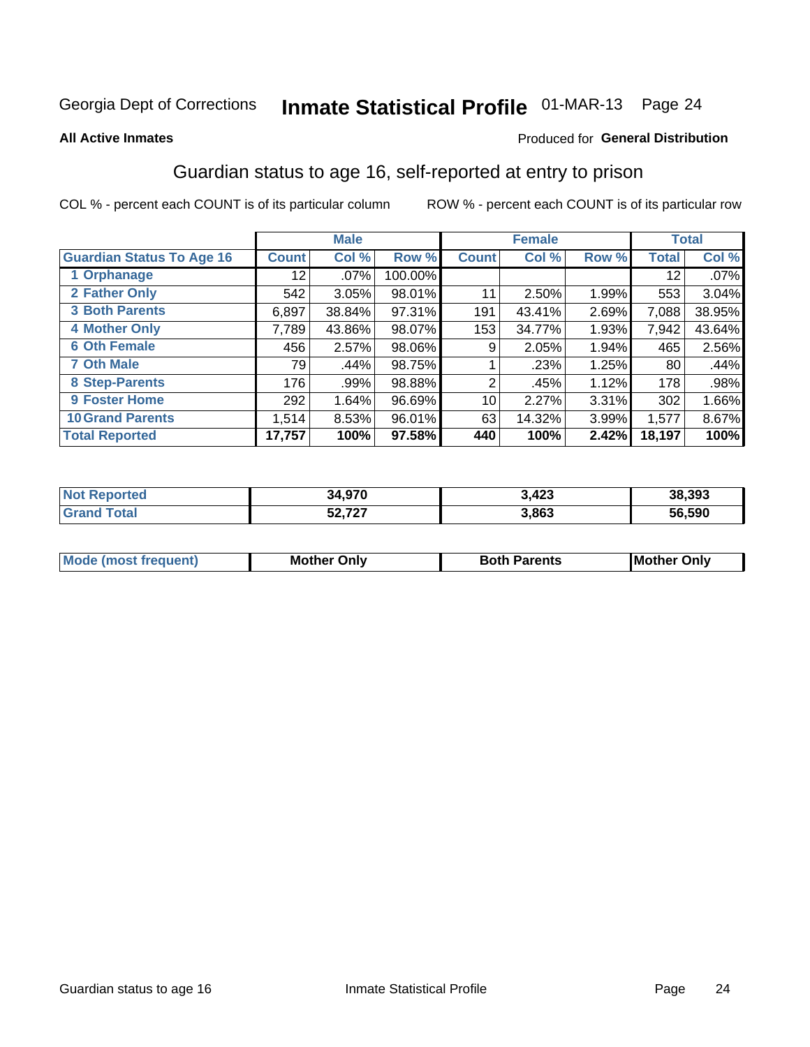Georgia Dept of Corrections **Inmate Statistical Profile** 01-MAR-13

**All Active Inmates**

Produced for **General Distribution**

## Guardian status to age 16, self-reported at entry to prison

COL % - percent each COUNT is of its particular column    ROW % - percent each COUNT is of its particular row

| | Male | | | Female | | | Total | |
|---|---|---|---|---|---|---|---|---|
| **Guardian Status To Age 16** | **Count** | **Col %** | **Row %** | **Count** | **Col %** | **Row %** | **Total** | **Col %** |
| 1 Orphanage | 12 | .07% | 100.00% | | | | 12 | .07% |
| 2 Father Only | 542 | 3.05% | 98.01% | 11 | 2.50% | 1.99% | 553 | 3.04% |
| 3 Both Parents | 6,897 | 38.84% | 97.31% | 191 | 43.41% | 2.69% | 7,088 | 38.95% |
| 4 Mother Only | 7,789 | 43.86% | 98.07% | 153 | 34.77% | 1.93% | 7,942 | 43.64% |
| 6 Oth Female | 456 | 2.57% | 98.06% | 9 | 2.05% | 1.94% | 465 | 2.56% |
| 7 Oth Male | 79 | .44% | 98.75% | 1 | .23% | 1.25% | 80 | .44% |
| 8 Step-Parents | 176 | .99% | 98.88% | 2 | .45% | 1.12% | 178 | .98% |
| 9 Foster Home | 292 | 1.64% | 96.69% | 10 | 2.27% | 3.31% | 302 | 1.66% |
| 10 Grand Parents | 1,514 | 8.53% | 96.01% | 63 | 14.32% | 3.99% | 1,577 | 8.67% |
| **Total Reported** | **17,757** | **100%** | **97.58%** | **440** | **100%** | **2.42%** | **18,197** | **100%** |

| | Male | Female | Total |
|---|---|---|---|
| Not Reported | 34,970 | 3,423 | 38,393 |
| Grand Total | 52,727 | 3,863 | 56,590 |

| | Male | Female | Total |
|---|---|---|---|
| Mode (most frequent) | Mother Only | Both Parents | Mother Only |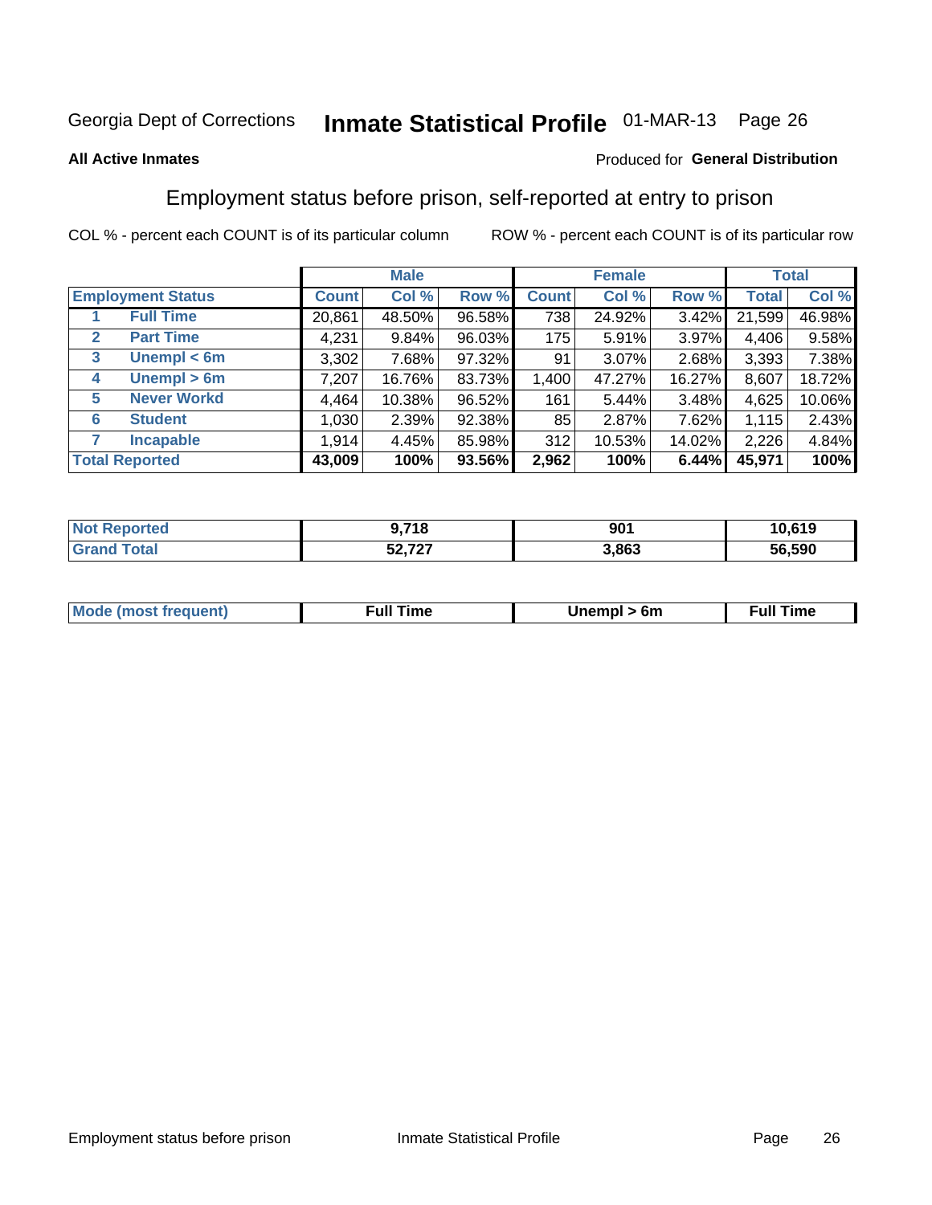Georgia Dept of Corrections **Inmate Statistical Profile** 01-MAR-13

**All Active Inmates**

Produced for **General Distribution**

## Employment status before prison, self-reported at entry to prison

COL % - percent each COUNT is of its particular column ROW % - percent each COUNT is of its particular row

| | | Male | | | Female | | | Total | |
|---|---|---|---|---|---|---|---|---|---|
| **Employment Status** | | **Count** | **Col %** | **Row %** | **Count** | **Col %** | **Row %** | **Total** | **Col %** |
| 1 | **Full Time** | 20,861 | 48.50% | 96.58% | 738 | 24.92% | 3.42% | 21,599 | 46.98% |
| 2 | **Part Time** | 4,231 | 9.84% | 96.03% | 175 | 5.91% | 3.97% | 4,406 | 9.58% |
| 3 | **Unempl < 6m** | 3,302 | 7.68% | 97.32% | 91 | 3.07% | 2.68% | 3,393 | 7.38% |
| 4 | **Unempl > 6m** | 7,207 | 16.76% | 83.73% | 1,400 | 47.27% | 16.27% | 8,607 | 18.72% |
| 5 | **Never Workd** | 4,464 | 10.38% | 96.52% | 161 | 5.44% | 3.48% | 4,625 | 10.06% |
| 6 | **Student** | 1,030 | 2.39% | 92.38% | 85 | 2.87% | 7.62% | 1,115 | 2.43% |
| 7 | **Incapable** | 1,914 | 4.45% | 85.98% | 312 | 10.53% | 14.02% | 2,226 | 4.84% |
| **Total Reported** | | **43,009** | **100%** | **93.56%** | **2,962** | **100%** | **6.44%** | **45,971** | **100%** |

| | Male | Female | Total |
|---|---|---|---|
| **Not Reported** | **9,718** | **901** | **10,619** |
| **Grand Total** | **52,727** | **3,863** | **56,590** |

| | Male | Female | Total |
|---|---|---|---|
| **Mode (most frequent)** | **Full Time** | **Unempl > 6m** | **Full Time** |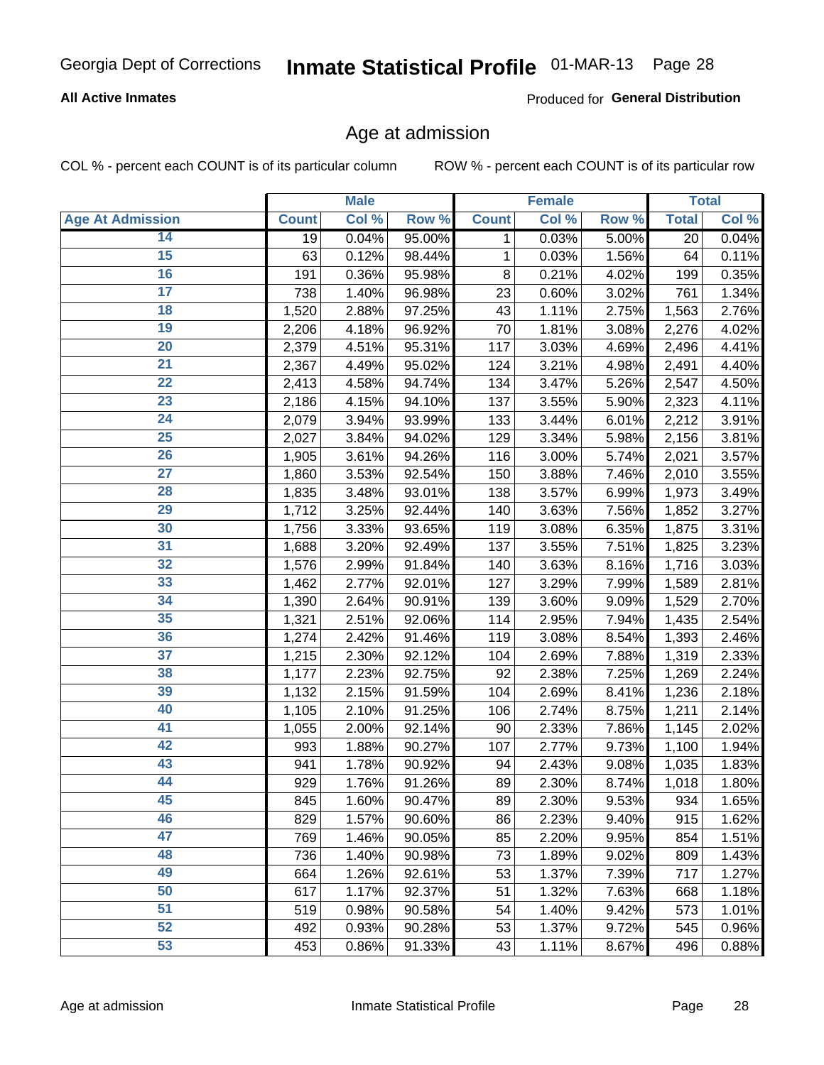**All Active Inmates**

Produced for **General Distribution**

## Age at admission

COL % - percent each COUNT is of its particular column

ROW % - percent each COUNT is of its particular row

| | Male | | | Female | | | Total | |
|---|---|---|---|---|---|---|---|---|
| Age At Admission | Count | Col % | Row % | Count | Col % | Row % | Total | Col % |
| 14 | 19 | 0.04% | 95.00% | 1 | 0.03% | 5.00% | 20 | 0.04% |
| 15 | 63 | 0.12% | 98.44% | 1 | 0.03% | 1.56% | 64 | 0.11% |
| 16 | 191 | 0.36% | 95.98% | 8 | 0.21% | 4.02% | 199 | 0.35% |
| 17 | 738 | 1.40% | 96.98% | 23 | 0.60% | 3.02% | 761 | 1.34% |
| 18 | 1,520 | 2.88% | 97.25% | 43 | 1.11% | 2.75% | 1,563 | 2.76% |
| 19 | 2,206 | 4.18% | 96.92% | 70 | 1.81% | 3.08% | 2,276 | 4.02% |
| 20 | 2,379 | 4.51% | 95.31% | 117 | 3.03% | 4.69% | 2,496 | 4.41% |
| 21 | 2,367 | 4.49% | 95.02% | 124 | 3.21% | 4.98% | 2,491 | 4.40% |
| 22 | 2,413 | 4.58% | 94.74% | 134 | 3.47% | 5.26% | 2,547 | 4.50% |
| 23 | 2,186 | 4.15% | 94.10% | 137 | 3.55% | 5.90% | 2,323 | 4.11% |
| 24 | 2,079 | 3.94% | 93.99% | 133 | 3.44% | 6.01% | 2,212 | 3.91% |
| 25 | 2,027 | 3.84% | 94.02% | 129 | 3.34% | 5.98% | 2,156 | 3.81% |
| 26 | 1,905 | 3.61% | 94.26% | 116 | 3.00% | 5.74% | 2,021 | 3.57% |
| 27 | 1,860 | 3.53% | 92.54% | 150 | 3.88% | 7.46% | 2,010 | 3.55% |
| 28 | 1,835 | 3.48% | 93.01% | 138 | 3.57% | 6.99% | 1,973 | 3.49% |
| 29 | 1,712 | 3.25% | 92.44% | 140 | 3.63% | 7.56% | 1,852 | 3.27% |
| 30 | 1,756 | 3.33% | 93.65% | 119 | 3.08% | 6.35% | 1,875 | 3.31% |
| 31 | 1,688 | 3.20% | 92.49% | 137 | 3.55% | 7.51% | 1,825 | 3.23% |
| 32 | 1,576 | 2.99% | 91.84% | 140 | 3.63% | 8.16% | 1,716 | 3.03% |
| 33 | 1,462 | 2.77% | 92.01% | 127 | 3.29% | 7.99% | 1,589 | 2.81% |
| 34 | 1,390 | 2.64% | 90.91% | 139 | 3.60% | 9.09% | 1,529 | 2.70% |
| 35 | 1,321 | 2.51% | 92.06% | 114 | 2.95% | 7.94% | 1,435 | 2.54% |
| 36 | 1,274 | 2.42% | 91.46% | 119 | 3.08% | 8.54% | 1,393 | 2.46% |
| 37 | 1,215 | 2.30% | 92.12% | 104 | 2.69% | 7.88% | 1,319 | 2.33% |
| 38 | 1,177 | 2.23% | 92.75% | 92 | 2.38% | 7.25% | 1,269 | 2.24% |
| 39 | 1,132 | 2.15% | 91.59% | 104 | 2.69% | 8.41% | 1,236 | 2.18% |
| 40 | 1,105 | 2.10% | 91.25% | 106 | 2.74% | 8.75% | 1,211 | 2.14% |
| 41 | 1,055 | 2.00% | 92.14% | 90 | 2.33% | 7.86% | 1,145 | 2.02% |
| 42 | 993 | 1.88% | 90.27% | 107 | 2.77% | 9.73% | 1,100 | 1.94% |
| 43 | 941 | 1.78% | 90.92% | 94 | 2.43% | 9.08% | 1,035 | 1.83% |
| 44 | 929 | 1.76% | 91.26% | 89 | 2.30% | 8.74% | 1,018 | 1.80% |
| 45 | 845 | 1.60% | 90.47% | 89 | 2.30% | 9.53% | 934 | 1.65% |
| 46 | 829 | 1.57% | 90.60% | 86 | 2.23% | 9.40% | 915 | 1.62% |
| 47 | 769 | 1.46% | 90.05% | 85 | 2.20% | 9.95% | 854 | 1.51% |
| 48 | 736 | 1.40% | 90.98% | 73 | 1.89% | 9.02% | 809 | 1.43% |
| 49 | 664 | 1.26% | 92.61% | 53 | 1.37% | 7.39% | 717 | 1.27% |
| 50 | 617 | 1.17% | 92.37% | 51 | 1.32% | 7.63% | 668 | 1.18% |
| 51 | 519 | 0.98% | 90.58% | 54 | 1.40% | 9.42% | 573 | 1.01% |
| 52 | 492 | 0.93% | 90.28% | 53 | 1.37% | 9.72% | 545 | 0.96% |
| 53 | 453 | 0.86% | 91.33% | 43 | 1.11% | 8.67% | 496 | 0.88% |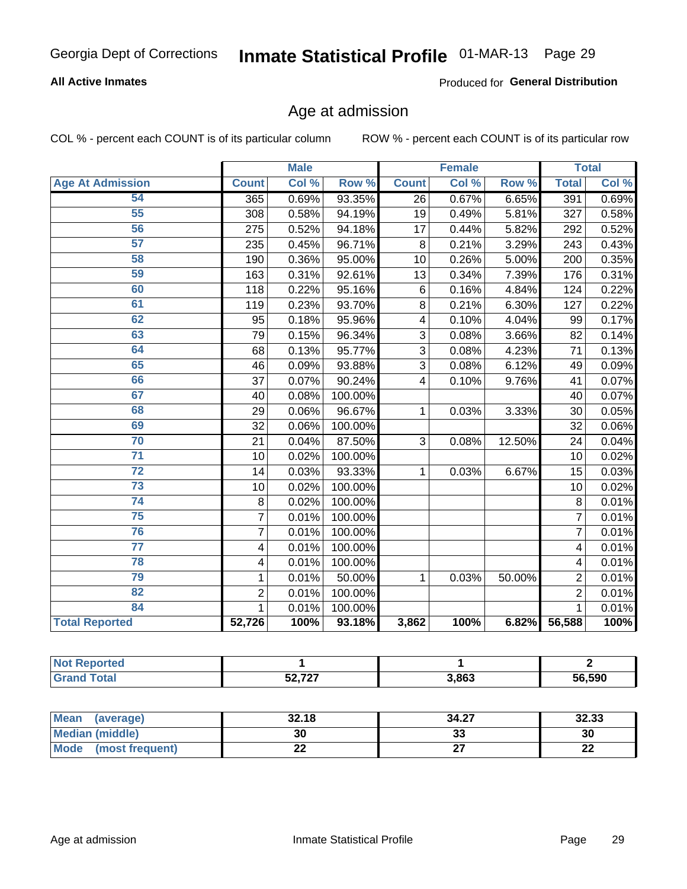Georgia Dept of Corrections **Inmate Statistical Profile** 01-MAR-13

**All Active Inmates**

Produced for **General Distribution**

## Age at admission

COL % - percent each COUNT is of its particular column  ROW % - percent each COUNT is of its particular row

| | Male | | | Female | | | Total | |
|---|---|---|---|---|---|---|---|---|
| **Age At Admission** | **Count** | **Col %** | **Row %** | **Count** | **Col %** | **Row %** | **Total** | **Col %** |
| 54 | 365 | 0.69% | 93.35% | 26 | 0.67% | 6.65% | 391 | 0.69% |
| 55 | 308 | 0.58% | 94.19% | 19 | 0.49% | 5.81% | 327 | 0.58% |
| 56 | 275 | 0.52% | 94.18% | 17 | 0.44% | 5.82% | 292 | 0.52% |
| 57 | 235 | 0.45% | 96.71% | 8 | 0.21% | 3.29% | 243 | 0.43% |
| 58 | 190 | 0.36% | 95.00% | 10 | 0.26% | 5.00% | 200 | 0.35% |
| 59 | 163 | 0.31% | 92.61% | 13 | 0.34% | 7.39% | 176 | 0.31% |
| 60 | 118 | 0.22% | 95.16% | 6 | 0.16% | 4.84% | 124 | 0.22% |
| 61 | 119 | 0.23% | 93.70% | 8 | 0.21% | 6.30% | 127 | 0.22% |
| 62 | 95 | 0.18% | 95.96% | 4 | 0.10% | 4.04% | 99 | 0.17% |
| 63 | 79 | 0.15% | 96.34% | 3 | 0.08% | 3.66% | 82 | 0.14% |
| 64 | 68 | 0.13% | 95.77% | 3 | 0.08% | 4.23% | 71 | 0.13% |
| 65 | 46 | 0.09% | 93.88% | 3 | 0.08% | 6.12% | 49 | 0.09% |
| 66 | 37 | 0.07% | 90.24% | 4 | 0.10% | 9.76% | 41 | 0.07% |
| 67 | 40 | 0.08% | 100.00% | | | | 40 | 0.07% |
| 68 | 29 | 0.06% | 96.67% | 1 | 0.03% | 3.33% | 30 | 0.05% |
| 69 | 32 | 0.06% | 100.00% | | | | 32 | 0.06% |
| 70 | 21 | 0.04% | 87.50% | 3 | 0.08% | 12.50% | 24 | 0.04% |
| 71 | 10 | 0.02% | 100.00% | | | | 10 | 0.02% |
| 72 | 14 | 0.03% | 93.33% | 1 | 0.03% | 6.67% | 15 | 0.03% |
| 73 | 10 | 0.02% | 100.00% | | | | 10 | 0.02% |
| 74 | 8 | 0.02% | 100.00% | | | | 8 | 0.01% |
| 75 | 7 | 0.01% | 100.00% | | | | 7 | 0.01% |
| 76 | 7 | 0.01% | 100.00% | | | | 7 | 0.01% |
| 77 | 4 | 0.01% | 100.00% | | | | 4 | 0.01% |
| 78 | 4 | 0.01% | 100.00% | | | | 4 | 0.01% |
| 79 | 1 | 0.01% | 50.00% | 1 | 0.03% | 50.00% | 2 | 0.01% |
| 82 | 2 | 0.01% | 100.00% | | | | 2 | 0.01% |
| 84 | 1 | 0.01% | 100.00% | | | | 1 | 0.01% |
| **Total Reported** | **52,726** | **100%** | **93.18%** | **3,862** | **100%** | **6.82%** | **56,588** | **100%** |

| | Male | Female | Total |
|---|---|---|---|
| **Not Reported** | **1** | **1** | **2** |
| **Grand Total** | **52,727** | **3,863** | **56,590** |

| | Male | Female | Total |
|---|---|---|---|
| **Mean (average)** | **32.18** | **34.27** | **32.33** |
| **Median (middle)** | **30** | **33** | **30** |
| **Mode (most frequent)** | **22** | **27** | **22** |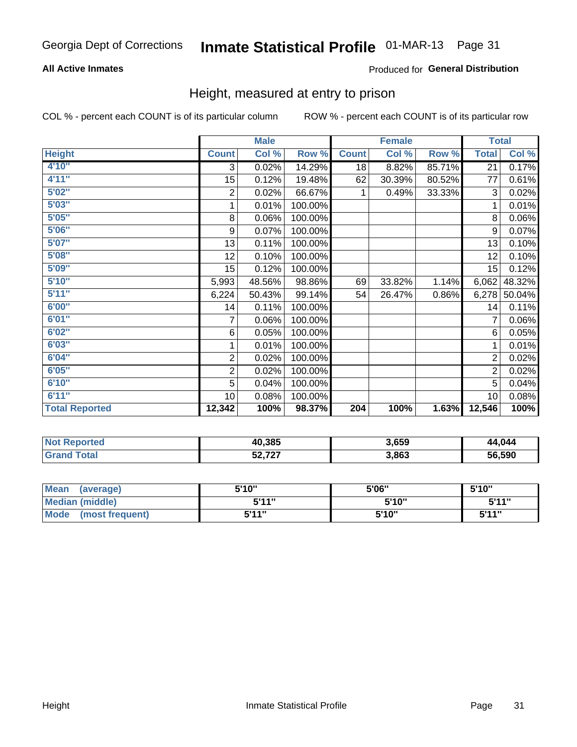Georgia Dept of Corrections **Inmate Statistical Profile** 01-MAR-13 Page 31

**All Active Inmates**

Produced for **General Distribution**

## Height, measured at entry to prison

COL % - percent each COUNT is of its particular column

ROW % - percent each COUNT is of its particular row

| | Male | | | Female | | | Total | |
|---|---|---|---|---|---|---|---|---|
| **Height** | **Count** | **Col %** | **Row %** | **Count** | **Col %** | **Row %** | **Total** | **Col %** |
| **4'10"** | 3 | 0.02% | 14.29% | 18 | 8.82% | 85.71% | 21 | 0.17% |
| **4'11"** | 15 | 0.12% | 19.48% | 62 | 30.39% | 80.52% | 77 | 0.61% |
| **5'02"** | 2 | 0.02% | 66.67% | 1 | 0.49% | 33.33% | 3 | 0.02% |
| **5'03"** | 1 | 0.01% | 100.00% | | | | 1 | 0.01% |
| **5'05"** | 8 | 0.06% | 100.00% | | | | 8 | 0.06% |
| **5'06"** | 9 | 0.07% | 100.00% | | | | 9 | 0.07% |
| **5'07"** | 13 | 0.11% | 100.00% | | | | 13 | 0.10% |
| **5'08"** | 12 | 0.10% | 100.00% | | | | 12 | 0.10% |
| **5'09"** | 15 | 0.12% | 100.00% | | | | 15 | 0.12% |
| **5'10"** | 5,993 | 48.56% | 98.86% | 69 | 33.82% | 1.14% | 6,062 | 48.32% |
| **5'11"** | 6,224 | 50.43% | 99.14% | 54 | 26.47% | 0.86% | 6,278 | 50.04% |
| **6'00"** | 14 | 0.11% | 100.00% | | | | 14 | 0.11% |
| **6'01"** | 7 | 0.06% | 100.00% | | | | 7 | 0.06% |
| **6'02"** | 6 | 0.05% | 100.00% | | | | 6 | 0.05% |
| **6'03"** | 1 | 0.01% | 100.00% | | | | 1 | 0.01% |
| **6'04"** | 2 | 0.02% | 100.00% | | | | 2 | 0.02% |
| **6'05"** | 2 | 0.02% | 100.00% | | | | 2 | 0.02% |
| **6'10"** | 5 | 0.04% | 100.00% | | | | 5 | 0.04% |
| **6'11"** | 10 | 0.08% | 100.00% | | | | 10 | 0.08% |
| **Total Reported** | **12,342** | **100%** | **98.37%** | **204** | **100%** | **1.63%** | **12,546** | **100%** |

| | Male | Female | Total |
|---|---|---|---|
| **Not Reported** | **40,385** | **3,659** | **44,044** |
| **Grand Total** | **52,727** | **3,863** | **56,590** |

| | Male | Female | Total |
|---|---|---|---|
| **Mean (average)** | **5'10"** | **5'06"** | **5'10"** |
| **Median (middle)** | **5'11"** | **5'10"** | **5'11"** |
| **Mode (most frequent)** | **5'11"** | **5'10"** | **5'11"** |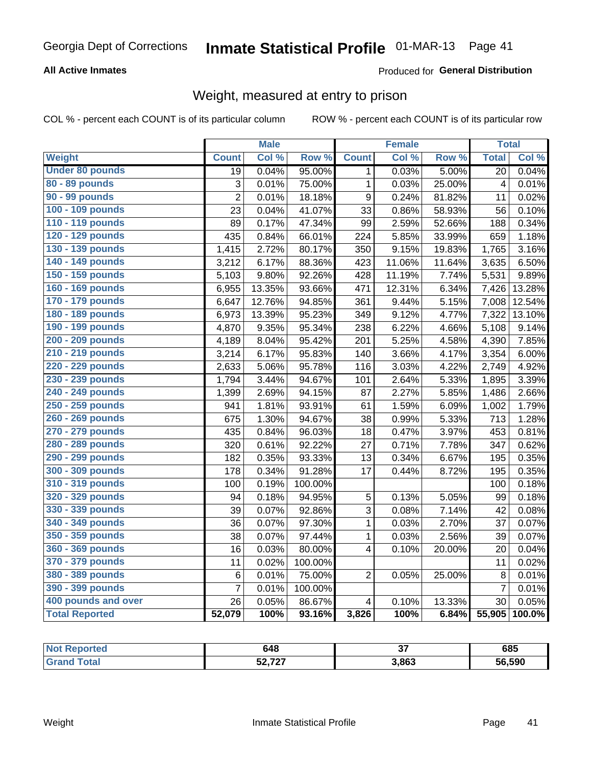Georgia Dept of Corrections **Inmate Statistical Profile** 01-MAR-13

**All Active Inmates**

Produced for **General Distribution**

## Weight, measured at entry to prison

COL % - percent each COUNT is of its particular column

ROW % - percent each COUNT is of its particular row

| | Male | | | Female | | | Total | |
|---|---|---|---|---|---|---|---|---|
| **Weight** | **Count** | **Col %** | **Row %** | **Count** | **Col %** | **Row %** | **Total** | **Col %** |
| **Under 80 pounds** | 19 | 0.04% | 95.00% | 1 | 0.03% | 5.00% | 20 | 0.04% |
| **80 - 89 pounds** | 3 | 0.01% | 75.00% | 1 | 0.03% | 25.00% | 4 | 0.01% |
| **90 - 99 pounds** | 2 | 0.01% | 18.18% | 9 | 0.24% | 81.82% | 11 | 0.02% |
| **100 - 109 pounds** | 23 | 0.04% | 41.07% | 33 | 0.86% | 58.93% | 56 | 0.10% |
| **110 - 119 pounds** | 89 | 0.17% | 47.34% | 99 | 2.59% | 52.66% | 188 | 0.34% |
| **120 - 129 pounds** | 435 | 0.84% | 66.01% | 224 | 5.85% | 33.99% | 659 | 1.18% |
| **130 - 139 pounds** | 1,415 | 2.72% | 80.17% | 350 | 9.15% | 19.83% | 1,765 | 3.16% |
| **140 - 149 pounds** | 3,212 | 6.17% | 88.36% | 423 | 11.06% | 11.64% | 3,635 | 6.50% |
| **150 - 159 pounds** | 5,103 | 9.80% | 92.26% | 428 | 11.19% | 7.74% | 5,531 | 9.89% |
| **160 - 169 pounds** | 6,955 | 13.35% | 93.66% | 471 | 12.31% | 6.34% | 7,426 | 13.28% |
| **170 - 179 pounds** | 6,647 | 12.76% | 94.85% | 361 | 9.44% | 5.15% | 7,008 | 12.54% |
| **180 - 189 pounds** | 6,973 | 13.39% | 95.23% | 349 | 9.12% | 4.77% | 7,322 | 13.10% |
| **190 - 199 pounds** | 4,870 | 9.35% | 95.34% | 238 | 6.22% | 4.66% | 5,108 | 9.14% |
| **200 - 209 pounds** | 4,189 | 8.04% | 95.42% | 201 | 5.25% | 4.58% | 4,390 | 7.85% |
| **210 - 219 pounds** | 3,214 | 6.17% | 95.83% | 140 | 3.66% | 4.17% | 3,354 | 6.00% |
| **220 - 229 pounds** | 2,633 | 5.06% | 95.78% | 116 | 3.03% | 4.22% | 2,749 | 4.92% |
| **230 - 239 pounds** | 1,794 | 3.44% | 94.67% | 101 | 2.64% | 5.33% | 1,895 | 3.39% |
| **240 - 249 pounds** | 1,399 | 2.69% | 94.15% | 87 | 2.27% | 5.85% | 1,486 | 2.66% |
| **250 - 259 pounds** | 941 | 1.81% | 93.91% | 61 | 1.59% | 6.09% | 1,002 | 1.79% |
| **260 - 269 pounds** | 675 | 1.30% | 94.67% | 38 | 0.99% | 5.33% | 713 | 1.28% |
| **270 - 279 pounds** | 435 | 0.84% | 96.03% | 18 | 0.47% | 3.97% | 453 | 0.81% |
| **280 - 289 pounds** | 320 | 0.61% | 92.22% | 27 | 0.71% | 7.78% | 347 | 0.62% |
| **290 - 299 pounds** | 182 | 0.35% | 93.33% | 13 | 0.34% | 6.67% | 195 | 0.35% |
| **300 - 309 pounds** | 178 | 0.34% | 91.28% | 17 | 0.44% | 8.72% | 195 | 0.35% |
| **310 - 319 pounds** | 100 | 0.19% | 100.00% | | | | 100 | 0.18% |
| **320 - 329 pounds** | 94 | 0.18% | 94.95% | 5 | 0.13% | 5.05% | 99 | 0.18% |
| **330 - 339 pounds** | 39 | 0.07% | 92.86% | 3 | 0.08% | 7.14% | 42 | 0.08% |
| **340 - 349 pounds** | 36 | 0.07% | 97.30% | 1 | 0.03% | 2.70% | 37 | 0.07% |
| **350 - 359 pounds** | 38 | 0.07% | 97.44% | 1 | 0.03% | 2.56% | 39 | 0.07% |
| **360 - 369 pounds** | 16 | 0.03% | 80.00% | 4 | 0.10% | 20.00% | 20 | 0.04% |
| **370 - 379 pounds** | 11 | 0.02% | 100.00% | | | | 11 | 0.02% |
| **380 - 389 pounds** | 6 | 0.01% | 75.00% | 2 | 0.05% | 25.00% | 8 | 0.01% |
| **390 - 399 pounds** | 7 | 0.01% | 100.00% | | | | 7 | 0.01% |
| **400 pounds and over** | 26 | 0.05% | 86.67% | 4 | 0.10% | 13.33% | 30 | 0.05% |
| **Total Reported** | **52,079** | **100%** | **93.16%** | **3,826** | **100%** | **6.84%** | **55,905** | **100.0%** |

| | Male | Female | Total |
|---|---|---|---|
| **Not Reported** | **648** | **37** | **685** |
| **Grand Total** | **52,727** | **3,863** | **56,590** |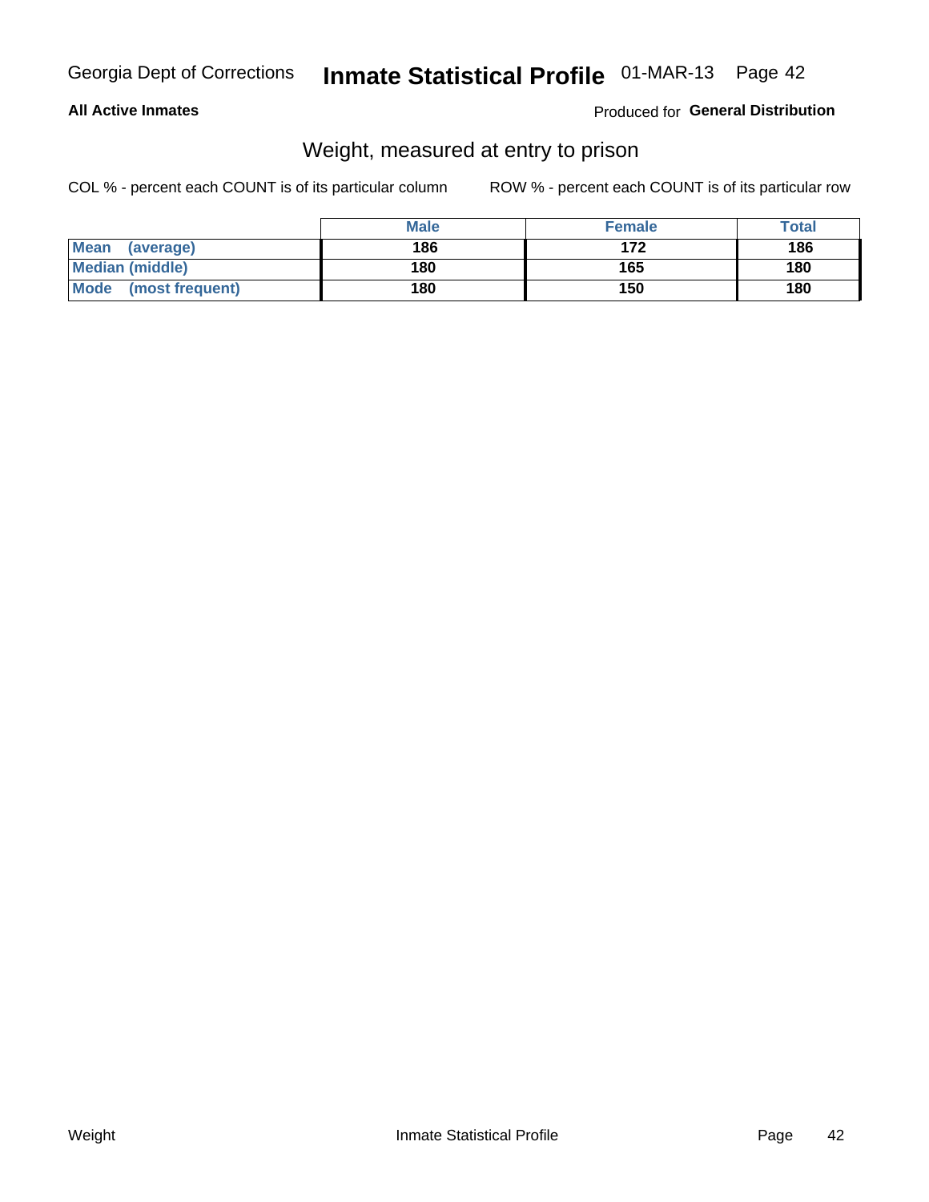Georgia Dept of Corrections **Inmate Statistical Profile** 01-MAR-13

**All Active Inmates**

Produced for **General Distribution**

## Weight, measured at entry to prison

COL % - percent each COUNT is of its particular column

ROW % - percent each COUNT is of its particular row

| | Male | Female | Total |
|---|---|---|---|
| **Mean (average)** | **186** | **172** | **186** |
| **Median (middle)** | **180** | **165** | **180** |
| **Mode (most frequent)** | **180** | **150** | **180** |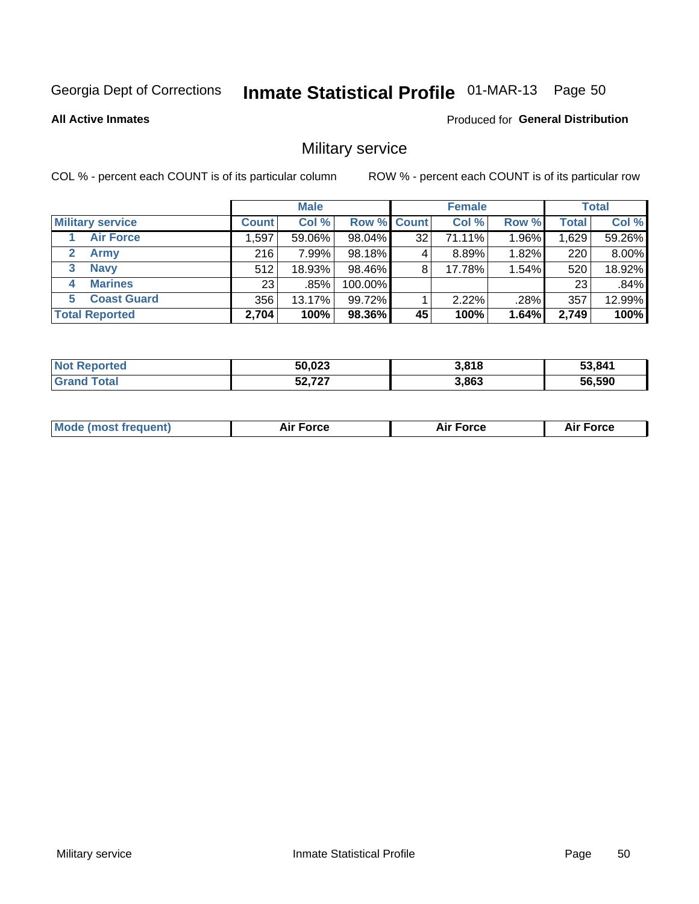Georgia Dept of Corrections **Inmate Statistical Profile** 01-MAR-13 Page 50

**All Active Inmates**

Produced for **General Distribution**

## Military service

COL % - percent each COUNT is of its particular column

ROW % - percent each COUNT is of its particular row

| | Male | | | Female | | | Total | |
|---|---|---|---|---|---|---|---|---|
| **Military service** | **Count** | **Col %** | **Row %** | **Count** | **Col %** | **Row %** | **Total** | **Col %** |
| **1 Air Force** | 1,597 | 59.06% | 98.04% | 32 | 71.11% | 1.96% | 1,629 | 59.26% |
| **2 Army** | 216 | 7.99% | 98.18% | 4 | 8.89% | 1.82% | 220 | 8.00% |
| **3 Navy** | 512 | 18.93% | 98.46% | 8 | 17.78% | 1.54% | 520 | 18.92% |
| **4 Marines** | 23 | .85% | 100.00% | | | | 23 | .84% |
| **5 Coast Guard** | 356 | 13.17% | 99.72% | 1 | 2.22% | .28% | 357 | 12.99% |
| **Total Reported** | **2,704** | **100%** | **98.36%** | **45** | **100%** | **1.64%** | **2,749** | **100%** |

| | Male | Female | Total |
|---|---|---|---|
| **Not Reported** | **50,023** | **3,818** | **53,841** |
| **Grand Total** | **52,727** | **3,863** | **56,590** |

| | Male | Female | Total |
|---|---|---|---|
| **Mode (most frequent)** | **Air Force** | **Air Force** | **Air Force** |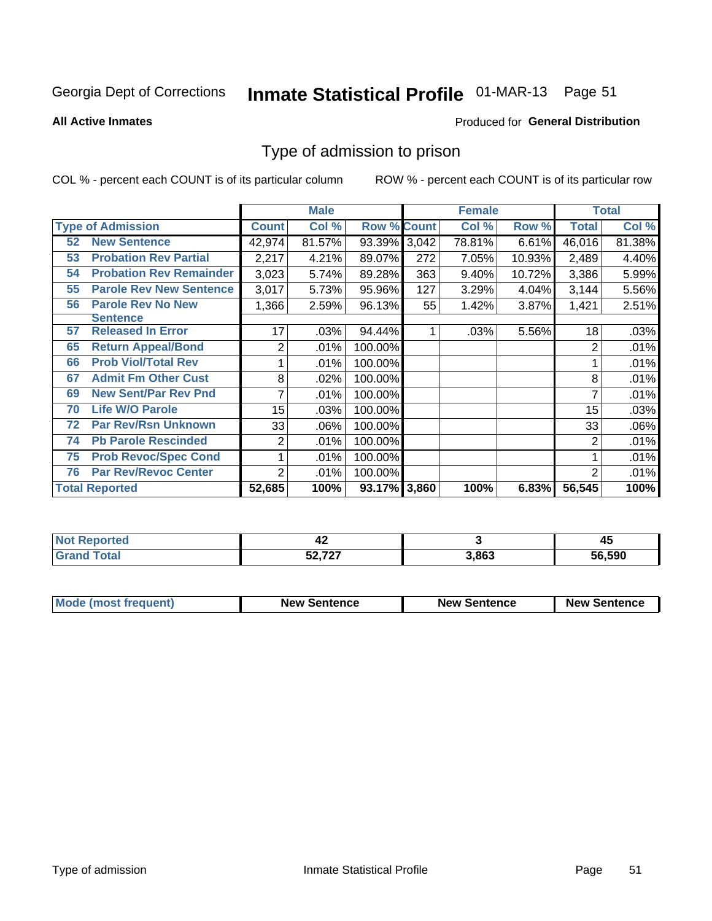Georgia Dept of Corrections **Inmate Statistical Profile** 01-MAR-13

**All Active Inmates**

Produced for **General Distribution**

## Type of admission to prison

COL % - percent each COUNT is of its particular column

ROW % - percent each COUNT is of its particular row

| Type of Admission | Male | | | Female | | | Total | |
|---|---|---|---|---|---|---|---|---|
| | Count | Col % | Row % | Count | Col % | Row % | Total | Col % |
| 52 New Sentence | 42,974 | 81.57% | 93.39% | 3,042 | 78.81% | 6.61% | 46,016 | 81.38% |
| 53 Probation Rev Partial | 2,217 | 4.21% | 89.07% | 272 | 7.05% | 10.93% | 2,489 | 4.40% |
| 54 Probation Rev Remainder | 3,023 | 5.74% | 89.28% | 363 | 9.40% | 10.72% | 3,386 | 5.99% |
| 55 Parole Rev New Sentence | 3,017 | 5.73% | 95.96% | 127 | 3.29% | 4.04% | 3,144 | 5.56% |
| 56 Parole Rev No New Sentence | 1,366 | 2.59% | 96.13% | 55 | 1.42% | 3.87% | 1,421 | 2.51% |
| 57 Released In Error | 17 | .03% | 94.44% | 1 | .03% | 5.56% | 18 | .03% |
| 65 Return Appeal/Bond | 2 | .01% | 100.00% | | | | 2 | .01% |
| 66 Prob Viol/Total Rev | 1 | .01% | 100.00% | | | | 1 | .01% |
| 67 Admit Fm Other Cust | 8 | .02% | 100.00% | | | | 8 | .01% |
| 69 New Sent/Par Rev Pnd | 7 | .01% | 100.00% | | | | 7 | .01% |
| 70 Life W/O Parole | 15 | .03% | 100.00% | | | | 15 | .03% |
| 72 Par Rev/Rsn Unknown | 33 | .06% | 100.00% | | | | 33 | .06% |
| 74 Pb Parole Rescinded | 2 | .01% | 100.00% | | | | 2 | .01% |
| 75 Prob Revoc/Spec Cond | 1 | .01% | 100.00% | | | | 1 | .01% |
| 76 Par Rev/Revoc Center | 2 | .01% | 100.00% | | | | 2 | .01% |
| **Total Reported** | **52,685** | **100%** | **93.17%** | **3,860** | **100%** | **6.83%** | **56,545** | **100%** |

| | Male | Female | Total |
|---|---|---|---|
| Not Reported | 42 | 3 | 45 |
| Grand Total | 52,727 | 3,863 | 56,590 |

| | Male | Female | Total |
|---|---|---|---|
| Mode (most frequent) | New Sentence | New Sentence | New Sentence |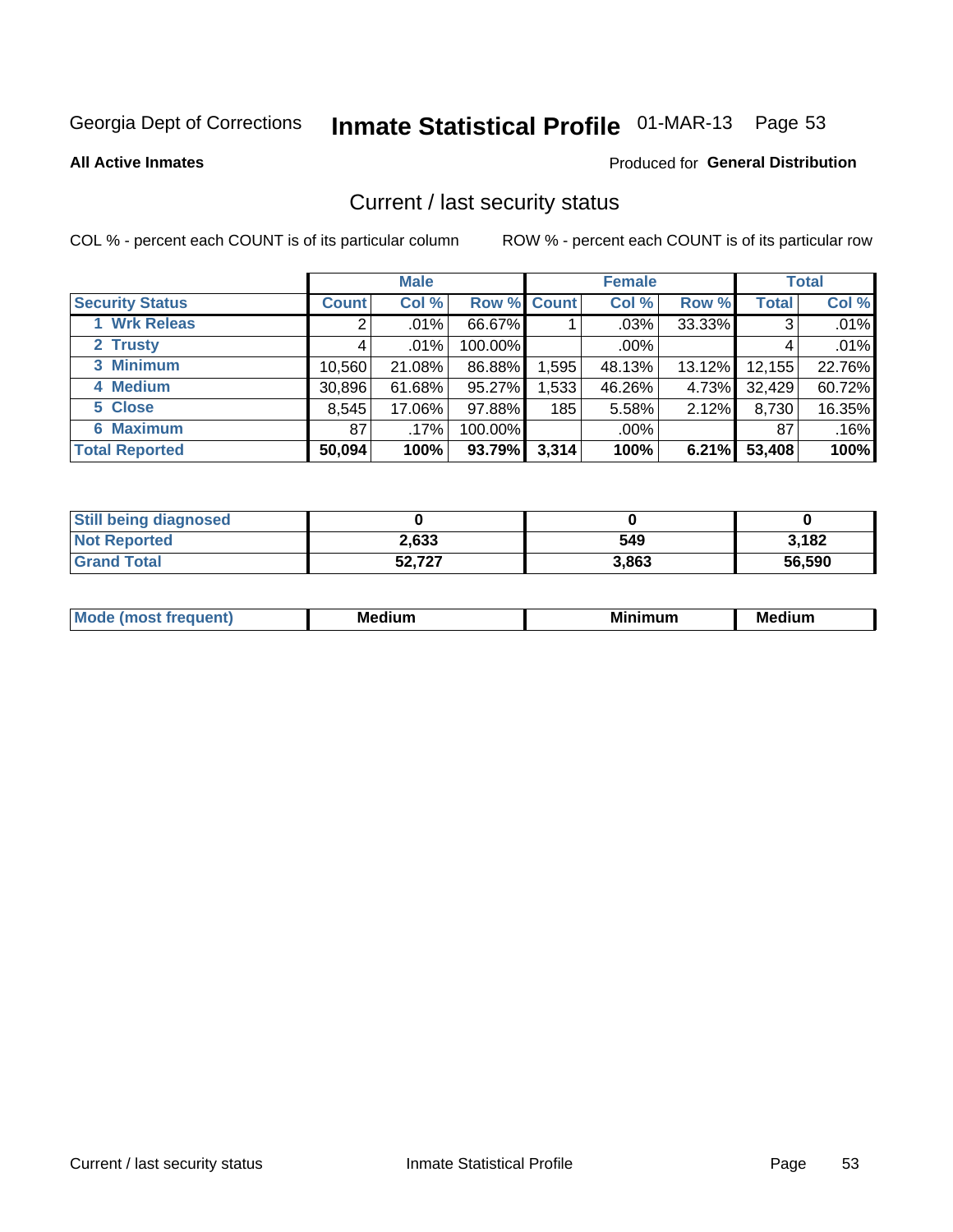Georgia Dept of Corrections **Inmate Statistical Profile** 01-MAR-13 Page 53

**All Active Inmates**

Produced for **General Distribution**

## Current / last security status

COL % - percent each COUNT is of its particular column

ROW % - percent each COUNT is of its particular row

| | Male | | | Female | | | Total | |
|---|---|---|---|---|---|---|---|---|
| **Security Status** | **Count** | **Col %** | **Row %** | **Count** | **Col %** | **Row %** | **Total** | **Col %** |
| 1 Wrk Releas | 2 | .01% | 66.67% | 1 | .03% | 33.33% | 3 | .01% |
| 2 Trusty | 4 | .01% | 100.00% | | .00% | | 4 | .01% |
| 3 Minimum | 10,560 | 21.08% | 86.88% | 1,595 | 48.13% | 13.12% | 12,155 | 22.76% |
| 4 Medium | 30,896 | 61.68% | 95.27% | 1,533 | 46.26% | 4.73% | 32,429 | 60.72% |
| 5 Close | 8,545 | 17.06% | 97.88% | 185 | 5.58% | 2.12% | 8,730 | 16.35% |
| 6 Maximum | 87 | .17% | 100.00% | | .00% | | 87 | .16% |
| **Total Reported** | **50,094** | **100%** | **93.79%** | **3,314** | **100%** | **6.21%** | **53,408** | **100%** |

| | Male | Female | Total |
|---|---|---|---|
| **Still being diagnosed** | **0** | **0** | **0** |
| **Not Reported** | **2,633** | **549** | **3,182** |
| **Grand Total** | **52,727** | **3,863** | **56,590** |

| | Male | Female | Total |
|---|---|---|---|
| **Mode (most frequent)** | **Medium** | **Minimum** | **Medium** |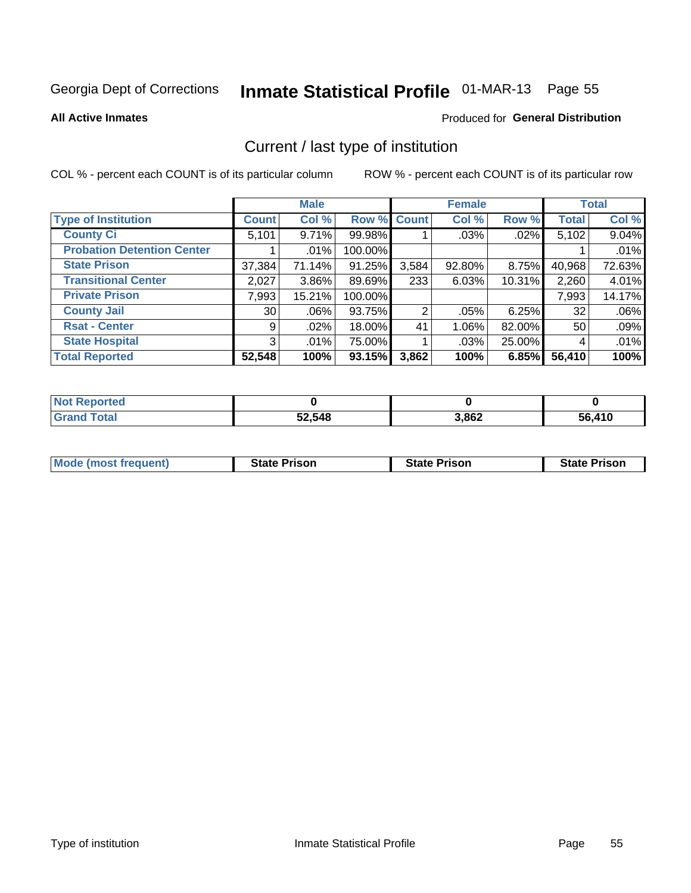Georgia Dept of Corrections **Inmate Statistical Profile** 01-MAR-13

**All Active Inmates**

Produced for **General Distribution**

## Current / last type of institution

COL % - percent each COUNT is of its particular column ROW % - percent each COUNT is of its particular row

| | Male | | | Female | | | Total | |
|---|---|---|---|---|---|---|---|---|
| **Type of Institution** | **Count** | **Col %** | **Row %** | **Count** | **Col %** | **Row %** | **Total** | **Col %** |
| **County Ci** | 5,101 | 9.71% | 99.98% | 1 | .03% | .02% | 5,102 | 9.04% |
| **Probation Detention Center** | 1 | .01% | 100.00% | | | | 1 | .01% |
| **State Prison** | 37,384 | 71.14% | 91.25% | 3,584 | 92.80% | 8.75% | 40,968 | 72.63% |
| **Transitional Center** | 2,027 | 3.86% | 89.69% | 233 | 6.03% | 10.31% | 2,260 | 4.01% |
| **Private Prison** | 7,993 | 15.21% | 100.00% | | | | 7,993 | 14.17% |
| **County Jail** | 30 | .06% | 93.75% | 2 | .05% | 6.25% | 32 | .06% |
| **Rsat - Center** | 9 | .02% | 18.00% | 41 | 1.06% | 82.00% | 50 | .09% |
| **State Hospital** | 3 | .01% | 75.00% | 1 | .03% | 25.00% | 4 | .01% |
| **Total Reported** | **52,548** | **100%** | **93.15%** | **3,862** | **100%** | **6.85%** | **56,410** | **100%** |

| | Male | Female | Total |
|---|---|---|---|
| **Not Reported** | **0** | **0** | **0** |
| **Grand Total** | **52,548** | **3,862** | **56,410** |

| | Male | Female | Total |
|---|---|---|---|
| **Mode (most frequent)** | **State Prison** | **State Prison** | **State Prison** |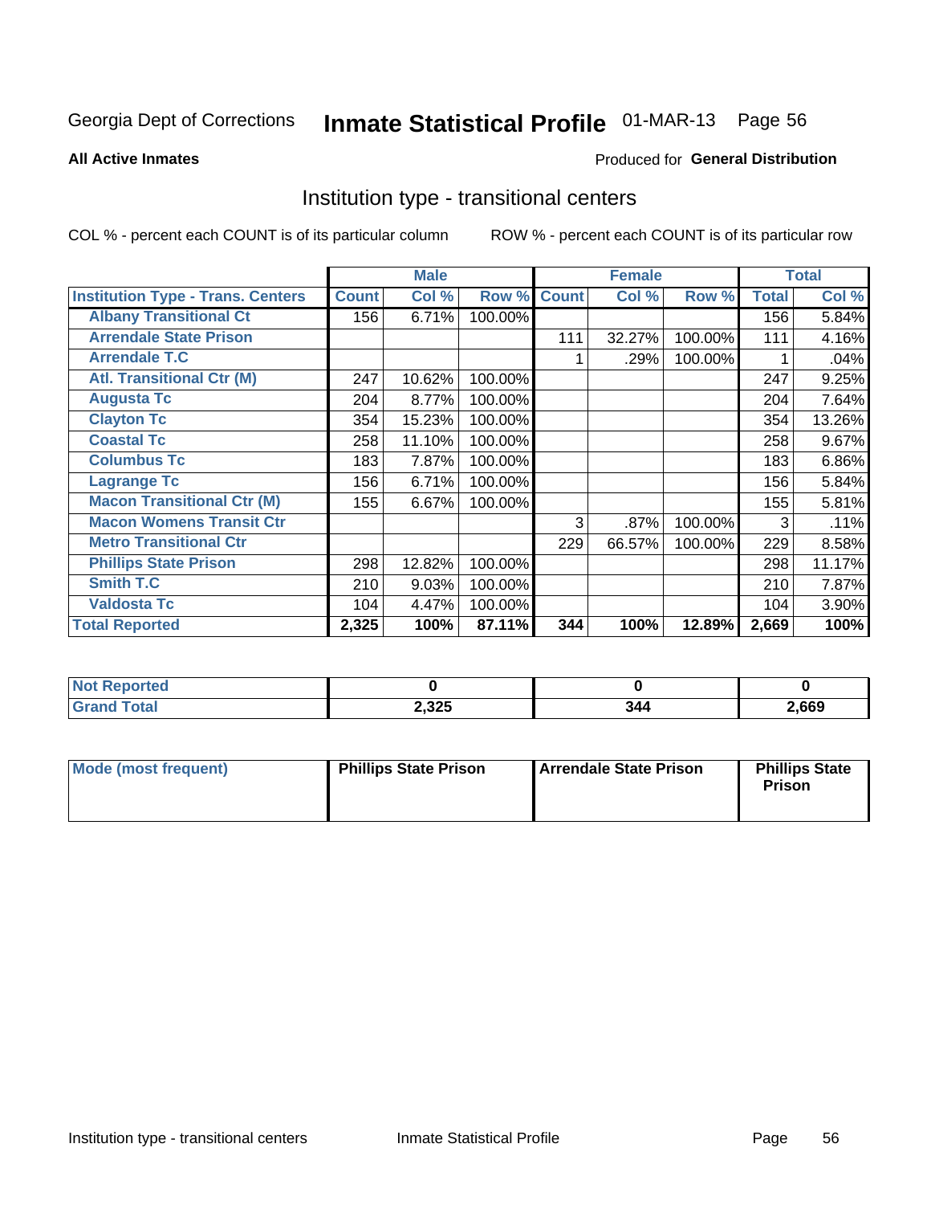Georgia Dept of Corrections **Inmate Statistical Profile** 01-MAR-13

**All Active Inmates**

Produced for **General Distribution**

## Institution type - transitional centers

COL % - percent each COUNT is of its particular column

ROW % - percent each COUNT is of its particular row

| | Male | | | Female | | | Total | |
|---|---|---|---|---|---|---|---|---|
| **Institution Type - Trans. Centers** | **Count** | **Col %** | **Row %** | **Count** | **Col %** | **Row %** | **Total** | **Col %** |
| **Albany Transitional Ct** | 156 | 6.71% | 100.00% | | | | 156 | 5.84% |
| **Arrendale State Prison** | | | | 111 | 32.27% | 100.00% | 111 | 4.16% |
| **Arrendale T.C** | | | | 1 | .29% | 100.00% | 1 | .04% |
| **Atl. Transitional Ctr (M)** | 247 | 10.62% | 100.00% | | | | 247 | 9.25% |
| **Augusta Tc** | 204 | 8.77% | 100.00% | | | | 204 | 7.64% |
| **Clayton Tc** | 354 | 15.23% | 100.00% | | | | 354 | 13.26% |
| **Coastal Tc** | 258 | 11.10% | 100.00% | | | | 258 | 9.67% |
| **Columbus Tc** | 183 | 7.87% | 100.00% | | | | 183 | 6.86% |
| **Lagrange Tc** | 156 | 6.71% | 100.00% | | | | 156 | 5.84% |
| **Macon Transitional Ctr (M)** | 155 | 6.67% | 100.00% | | | | 155 | 5.81% |
| **Macon Womens Transit Ctr** | | | | 3 | .87% | 100.00% | 3 | .11% |
| **Metro Transitional Ctr** | | | | 229 | 66.57% | 100.00% | 229 | 8.58% |
| **Phillips State Prison** | 298 | 12.82% | 100.00% | | | | 298 | 11.17% |
| **Smith T.C** | 210 | 9.03% | 100.00% | | | | 210 | 7.87% |
| **Valdosta Tc** | 104 | 4.47% | 100.00% | | | | 104 | 3.90% |
| **Total Reported** | **2,325** | **100%** | **87.11%** | **344** | **100%** | **12.89%** | **2,669** | **100%** |

| | Male | Female | Total |
|---|---|---|---|
| **Not Reported** | **0** | **0** | **0** |
| **Grand Total** | **2,325** | **344** | **2,669** |

| | Male | Female | Total |
|---|---|---|---|
| **Mode (most frequent)** | **Phillips State Prison** | **Arrendale State Prison** | **Phillips State Prison** |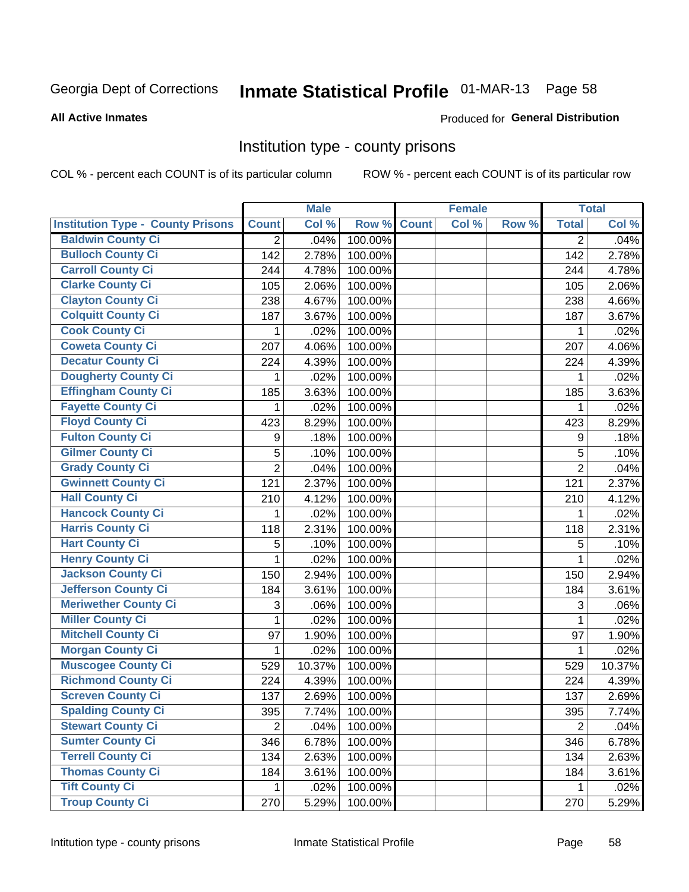Georgia Dept of Corrections **Inmate Statistical Profile** 01-MAR-13 Page 58

**All Active Inmates**

Produced for **General Distribution**

## Institution type - county prisons

COL % - percent each COUNT is of its particular column ROW % - percent each COUNT is of its particular row

| | Male | | | Female | | | Total | |
|---|---|---|---|---|---|---|---|---|
| Institution Type - County Prisons | Count | Col % | Row % | Count | Col % | Row % | Total | Col % |
| Baldwin County Ci | 2 | .04% | 100.00% | | | | 2 | .04% |
| Bulloch County Ci | 142 | 2.78% | 100.00% | | | | 142 | 2.78% |
| Carroll County Ci | 244 | 4.78% | 100.00% | | | | 244 | 4.78% |
| Clarke County Ci | 105 | 2.06% | 100.00% | | | | 105 | 2.06% |
| Clayton County Ci | 238 | 4.67% | 100.00% | | | | 238 | 4.66% |
| Colquitt County Ci | 187 | 3.67% | 100.00% | | | | 187 | 3.67% |
| Cook County Ci | 1 | .02% | 100.00% | | | | 1 | .02% |
| Coweta County Ci | 207 | 4.06% | 100.00% | | | | 207 | 4.06% |
| Decatur County Ci | 224 | 4.39% | 100.00% | | | | 224 | 4.39% |
| Dougherty County Ci | 1 | .02% | 100.00% | | | | 1 | .02% |
| Effingham County Ci | 185 | 3.63% | 100.00% | | | | 185 | 3.63% |
| Fayette County Ci | 1 | .02% | 100.00% | | | | 1 | .02% |
| Floyd County Ci | 423 | 8.29% | 100.00% | | | | 423 | 8.29% |
| Fulton County Ci | 9 | .18% | 100.00% | | | | 9 | .18% |
| Gilmer County Ci | 5 | .10% | 100.00% | | | | 5 | .10% |
| Grady County Ci | 2 | .04% | 100.00% | | | | 2 | .04% |
| Gwinnett County Ci | 121 | 2.37% | 100.00% | | | | 121 | 2.37% |
| Hall County Ci | 210 | 4.12% | 100.00% | | | | 210 | 4.12% |
| Hancock County Ci | 1 | .02% | 100.00% | | | | 1 | .02% |
| Harris County Ci | 118 | 2.31% | 100.00% | | | | 118 | 2.31% |
| Hart County Ci | 5 | .10% | 100.00% | | | | 5 | .10% |
| Henry County Ci | 1 | .02% | 100.00% | | | | 1 | .02% |
| Jackson County Ci | 150 | 2.94% | 100.00% | | | | 150 | 2.94% |
| Jefferson County Ci | 184 | 3.61% | 100.00% | | | | 184 | 3.61% |
| Meriwether County Ci | 3 | .06% | 100.00% | | | | 3 | .06% |
| Miller County Ci | 1 | .02% | 100.00% | | | | 1 | .02% |
| Mitchell County Ci | 97 | 1.90% | 100.00% | | | | 97 | 1.90% |
| Morgan County Ci | 1 | .02% | 100.00% | | | | 1 | .02% |
| Muscogee County Ci | 529 | 10.37% | 100.00% | | | | 529 | 10.37% |
| Richmond County Ci | 224 | 4.39% | 100.00% | | | | 224 | 4.39% |
| Screven County Ci | 137 | 2.69% | 100.00% | | | | 137 | 2.69% |
| Spalding County Ci | 395 | 7.74% | 100.00% | | | | 395 | 7.74% |
| Stewart County Ci | 2 | .04% | 100.00% | | | | 2 | .04% |
| Sumter County Ci | 346 | 6.78% | 100.00% | | | | 346 | 6.78% |
| Terrell County Ci | 134 | 2.63% | 100.00% | | | | 134 | 2.63% |
| Thomas County Ci | 184 | 3.61% | 100.00% | | | | 184 | 3.61% |
| Tift County Ci | 1 | .02% | 100.00% | | | | 1 | .02% |
| Troup County Ci | 270 | 5.29% | 100.00% | | | | 270 | 5.29% |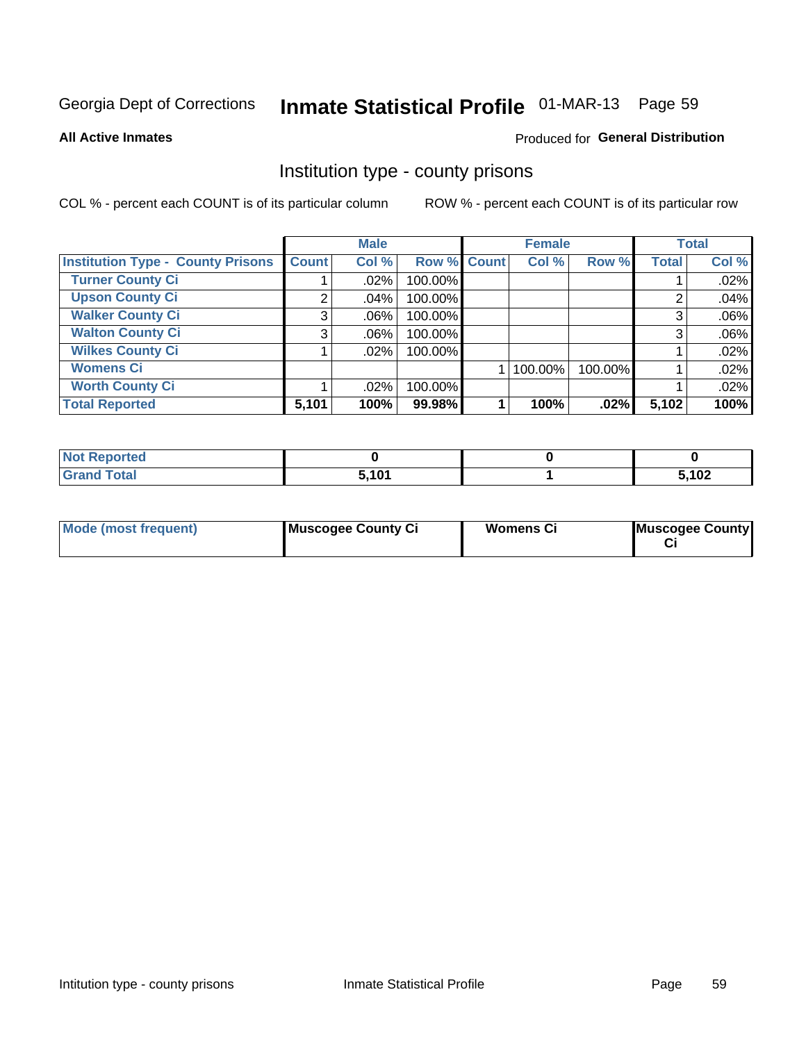Georgia Dept of Corrections **Inmate Statistical Profile** 01-MAR-13 Page 59

**All Active Inmates**

Produced for **General Distribution**

## Institution type - county prisons

COL % - percent each COUNT is of its particular column

ROW % - percent each COUNT is of its particular row

| | Male | | | Female | | | Total | |
|---|---|---|---|---|---|---|---|---|
| **Institution Type - County Prisons** | **Count** | **Col %** | **Row %** | **Count** | **Col %** | **Row %** | **Total** | **Col %** |
| **Turner County Ci** | 1 | .02% | 100.00% | | | | 1 | .02% |
| **Upson County Ci** | 2 | .04% | 100.00% | | | | 2 | .04% |
| **Walker County Ci** | 3 | .06% | 100.00% | | | | 3 | .06% |
| **Walton County Ci** | 3 | .06% | 100.00% | | | | 3 | .06% |
| **Wilkes County Ci** | 1 | .02% | 100.00% | | | | 1 | .02% |
| **Womens Ci** | | | | 1 | 100.00% | 100.00% | 1 | .02% |
| **Worth County Ci** | 1 | .02% | 100.00% | | | | 1 | .02% |
| **Total Reported** | **5,101** | **100%** | **99.98%** | **1** | **100%** | **.02%** | **5,102** | **100%** |

| | Male | Female | Total |
|---|---|---|---|
| **Not Reported** | **0** | **0** | **0** |
| **Grand Total** | **5,101** | **1** | **5,102** |

| | Male | Female | Total |
|---|---|---|---|
| **Mode (most frequent)** | **Muscogee County Ci** | **Womens Ci** | **Muscogee County Ci** |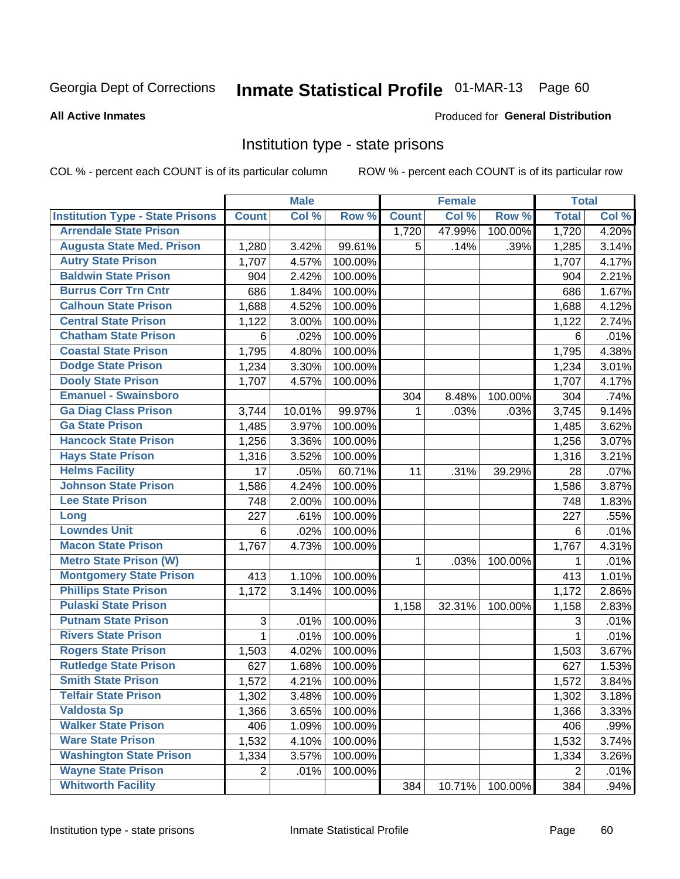Georgia Dept of Corrections **Inmate Statistical Profile** 01-MAR-13

**All Active Inmates**

Produced for **General Distribution**

## Institution type - state prisons

COL % - percent each COUNT is of its particular column    ROW % - percent each COUNT is of its particular row

| | Male | | | Female | | | Total | |
|---|---|---|---|---|---|---|---|---|
| **Institution Type - State Prisons** | **Count** | **Col %** | **Row %** | **Count** | **Col %** | **Row %** | **Total** | **Col %** |
| Arrendale State Prison | | | | 1,720 | 47.99% | 100.00% | 1,720 | 4.20% |
| Augusta State Med. Prison | 1,280 | 3.42% | 99.61% | 5 | .14% | .39% | 1,285 | 3.14% |
| Autry State Prison | 1,707 | 4.57% | 100.00% | | | | 1,707 | 4.17% |
| Baldwin State Prison | 904 | 2.42% | 100.00% | | | | 904 | 2.21% |
| Burrus Corr Trn Cntr | 686 | 1.84% | 100.00% | | | | 686 | 1.67% |
| Calhoun State Prison | 1,688 | 4.52% | 100.00% | | | | 1,688 | 4.12% |
| Central State Prison | 1,122 | 3.00% | 100.00% | | | | 1,122 | 2.74% |
| Chatham State Prison | 6 | .02% | 100.00% | | | | 6 | .01% |
| Coastal State Prison | 1,795 | 4.80% | 100.00% | | | | 1,795 | 4.38% |
| Dodge State Prison | 1,234 | 3.30% | 100.00% | | | | 1,234 | 3.01% |
| Dooly State Prison | 1,707 | 4.57% | 100.00% | | | | 1,707 | 4.17% |
| Emanuel - Swainsboro | | | | 304 | 8.48% | 100.00% | 304 | .74% |
| Ga Diag Class Prison | 3,744 | 10.01% | 99.97% | 1 | .03% | .03% | 3,745 | 9.14% |
| Ga State Prison | 1,485 | 3.97% | 100.00% | | | | 1,485 | 3.62% |
| Hancock State Prison | 1,256 | 3.36% | 100.00% | | | | 1,256 | 3.07% |
| Hays State Prison | 1,316 | 3.52% | 100.00% | | | | 1,316 | 3.21% |
| Helms Facility | 17 | .05% | 60.71% | 11 | .31% | 39.29% | 28 | .07% |
| Johnson State Prison | 1,586 | 4.24% | 100.00% | | | | 1,586 | 3.87% |
| Lee State Prison | 748 | 2.00% | 100.00% | | | | 748 | 1.83% |
| Long | 227 | .61% | 100.00% | | | | 227 | .55% |
| Lowndes Unit | 6 | .02% | 100.00% | | | | 6 | .01% |
| Macon State Prison | 1,767 | 4.73% | 100.00% | | | | 1,767 | 4.31% |
| Metro State Prison (W) | | | | 1 | .03% | 100.00% | 1 | .01% |
| Montgomery State Prison | 413 | 1.10% | 100.00% | | | | 413 | 1.01% |
| Phillips State Prison | 1,172 | 3.14% | 100.00% | | | | 1,172 | 2.86% |
| Pulaski State Prison | | | | 1,158 | 32.31% | 100.00% | 1,158 | 2.83% |
| Putnam State Prison | 3 | .01% | 100.00% | | | | 3 | .01% |
| Rivers State Prison | 1 | .01% | 100.00% | | | | 1 | .01% |
| Rogers State Prison | 1,503 | 4.02% | 100.00% | | | | 1,503 | 3.67% |
| Rutledge State Prison | 627 | 1.68% | 100.00% | | | | 627 | 1.53% |
| Smith State Prison | 1,572 | 4.21% | 100.00% | | | | 1,572 | 3.84% |
| Telfair State Prison | 1,302 | 3.48% | 100.00% | | | | 1,302 | 3.18% |
| Valdosta Sp | 1,366 | 3.65% | 100.00% | | | | 1,366 | 3.33% |
| Walker State Prison | 406 | 1.09% | 100.00% | | | | 406 | .99% |
| Ware State Prison | 1,532 | 4.10% | 100.00% | | | | 1,532 | 3.74% |
| Washington State Prison | 1,334 | 3.57% | 100.00% | | | | 1,334 | 3.26% |
| Wayne State Prison | 2 | .01% | 100.00% | | | | 2 | .01% |
| Whitworth Facility | | | | 384 | 10.71% | 100.00% | 384 | .94% |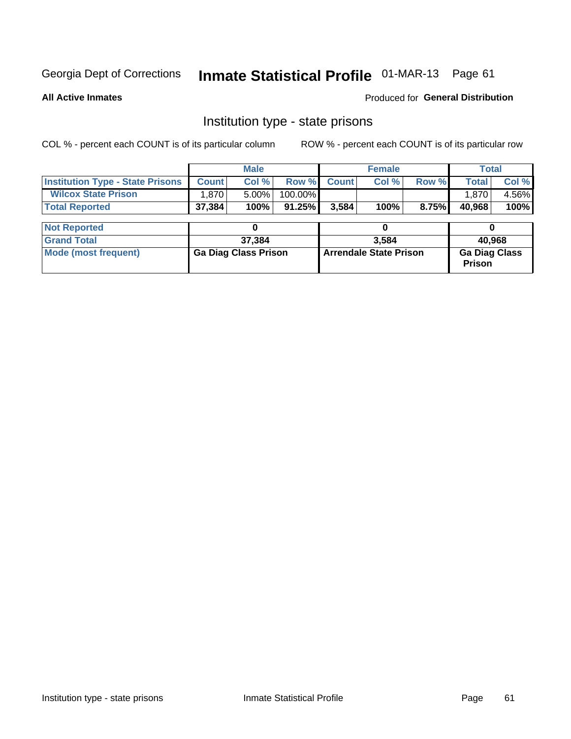Georgia Dept of Corrections **Inmate Statistical Profile** 01-MAR-13

**All Active Inmates**

Produced for **General Distribution**

## Institution type - state prisons

COL % - percent each COUNT is of its particular column    ROW % - percent each COUNT is of its particular row

| | Male | | | Female | | | Total | |
|---|---|---|---|---|---|---|---|---|
| **Institution Type - State Prisons** | **Count** | **Col %** | **Row %** | **Count** | **Col %** | **Row %** | **Total** | **Col %** |
| **Wilcox State Prison** | 1,870 | 5.00% | 100.00% | | | | 1,870 | 4.56% |
| **Total Reported** | **37,384** | **100%** | **91.25%** | **3,584** | **100%** | **8.75%** | **40,968** | **100%** |
| **Not Reported** | **0** | | | **0** | | | **0** | |
| **Grand Total** | **37,384** | | | **3,584** | | | **40,968** | |
| **Mode (most frequent)** | **Ga Diag Class Prison** | | | **Arrendale State Prison** | | | **Ga Diag Class Prison** | |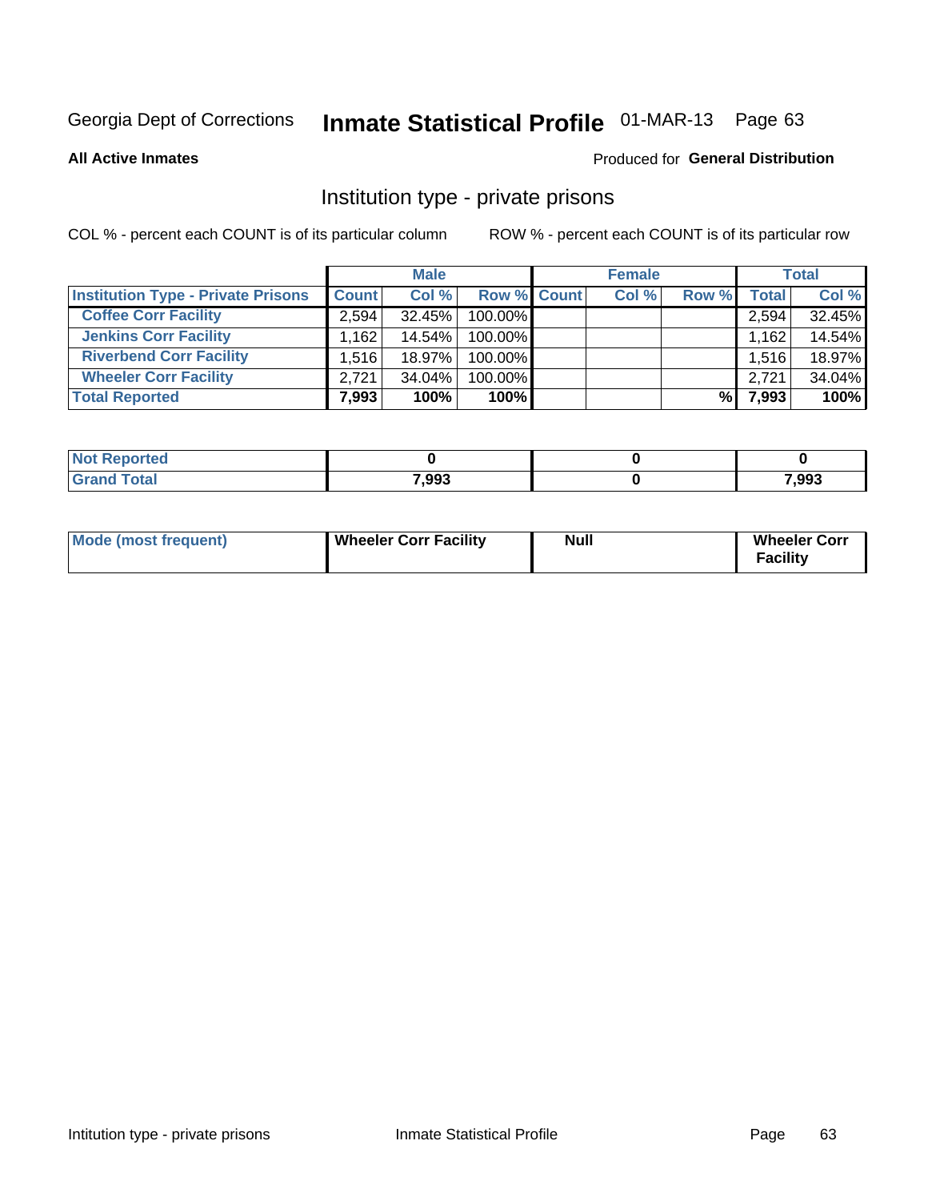Georgia Dept of Corrections **Inmate Statistical Profile** 01-MAR-13

**All Active Inmates**

Produced for **General Distribution**

## Institution type - private prisons

COL % - percent each COUNT is of its particular column

ROW % - percent each COUNT is of its particular row

| | Male | | | Female | | | Total | |
|---|---|---|---|---|---|---|---|---|
| **Institution Type - Private Prisons** | **Count** | **Col %** | **Row %** | **Count** | **Col %** | **Row %** | **Total** | **Col %** |
| **Coffee Corr Facility** | 2,594 | 32.45% | 100.00% | | | | 2,594 | 32.45% |
| **Jenkins Corr Facility** | 1,162 | 14.54% | 100.00% | | | | 1,162 | 14.54% |
| **Riverbend Corr Facility** | 1,516 | 18.97% | 100.00% | | | | 1,516 | 18.97% |
| **Wheeler Corr Facility** | 2,721 | 34.04% | 100.00% | | | | 2,721 | 34.04% |
| **Total Reported** | **7,993** | **100%** | **100%** | | | **%** | **7,993** | **100%** |

| | Male | Female | Total |
|---|---|---|---|
| **Not Reported** | **0** | **0** | **0** |
| **Grand Total** | **7,993** | **0** | **7,993** |

| | Male | Female | Total |
|---|---|---|---|
| **Mode (most frequent)** | **Wheeler Corr Facility** | **Null** | **Wheeler Corr Facility** |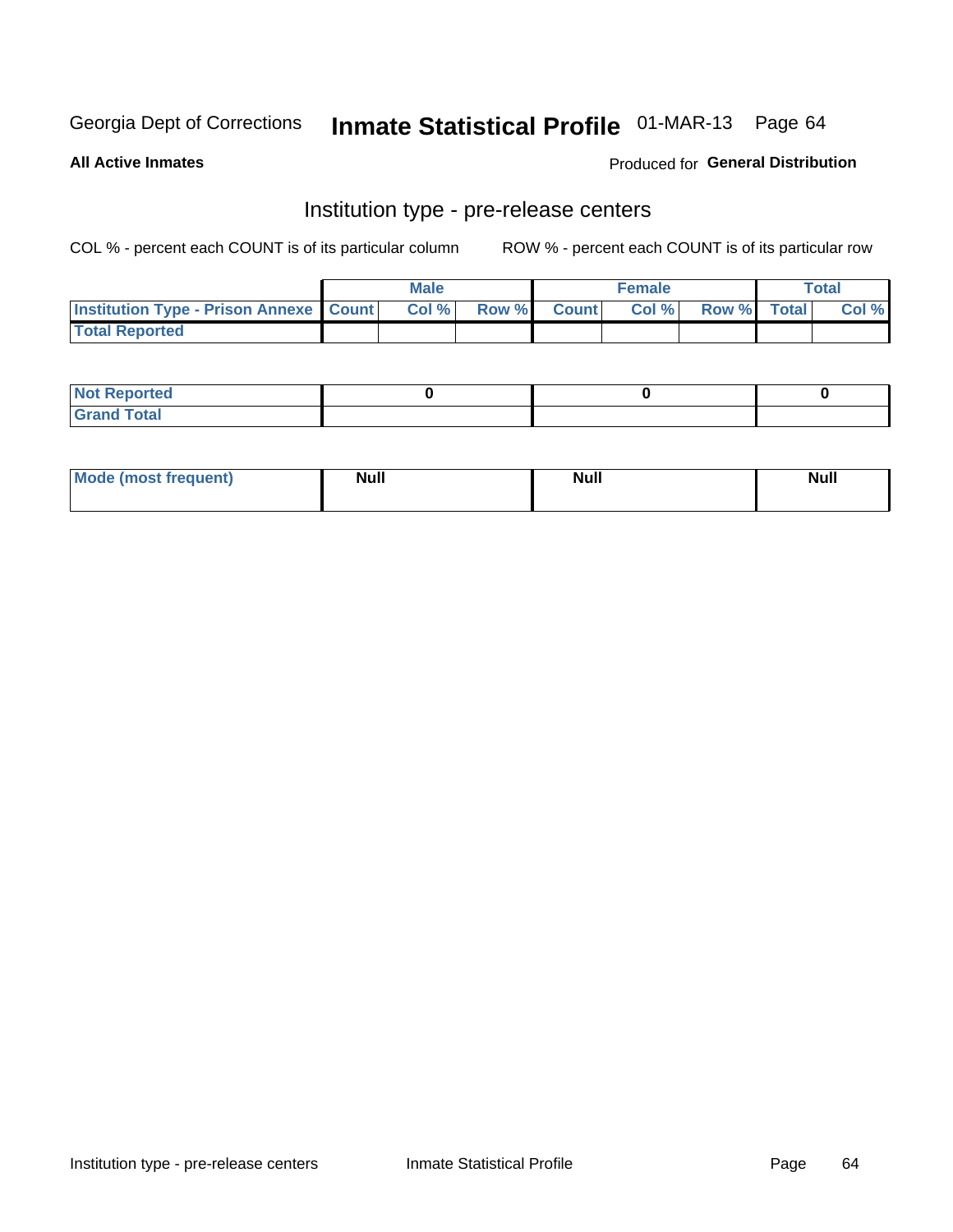Georgia Dept of Corrections **Inmate Statistical Profile** 01-MAR-13

**All Active Inmates**

Produced for **General Distribution**

## Institution type - pre-release centers

COL % - percent each COUNT is of its particular column ROW % - percent each COUNT is of its particular row

| | Male | | | Female | | | Total | |
|---|---|---|---|---|---|---|---|---|
| **Institution Type - Prison Annexe** | **Count** | **Col %** | **Row %** | **Count** | **Col %** | **Row %** | **Total** | **Col %** |
| **Total Reported** | | | | | | | | |

| | Male | Female | Total |
|---|---|---|---|
| **Not Reported** | **0** | **0** | **0** |
| **Grand Total** | | | |

| | Male | Female | Total |
|---|---|---|---|
| **Mode (most frequent)** | **Null** | **Null** | **Null** |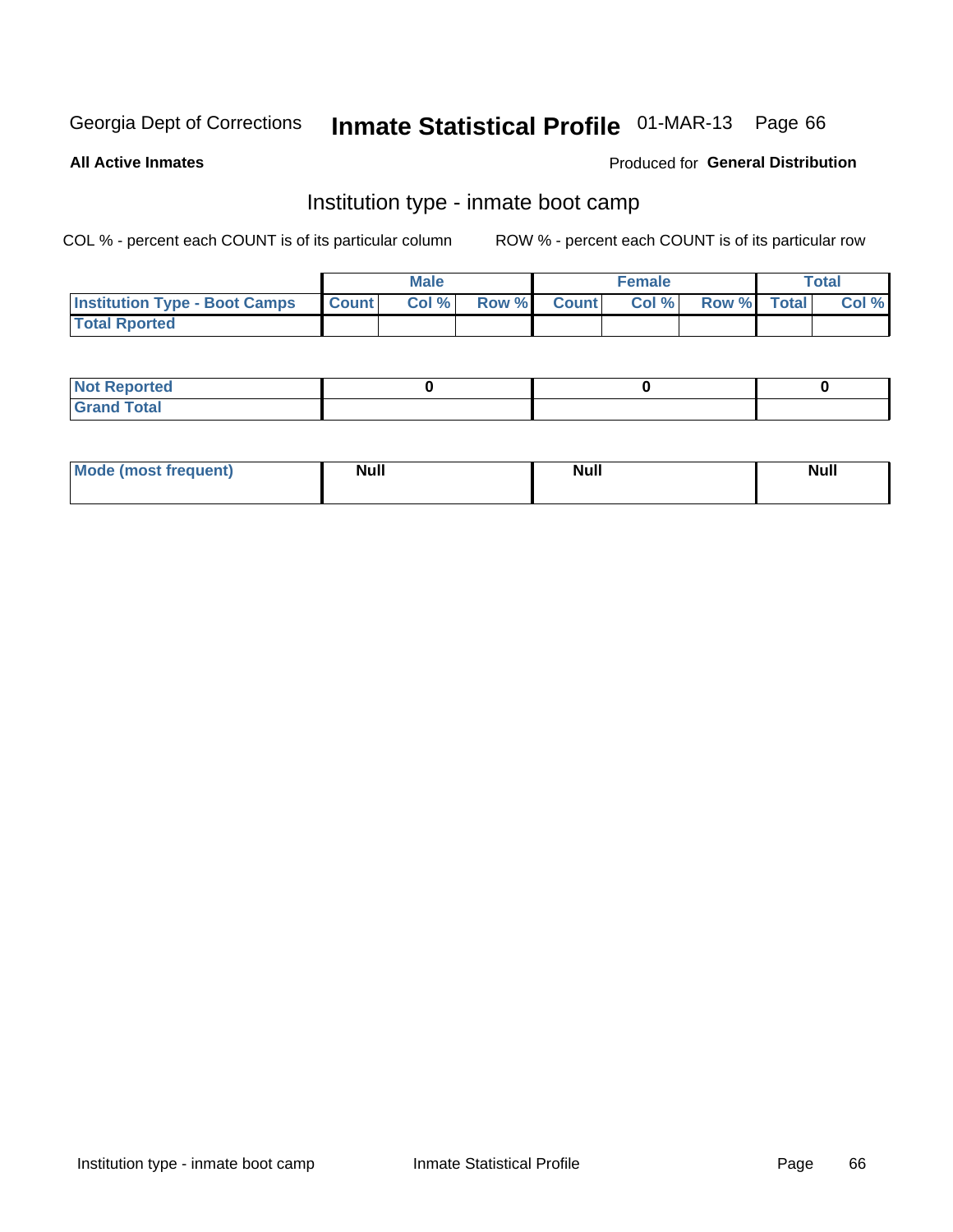Georgia Dept of Corrections **Inmate Statistical Profile** 01-MAR-13

**All Active Inmates**

Produced for **General Distribution**

## Institution type - inmate boot camp

COL % - percent each COUNT is of its particular column

ROW % - percent each COUNT is of its particular row

| | Male | | | Female | | | Total | |
|---|---|---|---|---|---|---|---|---|
| **Institution Type - Boot Camps** | **Count** | **Col %** | **Row %** | **Count** | **Col %** | **Row %** | **Total** | **Col %** |
| **Total Rported** | | | | | | | | |

| | Male | Female | Total |
|---|---|---|---|
| **Not Reported** | 0 | 0 | 0 |
| **Grand Total** | | | |

| | Male | Female | Total |
|---|---|---|---|
| **Mode (most frequent)** | Null | Null | Null |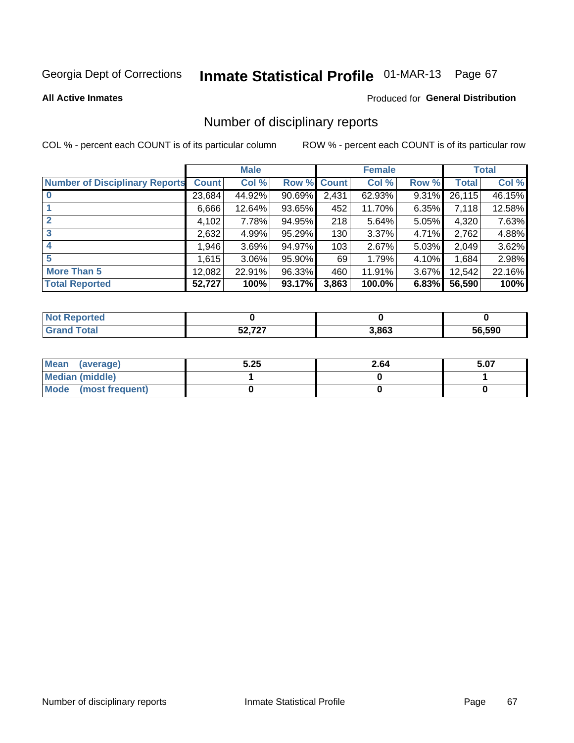Georgia Dept of Corrections **Inmate Statistical Profile** 01-MAR-13

**All Active Inmates**

Produced for **General Distribution**

# Number of disciplinary reports

COL % - percent each COUNT is of its particular column

ROW % - percent each COUNT is of its particular row

| | Male | | | Female | | | Total | |
|---|---|---|---|---|---|---|---|---|
| Number of Disciplinary Reports | Count | Col % | Row % | Count | Col % | Row % | Total | Col % |
| 0 | 23,684 | 44.92% | 90.69% | 2,431 | 62.93% | 9.31% | 26,115 | 46.15% |
| 1 | 6,666 | 12.64% | 93.65% | 452 | 11.70% | 6.35% | 7,118 | 12.58% |
| 2 | 4,102 | 7.78% | 94.95% | 218 | 5.64% | 5.05% | 4,320 | 7.63% |
| 3 | 2,632 | 4.99% | 95.29% | 130 | 3.37% | 4.71% | 2,762 | 4.88% |
| 4 | 1,946 | 3.69% | 94.97% | 103 | 2.67% | 5.03% | 2,049 | 3.62% |
| 5 | 1,615 | 3.06% | 95.90% | 69 | 1.79% | 4.10% | 1,684 | 2.98% |
| More Than 5 | 12,082 | 22.91% | 96.33% | 460 | 11.91% | 3.67% | 12,542 | 22.16% |
| **Total Reported** | **52,727** | **100%** | **93.17%** | **3,863** | **100.0%** | **6.83%** | **56,590** | **100%** |

| | Male | Female | Total |
|---|---|---|---|
| Not Reported | 0 | 0 | 0 |
| Grand Total | 52,727 | 3,863 | 56,590 |

| | Male | Female | Total |
|---|---|---|---|
| Mean (average) | 5.25 | 2.64 | 5.07 |
| Median (middle) | 1 | 0 | 1 |
| Mode (most frequent) | 0 | 0 | 0 |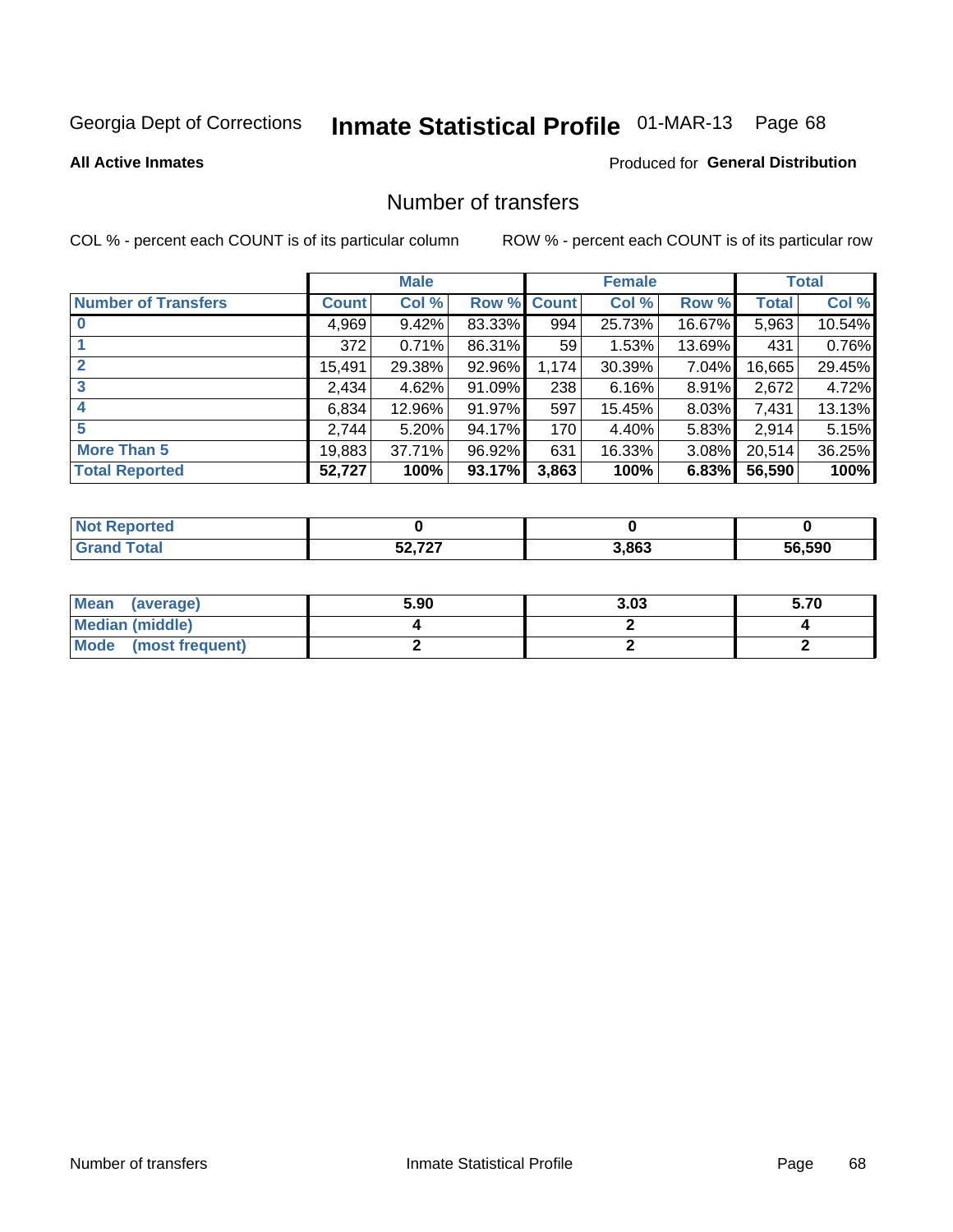Georgia Dept of Corrections **Inmate Statistical Profile** 01-MAR-13

**All Active Inmates**

Produced for **General Distribution**

## Number of transfers

COL % - percent each COUNT is of its particular column

ROW % - percent each COUNT is of its particular row

| | Male | | | Female | | | Total | |
|---|---|---|---|---|---|---|---|---|
| **Number of Transfers** | **Count** | **Col %** | **Row %** | **Count** | **Col %** | **Row %** | **Total** | **Col %** |
| **0** | 4,969 | 9.42% | 83.33% | 994 | 25.73% | 16.67% | 5,963 | 10.54% |
| **1** | 372 | 0.71% | 86.31% | 59 | 1.53% | 13.69% | 431 | 0.76% |
| **2** | 15,491 | 29.38% | 92.96% | 1,174 | 30.39% | 7.04% | 16,665 | 29.45% |
| **3** | 2,434 | 4.62% | 91.09% | 238 | 6.16% | 8.91% | 2,672 | 4.72% |
| **4** | 6,834 | 12.96% | 91.97% | 597 | 15.45% | 8.03% | 7,431 | 13.13% |
| **5** | 2,744 | 5.20% | 94.17% | 170 | 4.40% | 5.83% | 2,914 | 5.15% |
| **More Than 5** | 19,883 | 37.71% | 96.92% | 631 | 16.33% | 3.08% | 20,514 | 36.25% |
| **Total Reported** | **52,727** | **100%** | **93.17%** | **3,863** | **100%** | **6.83%** | **56,590** | **100%** |

| | Male | Female | Total |
|---|---|---|---|
| **Not Reported** | **0** | **0** | **0** |
| **Grand Total** | **52,727** | **3,863** | **56,590** |

| | Male | Female | Total |
|---|---|---|---|
| **Mean (average)** | **5.90** | **3.03** | **5.70** |
| **Median (middle)** | **4** | **2** | **4** |
| **Mode (most frequent)** | **2** | **2** | **2** |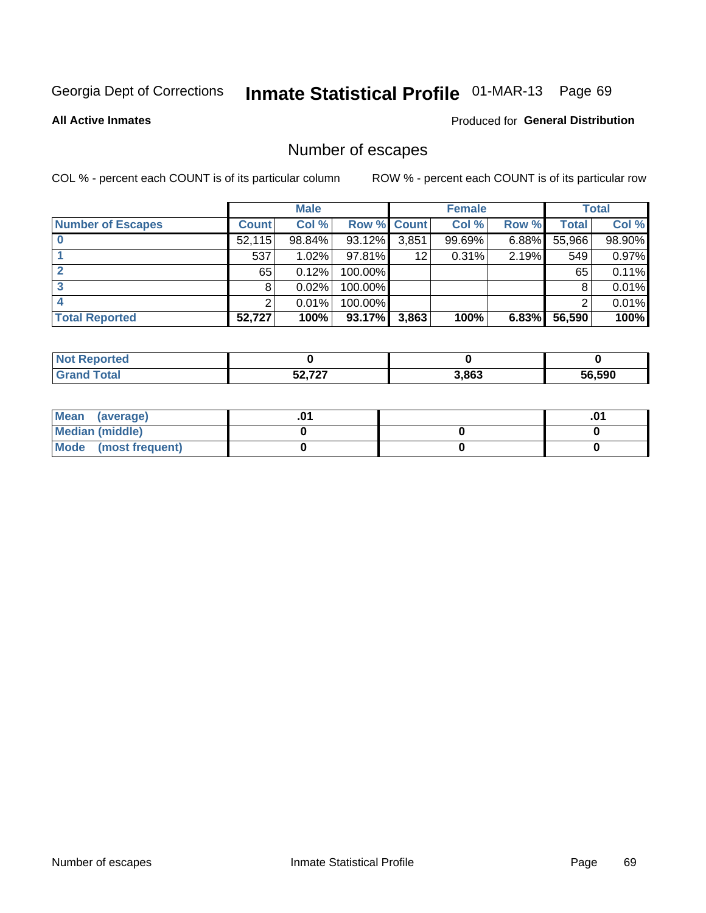Georgia Dept of Corrections **Inmate Statistical Profile** 01-MAR-13 Page 69

**All Active Inmates**

Produced for **General Distribution**

## Number of escapes

COL % - percent each COUNT is of its particular column ROW % - percent each COUNT is of its particular row

| | Male | | | Female | | | Total | |
|---|---|---|---|---|---|---|---|---|
| **Number of Escapes** | **Count** | **Col %** | **Row %** | **Count** | **Col %** | **Row %** | **Total** | **Col %** |
| **0** | 52,115 | 98.84% | 93.12% | 3,851 | 99.69% | 6.88% | 55,966 | 98.90% |
| **1** | 537 | 1.02% | 97.81% | 12 | 0.31% | 2.19% | 549 | 0.97% |
| **2** | 65 | 0.12% | 100.00% | | | | 65 | 0.11% |
| **3** | 8 | 0.02% | 100.00% | | | | 8 | 0.01% |
| **4** | 2 | 0.01% | 100.00% | | | | 2 | 0.01% |
| **Total Reported** | **52,727** | **100%** | **93.17%** | **3,863** | **100%** | **6.83%** | **56,590** | **100%** |

| | Male | Female | Total |
|---|---|---|---|
| **Not Reported** | **0** | **0** | **0** |
| **Grand Total** | **52,727** | **3,863** | **56,590** |

| | Male | Female | Total |
|---|---|---|---|
| **Mean (average)** | **.01** | | **.01** |
| **Median (middle)** | **0** | **0** | **0** |
| **Mode (most frequent)** | **0** | **0** | **0** |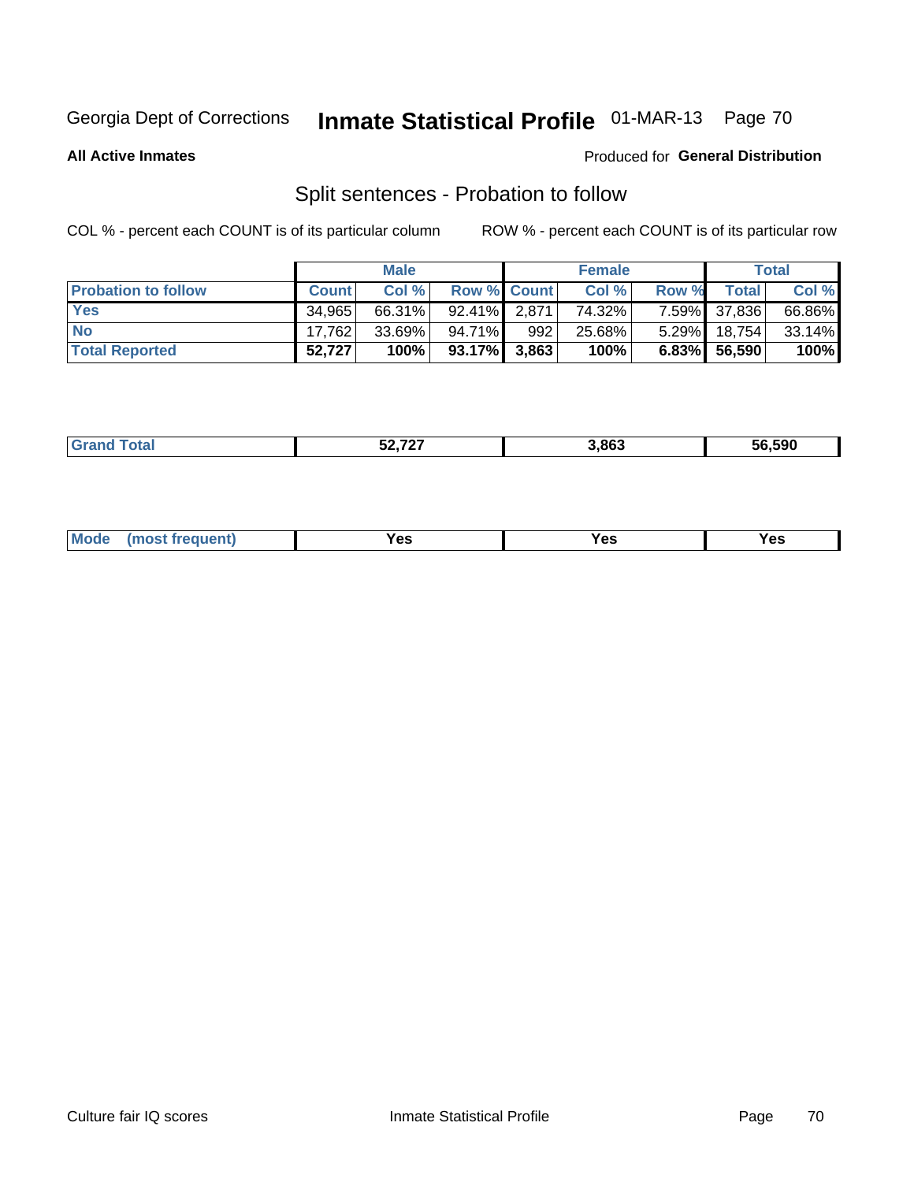Georgia Dept of Corrections **Inmate Statistical Profile** 01-MAR-13

**All Active Inmates**

Produced for **General Distribution**

## Split sentences - Probation to follow

COL % - percent each COUNT is of its particular column

ROW % - percent each COUNT is of its particular row

| | Male | | | Female | | | Total | |
|---|---|---|---|---|---|---|---|---|
| **Probation to follow** | **Count** | **Col %** | **Row %** | **Count** | **Col %** | **Row %** | **Total** | **Col %** |
| **Yes** | 34,965 | 66.31% | 92.41% | 2,871 | 74.32% | 7.59% | 37,836 | 66.86% |
| **No** | 17,762 | 33.69% | 94.71% | 992 | 25.68% | 5.29% | 18,754 | 33.14% |
| **Total Reported** | **52,727** | **100%** | **93.17%** | **3,863** | **100%** | **6.83%** | **56,590** | **100%** |

| | Male | Female | Total |
|---|---|---|---|
| **Grand Total** | **52,727** | **3,863** | **56,590** |

| | Male | Female | Total |
|---|---|---|---|
| **Mode (most frequent)** | **Yes** | **Yes** | **Yes** |

Culture fair IQ scores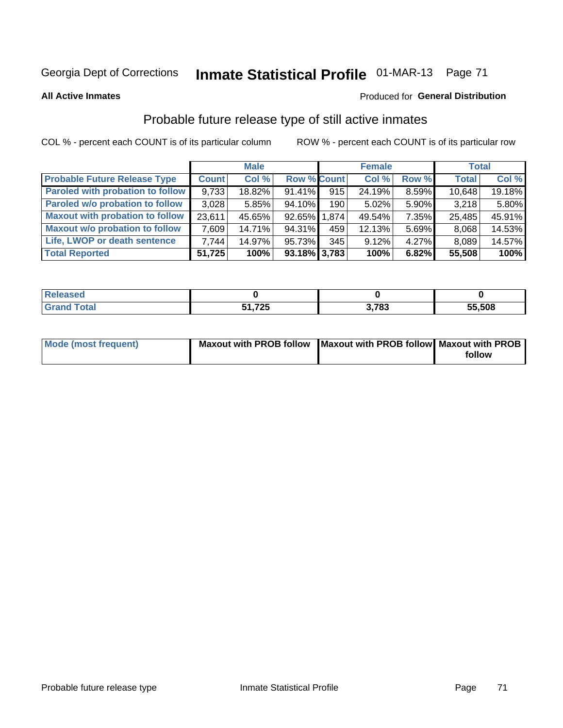Georgia Dept of Corrections **Inmate Statistical Profile** 01-MAR-13

**All Active Inmates**

Produced for **General Distribution**

## Probable future release type of still active inmates

COL % - percent each COUNT is of its particular column

ROW % - percent each COUNT is of its particular row

| | Male | | | Female | | | Total | |
|---|---|---|---|---|---|---|---|---|
| **Probable Future Release Type** | **Count** | **Col %** | **Row %** | **Count** | **Col %** | **Row %** | **Total** | **Col %** |
| Paroled with probation to follow | 9,733 | 18.82% | 91.41% | 915 | 24.19% | 8.59% | 10,648 | 19.18% |
| Paroled w/o probation to follow | 3,028 | 5.85% | 94.10% | 190 | 5.02% | 5.90% | 3,218 | 5.80% |
| Maxout with probation to follow | 23,611 | 45.65% | 92.65% | 1,874 | 49.54% | 7.35% | 25,485 | 45.91% |
| Maxout w/o probation to follow | 7,609 | 14.71% | 94.31% | 459 | 12.13% | 5.69% | 8,068 | 14.53% |
| Life, LWOP or death sentence | 7,744 | 14.97% | 95.73% | 345 | 9.12% | 4.27% | 8,089 | 14.57% |
| **Total Reported** | **51,725** | **100%** | **93.18%** | **3,783** | **100%** | **6.82%** | **55,508** | **100%** |

| | Male | Female | Total |
|---|---|---|---|
| Released | 0 | 0 | 0 |
| Grand Total | 51,725 | 3,783 | 55,508 |

| | Male | Female | Total |
|---|---|---|---|
| Mode (most frequent) | Maxout with PROB follow | Maxout with PROB follow | Maxout with PROB follow |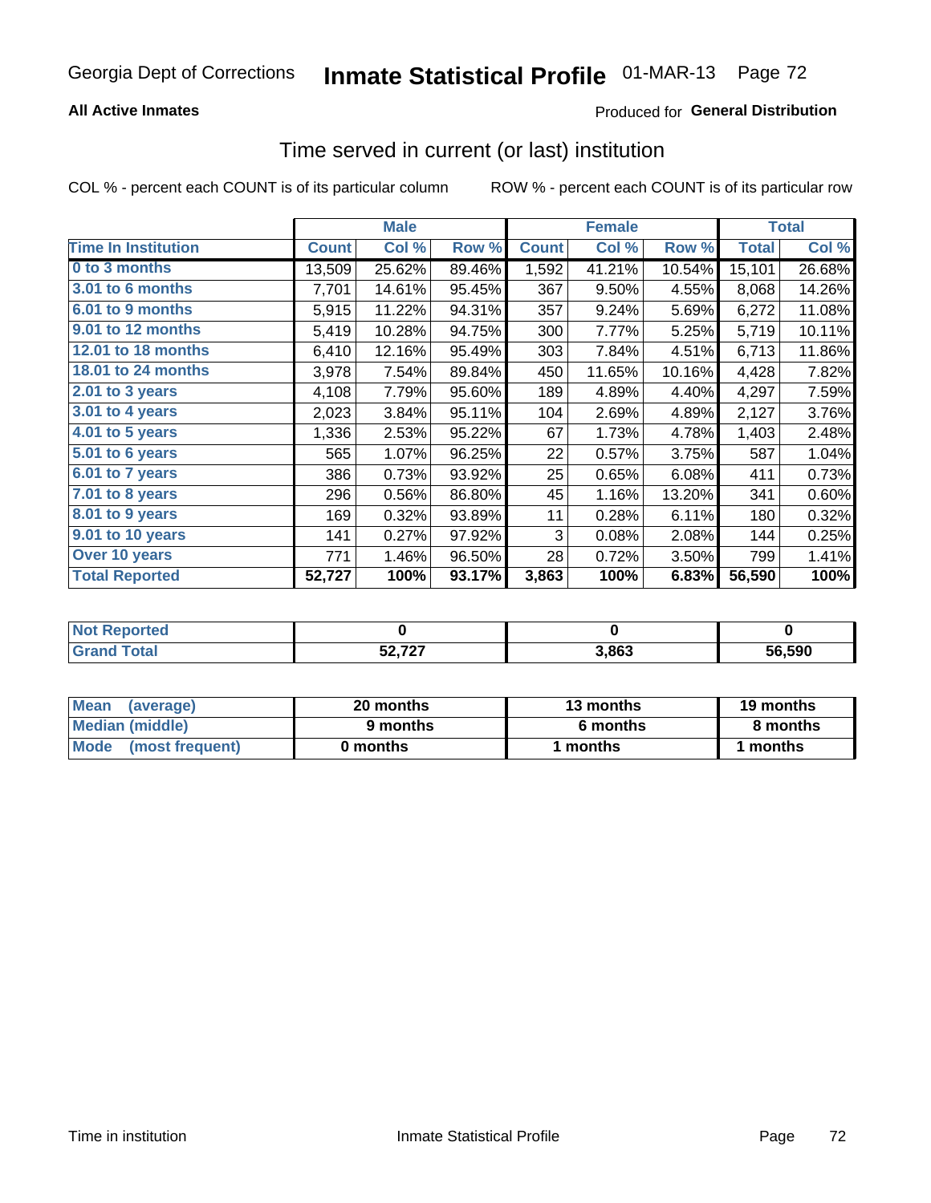Georgia Dept of Corrections **Inmate Statistical Profile** 01-MAR-13

**All Active Inmates**

Produced for **General Distribution**

## Time served in current (or last) institution

COL % - percent each COUNT is of its particular column    ROW % - percent each COUNT is of its particular row

| | Male | | | Female | | | Total | |
|---|---|---|---|---|---|---|---|---|
| **Time In Institution** | **Count** | **Col %** | **Row %** | **Count** | **Col %** | **Row %** | **Total** | **Col %** |
| **0 to 3 months** | 13,509 | 25.62% | 89.46% | 1,592 | 41.21% | 10.54% | 15,101 | 26.68% |
| **3.01 to 6 months** | 7,701 | 14.61% | 95.45% | 367 | 9.50% | 4.55% | 8,068 | 14.26% |
| **6.01 to 9 months** | 5,915 | 11.22% | 94.31% | 357 | 9.24% | 5.69% | 6,272 | 11.08% |
| **9.01 to 12 months** | 5,419 | 10.28% | 94.75% | 300 | 7.77% | 5.25% | 5,719 | 10.11% |
| **12.01 to 18 months** | 6,410 | 12.16% | 95.49% | 303 | 7.84% | 4.51% | 6,713 | 11.86% |
| **18.01 to 24 months** | 3,978 | 7.54% | 89.84% | 450 | 11.65% | 10.16% | 4,428 | 7.82% |
| **2.01 to 3 years** | 4,108 | 7.79% | 95.60% | 189 | 4.89% | 4.40% | 4,297 | 7.59% |
| **3.01 to 4 years** | 2,023 | 3.84% | 95.11% | 104 | 2.69% | 4.89% | 2,127 | 3.76% |
| **4.01 to 5 years** | 1,336 | 2.53% | 95.22% | 67 | 1.73% | 4.78% | 1,403 | 2.48% |
| **5.01 to 6 years** | 565 | 1.07% | 96.25% | 22 | 0.57% | 3.75% | 587 | 1.04% |
| **6.01 to 7 years** | 386 | 0.73% | 93.92% | 25 | 0.65% | 6.08% | 411 | 0.73% |
| **7.01 to 8 years** | 296 | 0.56% | 86.80% | 45 | 1.16% | 13.20% | 341 | 0.60% |
| **8.01 to 9 years** | 169 | 0.32% | 93.89% | 11 | 0.28% | 6.11% | 180 | 0.32% |
| **9.01 to 10 years** | 141 | 0.27% | 97.92% | 3 | 0.08% | 2.08% | 144 | 0.25% |
| **Over 10 years** | 771 | 1.46% | 96.50% | 28 | 0.72% | 3.50% | 799 | 1.41% |
| **Total Reported** | **52,727** | **100%** | **93.17%** | **3,863** | **100%** | **6.83%** | **56,590** | **100%** |

| | Male | Female | Total |
|---|---|---|---|
| **Not Reported** | **0** | **0** | **0** |
| **Grand Total** | **52,727** | **3,863** | **56,590** |

| | Male | Female | Total |
|---|---|---|---|
| **Mean (average)** | **20 months** | **13 months** | **19 months** |
| **Median (middle)** | **9 months** | **6 months** | **8 months** |
| **Mode (most frequent)** | **0 months** | **1 months** | **1 months** |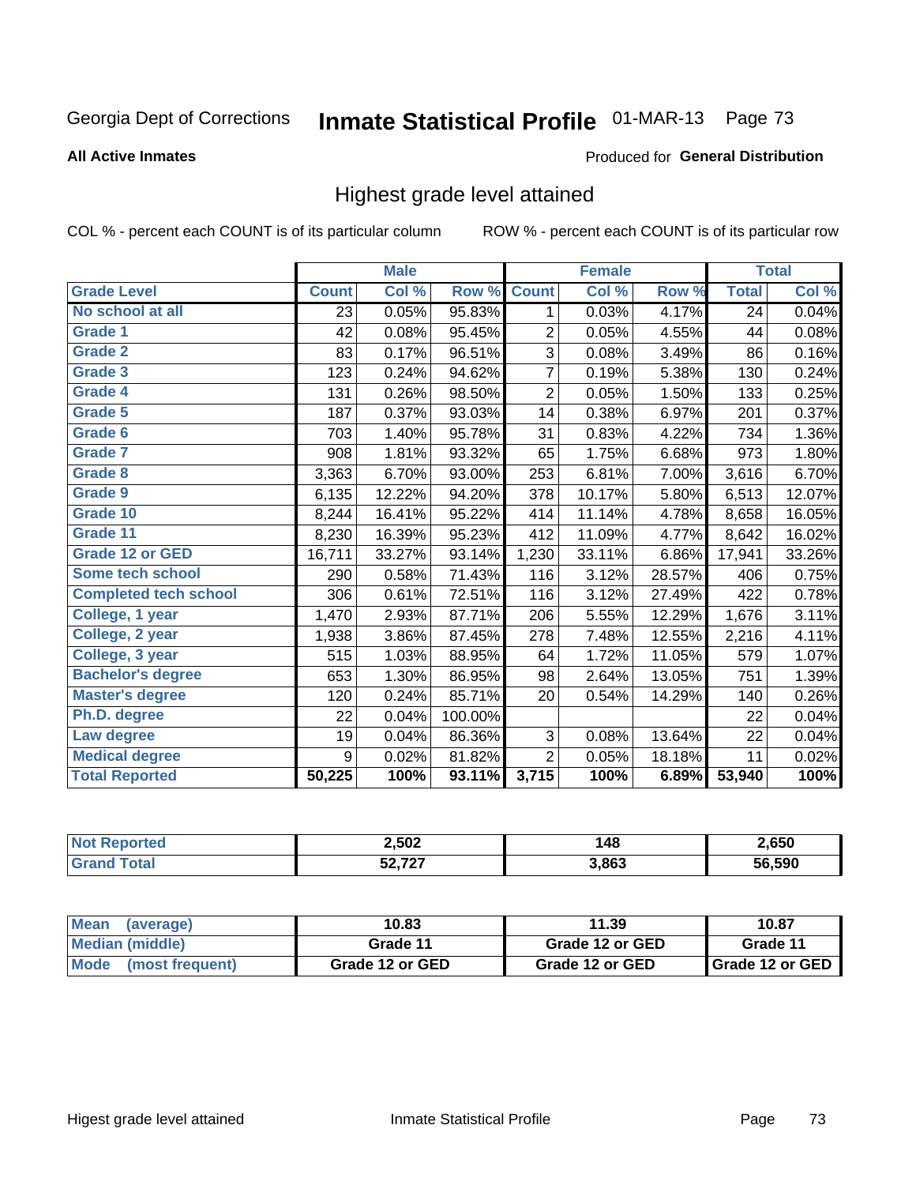Georgia Dept of Corrections **Inmate Statistical Profile** 01-MAR-13

**All Active Inmates**

Produced for **General Distribution**

## Highest grade level attained

COL % - percent each COUNT is of its particular column     ROW % - percent each COUNT is of its particular row

| | Male | | | Female | | | Total | |
|---|---|---|---|---|---|---|---|---|
| **Grade Level** | **Count** | **Col %** | **Row %** | **Count** | **Col %** | **Row %** | **Total** | **Col %** |
| No school at all | 23 | 0.05% | 95.83% | 1 | 0.03% | 4.17% | 24 | 0.04% |
| Grade 1 | 42 | 0.08% | 95.45% | 2 | 0.05% | 4.55% | 44 | 0.08% |
| Grade 2 | 83 | 0.17% | 96.51% | 3 | 0.08% | 3.49% | 86 | 0.16% |
| Grade 3 | 123 | 0.24% | 94.62% | 7 | 0.19% | 5.38% | 130 | 0.24% |
| Grade 4 | 131 | 0.26% | 98.50% | 2 | 0.05% | 1.50% | 133 | 0.25% |
| Grade 5 | 187 | 0.37% | 93.03% | 14 | 0.38% | 6.97% | 201 | 0.37% |
| Grade 6 | 703 | 1.40% | 95.78% | 31 | 0.83% | 4.22% | 734 | 1.36% |
| Grade 7 | 908 | 1.81% | 93.32% | 65 | 1.75% | 6.68% | 973 | 1.80% |
| Grade 8 | 3,363 | 6.70% | 93.00% | 253 | 6.81% | 7.00% | 3,616 | 6.70% |
| Grade 9 | 6,135 | 12.22% | 94.20% | 378 | 10.17% | 5.80% | 6,513 | 12.07% |
| Grade 10 | 8,244 | 16.41% | 95.22% | 414 | 11.14% | 4.78% | 8,658 | 16.05% |
| Grade 11 | 8,230 | 16.39% | 95.23% | 412 | 11.09% | 4.77% | 8,642 | 16.02% |
| Grade 12 or GED | 16,711 | 33.27% | 93.14% | 1,230 | 33.11% | 6.86% | 17,941 | 33.26% |
| Some tech school | 290 | 0.58% | 71.43% | 116 | 3.12% | 28.57% | 406 | 0.75% |
| Completed tech school | 306 | 0.61% | 72.51% | 116 | 3.12% | 27.49% | 422 | 0.78% |
| College, 1 year | 1,470 | 2.93% | 87.71% | 206 | 5.55% | 12.29% | 1,676 | 3.11% |
| College, 2 year | 1,938 | 3.86% | 87.45% | 278 | 7.48% | 12.55% | 2,216 | 4.11% |
| College, 3 year | 515 | 1.03% | 88.95% | 64 | 1.72% | 11.05% | 579 | 1.07% |
| Bachelor's degree | 653 | 1.30% | 86.95% | 98 | 2.64% | 13.05% | 751 | 1.39% |
| Master's degree | 120 | 0.24% | 85.71% | 20 | 0.54% | 14.29% | 140 | 0.26% |
| Ph.D. degree | 22 | 0.04% | 100.00% | | | | 22 | 0.04% |
| Law degree | 19 | 0.04% | 86.36% | 3 | 0.08% | 13.64% | 22 | 0.04% |
| Medical degree | 9 | 0.02% | 81.82% | 2 | 0.05% | 18.18% | 11 | 0.02% |
| **Total Reported** | **50,225** | **100%** | **93.11%** | **3,715** | **100%** | **6.89%** | **53,940** | **100%** |

| | Male | Female | Total |
|---|---|---|---|
| Not Reported | 2,502 | 148 | 2,650 |
| Grand Total | 52,727 | 3,863 | 56,590 |

| | Male | Female | Total |
|---|---|---|---|
| Mean (average) | 10.83 | 11.39 | 10.87 |
| Median (middle) | Grade 11 | Grade 12 or GED | Grade 11 |
| Mode (most frequent) | Grade 12 or GED | Grade 12 or GED | Grade 12 or GED |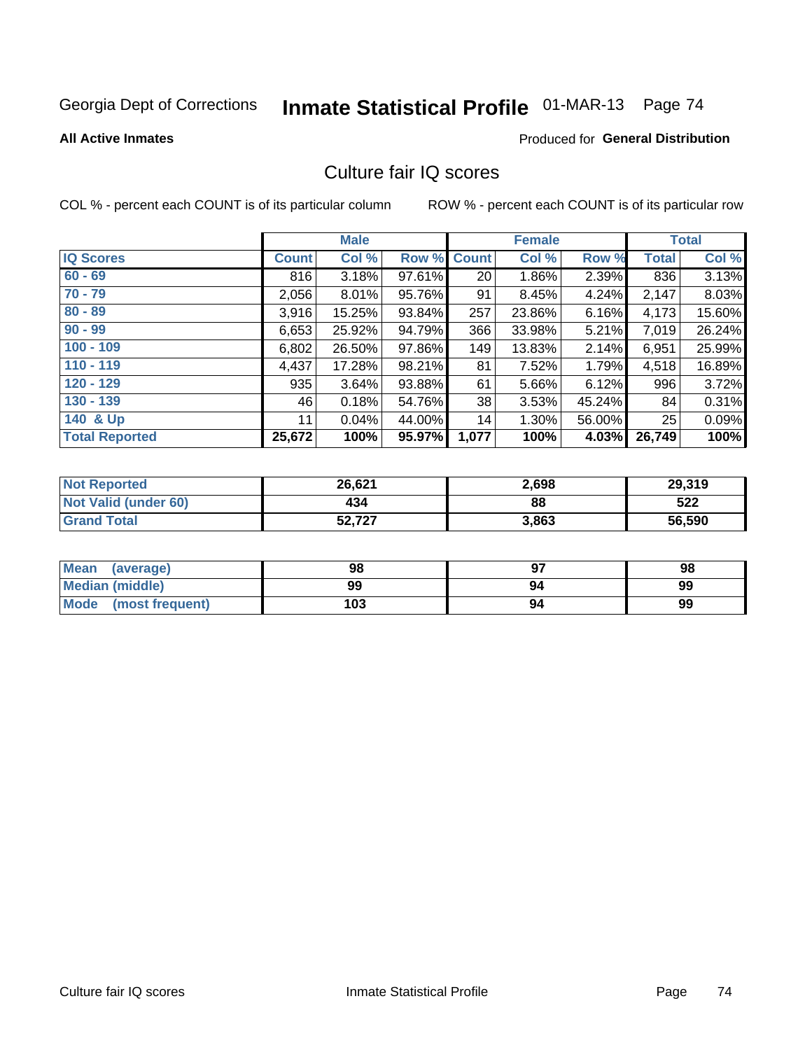Georgia Dept of Corrections **Inmate Statistical Profile** 01-MAR-13

**All Active Inmates** Produced for **General Distribution**

## Culture fair IQ scores

COL % - percent each COUNT is of its particular column ROW % - percent each COUNT is of its particular row

| | Male | | | Female | | | Total | |
|---|---|---|---|---|---|---|---|---|
| **IQ Scores** | **Count** | **Col %** | **Row %** | **Count** | **Col %** | **Row %** | **Total** | **Col %** |
| 60 - 69 | 816 | 3.18% | 97.61% | 20 | 1.86% | 2.39% | 836 | 3.13% |
| 70 - 79 | 2,056 | 8.01% | 95.76% | 91 | 8.45% | 4.24% | 2,147 | 8.03% |
| 80 - 89 | 3,916 | 15.25% | 93.84% | 257 | 23.86% | 6.16% | 4,173 | 15.60% |
| 90 - 99 | 6,653 | 25.92% | 94.79% | 366 | 33.98% | 5.21% | 7,019 | 26.24% |
| 100 - 109 | 6,802 | 26.50% | 97.86% | 149 | 13.83% | 2.14% | 6,951 | 25.99% |
| 110 - 119 | 4,437 | 17.28% | 98.21% | 81 | 7.52% | 1.79% | 4,518 | 16.89% |
| 120 - 129 | 935 | 3.64% | 93.88% | 61 | 5.66% | 6.12% | 996 | 3.72% |
| 130 - 139 | 46 | 0.18% | 54.76% | 38 | 3.53% | 45.24% | 84 | 0.31% |
| 140 & Up | 11 | 0.04% | 44.00% | 14 | 1.30% | 56.00% | 25 | 0.09% |
| **Total Reported** | **25,672** | **100%** | **95.97%** | **1,077** | **100%** | **4.03%** | **26,749** | **100%** |

| | Male | Female | Total |
|---|---|---|---|
| Not Reported | 26,621 | 2,698 | 29,319 |
| Not Valid (under 60) | 434 | 88 | 522 |
| Grand Total | 52,727 | 3,863 | 56,590 |

| | Male | Female | Total |
|---|---|---|---|
| Mean (average) | 98 | 97 | 98 |
| Median (middle) | 99 | 94 | 99 |
| Mode (most frequent) | 103 | 94 | 99 |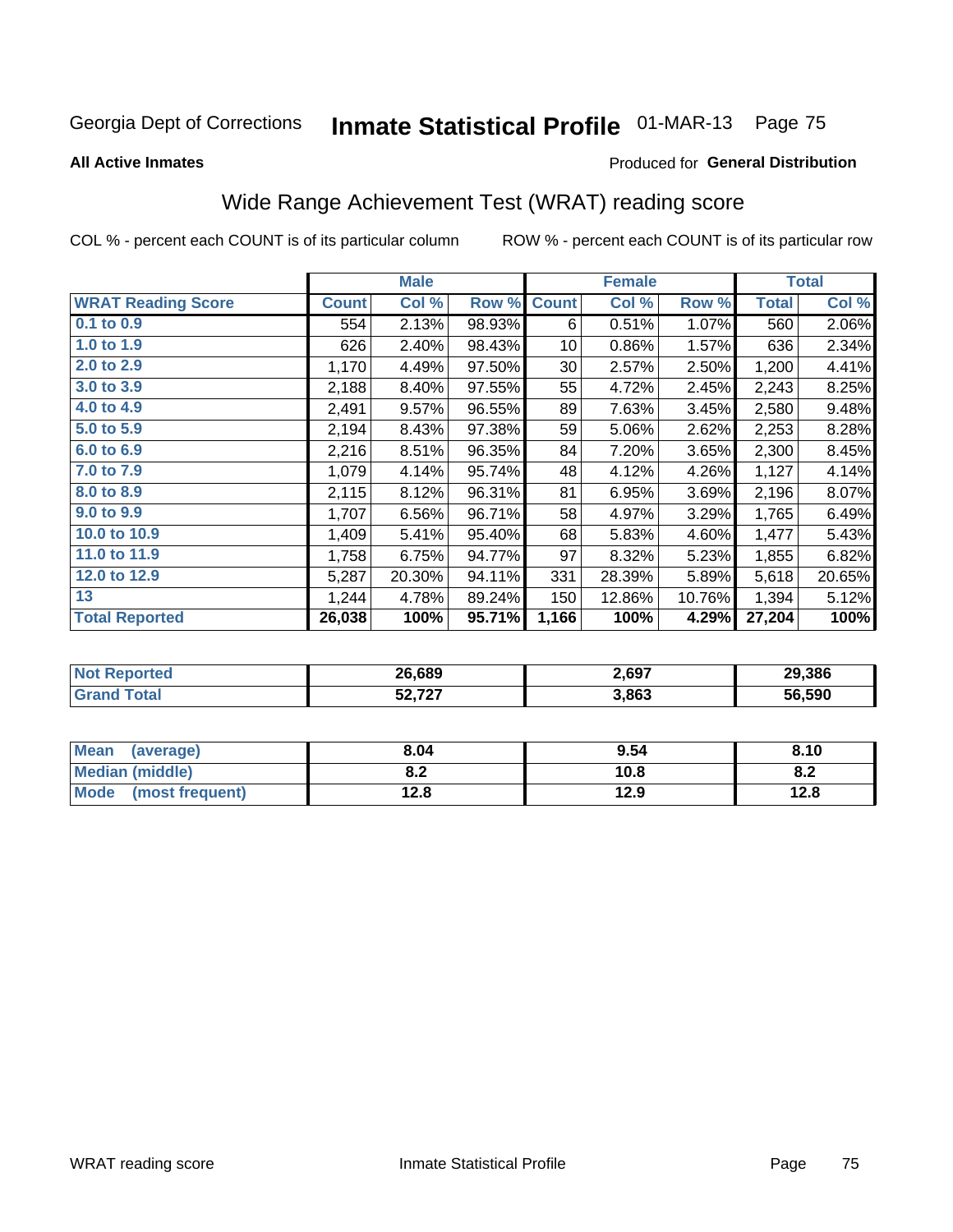Georgia Dept of Corrections **Inmate Statistical Profile** 01-MAR-13

**All Active Inmates**

Produced for **General Distribution**

## Wide Range Achievement Test (WRAT) reading score

COL % - percent each COUNT is of its particular column    ROW % - percent each COUNT is of its particular row

| | Male | | | Female | | | Total | |
|---|---|---|---|---|---|---|---|---|
| **WRAT Reading Score** | **Count** | **Col %** | **Row %** | **Count** | **Col %** | **Row %** | **Total** | **Col %** |
| 0.1 to 0.9 | 554 | 2.13% | 98.93% | 6 | 0.51% | 1.07% | 560 | 2.06% |
| 1.0 to 1.9 | 626 | 2.40% | 98.43% | 10 | 0.86% | 1.57% | 636 | 2.34% |
| 2.0 to 2.9 | 1,170 | 4.49% | 97.50% | 30 | 2.57% | 2.50% | 1,200 | 4.41% |
| 3.0 to 3.9 | 2,188 | 8.40% | 97.55% | 55 | 4.72% | 2.45% | 2,243 | 8.25% |
| 4.0 to 4.9 | 2,491 | 9.57% | 96.55% | 89 | 7.63% | 3.45% | 2,580 | 9.48% |
| 5.0 to 5.9 | 2,194 | 8.43% | 97.38% | 59 | 5.06% | 2.62% | 2,253 | 8.28% |
| 6.0 to 6.9 | 2,216 | 8.51% | 96.35% | 84 | 7.20% | 3.65% | 2,300 | 8.45% |
| 7.0 to 7.9 | 1,079 | 4.14% | 95.74% | 48 | 4.12% | 4.26% | 1,127 | 4.14% |
| 8.0 to 8.9 | 2,115 | 8.12% | 96.31% | 81 | 6.95% | 3.69% | 2,196 | 8.07% |
| 9.0 to 9.9 | 1,707 | 6.56% | 96.71% | 58 | 4.97% | 3.29% | 1,765 | 6.49% |
| 10.0 to 10.9 | 1,409 | 5.41% | 95.40% | 68 | 5.83% | 4.60% | 1,477 | 5.43% |
| 11.0 to 11.9 | 1,758 | 6.75% | 94.77% | 97 | 8.32% | 5.23% | 1,855 | 6.82% |
| 12.0 to 12.9 | 5,287 | 20.30% | 94.11% | 331 | 28.39% | 5.89% | 5,618 | 20.65% |
| 13 | 1,244 | 4.78% | 89.24% | 150 | 12.86% | 10.76% | 1,394 | 5.12% |
| **Total Reported** | **26,038** | **100%** | **95.71%** | **1,166** | **100%** | **4.29%** | **27,204** | **100%** |

| | Male | Female | Total |
|---|---|---|---|
| Not Reported | 26,689 | 2,697 | 29,386 |
| Grand Total | 52,727 | 3,863 | 56,590 |

| | Male | Female | Total |
|---|---|---|---|
| Mean (average) | 8.04 | 9.54 | 8.10 |
| Median (middle) | 8.2 | 10.8 | 8.2 |
| Mode (most frequent) | 12.8 | 12.9 | 12.8 |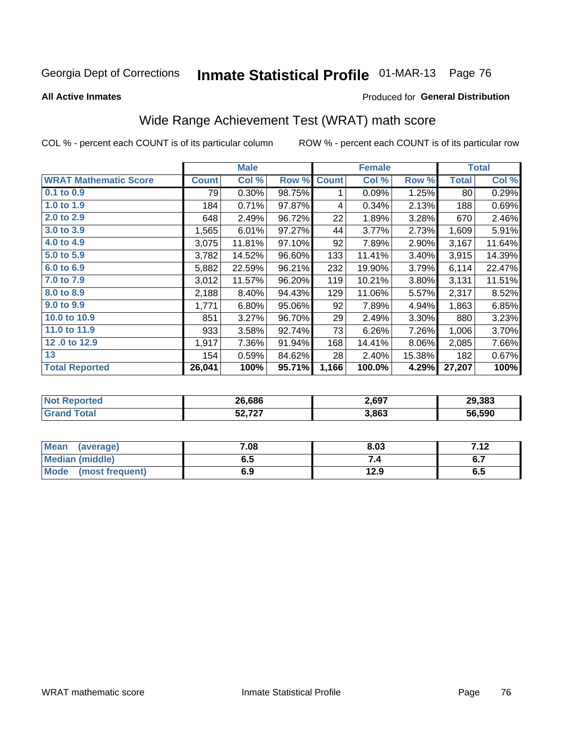Georgia Dept of Corrections **Inmate Statistical Profile** 01-MAR-13

**All Active Inmates**

Produced for **General Distribution**

## Wide Range Achievement Test (WRAT) math score

COL % - percent each COUNT is of its particular column

ROW % - percent each COUNT is of its particular row

| | Male | | | Female | | | Total | |
|---|---|---|---|---|---|---|---|---|
| **WRAT Mathematic Score** | **Count** | **Col %** | **Row %** | **Count** | **Col %** | **Row %** | **Total** | **Col %** |
| 0.1 to 0.9 | 79 | 0.30% | 98.75% | 1 | 0.09% | 1.25% | 80 | 0.29% |
| 1.0 to 1.9 | 184 | 0.71% | 97.87% | 4 | 0.34% | 2.13% | 188 | 0.69% |
| 2.0 to 2.9 | 648 | 2.49% | 96.72% | 22 | 1.89% | 3.28% | 670 | 2.46% |
| 3.0 to 3.9 | 1,565 | 6.01% | 97.27% | 44 | 3.77% | 2.73% | 1,609 | 5.91% |
| 4.0 to 4.9 | 3,075 | 11.81% | 97.10% | 92 | 7.89% | 2.90% | 3,167 | 11.64% |
| 5.0 to 5.9 | 3,782 | 14.52% | 96.60% | 133 | 11.41% | 3.40% | 3,915 | 14.39% |
| 6.0 to 6.9 | 5,882 | 22.59% | 96.21% | 232 | 19.90% | 3.79% | 6,114 | 22.47% |
| 7.0 to 7.9 | 3,012 | 11.57% | 96.20% | 119 | 10.21% | 3.80% | 3,131 | 11.51% |
| 8.0 to 8.9 | 2,188 | 8.40% | 94.43% | 129 | 11.06% | 5.57% | 2,317 | 8.52% |
| 9.0 to 9.9 | 1,771 | 6.80% | 95.06% | 92 | 7.89% | 4.94% | 1,863 | 6.85% |
| 10.0 to 10.9 | 851 | 3.27% | 96.70% | 29 | 2.49% | 3.30% | 880 | 3.23% |
| 11.0 to 11.9 | 933 | 3.58% | 92.74% | 73 | 6.26% | 7.26% | 1,006 | 3.70% |
| 12 .0 to 12.9 | 1,917 | 7.36% | 91.94% | 168 | 14.41% | 8.06% | 2,085 | 7.66% |
| 13 | 154 | 0.59% | 84.62% | 28 | 2.40% | 15.38% | 182 | 0.67% |
| **Total Reported** | **26,041** | **100%** | **95.71%** | **1,166** | **100.0%** | **4.29%** | **27,207** | **100%** |

| | Male | Female | Total |
|---|---|---|---|
| **Not Reported** | **26,686** | **2,697** | **29,383** |
| **Grand Total** | **52,727** | **3,863** | **56,590** |

| | Male | Female | Total |
|---|---|---|---|
| **Mean (average)** | **7.08** | **8.03** | **7.12** |
| **Median (middle)** | **6.5** | **7.4** | **6.7** |
| **Mode (most frequent)** | **6.9** | **12.9** | **6.5** |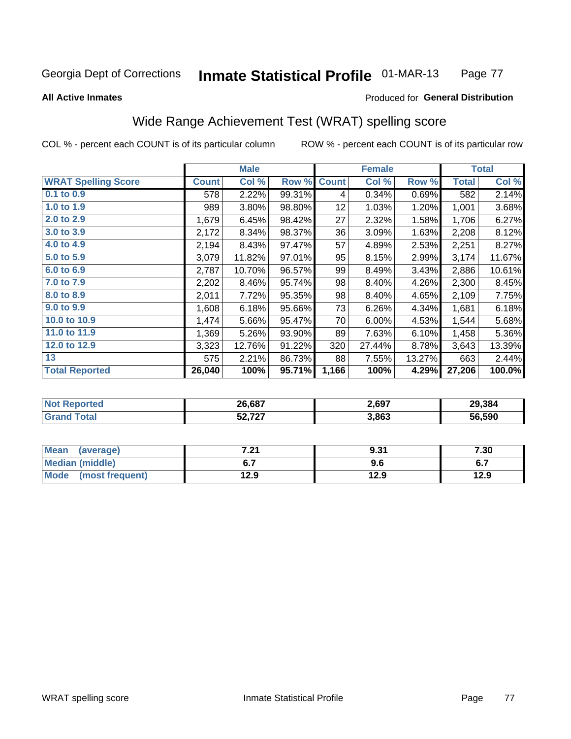Georgia Dept of Corrections **Inmate Statistical Profile** 01-MAR-13

**All Active Inmates**

Produced for **General Distribution**

## Wide Range Achievement Test (WRAT) spelling score

COL % - percent each COUNT is of its particular column ROW % - percent each COUNT is of its particular row

| | Male | | | Female | | | Total | |
|---|---|---|---|---|---|---|---|---|
| **WRAT Spelling Score** | **Count** | **Col %** | **Row %** | **Count** | **Col %** | **Row %** | **Total** | **Col %** |
| **0.1 to 0.9** | 578 | 2.22% | 99.31% | 4 | 0.34% | 0.69% | 582 | 2.14% |
| **1.0 to 1.9** | 989 | 3.80% | 98.80% | 12 | 1.03% | 1.20% | 1,001 | 3.68% |
| **2.0 to 2.9** | 1,679 | 6.45% | 98.42% | 27 | 2.32% | 1.58% | 1,706 | 6.27% |
| **3.0 to 3.9** | 2,172 | 8.34% | 98.37% | 36 | 3.09% | 1.63% | 2,208 | 8.12% |
| **4.0 to 4.9** | 2,194 | 8.43% | 97.47% | 57 | 4.89% | 2.53% | 2,251 | 8.27% |
| **5.0 to 5.9** | 3,079 | 11.82% | 97.01% | 95 | 8.15% | 2.99% | 3,174 | 11.67% |
| **6.0 to 6.9** | 2,787 | 10.70% | 96.57% | 99 | 8.49% | 3.43% | 2,886 | 10.61% |
| **7.0 to 7.9** | 2,202 | 8.46% | 95.74% | 98 | 8.40% | 4.26% | 2,300 | 8.45% |
| **8.0 to 8.9** | 2,011 | 7.72% | 95.35% | 98 | 8.40% | 4.65% | 2,109 | 7.75% |
| **9.0 to 9.9** | 1,608 | 6.18% | 95.66% | 73 | 6.26% | 4.34% | 1,681 | 6.18% |
| **10.0 to 10.9** | 1,474 | 5.66% | 95.47% | 70 | 6.00% | 4.53% | 1,544 | 5.68% |
| **11.0 to 11.9** | 1,369 | 5.26% | 93.90% | 89 | 7.63% | 6.10% | 1,458 | 5.36% |
| **12.0 to 12.9** | 3,323 | 12.76% | 91.22% | 320 | 27.44% | 8.78% | 3,643 | 13.39% |
| **13** | 575 | 2.21% | 86.73% | 88 | 7.55% | 13.27% | 663 | 2.44% |
| **Total Reported** | **26,040** | **100%** | **95.71%** | **1,166** | **100%** | **4.29%** | **27,206** | **100.0%** |

| | Male | Female | Total |
|---|---|---|---|
| **Not Reported** | **26,687** | **2,697** | **29,384** |
| **Grand Total** | **52,727** | **3,863** | **56,590** |

| | Male | Female | Total |
|---|---|---|---|
| **Mean (average)** | **7.21** | **9.31** | **7.30** |
| **Median (middle)** | **6.7** | **9.6** | **6.7** |
| **Mode (most frequent)** | **12.9** | **12.9** | **12.9** |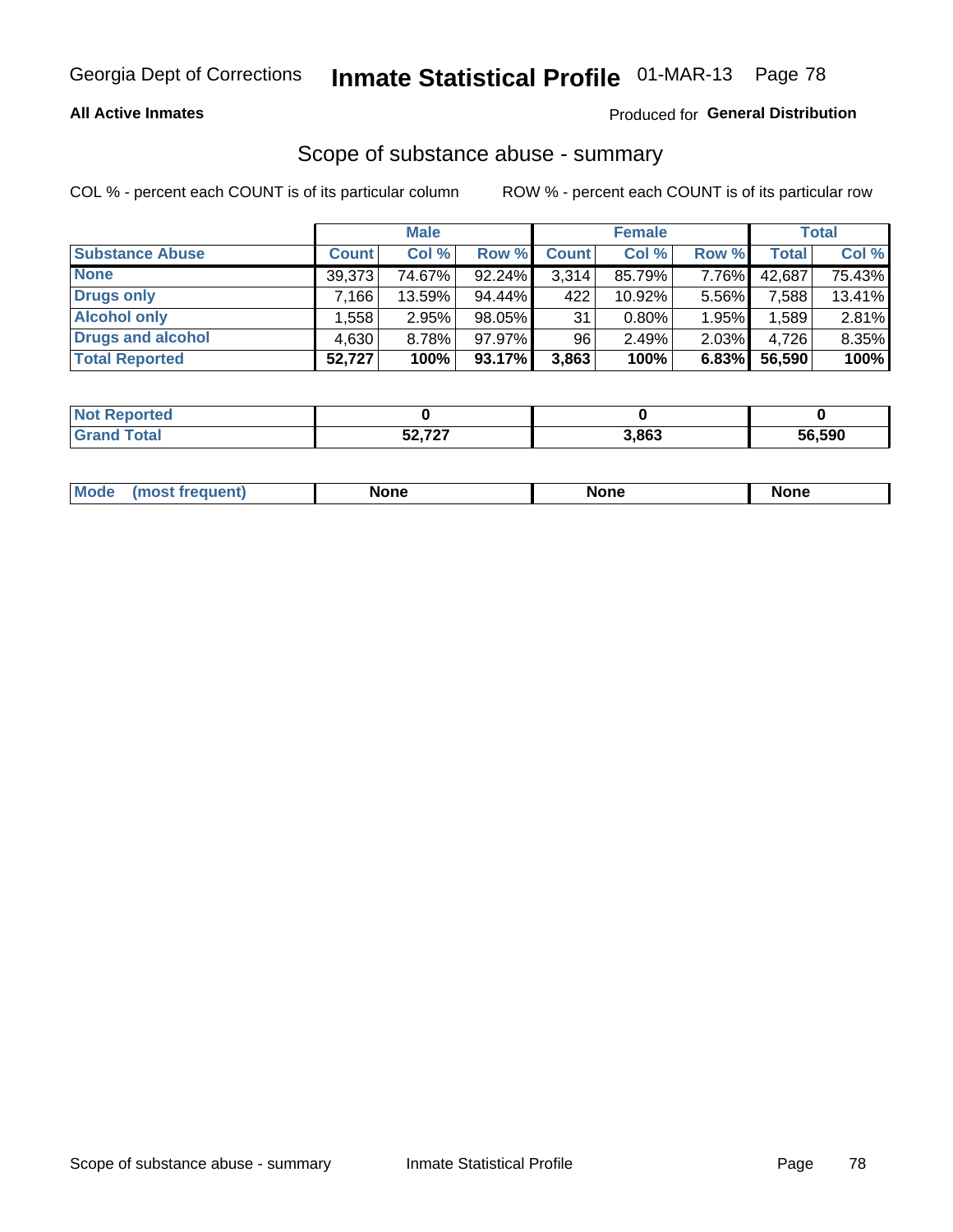Georgia Dept of Corrections **Inmate Statistical Profile** 01-MAR-13

**All Active Inmates**

Produced for **General Distribution**

## Scope of substance abuse - summary

COL % - percent each COUNT is of its particular column

ROW % - percent each COUNT is of its particular row

| | Male | | | Female | | | Total | |
|---|---|---|---|---|---|---|---|---|
| **Substance Abuse** | **Count** | **Col %** | **Row %** | **Count** | **Col %** | **Row %** | **Total** | **Col %** |
| **None** | 39,373 | 74.67% | 92.24% | 3,314 | 85.79% | 7.76% | 42,687 | 75.43% |
| **Drugs only** | 7,166 | 13.59% | 94.44% | 422 | 10.92% | 5.56% | 7,588 | 13.41% |
| **Alcohol only** | 1,558 | 2.95% | 98.05% | 31 | 0.80% | 1.95% | 1,589 | 2.81% |
| **Drugs and alcohol** | 4,630 | 8.78% | 97.97% | 96 | 2.49% | 2.03% | 4,726 | 8.35% |
| **Total Reported** | **52,727** | **100%** | **93.17%** | **3,863** | **100%** | **6.83%** | **56,590** | **100%** |

| | Male | Female | Total |
|---|---|---|---|
| **Not Reported** | **0** | **0** | **0** |
| **Grand Total** | **52,727** | **3,863** | **56,590** |

| | Male | Female | Total |
|---|---|---|---|
| **Mode (most frequent)** | **None** | **None** | **None** |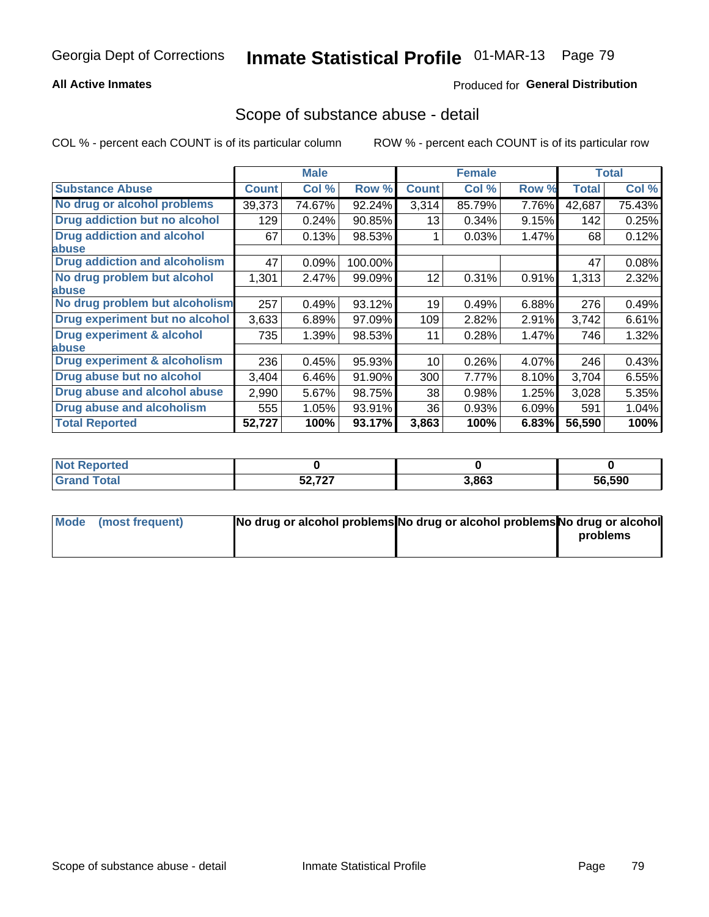Georgia Dept of Corrections **Inmate Statistical Profile** 01-MAR-13

**All Active Inmates**

Produced for **General Distribution**

## Scope of substance abuse - detail

COL % - percent each COUNT is of its particular column

ROW % - percent each COUNT is of its particular row

| | Male | | | Female | | | Total | |
|---|---|---|---|---|---|---|---|---|
| **Substance Abuse** | **Count** | **Col %** | **Row %** | **Count** | **Col %** | **Row %** | **Total** | **Col %** |
| No drug or alcohol problems | 39,373 | 74.67% | 92.24% | 3,314 | 85.79% | 7.76% | 42,687 | 75.43% |
| Drug addiction but no alcohol | 129 | 0.24% | 90.85% | 13 | 0.34% | 9.15% | 142 | 0.25% |
| Drug addiction and alcohol abuse | 67 | 0.13% | 98.53% | 1 | 0.03% | 1.47% | 68 | 0.12% |
| Drug addiction and alcoholism | 47 | 0.09% | 100.00% | | | | 47 | 0.08% |
| No drug problem but alcohol abuse | 1,301 | 2.47% | 99.09% | 12 | 0.31% | 0.91% | 1,313 | 2.32% |
| No drug problem but alcoholism | 257 | 0.49% | 93.12% | 19 | 0.49% | 6.88% | 276 | 0.49% |
| Drug experiment but no alcohol | 3,633 | 6.89% | 97.09% | 109 | 2.82% | 2.91% | 3,742 | 6.61% |
| Drug experiment & alcohol abuse | 735 | 1.39% | 98.53% | 11 | 0.28% | 1.47% | 746 | 1.32% |
| Drug experiment & alcoholism | 236 | 0.45% | 95.93% | 10 | 0.26% | 4.07% | 246 | 0.43% |
| Drug abuse but no alcohol | 3,404 | 6.46% | 91.90% | 300 | 7.77% | 8.10% | 3,704 | 6.55% |
| Drug abuse and alcohol abuse | 2,990 | 5.67% | 98.75% | 38 | 0.98% | 1.25% | 3,028 | 5.35% |
| Drug abuse and alcoholism | 555 | 1.05% | 93.91% | 36 | 0.93% | 6.09% | 591 | 1.04% |
| **Total Reported** | **52,727** | **100%** | **93.17%** | **3,863** | **100%** | **6.83%** | **56,590** | **100%** |

| | Male | Female | Total |
|---|---|---|---|
| Not Reported | **0** | **0** | **0** |
| Grand Total | **52,727** | **3,863** | **56,590** |

| | Male | Female | Total |
|---|---|---|---|
| Mode (most frequent) | **No drug or alcohol problems** | **No drug or alcohol problems** | **No drug or alcohol problems** |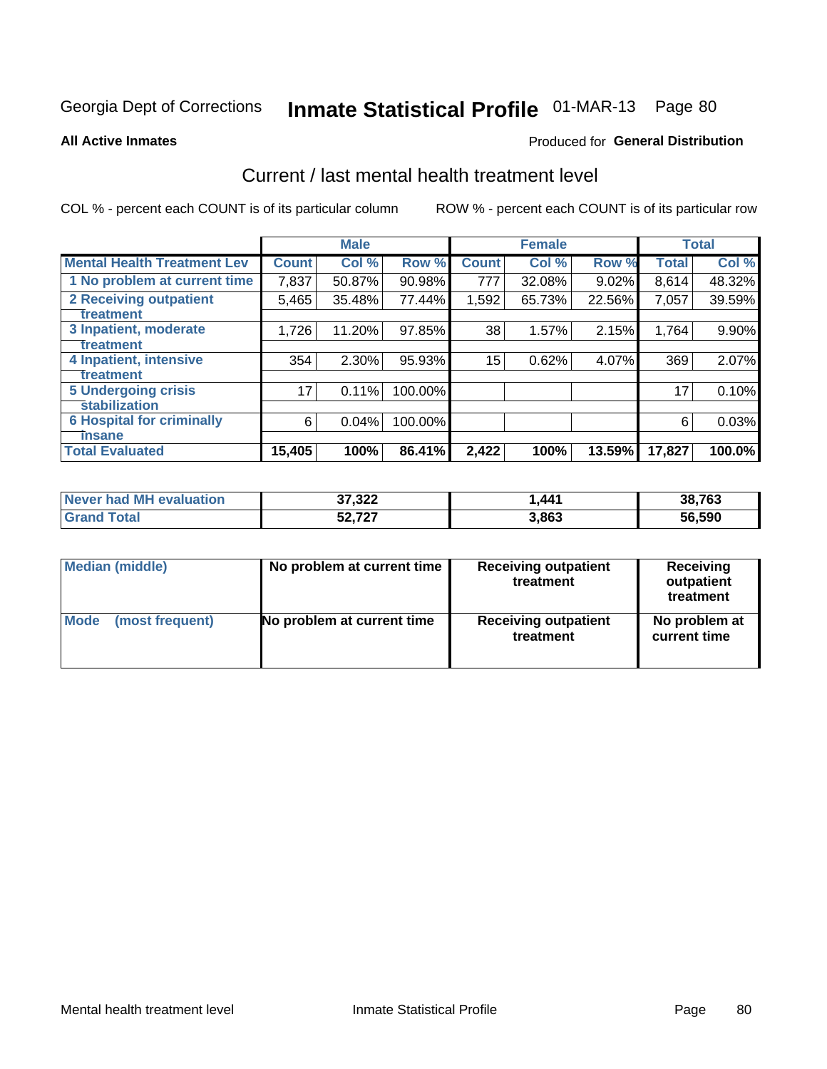Georgia Dept of Corrections **Inmate Statistical Profile** 01-MAR-13 Page 80

**All Active Inmates**

Produced for **General Distribution**

## Current / last mental health treatment level

COL % - percent each COUNT is of its particular column

ROW % - percent each COUNT is of its particular row

| | Male | | | Female | | | Total | |
|---|---|---|---|---|---|---|---|---|
| **Mental Health Treatment Lev** | **Count** | **Col %** | **Row %** | **Count** | **Col %** | **Row %** | **Total** | **Col %** |
| 1 No problem at current time | 7,837 | 50.87% | 90.98% | 777 | 32.08% | 9.02% | 8,614 | 48.32% |
| 2 Receiving outpatient treatment | 5,465 | 35.48% | 77.44% | 1,592 | 65.73% | 22.56% | 7,057 | 39.59% |
| 3 Inpatient, moderate treatment | 1,726 | 11.20% | 97.85% | 38 | 1.57% | 2.15% | 1,764 | 9.90% |
| 4 Inpatient, intensive treatment | 354 | 2.30% | 95.93% | 15 | 0.62% | 4.07% | 369 | 2.07% |
| 5 Undergoing crisis stabilization | 17 | 0.11% | 100.00% | | | | 17 | 0.10% |
| 6 Hospital for criminally insane | 6 | 0.04% | 100.00% | | | | 6 | 0.03% |
| **Total Evaluated** | **15,405** | **100%** | **86.41%** | **2,422** | **100%** | **13.59%** | **17,827** | **100.0%** |

| | Male | Female | Total |
|---|---|---|---|
| **Never had MH evaluation** | **37,322** | **1,441** | **38,763** |
| **Grand Total** | **52,727** | **3,863** | **56,590** |

| | Male | Female | Total |
|---|---|---|---|
| **Median (middle)** | **No problem at current time** | **Receiving outpatient treatment** | **Receiving outpatient treatment** |
| **Mode (most frequent)** | **No problem at current time** | **Receiving outpatient treatment** | **No problem at current time** |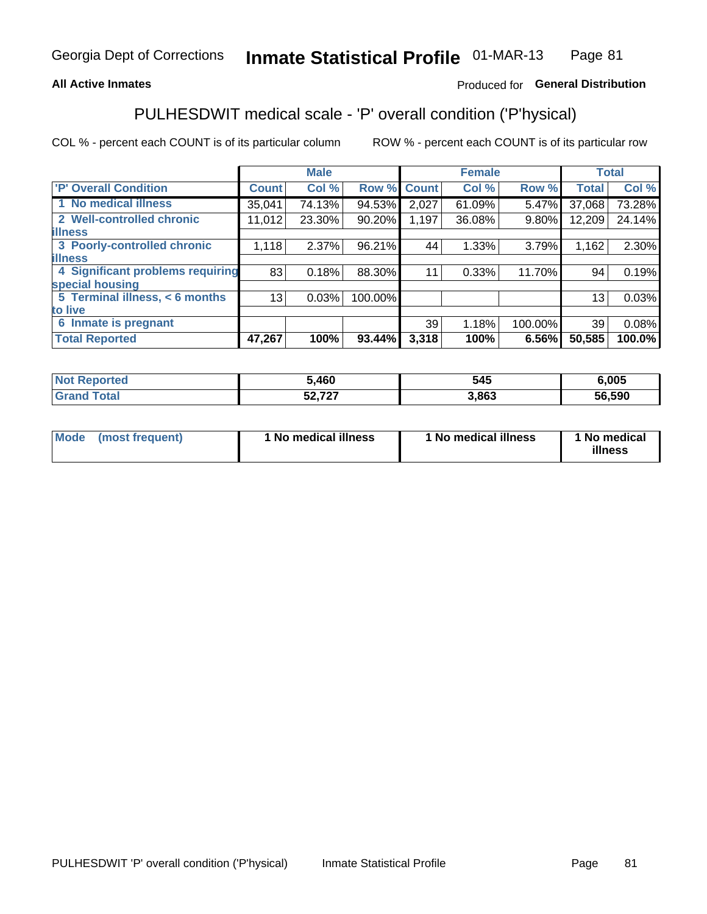Georgia Dept of Corrections **Inmate Statistical Profile** 01-MAR-13

**All Active Inmates**

Produced for **General Distribution**

## PULHESDWIT medical scale - 'P' overall condition ('P'hysical)

COL % - percent each COUNT is of its particular column

ROW % - percent each COUNT is of its particular row

| | Male | | | Female | | | Total | |
|---|---|---|---|---|---|---|---|---|
| **'P' Overall Condition** | **Count** | **Col %** | **Row %** | **Count** | **Col %** | **Row %** | **Total** | **Col %** |
| 1 No medical illness | 35,041 | 74.13% | 94.53% | 2,027 | 61.09% | 5.47% | 37,068 | 73.28% |
| 2 Well-controlled chronic illness | 11,012 | 23.30% | 90.20% | 1,197 | 36.08% | 9.80% | 12,209 | 24.14% |
| 3 Poorly-controlled chronic illness | 1,118 | 2.37% | 96.21% | 44 | 1.33% | 3.79% | 1,162 | 2.30% |
| 4 Significant problems requiring special housing | 83 | 0.18% | 88.30% | 11 | 0.33% | 11.70% | 94 | 0.19% |
| 5 Terminal illness, < 6 months to live | 13 | 0.03% | 100.00% | | | | 13 | 0.03% |
| 6 Inmate is pregnant | | | | 39 | 1.18% | 100.00% | 39 | 0.08% |
| **Total Reported** | **47,267** | **100%** | **93.44%** | **3,318** | **100%** | **6.56%** | **50,585** | **100.0%** |

| | Male | Female | Total |
|---|---|---|---|
| Not Reported | 5,460 | 545 | 6,005 |
| Grand Total | 52,727 | 3,863 | 56,590 |

| | Male | Female | Total |
|---|---|---|---|
| Mode (most frequent) | 1 No medical illness | 1 No medical illness | 1 No medical illness |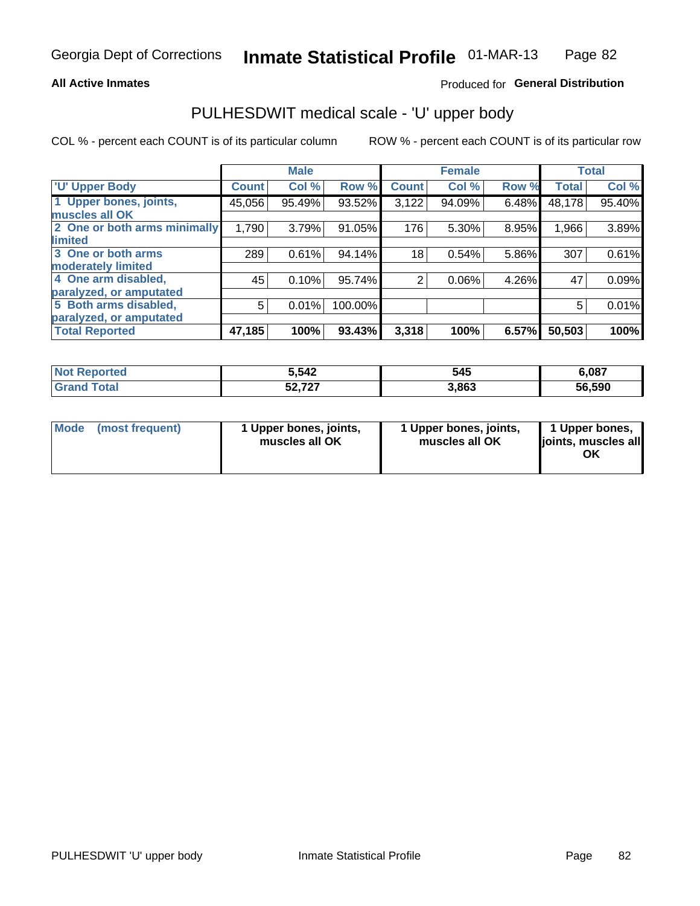Georgia Dept of Corrections **Inmate Statistical Profile** 01-MAR-13

**All Active Inmates**

Produced for **General Distribution**

## PULHESDWIT medical scale - 'U' upper body

COL % - percent each COUNT is of its particular column

ROW % - percent each COUNT is of its particular row

| | Male | | | Female | | | Total | |
|---|---|---|---|---|---|---|---|---|
| 'U' Upper Body | Count | Col % | Row % | Count | Col % | Row % | Total | Col % |
| 1 Upper bones, joints, muscles all OK | 45,056 | 95.49% | 93.52% | 3,122 | 94.09% | 6.48% | 48,178 | 95.40% |
| 2 One or both arms minimally limited | 1,790 | 3.79% | 91.05% | 176 | 5.30% | 8.95% | 1,966 | 3.89% |
| 3 One or both arms moderately limited | 289 | 0.61% | 94.14% | 18 | 0.54% | 5.86% | 307 | 0.61% |
| 4 One arm disabled, paralyzed, or amputated | 45 | 0.10% | 95.74% | 2 | 0.06% | 4.26% | 47 | 0.09% |
| 5 Both arms disabled, paralyzed, or amputated | 5 | 0.01% | 100.00% | | | | 5 | 0.01% |
| **Total Reported** | **47,185** | **100%** | **93.43%** | **3,318** | **100%** | **6.57%** | **50,503** | **100%** |

| | Male | Female | Total |
|---|---|---|---|
| Not Reported | 5,542 | 545 | 6,087 |
| Grand Total | 52,727 | 3,863 | 56,590 |

| | Male | Female | Total |
|---|---|---|---|
| Mode (most frequent) | 1 Upper bones, joints, muscles all OK | 1 Upper bones, joints, muscles all OK | 1 Upper bones, joints, muscles all OK |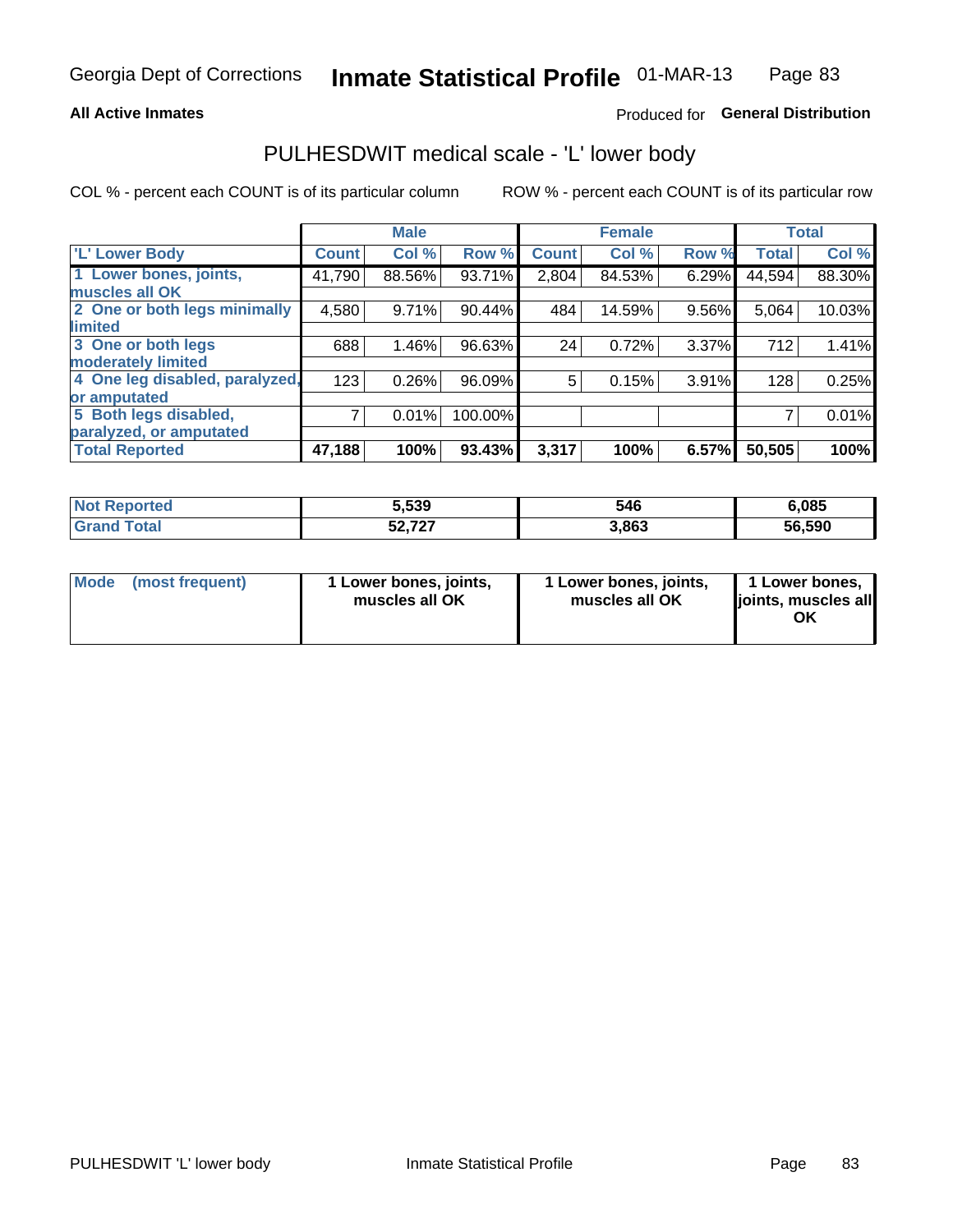Georgia Dept of Corrections **Inmate Statistical Profile** 01-MAR-13

**All Active Inmates**

Produced for **General Distribution**

## PULHESDWIT medical scale - 'L' lower body

COL % - percent each COUNT is of its particular column

ROW % - percent each COUNT is of its particular row

| | Male | | | Female | | | Total | |
|---|---|---|---|---|---|---|---|---|
| 'L' Lower Body | Count | Col % | Row % | Count | Col % | Row % | Total | Col % |
| 1 Lower bones, joints, muscles all OK | 41,790 | 88.56% | 93.71% | 2,804 | 84.53% | 6.29% | 44,594 | 88.30% |
| 2 One or both legs minimally limited | 4,580 | 9.71% | 90.44% | 484 | 14.59% | 9.56% | 5,064 | 10.03% |
| 3 One or both legs moderately limited | 688 | 1.46% | 96.63% | 24 | 0.72% | 3.37% | 712 | 1.41% |
| 4 One leg disabled, paralyzed, or amputated | 123 | 0.26% | 96.09% | 5 | 0.15% | 3.91% | 128 | 0.25% |
| 5 Both legs disabled, paralyzed, or amputated | 7 | 0.01% | 100.00% | | | | 7 | 0.01% |
| **Total Reported** | **47,188** | **100%** | **93.43%** | **3,317** | **100%** | **6.57%** | **50,505** | **100%** |

| | Male | Female | Total |
|---|---|---|---|
| **Not Reported** | **5,539** | **546** | **6,085** |
| **Grand Total** | **52,727** | **3,863** | **56,590** |

| | Male | Female | Total |
|---|---|---|---|
| **Mode (most frequent)** | **1 Lower bones, joints, muscles all OK** | **1 Lower bones, joints, muscles all OK** | **1 Lower bones, joints, muscles all OK** |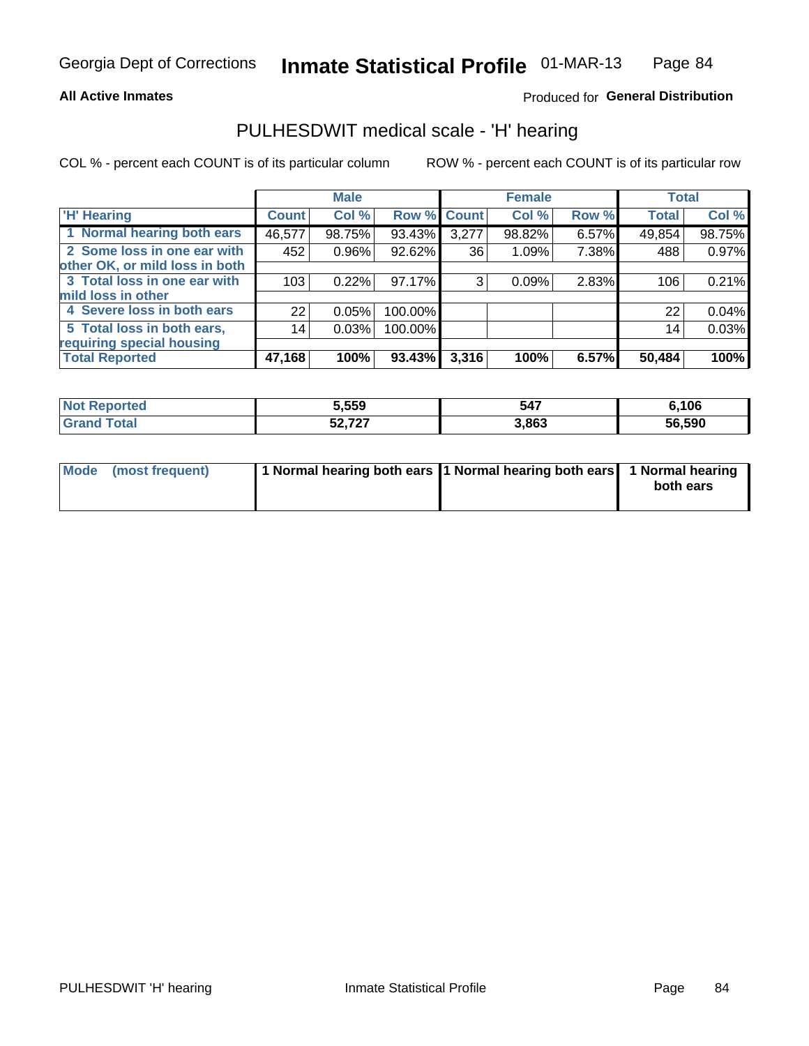**All Active Inmates**

Produced for **General Distribution**

## PULHESDWIT medical scale - 'H' hearing

COL % - percent each COUNT is of its particular column

ROW % - percent each COUNT is of its particular row

| | Male | | | Female | | | Total | |
|---|---|---|---|---|---|---|---|---|
| 'H' Hearing | Count | Col % | Row % | Count | Col % | Row % | Total | Col % |
| 1 Normal hearing both ears | 46,577 | 98.75% | 93.43% | 3,277 | 98.82% | 6.57% | 49,854 | 98.75% |
| 2 Some loss in one ear with other OK, or mild loss in both | 452 | 0.96% | 92.62% | 36 | 1.09% | 7.38% | 488 | 0.97% |
| 3 Total loss in one ear with mild loss in other | 103 | 0.22% | 97.17% | 3 | 0.09% | 2.83% | 106 | 0.21% |
| 4 Severe loss in both ears | 22 | 0.05% | 100.00% | | | | 22 | 0.04% |
| 5 Total loss in both ears, requiring special housing | 14 | 0.03% | 100.00% | | | | 14 | 0.03% |
| **Total Reported** | **47,168** | **100%** | **93.43%** | **3,316** | **100%** | **6.57%** | **50,484** | **100%** |

| | Male | Female | Total |
|---|---|---|---|
| Not Reported | 5,559 | 547 | 6,106 |
| Grand Total | 52,727 | 3,863 | 56,590 |

| | Male | Female | Total |
|---|---|---|---|
| Mode (most frequent) | 1 Normal hearing both ears | 1 Normal hearing both ears | 1 Normal hearing both ears |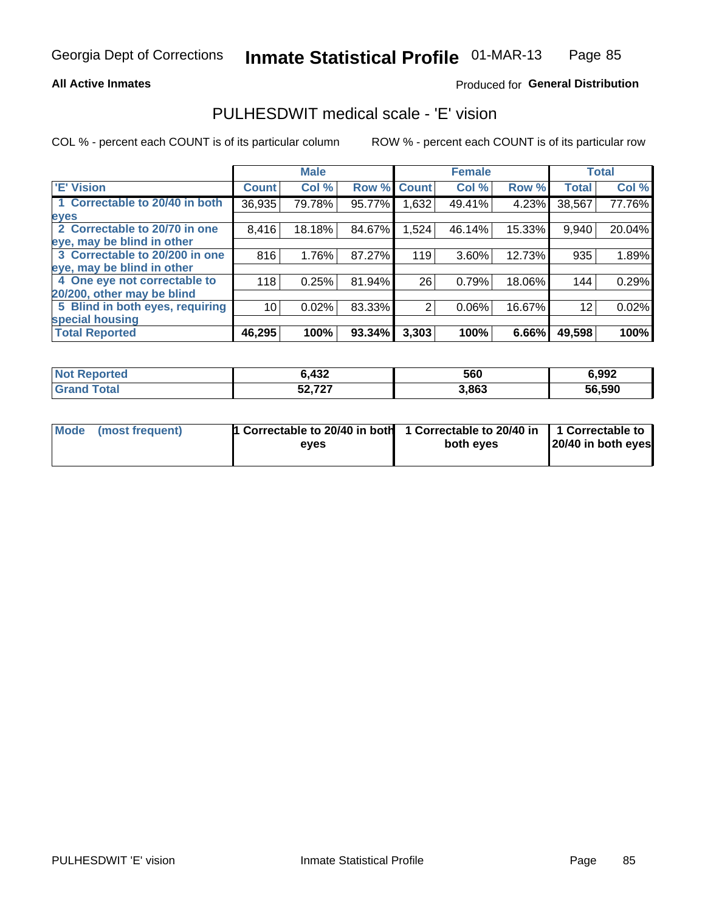Georgia Dept of Corrections **Inmate Statistical Profile** 01-MAR-13

**All Active Inmates**

Produced for **General Distribution**

# PULHESDWIT medical scale - 'E' vision

COL % - percent each COUNT is of its particular column

ROW % - percent each COUNT is of its particular row

| | Male | | | Female | | | Total | |
|---|---|---|---|---|---|---|---|---|
| 'E' Vision | Count | Col % | Row % | Count | Col % | Row % | Total | Col % |
| 1 Correctable to 20/40 in both eyes | 36,935 | 79.78% | 95.77% | 1,632 | 49.41% | 4.23% | 38,567 | 77.76% |
| 2 Correctable to 20/70 in one eye, may be blind in other | 8,416 | 18.18% | 84.67% | 1,524 | 46.14% | 15.33% | 9,940 | 20.04% |
| 3 Correctable to 20/200 in one eye, may be blind in other | 816 | 1.76% | 87.27% | 119 | 3.60% | 12.73% | 935 | 1.89% |
| 4 One eye not correctable to 20/200, other may be blind | 118 | 0.25% | 81.94% | 26 | 0.79% | 18.06% | 144 | 0.29% |
| 5 Blind in both eyes, requiring special housing | 10 | 0.02% | 83.33% | 2 | 0.06% | 16.67% | 12 | 0.02% |
| **Total Reported** | **46,295** | **100%** | **93.34%** | **3,303** | **100%** | **6.66%** | **49,598** | **100%** |

| | Male | Female | Total |
|---|---|---|---|
| **Not Reported** | **6,432** | **560** | **6,992** |
| **Grand Total** | **52,727** | **3,863** | **56,590** |

| | Male | Female | Total |
|---|---|---|---|
| **Mode (most frequent)** | **1 Correctable to 20/40 in both eyes** | **1 Correctable to 20/40 in both eyes** | **1 Correctable to 20/40 in both eyes** |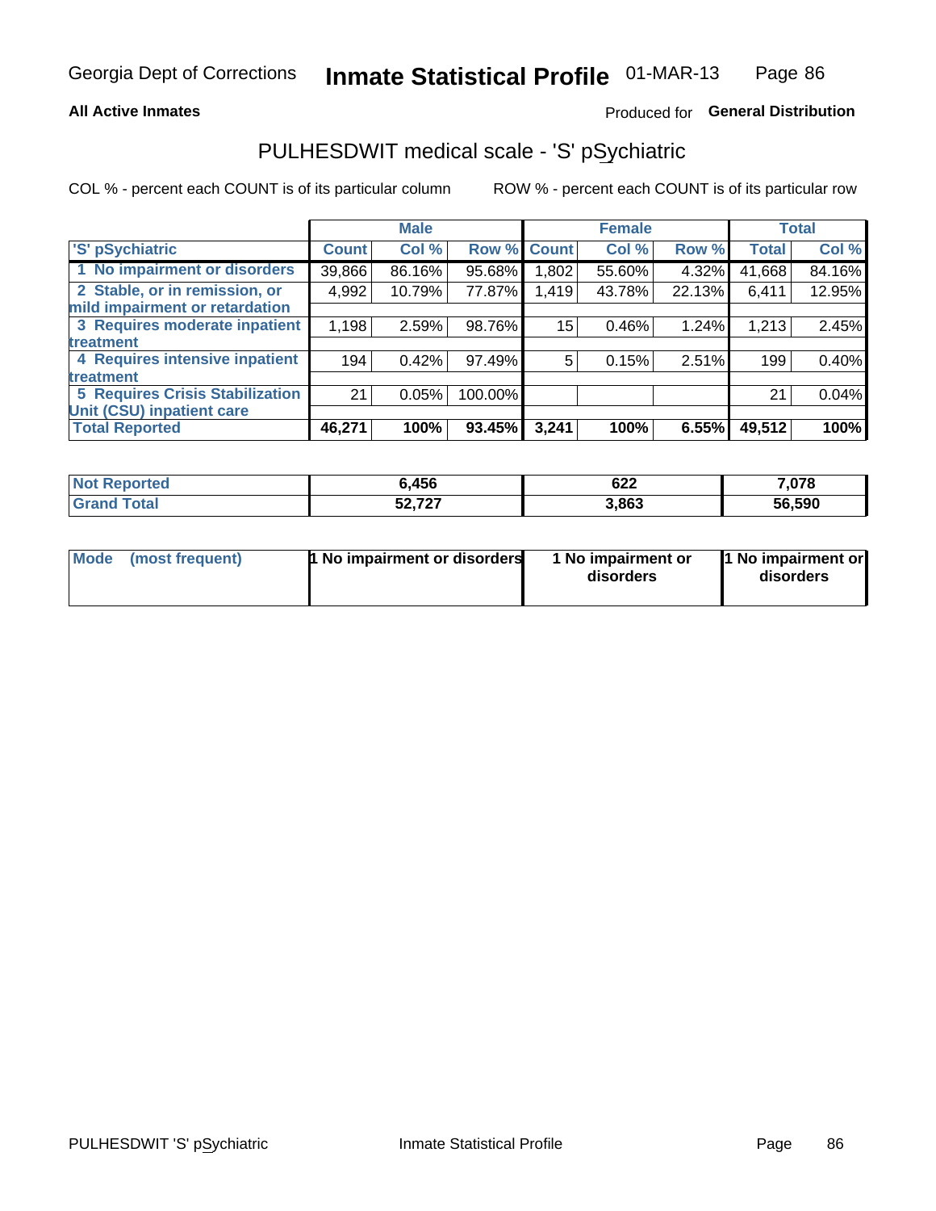Georgia Dept of Corrections **Inmate Statistical Profile** 01-MAR-13

**All Active Inmates**

Produced for **General Distribution**

## PULHESDWIT medical scale - 'S' pSychiatric

COL % - percent each COUNT is of its particular column

ROW % - percent each COUNT is of its particular row

| 'S' pSychiatric | Male | | | Female | | | Total | |
|---|---|---|---|---|---|---|---|---|
| | Count | Col % | Row % | Count | Col % | Row % | Total | Col % |
| 1 No impairment or disorders | 39,866 | 86.16% | 95.68% | 1,802 | 55.60% | 4.32% | 41,668 | 84.16% |
| 2 Stable, or in remission, or mild impairment or retardation | 4,992 | 10.79% | 77.87% | 1,419 | 43.78% | 22.13% | 6,411 | 12.95% |
| 3 Requires moderate inpatient treatment | 1,198 | 2.59% | 98.76% | 15 | 0.46% | 1.24% | 1,213 | 2.45% |
| 4 Requires intensive inpatient treatment | 194 | 0.42% | 97.49% | 5 | 0.15% | 2.51% | 199 | 0.40% |
| 5 Requires Crisis Stabilization Unit (CSU) inpatient care | 21 | 0.05% | 100.00% | | | | 21 | 0.04% |
| **Total Reported** | **46,271** | **100%** | **93.45%** | **3,241** | **100%** | **6.55%** | **49,512** | **100%** |

| | Male | Female | Total |
|---|---|---|---|
| Not Reported | 6,456 | 622 | 7,078 |
| Grand Total | 52,727 | 3,863 | 56,590 |

| | Male | Female | Total |
|---|---|---|---|
| Mode (most frequent) | 1 No impairment or disorders | 1 No impairment or disorders | 1 No impairment or disorders |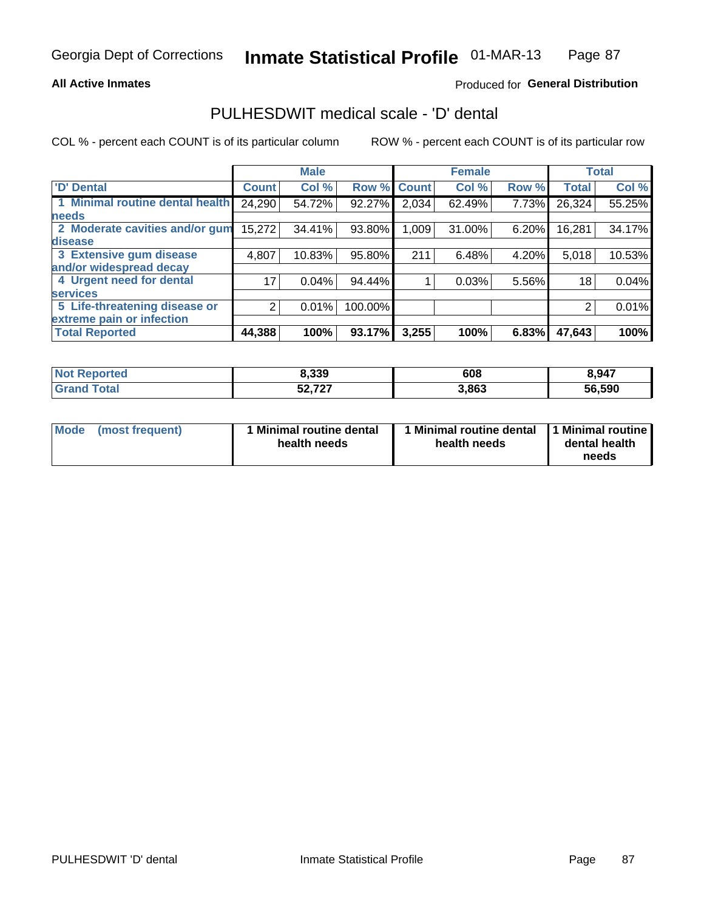Georgia Dept of Corrections **Inmate Statistical Profile** 01-MAR-13

**All Active Inmates**

Produced for **General Distribution**

## PULHESDWIT medical scale - 'D' dental

COL % - percent each COUNT is of its particular column ROW % - percent each COUNT is of its particular row

| | Male | | | Female | | | Total | |
|---|---|---|---|---|---|---|---|---|
| 'D' Dental | Count | Col % | Row % | Count | Col % | Row % | Total | Col % |
| 1 Minimal routine dental health needs | 24,290 | 54.72% | 92.27% | 2,034 | 62.49% | 7.73% | 26,324 | 55.25% |
| 2 Moderate cavities and/or gum disease | 15,272 | 34.41% | 93.80% | 1,009 | 31.00% | 6.20% | 16,281 | 34.17% |
| 3 Extensive gum disease and/or widespread decay | 4,807 | 10.83% | 95.80% | 211 | 6.48% | 4.20% | 5,018 | 10.53% |
| 4 Urgent need for dental services | 17 | 0.04% | 94.44% | 1 | 0.03% | 5.56% | 18 | 0.04% |
| 5 Life-threatening disease or extreme pain or infection | 2 | 0.01% | 100.00% | | | | 2 | 0.01% |
| **Total Reported** | **44,388** | **100%** | **93.17%** | **3,255** | **100%** | **6.83%** | **47,643** | **100%** |

| | Male | Female | Total |
|---|---|---|---|
| **Not Reported** | **8,339** | **608** | **8,947** |
| **Grand Total** | **52,727** | **3,863** | **56,590** |

| | Male | Female | Total |
|---|---|---|---|
| **Mode (most frequent)** | **1 Minimal routine dental health needs** | **1 Minimal routine dental health needs** | **1 Minimal routine dental health needs** |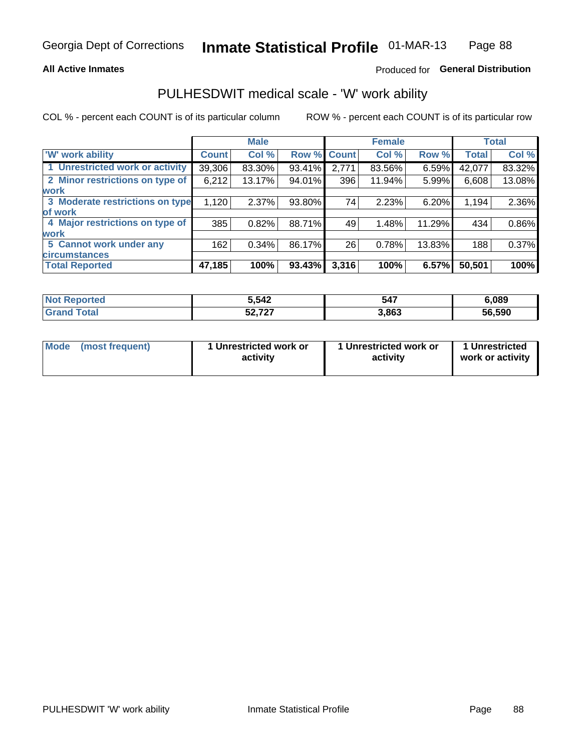**All Active Inmates** Produced for **General Distribution**

## PULHESDWIT medical scale - 'W' work ability

COL % - percent each COUNT is of its particular column ROW % - percent each COUNT is of its particular row

| | Male | | | Female | | | Total | |
|---|---|---|---|---|---|---|---|---|
| 'W' work ability | Count | Col % | Row % | Count | Col % | Row % | Total | Col % |
| 1 Unrestricted work or activity | 39,306 | 83.30% | 93.41% | 2,771 | 83.56% | 6.59% | 42,077 | 83.32% |
| 2 Minor restrictions on type of work | 6,212 | 13.17% | 94.01% | 396 | 11.94% | 5.99% | 6,608 | 13.08% |
| 3 Moderate restrictions on type of work | 1,120 | 2.37% | 93.80% | 74 | 2.23% | 6.20% | 1,194 | 2.36% |
| 4 Major restrictions on type of work | 385 | 0.82% | 88.71% | 49 | 1.48% | 11.29% | 434 | 0.86% |
| 5 Cannot work under any circumstances | 162 | 0.34% | 86.17% | 26 | 0.78% | 13.83% | 188 | 0.37% |
| **Total Reported** | **47,185** | **100%** | **93.43%** | **3,316** | **100%** | **6.57%** | **50,501** | **100%** |

| | Male | Female | Total |
|---|---|---|---|
| Not Reported | 5,542 | 547 | 6,089 |
| Grand Total | 52,727 | 3,863 | 56,590 |

| | Male | Female | Total |
|---|---|---|---|
| Mode (most frequent) | 1 Unrestricted work or activity | 1 Unrestricted work or activity | 1 Unrestricted work or activity |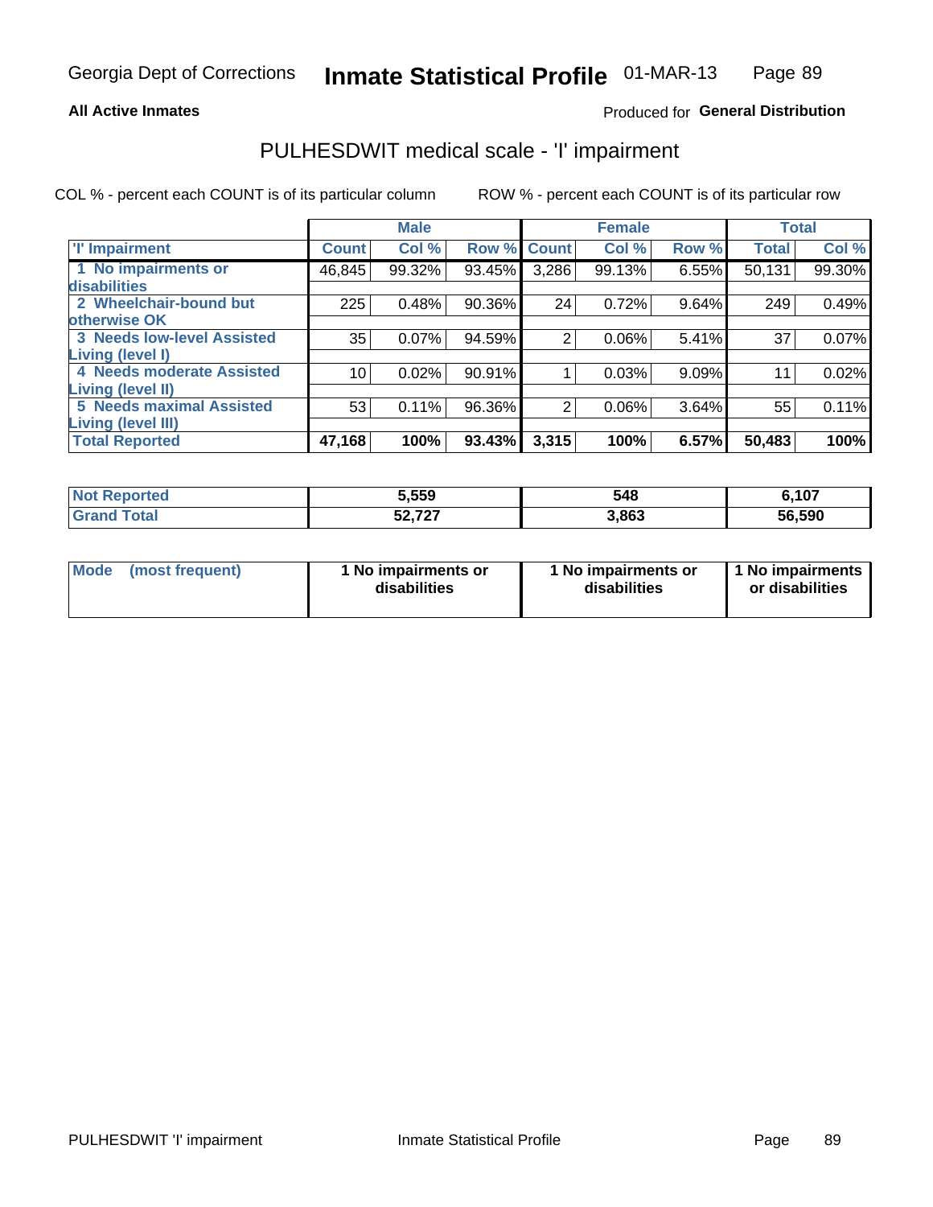# Georgia Dept of Corrections — Inmate Statistical Profile — 01-MAR-13

**All Active Inmates**

Produced for **General Distribution**

## PULHESDWIT medical scale - 'I' impairment

COL % - percent each COUNT is of its particular column

ROW % - percent each COUNT is of its particular row

| | Male | | | Female | | | Total | |
|---|---|---|---|---|---|---|---|---|
| **'I' Impairment** | **Count** | **Col %** | **Row %** | **Count** | **Col %** | **Row %** | **Total** | **Col %** |
| 1 No impairments or disabilities | 46,845 | 99.32% | 93.45% | 3,286 | 99.13% | 6.55% | 50,131 | 99.30% |
| 2 Wheelchair-bound but otherwise OK | 225 | 0.48% | 90.36% | 24 | 0.72% | 9.64% | 249 | 0.49% |
| 3 Needs low-level Assisted Living (level I) | 35 | 0.07% | 94.59% | 2 | 0.06% | 5.41% | 37 | 0.07% |
| 4 Needs moderate Assisted Living (level II) | 10 | 0.02% | 90.91% | 1 | 0.03% | 9.09% | 11 | 0.02% |
| 5 Needs maximal Assisted Living (level III) | 53 | 0.11% | 96.36% | 2 | 0.06% | 3.64% | 55 | 0.11% |
| **Total Reported** | **47,168** | **100%** | **93.43%** | **3,315** | **100%** | **6.57%** | **50,483** | **100%** |

| | Male | Female | Total |
|---|---|---|---|
| **Not Reported** | **5,559** | **548** | **6,107** |
| **Grand Total** | **52,727** | **3,863** | **56,590** |

| | Male | Female | Total |
|---|---|---|---|
| **Mode (most frequent)** | **1 No impairments or disabilities** | **1 No impairments or disabilities** | **1 No impairments or disabilities** |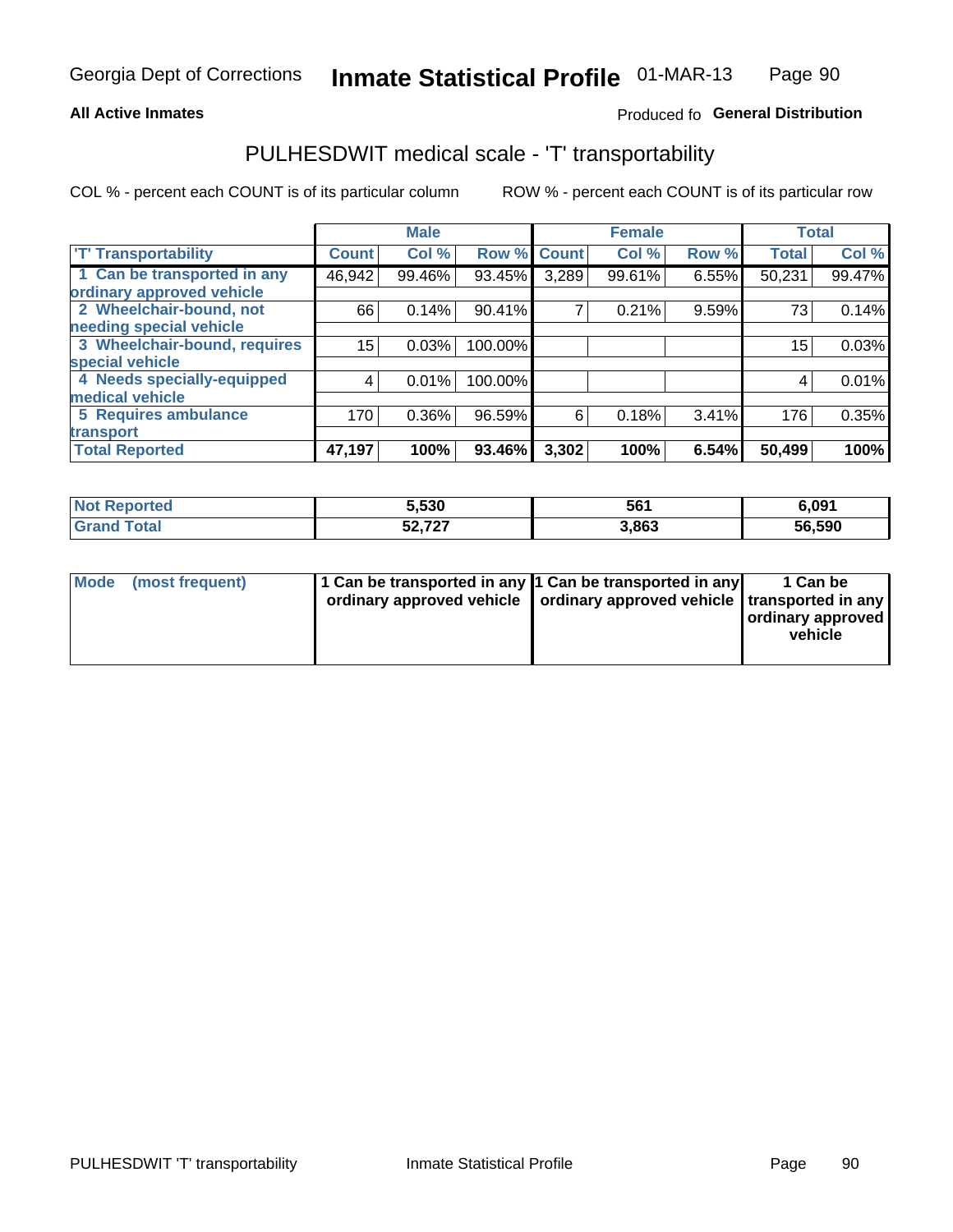Georgia Dept of Corrections **Inmate Statistical Profile** 01-MAR-13

**All Active Inmates**

Produced fo **General Distribution**

## PULHESDWIT medical scale - 'T' transportability

COL % - percent each COUNT is of its particular column

ROW % - percent each COUNT is of its particular row

| | Male | | | Female | | | Total | |
|---|---|---|---|---|---|---|---|---|
| 'T' Transportability | Count | Col % | Row % | Count | Col % | Row % | Total | Col % |
| 1 Can be transported in any ordinary approved vehicle | 46,942 | 99.46% | 93.45% | 3,289 | 99.61% | 6.55% | 50,231 | 99.47% |
| 2 Wheelchair-bound, not needing special vehicle | 66 | 0.14% | 90.41% | 7 | 0.21% | 9.59% | 73 | 0.14% |
| 3 Wheelchair-bound, requires special vehicle | 15 | 0.03% | 100.00% | | | | 15 | 0.03% |
| 4 Needs specially-equipped medical vehicle | 4 | 0.01% | 100.00% | | | | 4 | 0.01% |
| 5 Requires ambulance transport | 170 | 0.36% | 96.59% | 6 | 0.18% | 3.41% | 176 | 0.35% |
| **Total Reported** | **47,197** | **100%** | **93.46%** | **3,302** | **100%** | **6.54%** | **50,499** | **100%** |

| | Male | Female | Total |
|---|---|---|---|
| **Not Reported** | **5,530** | **561** | **6,091** |
| **Grand Total** | **52,727** | **3,863** | **56,590** |

| | Male | Female | Total |
|---|---|---|---|
| **Mode (most frequent)** | **1 Can be transported in any ordinary approved vehicle** | **1 Can be transported in any ordinary approved vehicle** | **1 Can be transported in any ordinary approved vehicle** |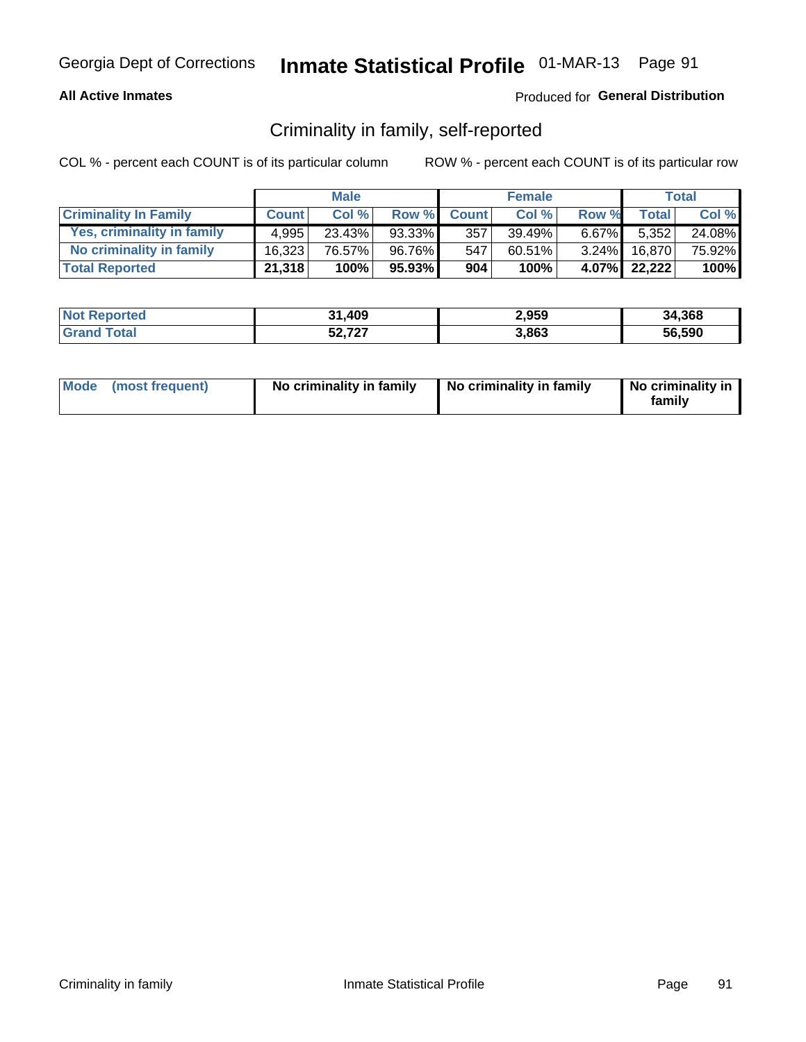Georgia Dept of Corrections **Inmate Statistical Profile** 01-MAR-13

**All Active Inmates**

Produced for **General Distribution**

## Criminality in family, self-reported

COL % - percent each COUNT is of its particular column

ROW % - percent each COUNT is of its particular row

| | Male | | | Female | | | Total | |
|---|---|---|---|---|---|---|---|---|
| **Criminality In Family** | **Count** | **Col %** | **Row %** | **Count** | **Col %** | **Row %** | **Total** | **Col %** |
| **Yes, criminality in family** | 4,995 | 23.43% | 93.33% | 357 | 39.49% | 6.67% | 5,352 | 24.08% |
| **No criminality in family** | 16,323 | 76.57% | 96.76% | 547 | 60.51% | 3.24% | 16,870 | 75.92% |
| **Total Reported** | **21,318** | **100%** | **95.93%** | **904** | **100%** | **4.07%** | **22,222** | **100%** |

| | Male | Female | Total |
|---|---|---|---|
| **Not Reported** | **31,409** | **2,959** | **34,368** |
| **Grand Total** | **52,727** | **3,863** | **56,590** |

| | Male | Female | Total |
|---|---|---|---|
| **Mode (most frequent)** | **No criminality in family** | **No criminality in family** | **No criminality in family** |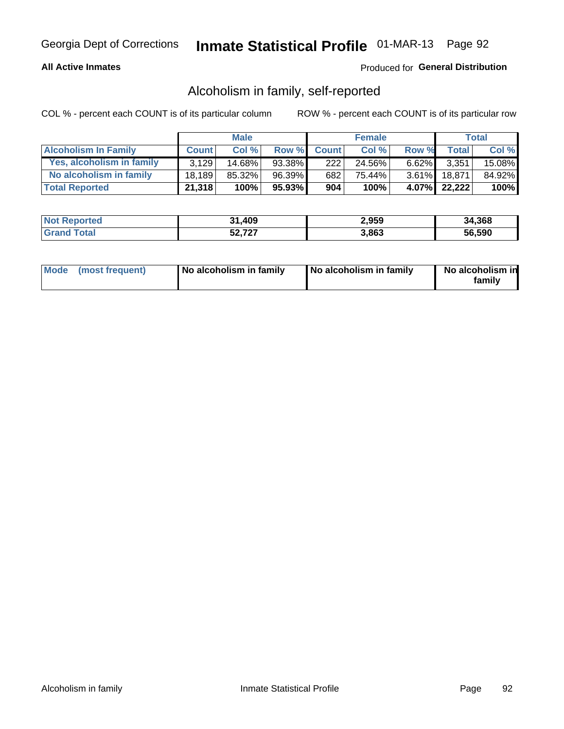Georgia Dept of Corrections **Inmate Statistical Profile** 01-MAR-13

**All Active Inmates**

Produced for **General Distribution**

## Alcoholism in family, self-reported

COL % - percent each COUNT is of its particular column    ROW % - percent each COUNT is of its particular row

| | Male | | | Female | | | Total | |
|---|---|---|---|---|---|---|---|---|
| **Alcoholism In Family** | **Count** | **Col %** | **Row %** | **Count** | **Col %** | **Row %** | **Total** | **Col %** |
| **Yes, alcoholism in family** | 3,129 | 14.68% | 93.38% | 222 | 24.56% | 6.62% | 3,351 | 15.08% |
| **No alcoholism in family** | 18,189 | 85.32% | 96.39% | 682 | 75.44% | 3.61% | 18,871 | 84.92% |
| **Total Reported** | **21,318** | **100%** | **95.93%** | **904** | **100%** | **4.07%** | **22,222** | **100%** |

| | Male | Female | Total |
|---|---|---|---|
| **Not Reported** | **31,409** | **2,959** | **34,368** |
| **Grand Total** | **52,727** | **3,863** | **56,590** |

| | Male | Female | Total |
|---|---|---|---|
| **Mode (most frequent)** | **No alcoholism in family** | **No alcoholism in family** | **No alcoholism in family** |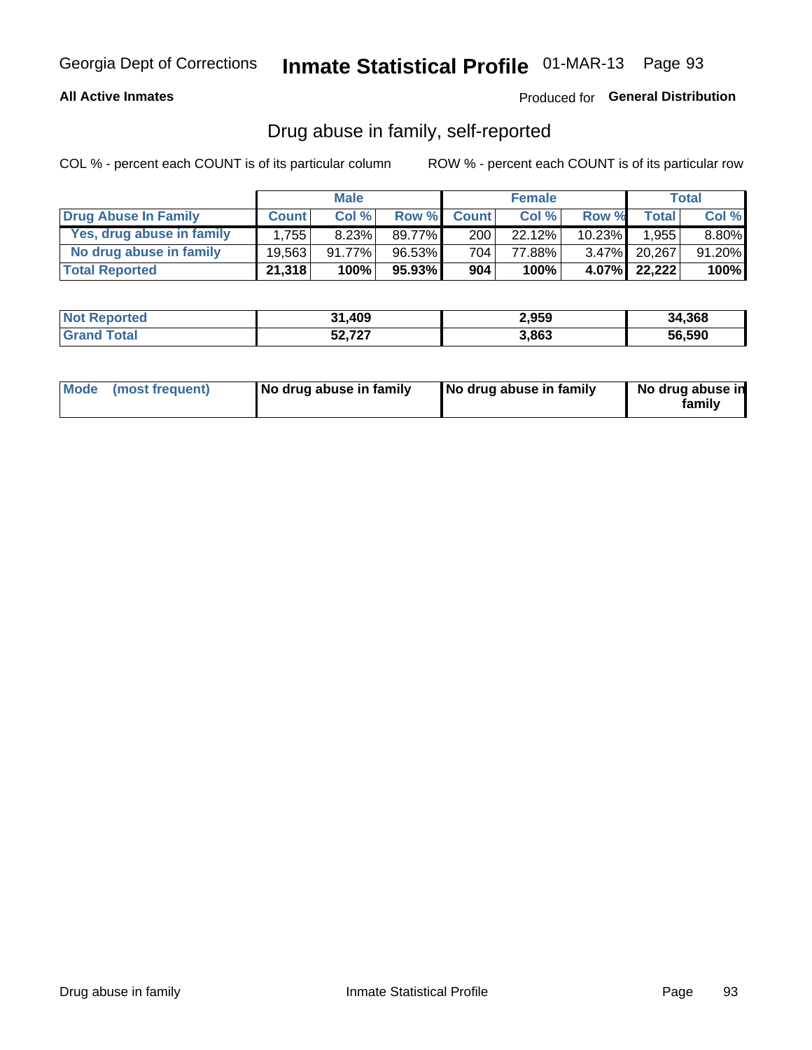Georgia Dept of Corrections **Inmate Statistical Profile** 01-MAR-13

**All Active Inmates**

Produced for **General Distribution**

## Drug abuse in family, self-reported

COL % - percent each COUNT is of its particular column

ROW % - percent each COUNT is of its particular row

| | Male | | | Female | | | Total | |
|---|---|---|---|---|---|---|---|---|
| **Drug Abuse In Family** | **Count** | **Col %** | **Row %** | **Count** | **Col %** | **Row %** | **Total** | **Col %** |
| Yes, drug abuse in family | 1,755 | 8.23% | 89.77% | 200 | 22.12% | 10.23% | 1,955 | 8.80% |
| No drug abuse in family | 19,563 | 91.77% | 96.53% | 704 | 77.88% | 3.47% | 20,267 | 91.20% |
| **Total Reported** | **21,318** | **100%** | **95.93%** | **904** | **100%** | **4.07%** | **22,222** | **100%** |

| | Male | Female | Total |
|---|---|---|---|
| **Not Reported** | **31,409** | **2,959** | **34,368** |
| **Grand Total** | **52,727** | **3,863** | **56,590** |

| | Male | Female | Total |
|---|---|---|---|
| **Mode (most frequent)** | **No drug abuse in family** | **No drug abuse in family** | **No drug abuse in family** |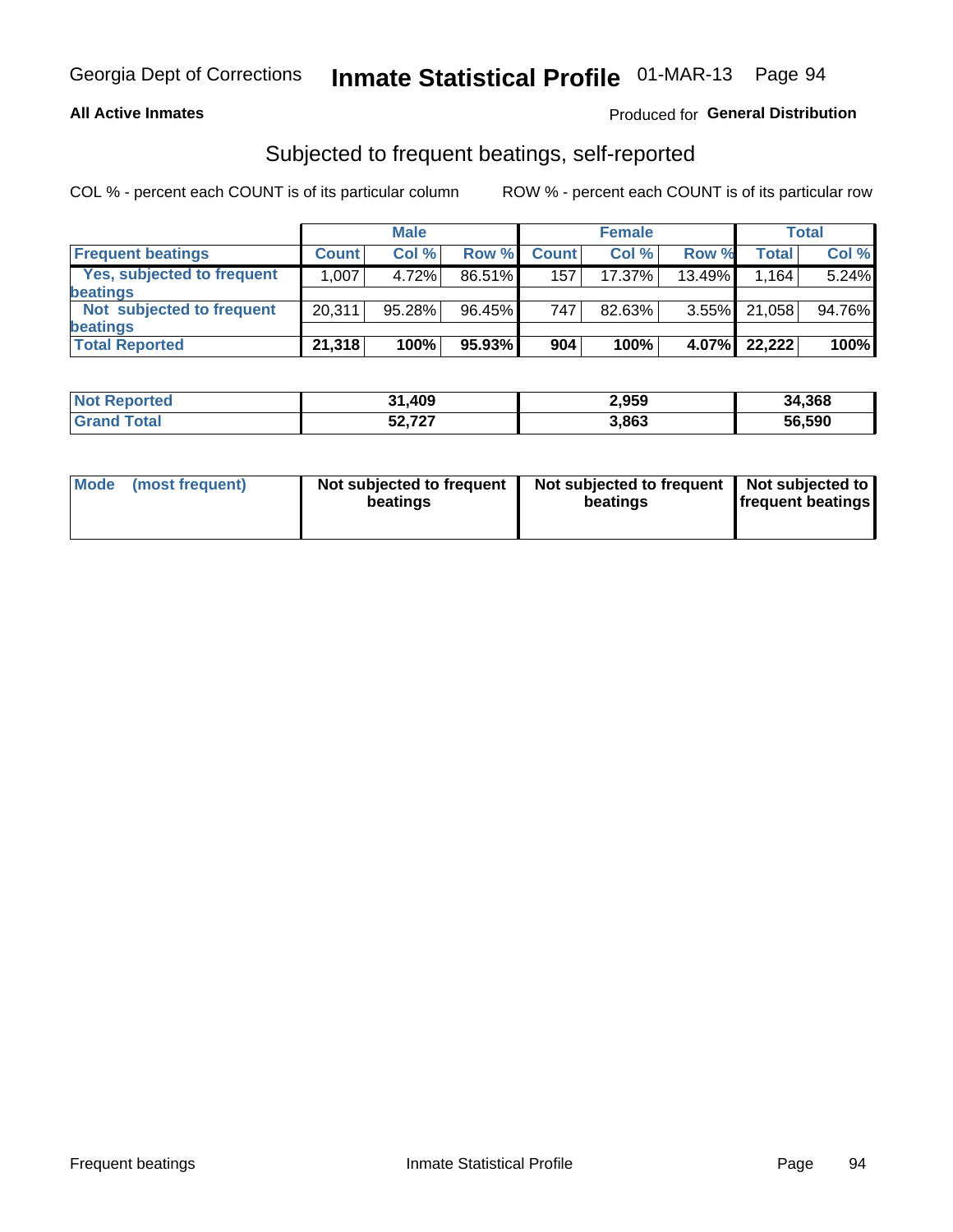Georgia Dept of Corrections **Inmate Statistical Profile** 01-MAR-13

**All Active Inmates**

Produced for **General Distribution**

## Subjected to frequent beatings, self-reported

COL % - percent each COUNT is of its particular column

ROW % - percent each COUNT is of its particular row

| | Male | | | Female | | | Total | |
|---|---|---|---|---|---|---|---|---|
| **Frequent beatings** | **Count** | **Col %** | **Row %** | **Count** | **Col %** | **Row %** | **Total** | **Col %** |
| **Yes, subjected to frequent beatings** | 1,007 | 4.72% | 86.51% | 157 | 17.37% | 13.49% | 1,164 | 5.24% |
| **Not subjected to frequent beatings** | 20,311 | 95.28% | 96.45% | 747 | 82.63% | 3.55% | 21,058 | 94.76% |
| **Total Reported** | **21,318** | **100%** | **95.93%** | **904** | **100%** | **4.07%** | **22,222** | **100%** |

| | Male | Female | Total |
|---|---|---|---|
| **Not Reported** | **31,409** | **2,959** | **34,368** |
| **Grand Total** | **52,727** | **3,863** | **56,590** |

| | Male | Female | Total |
|---|---|---|---|
| **Mode (most frequent)** | **Not subjected to frequent beatings** | **Not subjected to frequent beatings** | **Not subjected to frequent beatings** |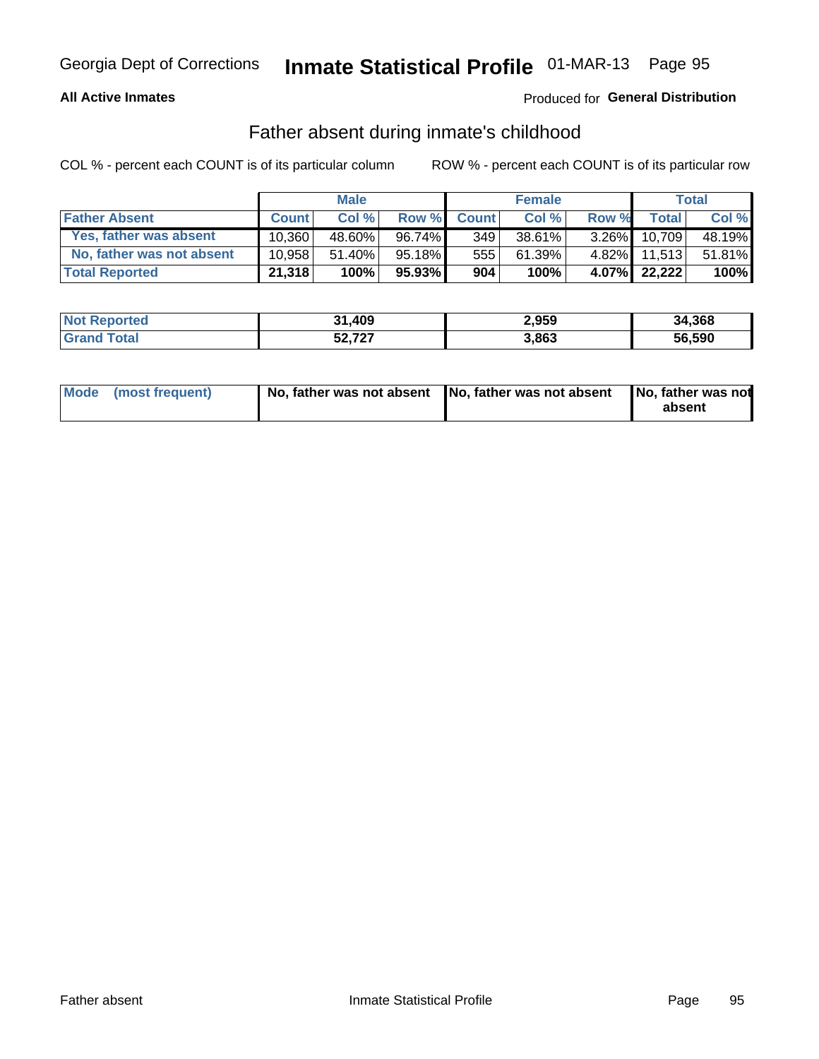Georgia Dept of Corrections **Inmate Statistical Profile** 01-MAR-13

**All Active Inmates**

Produced for **General Distribution**

## Father absent during inmate's childhood

COL % - percent each COUNT is of its particular column

ROW % - percent each COUNT is of its particular row

| | Male | | | Female | | | Total | |
|---|---|---|---|---|---|---|---|---|
| **Father Absent** | **Count** | **Col %** | **Row %** | **Count** | **Col %** | **Row %** | **Total** | **Col %** |
| **Yes, father was absent** | 10,360 | 48.60% | 96.74% | 349 | 38.61% | 3.26% | 10,709 | 48.19% |
| **No, father was not absent** | 10,958 | 51.40% | 95.18% | 555 | 61.39% | 4.82% | 11,513 | 51.81% |
| **Total Reported** | **21,318** | **100%** | **95.93%** | **904** | **100%** | **4.07%** | **22,222** | **100%** |

| | Male | Female | Total |
|---|---|---|---|
| **Not Reported** | **31,409** | **2,959** | **34,368** |
| **Grand Total** | **52,727** | **3,863** | **56,590** |

| | Male | Female | Total |
|---|---|---|---|
| **Mode (most frequent)** | **No, father was not absent** | **No, father was not absent** | **No, father was not absent** |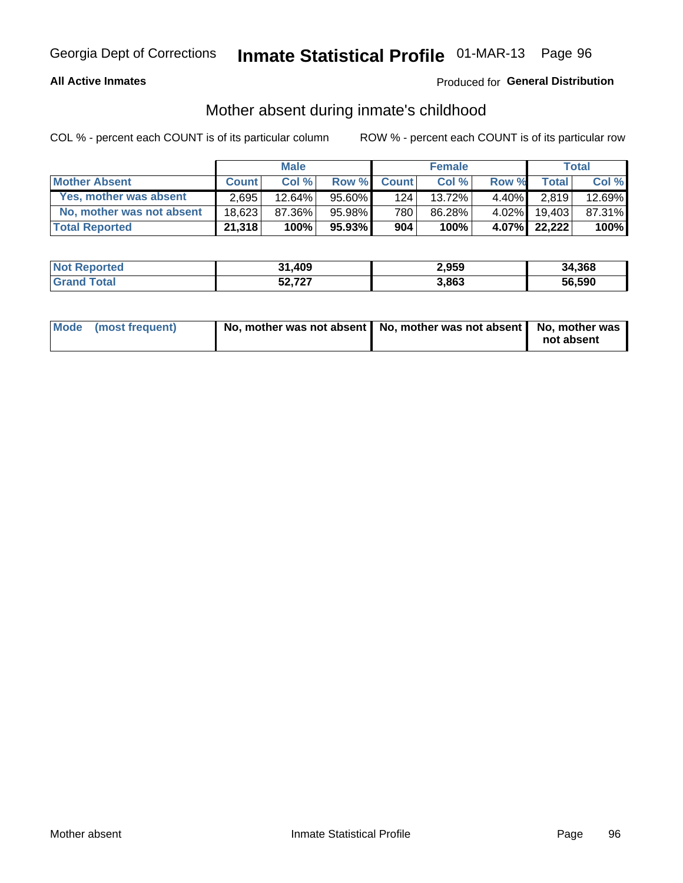Georgia Dept of Corrections **Inmate Statistical Profile** 01-MAR-13

**All Active Inmates**

Produced for **General Distribution**

## Mother absent during inmate's childhood

COL % - percent each COUNT is of its particular column

ROW % - percent each COUNT is of its particular row

| | Male | | | Female | | | Total | |
|---|---|---|---|---|---|---|---|---|
| **Mother Absent** | **Count** | **Col %** | **Row %** | **Count** | **Col %** | **Row %** | **Total** | **Col %** |
| Yes, mother was absent | 2,695 | 12.64% | 95.60% | 124 | 13.72% | 4.40% | 2,819 | 12.69% |
| No, mother was not absent | 18,623 | 87.36% | 95.98% | 780 | 86.28% | 4.02% | 19,403 | 87.31% |
| **Total Reported** | **21,318** | **100%** | **95.93%** | **904** | **100%** | **4.07%** | **22,222** | **100%** |

| | Male | Female | Total |
|---|---|---|---|
| **Not Reported** | **31,409** | **2,959** | **34,368** |
| **Grand Total** | **52,727** | **3,863** | **56,590** |

| | Male | Female | Total |
|---|---|---|---|
| **Mode (most frequent)** | **No, mother was not absent** | **No, mother was not absent** | **No, mother was not absent** |

Mother absent Inmate Statistical Profile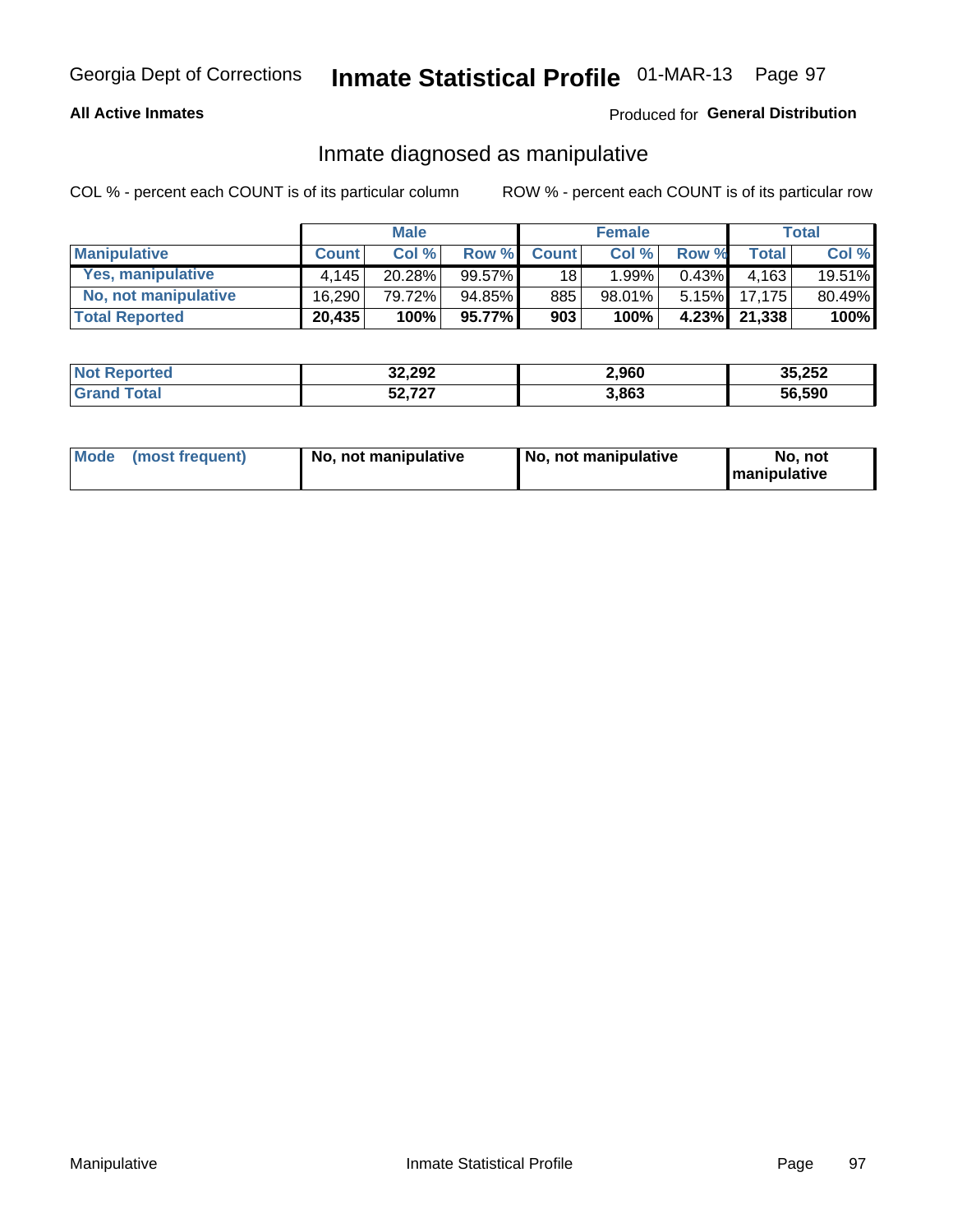Georgia Dept of Corrections **Inmate Statistical Profile** 01-MAR-13

**All Active Inmates**

Produced for **General Distribution**

## Inmate diagnosed as manipulative

COL % - percent each COUNT is of its particular column

ROW % - percent each COUNT is of its particular row

| | Male | | | Female | | | Total | |
|---|---|---|---|---|---|---|---|---|
| **Manipulative** | **Count** | **Col %** | **Row %** | **Count** | **Col %** | **Row %** | **Total** | **Col %** |
| **Yes, manipulative** | 4,145 | 20.28% | 99.57% | 18 | 1.99% | 0.43% | 4,163 | 19.51% |
| **No, not manipulative** | 16,290 | 79.72% | 94.85% | 885 | 98.01% | 5.15% | 17,175 | 80.49% |
| **Total Reported** | **20,435** | **100%** | **95.77%** | **903** | **100%** | **4.23%** | **21,338** | **100%** |

| | Male | Female | Total |
|---|---|---|---|
| **Not Reported** | **32,292** | **2,960** | **35,252** |
| **Grand Total** | **52,727** | **3,863** | **56,590** |

| | Male | Female | Total |
|---|---|---|---|
| **Mode (most frequent)** | **No, not manipulative** | **No, not manipulative** | **No, not manipulative** |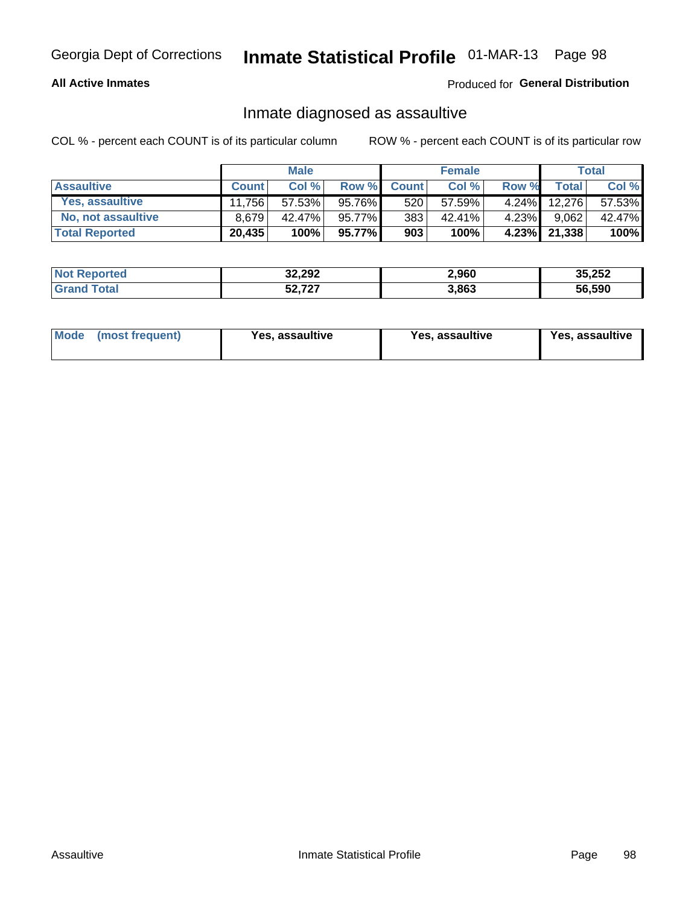Georgia Dept of Corrections **Inmate Statistical Profile** 01-MAR-13

**All Active Inmates**

Produced for **General Distribution**

## Inmate diagnosed as assaultive

COL % - percent each COUNT is of its particular column

ROW % - percent each COUNT is of its particular row

| | Male | | | Female | | | Total | |
|---|---|---|---|---|---|---|---|---|
| **Assaultive** | **Count** | **Col %** | **Row %** | **Count** | **Col %** | **Row %** | **Total** | **Col %** |
| **Yes, assaultive** | 11,756 | 57.53% | 95.76% | 520 | 57.59% | 4.24% | 12,276 | 57.53% |
| **No, not assaultive** | 8,679 | 42.47% | 95.77% | 383 | 42.41% | 4.23% | 9,062 | 42.47% |
| **Total Reported** | **20,435** | **100%** | **95.77%** | **903** | **100%** | **4.23%** | **21,338** | **100%** |

| | Male | Female | Total |
|---|---|---|---|
| **Not Reported** | **32,292** | **2,960** | **35,252** |
| **Grand Total** | **52,727** | **3,863** | **56,590** |

| | Male | Female | Total |
|---|---|---|---|
| **Mode (most frequent)** | **Yes, assaultive** | **Yes, assaultive** | **Yes, assaultive** |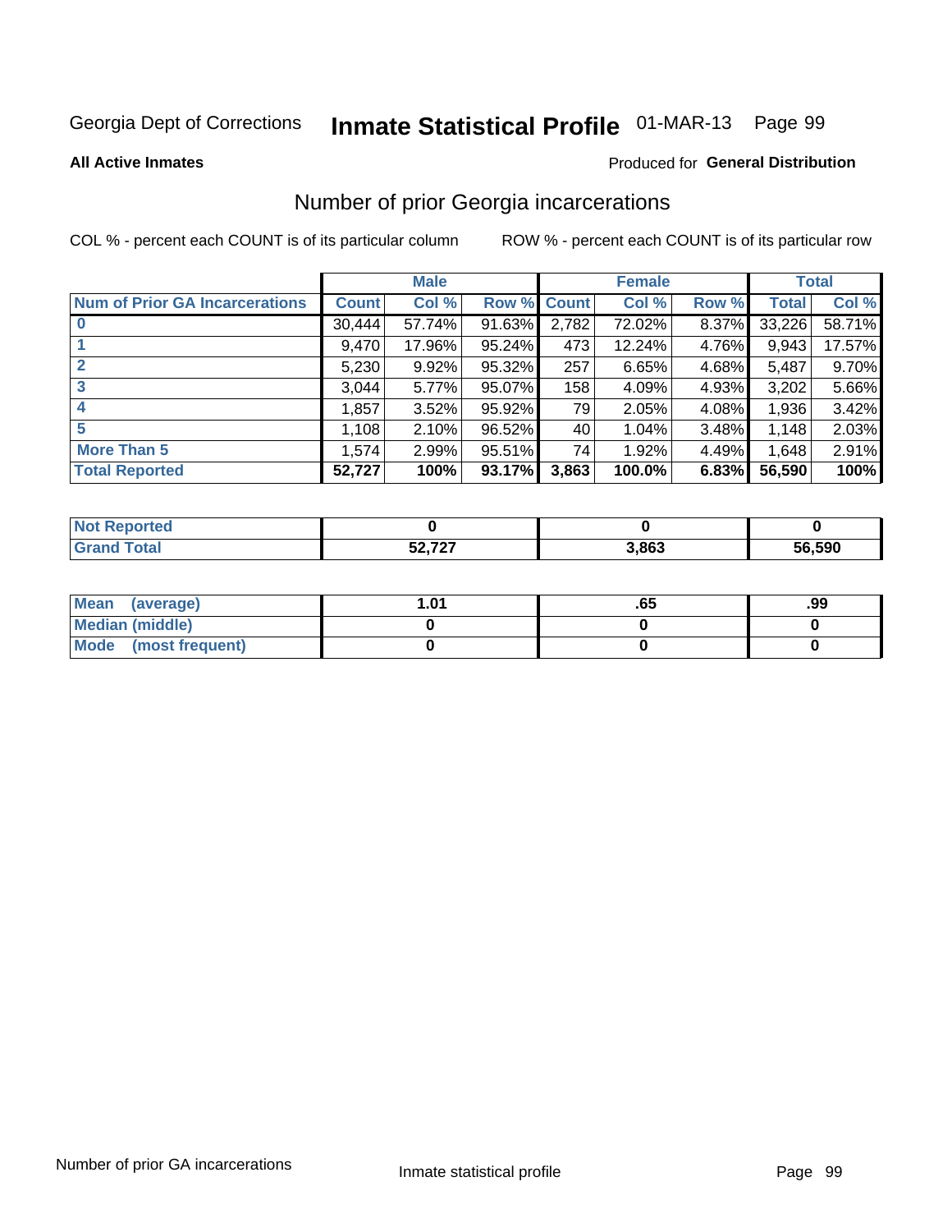Georgia Dept of Corrections **Inmate Statistical Profile** 01-MAR-13

**All Active Inmates**

Produced for **General Distribution**

## Number of prior Georgia incarcerations

COL % - percent each COUNT is of its particular column ROW % - percent each COUNT is of its particular row

| | Male | | | Female | | | Total | |
|---|---|---|---|---|---|---|---|---|
| **Num of Prior GA Incarcerations** | **Count** | **Col %** | **Row %** | **Count** | **Col %** | **Row %** | **Total** | **Col %** |
| **0** | 30,444 | 57.74% | 91.63% | 2,782 | 72.02% | 8.37% | 33,226 | 58.71% |
| **1** | 9,470 | 17.96% | 95.24% | 473 | 12.24% | 4.76% | 9,943 | 17.57% |
| **2** | 5,230 | 9.92% | 95.32% | 257 | 6.65% | 4.68% | 5,487 | 9.70% |
| **3** | 3,044 | 5.77% | 95.07% | 158 | 4.09% | 4.93% | 3,202 | 5.66% |
| **4** | 1,857 | 3.52% | 95.92% | 79 | 2.05% | 4.08% | 1,936 | 3.42% |
| **5** | 1,108 | 2.10% | 96.52% | 40 | 1.04% | 3.48% | 1,148 | 2.03% |
| **More Than 5** | 1,574 | 2.99% | 95.51% | 74 | 1.92% | 4.49% | 1,648 | 2.91% |
| **Total Reported** | **52,727** | **100%** | **93.17%** | **3,863** | **100.0%** | **6.83%** | **56,590** | **100%** |

| | Male | Female | Total |
|---|---|---|---|
| **Not Reported** | **0** | **0** | **0** |
| **Grand Total** | **52,727** | **3,863** | **56,590** |

| | Male | Female | Total |
|---|---|---|---|
| **Mean (average)** | **1.01** | **.65** | **.99** |
| **Median (middle)** | **0** | **0** | **0** |
| **Mode (most frequent)** | **0** | **0** | **0** |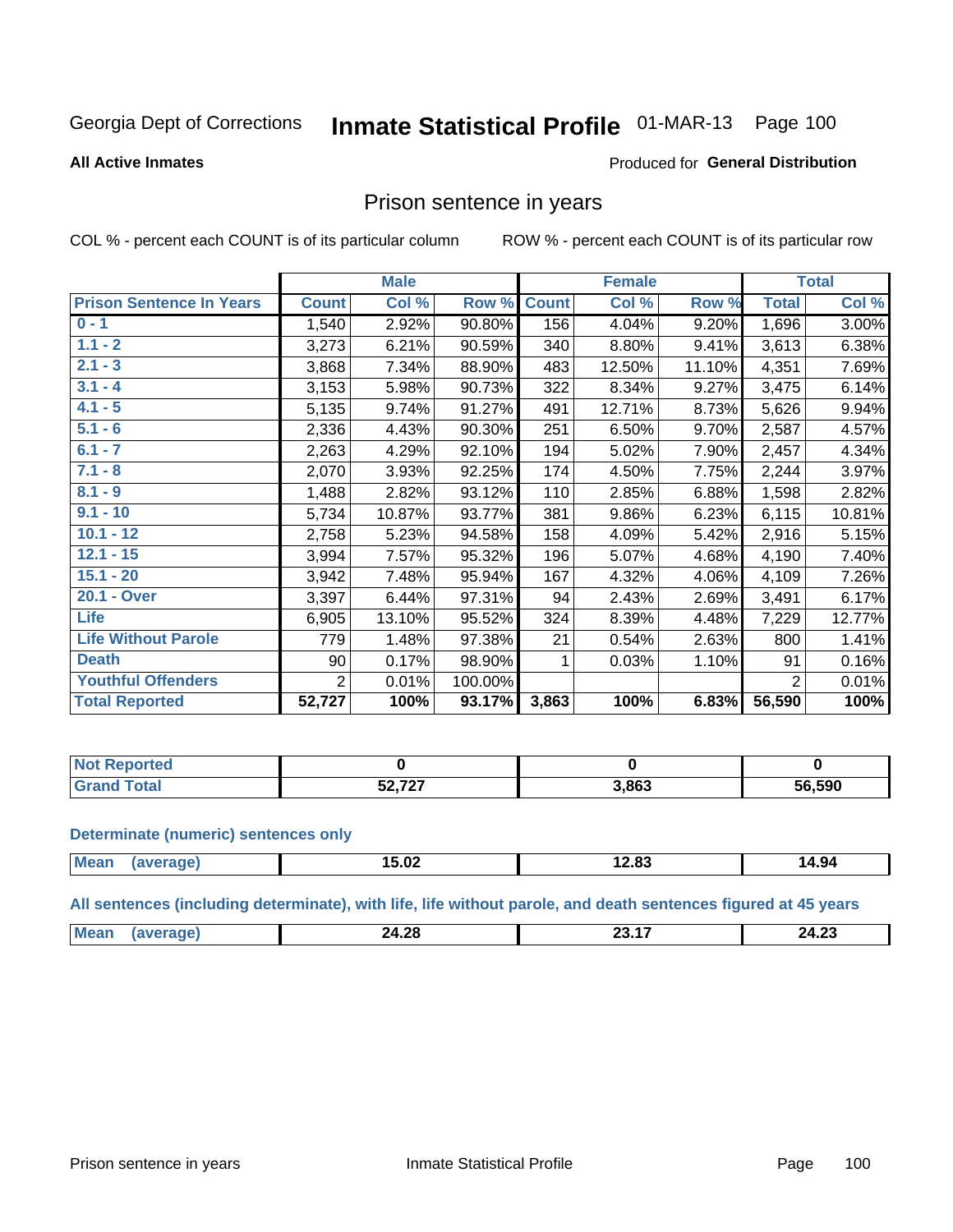Georgia Dept of Corrections **Inmate Statistical Profile** 01-MAR-13

**All Active Inmates**

Produced for **General Distribution**

## Prison sentence in years

COL % - percent each COUNT is of its particular column        ROW % - percent each COUNT is of its particular row

| | Male | | | Female | | | Total | |
|---|---|---|---|---|---|---|---|---|
| **Prison Sentence In Years** | **Count** | **Col %** | **Row %** | **Count** | **Col %** | **Row %** | **Total** | **Col %** |
| 0 - 1 | 1,540 | 2.92% | 90.80% | 156 | 4.04% | 9.20% | 1,696 | 3.00% |
| 1.1 - 2 | 3,273 | 6.21% | 90.59% | 340 | 8.80% | 9.41% | 3,613 | 6.38% |
| 2.1 - 3 | 3,868 | 7.34% | 88.90% | 483 | 12.50% | 11.10% | 4,351 | 7.69% |
| 3.1 - 4 | 3,153 | 5.98% | 90.73% | 322 | 8.34% | 9.27% | 3,475 | 6.14% |
| 4.1 - 5 | 5,135 | 9.74% | 91.27% | 491 | 12.71% | 8.73% | 5,626 | 9.94% |
| 5.1 - 6 | 2,336 | 4.43% | 90.30% | 251 | 6.50% | 9.70% | 2,587 | 4.57% |
| 6.1 - 7 | 2,263 | 4.29% | 92.10% | 194 | 5.02% | 7.90% | 2,457 | 4.34% |
| 7.1 - 8 | 2,070 | 3.93% | 92.25% | 174 | 4.50% | 7.75% | 2,244 | 3.97% |
| 8.1 - 9 | 1,488 | 2.82% | 93.12% | 110 | 2.85% | 6.88% | 1,598 | 2.82% |
| 9.1 - 10 | 5,734 | 10.87% | 93.77% | 381 | 9.86% | 6.23% | 6,115 | 10.81% |
| 10.1 - 12 | 2,758 | 5.23% | 94.58% | 158 | 4.09% | 5.42% | 2,916 | 5.15% |
| 12.1 - 15 | 3,994 | 7.57% | 95.32% | 196 | 5.07% | 4.68% | 4,190 | 7.40% |
| 15.1 - 20 | 3,942 | 7.48% | 95.94% | 167 | 4.32% | 4.06% | 4,109 | 7.26% |
| 20.1 - Over | 3,397 | 6.44% | 97.31% | 94 | 2.43% | 2.69% | 3,491 | 6.17% |
| Life | 6,905 | 13.10% | 95.52% | 324 | 8.39% | 4.48% | 7,229 | 12.77% |
| Life Without Parole | 779 | 1.48% | 97.38% | 21 | 0.54% | 2.63% | 800 | 1.41% |
| Death | 90 | 0.17% | 98.90% | 1 | 0.03% | 1.10% | 91 | 0.16% |
| Youthful Offenders | 2 | 0.01% | 100.00% | | | | 2 | 0.01% |
| **Total Reported** | **52,727** | **100%** | **93.17%** | **3,863** | **100%** | **6.83%** | **56,590** | **100%** |

| | Male | Female | Total |
|---|---|---|---|
| Not Reported | **0** | **0** | **0** |
| Grand Total | **52,727** | **3,863** | **56,590** |

**Determinate (numeric) sentences only**

| | Male | Female | Total |
|---|---|---|---|
| Mean (average) | **15.02** | **12.83** | **14.94** |

**All sentences (including determinate), with life, life without parole, and death sentences figured at 45 years**

| | Male | Female | Total |
|---|---|---|---|
| Mean (average) | **24.28** | **23.17** | **24.23** |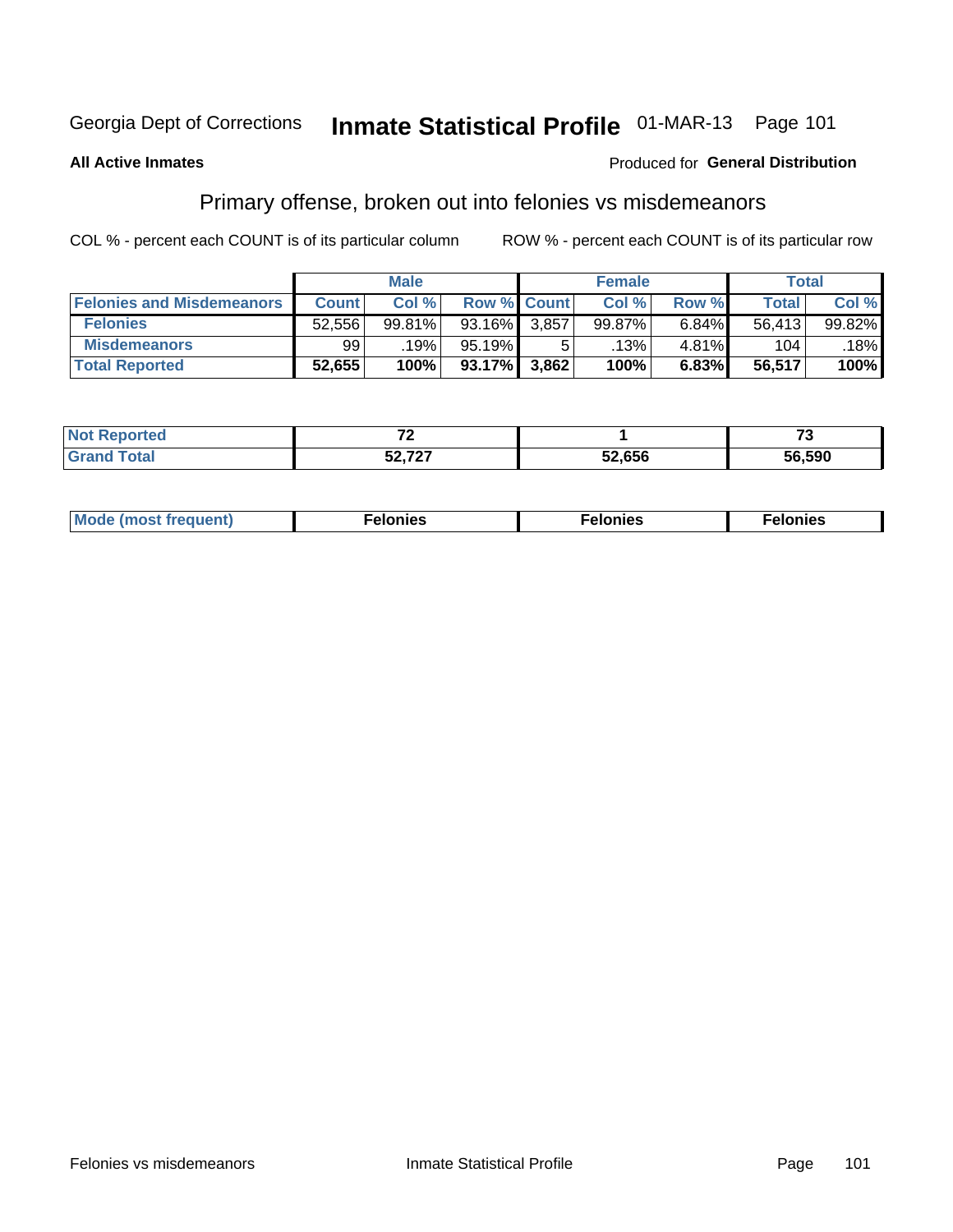Georgia Dept of Corrections **Inmate Statistical Profile** 01-MAR-13

**All Active Inmates**

Produced for **General Distribution**

## Primary offense, broken out into felonies vs misdemeanors

COL % - percent each COUNT is of its particular column

ROW % - percent each COUNT is of its particular row

| | Male | | | Female | | | Total | |
|---|---|---|---|---|---|---|---|---|
| **Felonies and Misdemeanors** | **Count** | **Col %** | **Row %** | **Count** | **Col %** | **Row %** | **Total** | **Col %** |
| **Felonies** | 52,556 | 99.81% | 93.16% | 3,857 | 99.87% | 6.84% | 56,413 | 99.82% |
| **Misdemeanors** | 99 | .19% | 95.19% | 5 | .13% | 4.81% | 104 | .18% |
| **Total Reported** | **52,655** | **100%** | **93.17%** | **3,862** | **100%** | **6.83%** | **56,517** | **100%** |

| | Male | Female | Total |
|---|---|---|---|
| **Not Reported** | **72** | **1** | **73** |
| **Grand Total** | **52,727** | **52,656** | **56,590** |

| | Male | Female | Total |
|---|---|---|---|
| **Mode (most frequent)** | **Felonies** | **Felonies** | **Felonies** |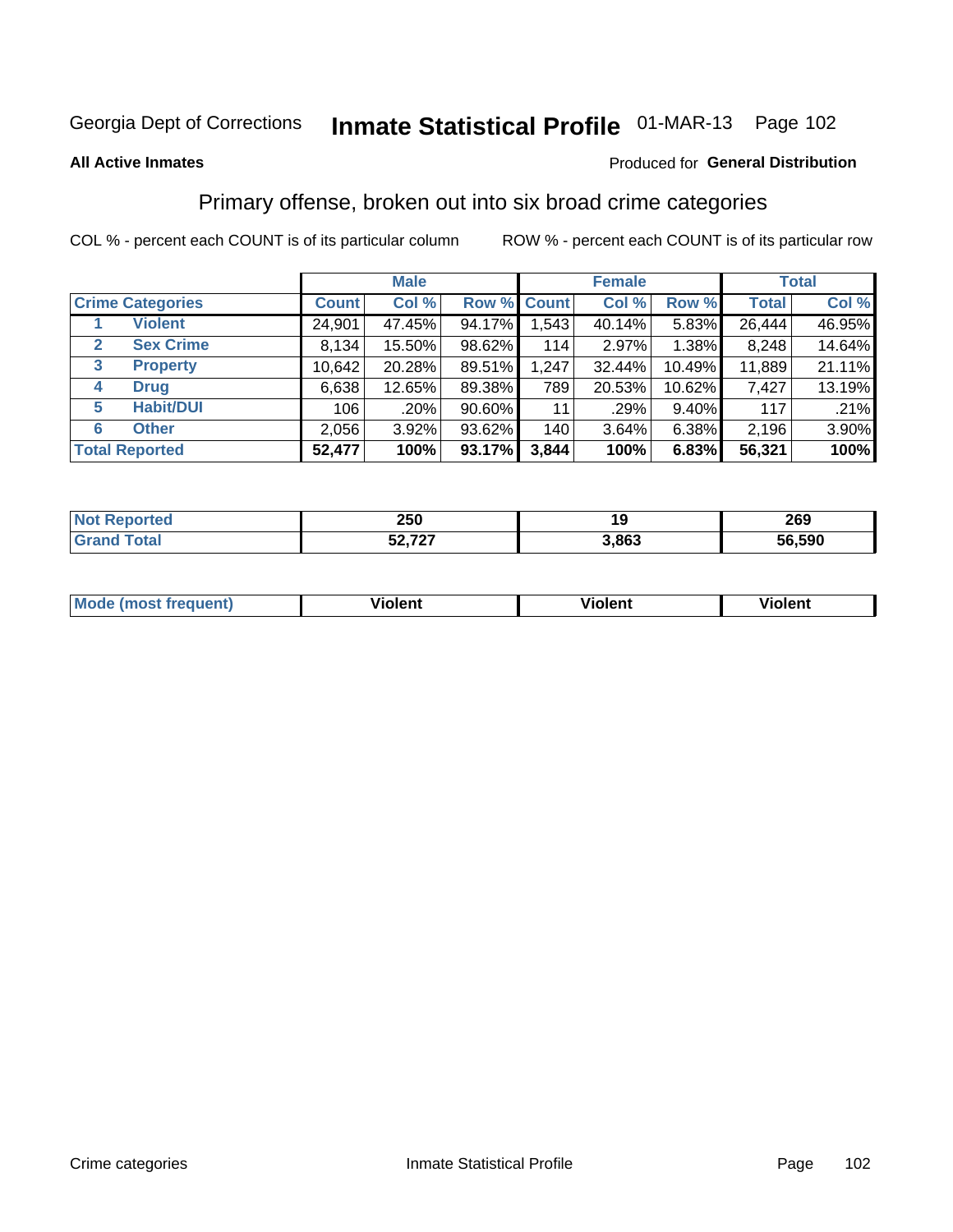Georgia Dept of Corrections **Inmate Statistical Profile** 01-MAR-13

**All Active Inmates**

Produced for **General Distribution**

## Primary offense, broken out into six broad crime categories

COL % - percent each COUNT is of its particular column ROW % - percent each COUNT is of its particular row

| | | Male | | | Female | | | Total | |
|---|---|---|---|---|---|---|---|---|---|
| Crime Categories | | Count | Col % | Row % | Count | Col % | Row % | Total | Col % |
| 1 | Violent | 24,901 | 47.45% | 94.17% | 1,543 | 40.14% | 5.83% | 26,444 | 46.95% |
| 2 | Sex Crime | 8,134 | 15.50% | 98.62% | 114 | 2.97% | 1.38% | 8,248 | 14.64% |
| 3 | Property | 10,642 | 20.28% | 89.51% | 1,247 | 32.44% | 10.49% | 11,889 | 21.11% |
| 4 | Drug | 6,638 | 12.65% | 89.38% | 789 | 20.53% | 10.62% | 7,427 | 13.19% |
| 5 | Habit/DUI | 106 | .20% | 90.60% | 11 | .29% | 9.40% | 117 | .21% |
| 6 | Other | 2,056 | 3.92% | 93.62% | 140 | 3.64% | 6.38% | 2,196 | 3.90% |
| **Total Reported** | | **52,477** | **100%** | **93.17%** | **3,844** | **100%** | **6.83%** | **56,321** | **100%** |

| | Male | Female | Total |
|---|---|---|---|
| Not Reported | 250 | 19 | 269 |
| Grand Total | 52,727 | 3,863 | 56,590 |

| | Male | Female | Total |
|---|---|---|---|
| Mode (most frequent) | Violent | Violent | Violent |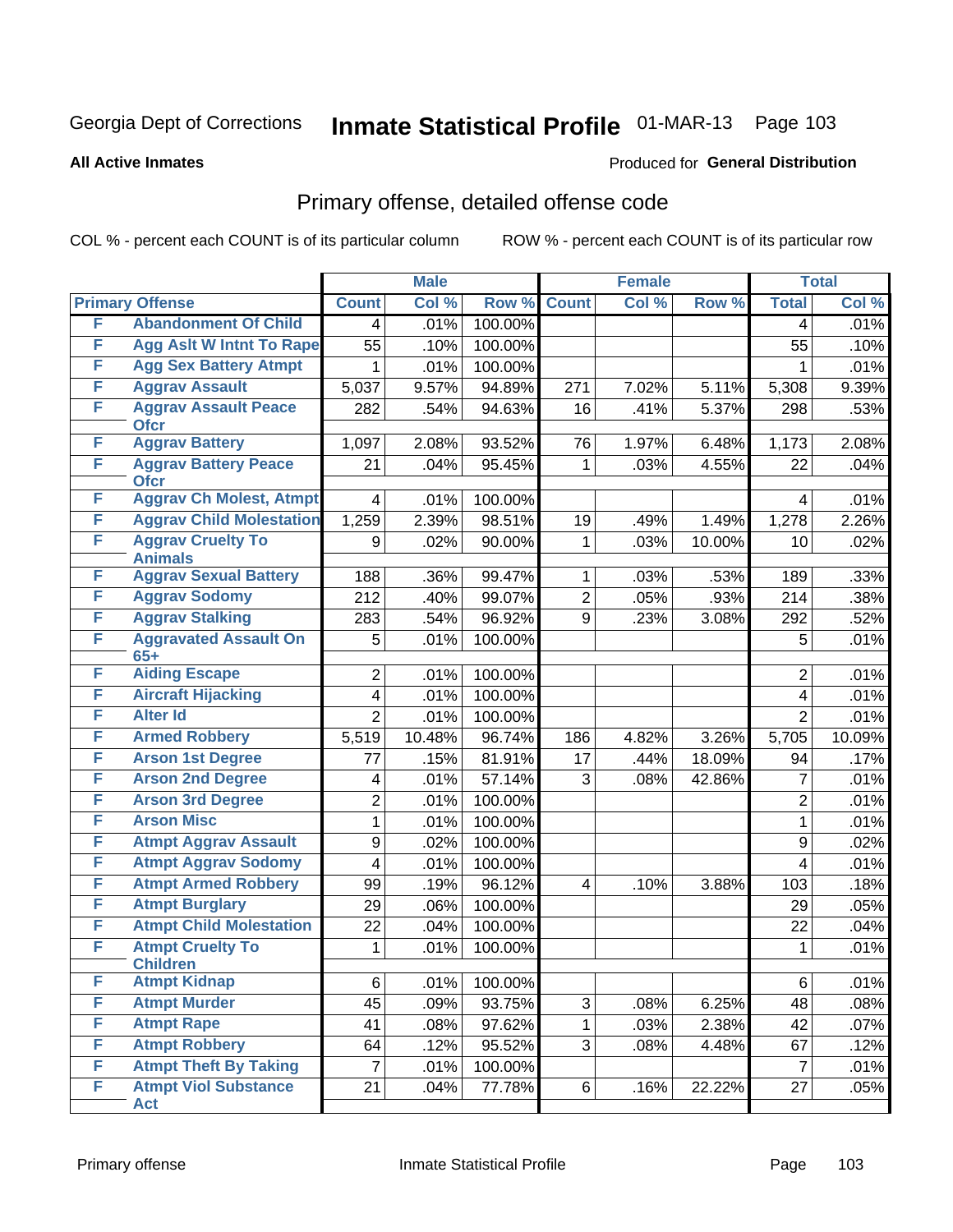Georgia Dept of Corrections **Inmate Statistical Profile** 01-MAR-13

**All Active Inmates** Produced for **General Distribution**

## Primary offense, detailed offense code

COL % - percent each COUNT is of its particular column ROW % - percent each COUNT is of its particular row

| Primary Offense | | Male | | | Female | | | Total | |
|---|---|---|---|---|---|---|---|---|---|
| | | Count | Col % | Row % | Count | Col % | Row % | Total | Col % |
| F | Abandonment Of Child | 4 | .01% | 100.00% | | | | 4 | .01% |
| F | Agg Aslt W Intnt To Rape | 55 | .10% | 100.00% | | | | 55 | .10% |
| F | Agg Sex Battery Atmpt | 1 | .01% | 100.00% | | | | 1 | .01% |
| F | Aggrav Assault | 5,037 | 9.57% | 94.89% | 271 | 7.02% | 5.11% | 5,308 | 9.39% |
| F | Aggrav Assault Peace Ofcr | 282 | .54% | 94.63% | 16 | .41% | 5.37% | 298 | .53% |
| F | Aggrav Battery | 1,097 | 2.08% | 93.52% | 76 | 1.97% | 6.48% | 1,173 | 2.08% |
| F | Aggrav Battery Peace Ofcr | 21 | .04% | 95.45% | 1 | .03% | 4.55% | 22 | .04% |
| F | Aggrav Ch Molest, Atmpt | 4 | .01% | 100.00% | | | | 4 | .01% |
| F | Aggrav Child Molestation | 1,259 | 2.39% | 98.51% | 19 | .49% | 1.49% | 1,278 | 2.26% |
| F | Aggrav Cruelty To Animals | 9 | .02% | 90.00% | 1 | .03% | 10.00% | 10 | .02% |
| F | Aggrav Sexual Battery | 188 | .36% | 99.47% | 1 | .03% | .53% | 189 | .33% |
| F | Aggrav Sodomy | 212 | .40% | 99.07% | 2 | .05% | .93% | 214 | .38% |
| F | Aggrav Stalking | 283 | .54% | 96.92% | 9 | .23% | 3.08% | 292 | .52% |
| F | Aggravated Assault On 65+ | 5 | .01% | 100.00% | | | | 5 | .01% |
| F | Aiding Escape | 2 | .01% | 100.00% | | | | 2 | .01% |
| F | Aircraft Hijacking | 4 | .01% | 100.00% | | | | 4 | .01% |
| F | Alter Id | 2 | .01% | 100.00% | | | | 2 | .01% |
| F | Armed Robbery | 5,519 | 10.48% | 96.74% | 186 | 4.82% | 3.26% | 5,705 | 10.09% |
| F | Arson 1st Degree | 77 | .15% | 81.91% | 17 | .44% | 18.09% | 94 | .17% |
| F | Arson 2nd Degree | 4 | .01% | 57.14% | 3 | .08% | 42.86% | 7 | .01% |
| F | Arson 3rd Degree | 2 | .01% | 100.00% | | | | 2 | .01% |
| F | Arson Misc | 1 | .01% | 100.00% | | | | 1 | .01% |
| F | Atmpt Aggrav Assault | 9 | .02% | 100.00% | | | | 9 | .02% |
| F | Atmpt Aggrav Sodomy | 4 | .01% | 100.00% | | | | 4 | .01% |
| F | Atmpt Armed Robbery | 99 | .19% | 96.12% | 4 | .10% | 3.88% | 103 | .18% |
| F | Atmpt Burglary | 29 | .06% | 100.00% | | | | 29 | .05% |
| F | Atmpt Child Molestation | 22 | .04% | 100.00% | | | | 22 | .04% |
| F | Atmpt Cruelty To Children | 1 | .01% | 100.00% | | | | 1 | .01% |
| F | Atmpt Kidnap | 6 | .01% | 100.00% | | | | 6 | .01% |
| F | Atmpt Murder | 45 | .09% | 93.75% | 3 | .08% | 6.25% | 48 | .08% |
| F | Atmpt Rape | 41 | .08% | 97.62% | 1 | .03% | 2.38% | 42 | .07% |
| F | Atmpt Robbery | 64 | .12% | 95.52% | 3 | .08% | 4.48% | 67 | .12% |
| F | Atmpt Theft By Taking | 7 | .01% | 100.00% | | | | 7 | .01% |
| F | Atmpt Viol Substance Act | 21 | .04% | 77.78% | 6 | .16% | 22.22% | 27 | .05% |

Primary offense Inmate Statistical Profile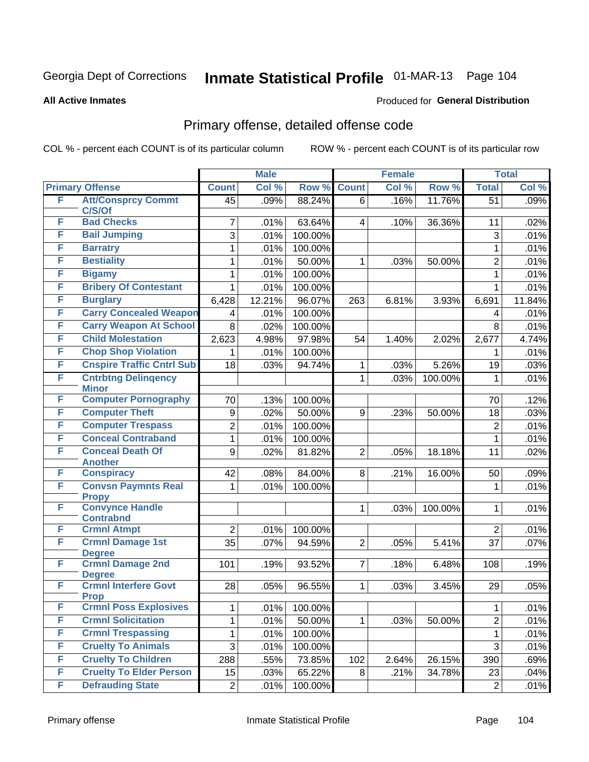Georgia Dept of Corrections **Inmate Statistical Profile** 01-MAR-13 Page 104

**All Active Inmates**

Produced for **General Distribution**

## Primary offense, detailed offense code

COL % - percent each COUNT is of its particular column

ROW % - percent each COUNT is of its particular row

| Primary Offense | | Male | | | Female | | | Total | |
|---|---|---|---|---|---|---|---|---|---|
| | | Count | Col % | Row % | Count | Col % | Row % | Total | Col % |
| F | Att/Consprcy Commt C/S/Of | 45 | .09% | 88.24% | 6 | .16% | 11.76% | 51 | .09% |
| F | Bad Checks | 7 | .01% | 63.64% | 4 | .10% | 36.36% | 11 | .02% |
| F | Bail Jumping | 3 | .01% | 100.00% | | | | 3 | .01% |
| F | Barratry | 1 | .01% | 100.00% | | | | 1 | .01% |
| F | Bestiality | 1 | .01% | 50.00% | 1 | .03% | 50.00% | 2 | .01% |
| F | Bigamy | 1 | .01% | 100.00% | | | | 1 | .01% |
| F | Bribery Of Contestant | 1 | .01% | 100.00% | | | | 1 | .01% |
| F | Burglary | 6,428 | 12.21% | 96.07% | 263 | 6.81% | 3.93% | 6,691 | 11.84% |
| F | Carry Concealed Weapon | 4 | .01% | 100.00% | | | | 4 | .01% |
| F | Carry Weapon At School | 8 | .02% | 100.00% | | | | 8 | .01% |
| F | Child Molestation | 2,623 | 4.98% | 97.98% | 54 | 1.40% | 2.02% | 2,677 | 4.74% |
| F | Chop Shop Violation | 1 | .01% | 100.00% | | | | 1 | .01% |
| F | Cnspire Traffic Cntrl Sub | 18 | .03% | 94.74% | 1 | .03% | 5.26% | 19 | .03% |
| F | Cntrbtng Delinqency Minor | | | | 1 | .03% | 100.00% | 1 | .01% |
| F | Computer Pornography | 70 | .13% | 100.00% | | | | 70 | .12% |
| F | Computer Theft | 9 | .02% | 50.00% | 9 | .23% | 50.00% | 18 | .03% |
| F | Computer Trespass | 2 | .01% | 100.00% | | | | 2 | .01% |
| F | Conceal Contraband | 1 | .01% | 100.00% | | | | 1 | .01% |
| F | Conceal Death Of Another | 9 | .02% | 81.82% | 2 | .05% | 18.18% | 11 | .02% |
| F | Conspiracy | 42 | .08% | 84.00% | 8 | .21% | 16.00% | 50 | .09% |
| F | Convsn Paymnts Real Propy | 1 | .01% | 100.00% | | | | 1 | .01% |
| F | Convynce Handle Contrabnd | | | | 1 | .03% | 100.00% | 1 | .01% |
| F | Crmnl Atmpt | 2 | .01% | 100.00% | | | | 2 | .01% |
| F | Crmnl Damage 1st Degree | 35 | .07% | 94.59% | 2 | .05% | 5.41% | 37 | .07% |
| F | Crmnl Damage 2nd Degree | 101 | .19% | 93.52% | 7 | .18% | 6.48% | 108 | .19% |
| F | Crmnl Interfere Govt Prop | 28 | .05% | 96.55% | 1 | .03% | 3.45% | 29 | .05% |
| F | Crmnl Poss Explosives | 1 | .01% | 100.00% | | | | 1 | .01% |
| F | Crmnl Solicitation | 1 | .01% | 50.00% | 1 | .03% | 50.00% | 2 | .01% |
| F | Crmnl Trespassing | 1 | .01% | 100.00% | | | | 1 | .01% |
| F | Cruelty To Animals | 3 | .01% | 100.00% | | | | 3 | .01% |
| F | Cruelty To Children | 288 | .55% | 73.85% | 102 | 2.64% | 26.15% | 390 | .69% |
| F | Cruelty To Elder Person | 15 | .03% | 65.22% | 8 | .21% | 34.78% | 23 | .04% |
| F | Defrauding State | 2 | .01% | 100.00% | | | | 2 | .01% |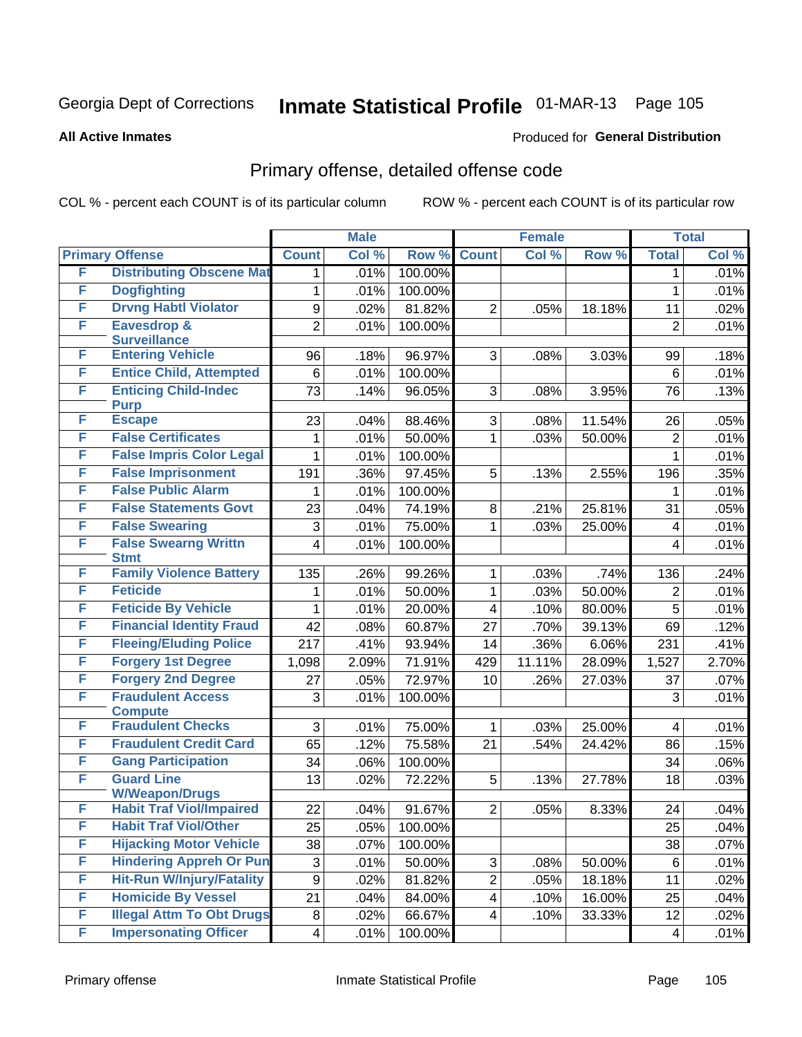Georgia Dept of Corrections **Inmate Statistical Profile** 01-MAR-13

**All Active Inmates**

Produced for **General Distribution**

## Primary offense, detailed offense code

COL % - percent each COUNT is of its particular column

ROW % - percent each COUNT is of its particular row

| Primary Offense | | Male | | | Female | | | Total | |
|---|---|---|---|---|---|---|---|---|---|
| | | Count | Col % | Row % | Count | Col % | Row % | Total | Col % |
| F | Distributing Obscene Mat | 1 | .01% | 100.00% | | | | 1 | .01% |
| F | Dogfighting | 1 | .01% | 100.00% | | | | 1 | .01% |
| F | Drvng Habtl Violator | 9 | .02% | 81.82% | 2 | .05% | 18.18% | 11 | .02% |
| F | Eavesdrop & Surveillance | 2 | .01% | 100.00% | | | | 2 | .01% |
| F | Entering Vehicle | 96 | .18% | 96.97% | 3 | .08% | 3.03% | 99 | .18% |
| F | Entice Child, Attempted | 6 | .01% | 100.00% | | | | 6 | .01% |
| F | Enticing Child-Indec Purp | 73 | .14% | 96.05% | 3 | .08% | 3.95% | 76 | .13% |
| F | Escape | 23 | .04% | 88.46% | 3 | .08% | 11.54% | 26 | .05% |
| F | False Certificates | 1 | .01% | 50.00% | 1 | .03% | 50.00% | 2 | .01% |
| F | False Impris Color Legal | 1 | .01% | 100.00% | | | | 1 | .01% |
| F | False Imprisonment | 191 | .36% | 97.45% | 5 | .13% | 2.55% | 196 | .35% |
| F | False Public Alarm | 1 | .01% | 100.00% | | | | 1 | .01% |
| F | False Statements Govt | 23 | .04% | 74.19% | 8 | .21% | 25.81% | 31 | .05% |
| F | False Swearing | 3 | .01% | 75.00% | 1 | .03% | 25.00% | 4 | .01% |
| F | False Swearng Writtn Stmt | 4 | .01% | 100.00% | | | | 4 | .01% |
| F | Family Violence Battery | 135 | .26% | 99.26% | 1 | .03% | .74% | 136 | .24% |
| F | Feticide | 1 | .01% | 50.00% | 1 | .03% | 50.00% | 2 | .01% |
| F | Feticide By Vehicle | 1 | .01% | 20.00% | 4 | .10% | 80.00% | 5 | .01% |
| F | Financial Identity Fraud | 42 | .08% | 60.87% | 27 | .70% | 39.13% | 69 | .12% |
| F | Fleeing/Eluding Police | 217 | .41% | 93.94% | 14 | .36% | 6.06% | 231 | .41% |
| F | Forgery 1st Degree | 1,098 | 2.09% | 71.91% | 429 | 11.11% | 28.09% | 1,527 | 2.70% |
| F | Forgery 2nd Degree | 27 | .05% | 72.97% | 10 | .26% | 27.03% | 37 | .07% |
| F | Fraudulent Access Compute | 3 | .01% | 100.00% | | | | 3 | .01% |
| F | Fraudulent Checks | 3 | .01% | 75.00% | 1 | .03% | 25.00% | 4 | .01% |
| F | Fraudulent Credit Card | 65 | .12% | 75.58% | 21 | .54% | 24.42% | 86 | .15% |
| F | Gang Participation | 34 | .06% | 100.00% | | | | 34 | .06% |
| F | Guard Line W/Weapon/Drugs | 13 | .02% | 72.22% | 5 | .13% | 27.78% | 18 | .03% |
| F | Habit Traf Viol/Impaired | 22 | .04% | 91.67% | 2 | .05% | 8.33% | 24 | .04% |
| F | Habit Traf Viol/Other | 25 | .05% | 100.00% | | | | 25 | .04% |
| F | Hijacking Motor Vehicle | 38 | .07% | 100.00% | | | | 38 | .07% |
| F | Hindering Appreh Or Pun | 3 | .01% | 50.00% | 3 | .08% | 50.00% | 6 | .01% |
| F | Hit-Run W/Injury/Fatality | 9 | .02% | 81.82% | 2 | .05% | 18.18% | 11 | .02% |
| F | Homicide By Vessel | 21 | .04% | 84.00% | 4 | .10% | 16.00% | 25 | .04% |
| F | Illegal Attm To Obt Drugs | 8 | .02% | 66.67% | 4 | .10% | 33.33% | 12 | .02% |
| F | Impersonating Officer | 4 | .01% | 100.00% | | | | 4 | .01% |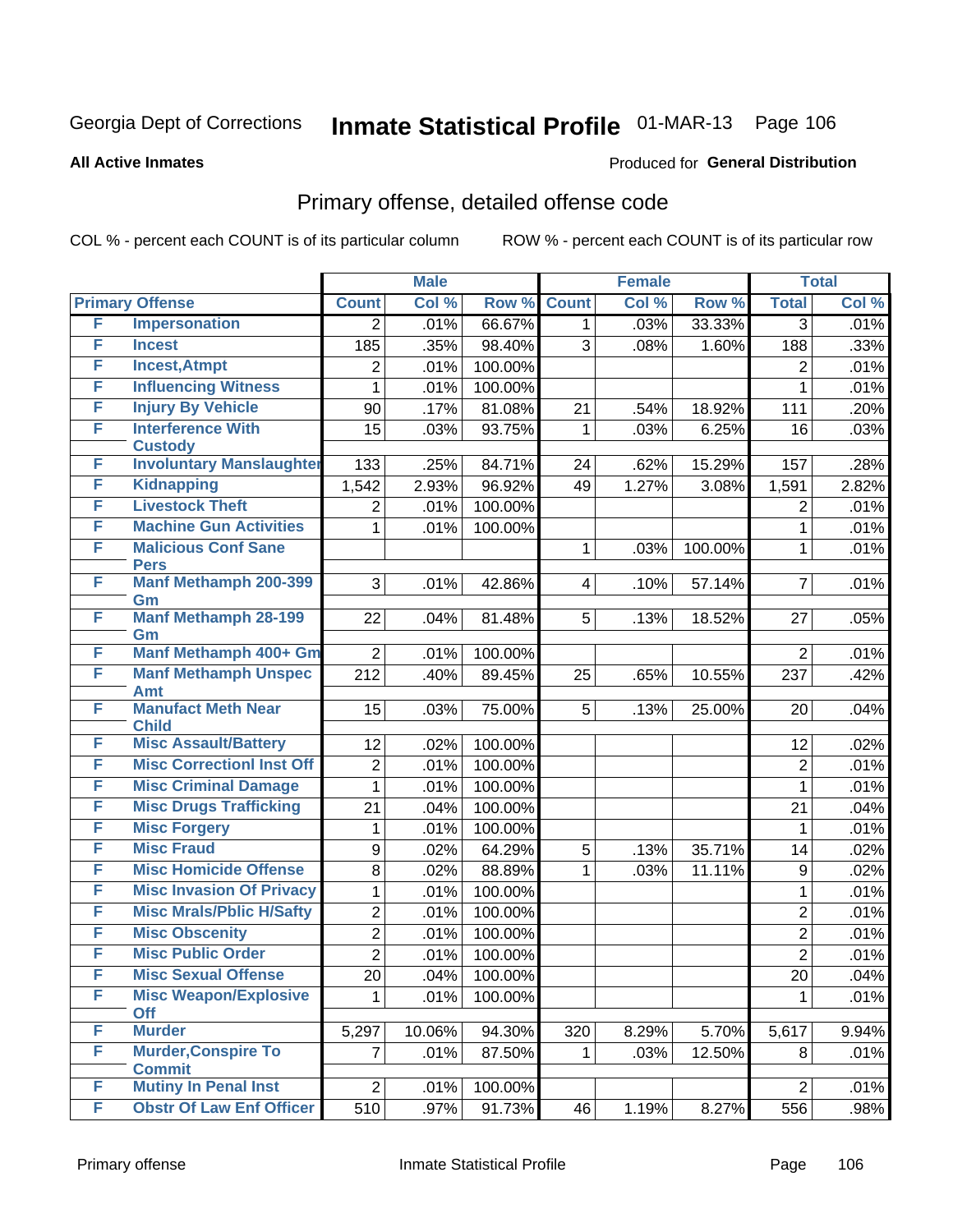Georgia Dept of Corrections **Inmate Statistical Profile** 01-MAR-13

**All Active Inmates**

Produced for **General Distribution**

## Primary offense, detailed offense code

COL % - percent each COUNT is of its particular column

ROW % - percent each COUNT is of its particular row

| Primary Offense | | Male | | | Female | | | Total | |
|---|---|---|---|---|---|---|---|---|---|
| | | Count | Col % | Row % | Count | Col % | Row % | Total | Col % |
| F | Impersonation | 2 | .01% | 66.67% | 1 | .03% | 33.33% | 3 | .01% |
| F | Incest | 185 | .35% | 98.40% | 3 | .08% | 1.60% | 188 | .33% |
| F | Incest,Atmpt | 2 | .01% | 100.00% | | | | 2 | .01% |
| F | Influencing Witness | 1 | .01% | 100.00% | | | | 1 | .01% |
| F | Injury By Vehicle | 90 | .17% | 81.08% | 21 | .54% | 18.92% | 111 | .20% |
| F | Interference With Custody | 15 | .03% | 93.75% | 1 | .03% | 6.25% | 16 | .03% |
| F | Involuntary Manslaughter | 133 | .25% | 84.71% | 24 | .62% | 15.29% | 157 | .28% |
| F | Kidnapping | 1,542 | 2.93% | 96.92% | 49 | 1.27% | 3.08% | 1,591 | 2.82% |
| F | Livestock Theft | 2 | .01% | 100.00% | | | | 2 | .01% |
| F | Machine Gun Activities | 1 | .01% | 100.00% | | | | 1 | .01% |
| F | Malicious Conf Sane Pers | | | | 1 | .03% | 100.00% | 1 | .01% |
| F | Manf Methamph 200-399 Gm | 3 | .01% | 42.86% | 4 | .10% | 57.14% | 7 | .01% |
| F | Manf Methamph 28-199 Gm | 22 | .04% | 81.48% | 5 | .13% | 18.52% | 27 | .05% |
| F | Manf Methamph 400+ Gm | 2 | .01% | 100.00% | | | | 2 | .01% |
| F | Manf Methamph Unspec Amt | 212 | .40% | 89.45% | 25 | .65% | 10.55% | 237 | .42% |
| F | Manufact Meth Near Child | 15 | .03% | 75.00% | 5 | .13% | 25.00% | 20 | .04% |
| F | Misc Assault/Battery | 12 | .02% | 100.00% | | | | 12 | .02% |
| F | Misc Correctionl Inst Off | 2 | .01% | 100.00% | | | | 2 | .01% |
| F | Misc Criminal Damage | 1 | .01% | 100.00% | | | | 1 | .01% |
| F | Misc Drugs Trafficking | 21 | .04% | 100.00% | | | | 21 | .04% |
| F | Misc Forgery | 1 | .01% | 100.00% | | | | 1 | .01% |
| F | Misc Fraud | 9 | .02% | 64.29% | 5 | .13% | 35.71% | 14 | .02% |
| F | Misc Homicide Offense | 8 | .02% | 88.89% | 1 | .03% | 11.11% | 9 | .02% |
| F | Misc Invasion Of Privacy | 1 | .01% | 100.00% | | | | 1 | .01% |
| F | Misc Mrals/Pblic H/Safty | 2 | .01% | 100.00% | | | | 2 | .01% |
| F | Misc Obscenity | 2 | .01% | 100.00% | | | | 2 | .01% |
| F | Misc Public Order | 2 | .01% | 100.00% | | | | 2 | .01% |
| F | Misc Sexual Offense | 20 | .04% | 100.00% | | | | 20 | .04% |
| F | Misc Weapon/Explosive Off | 1 | .01% | 100.00% | | | | 1 | .01% |
| F | Murder | 5,297 | 10.06% | 94.30% | 320 | 8.29% | 5.70% | 5,617 | 9.94% |
| F | Murder,Conspire To Commit | 7 | .01% | 87.50% | 1 | .03% | 12.50% | 8 | .01% |
| F | Mutiny In Penal Inst | 2 | .01% | 100.00% | | | | 2 | .01% |
| F | Obstr Of Law Enf Officer | 510 | .97% | 91.73% | 46 | 1.19% | 8.27% | 556 | .98% |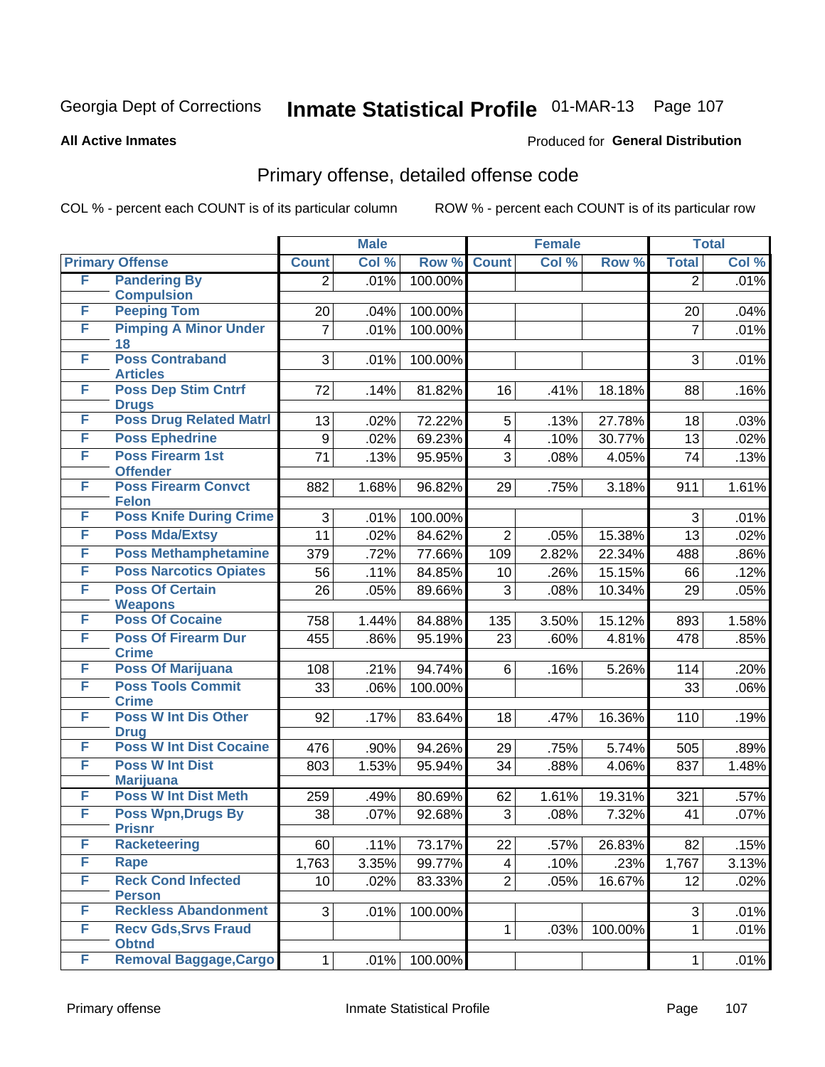Georgia Dept of Corrections **Inmate Statistical Profile** 01-MAR-13 Page 107

**All Active Inmates**

Produced for **General Distribution**

## Primary offense, detailed offense code

COL % - percent each COUNT is of its particular column ROW % - percent each COUNT is of its particular row

| Primary Offense | | Male | | | Female | | | Total | |
|---|---|---|---|---|---|---|---|---|---|
| | | Count | Col % | Row % | Count | Col % | Row % | Total | Col % |
| F | Pandering By Compulsion | 2 | .01% | 100.00% | | | | 2 | .01% |
| F | Peeping Tom | 20 | .04% | 100.00% | | | | 20 | .04% |
| F | Pimping A Minor Under 18 | 7 | .01% | 100.00% | | | | 7 | .01% |
| F | Poss Contraband Articles | 3 | .01% | 100.00% | | | | 3 | .01% |
| F | Poss Dep Stim Cntrf Drugs | 72 | .14% | 81.82% | 16 | .41% | 18.18% | 88 | .16% |
| F | Poss Drug Related Matrl | 13 | .02% | 72.22% | 5 | .13% | 27.78% | 18 | .03% |
| F | Poss Ephedrine | 9 | .02% | 69.23% | 4 | .10% | 30.77% | 13 | .02% |
| F | Poss Firearm 1st Offender | 71 | .13% | 95.95% | 3 | .08% | 4.05% | 74 | .13% |
| F | Poss Firearm Convct Felon | 882 | 1.68% | 96.82% | 29 | .75% | 3.18% | 911 | 1.61% |
| F | Poss Knife During Crime | 3 | .01% | 100.00% | | | | 3 | .01% |
| F | Poss Mda/Extsy | 11 | .02% | 84.62% | 2 | .05% | 15.38% | 13 | .02% |
| F | Poss Methamphetamine | 379 | .72% | 77.66% | 109 | 2.82% | 22.34% | 488 | .86% |
| F | Poss Narcotics Opiates | 56 | .11% | 84.85% | 10 | .26% | 15.15% | 66 | .12% |
| F | Poss Of Certain Weapons | 26 | .05% | 89.66% | 3 | .08% | 10.34% | 29 | .05% |
| F | Poss Of Cocaine | 758 | 1.44% | 84.88% | 135 | 3.50% | 15.12% | 893 | 1.58% |
| F | Poss Of Firearm Dur Crime | 455 | .86% | 95.19% | 23 | .60% | 4.81% | 478 | .85% |
| F | Poss Of Marijuana | 108 | .21% | 94.74% | 6 | .16% | 5.26% | 114 | .20% |
| F | Poss Tools Commit Crime | 33 | .06% | 100.00% | | | | 33 | .06% |
| F | Poss W Int Dis Other Drug | 92 | .17% | 83.64% | 18 | .47% | 16.36% | 110 | .19% |
| F | Poss W Int Dist Cocaine | 476 | .90% | 94.26% | 29 | .75% | 5.74% | 505 | .89% |
| F | Poss W Int Dist Marijuana | 803 | 1.53% | 95.94% | 34 | .88% | 4.06% | 837 | 1.48% |
| F | Poss W Int Dist Meth | 259 | .49% | 80.69% | 62 | 1.61% | 19.31% | 321 | .57% |
| F | Poss Wpn,Drugs By Prisnr | 38 | .07% | 92.68% | 3 | .08% | 7.32% | 41 | .07% |
| F | Racketeering | 60 | .11% | 73.17% | 22 | .57% | 26.83% | 82 | .15% |
| F | Rape | 1,763 | 3.35% | 99.77% | 4 | .10% | .23% | 1,767 | 3.13% |
| F | Reck Cond Infected Person | 10 | .02% | 83.33% | 2 | .05% | 16.67% | 12 | .02% |
| F | Reckless Abandonment | 3 | .01% | 100.00% | | | | 3 | .01% |
| F | Recv Gds,Srvs Fraud Obtnd | | | | 1 | .03% | 100.00% | 1 | .01% |
| F | Removal Baggage,Cargo | 1 | .01% | 100.00% | | | | 1 | .01% |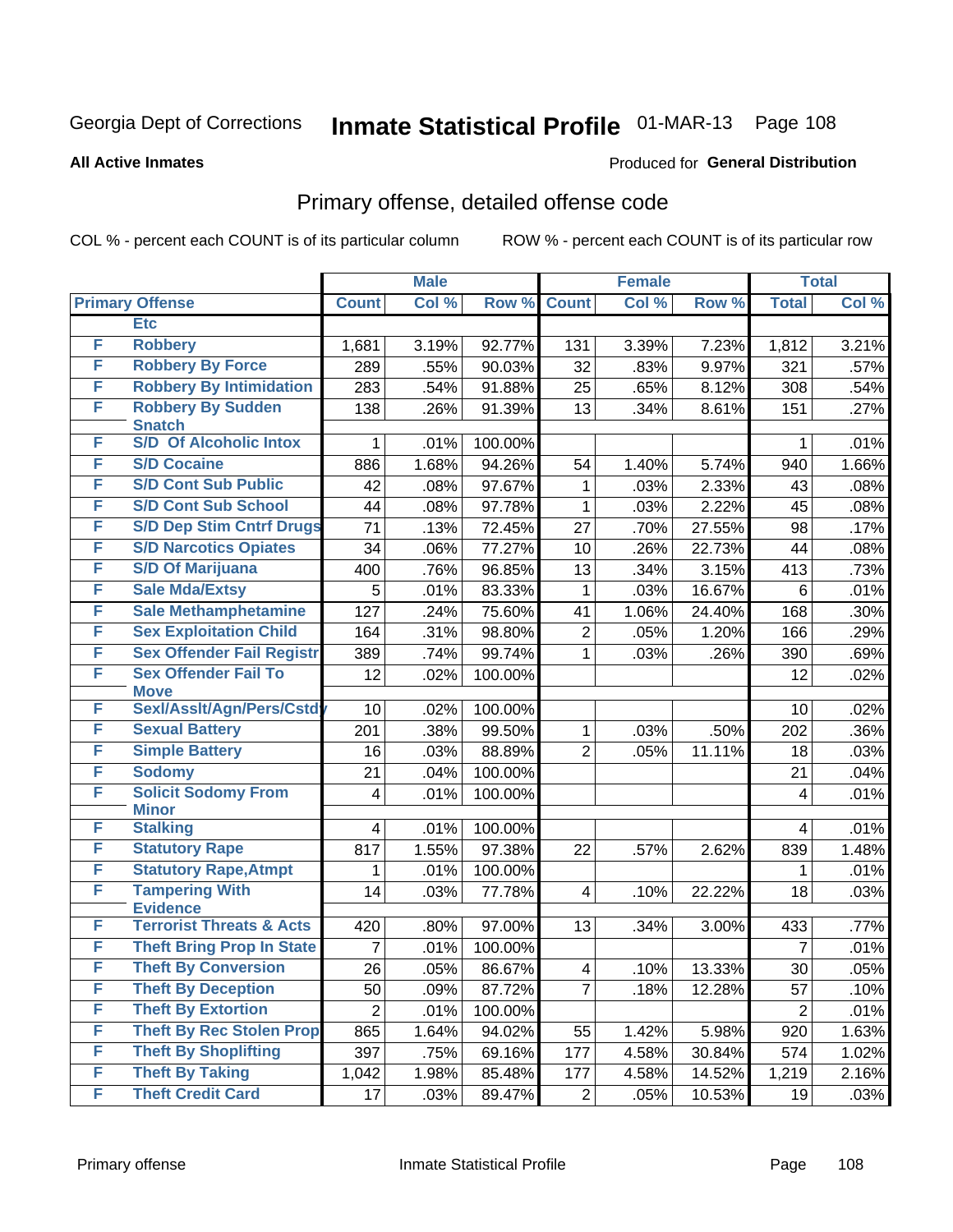Georgia Dept of Corrections **Inmate Statistical Profile** 01-MAR-13

**All Active Inmates**

Produced for **General Distribution**

## Primary offense, detailed offense code

COL % - percent each COUNT is of its particular column    ROW % - percent each COUNT is of its particular row

| Primary Offense | | Male | | | Female | | | Total | |
|---|---|---|---|---|---|---|---|---|---|
| | | Count | Col % | Row % | Count | Col % | Row % | Total | Col % |
| | Etc | | | | | | | | |
| F | Robbery | 1,681 | 3.19% | 92.77% | 131 | 3.39% | 7.23% | 1,812 | 3.21% |
| F | Robbery By Force | 289 | .55% | 90.03% | 32 | .83% | 9.97% | 321 | .57% |
| F | Robbery By Intimidation | 283 | .54% | 91.88% | 25 | .65% | 8.12% | 308 | .54% |
| F | Robbery By Sudden Snatch | 138 | .26% | 91.39% | 13 | .34% | 8.61% | 151 | .27% |
| F | S/D Of Alcoholic Intox | 1 | .01% | 100.00% | | | | 1 | .01% |
| F | S/D Cocaine | 886 | 1.68% | 94.26% | 54 | 1.40% | 5.74% | 940 | 1.66% |
| F | S/D Cont Sub Public | 42 | .08% | 97.67% | 1 | .03% | 2.33% | 43 | .08% |
| F | S/D Cont Sub School | 44 | .08% | 97.78% | 1 | .03% | 2.22% | 45 | .08% |
| F | S/D Dep Stim Cntrf Drugs | 71 | .13% | 72.45% | 27 | .70% | 27.55% | 98 | .17% |
| F | S/D Narcotics Opiates | 34 | .06% | 77.27% | 10 | .26% | 22.73% | 44 | .08% |
| F | S/D Of Marijuana | 400 | .76% | 96.85% | 13 | .34% | 3.15% | 413 | .73% |
| F | Sale Mda/Extsy | 5 | .01% | 83.33% | 1 | .03% | 16.67% | 6 | .01% |
| F | Sale Methamphetamine | 127 | .24% | 75.60% | 41 | 1.06% | 24.40% | 168 | .30% |
| F | Sex Exploitation Child | 164 | .31% | 98.80% | 2 | .05% | 1.20% | 166 | .29% |
| F | Sex Offender Fail Registr | 389 | .74% | 99.74% | 1 | .03% | .26% | 390 | .69% |
| F | Sex Offender Fail To Move | 12 | .02% | 100.00% | | | | 12 | .02% |
| F | Sexl/Asslt/Agn/Pers/Cstdy | 10 | .02% | 100.00% | | | | 10 | .02% |
| F | Sexual Battery | 201 | .38% | 99.50% | 1 | .03% | .50% | 202 | .36% |
| F | Simple Battery | 16 | .03% | 88.89% | 2 | .05% | 11.11% | 18 | .03% |
| F | Sodomy | 21 | .04% | 100.00% | | | | 21 | .04% |
| F | Solicit Sodomy From Minor | 4 | .01% | 100.00% | | | | 4 | .01% |
| F | Stalking | 4 | .01% | 100.00% | | | | 4 | .01% |
| F | Statutory Rape | 817 | 1.55% | 97.38% | 22 | .57% | 2.62% | 839 | 1.48% |
| F | Statutory Rape,Atmpt | 1 | .01% | 100.00% | | | | 1 | .01% |
| F | Tampering With Evidence | 14 | .03% | 77.78% | 4 | .10% | 22.22% | 18 | .03% |
| F | Terrorist Threats & Acts | 420 | .80% | 97.00% | 13 | .34% | 3.00% | 433 | .77% |
| F | Theft Bring Prop In State | 7 | .01% | 100.00% | | | | 7 | .01% |
| F | Theft By Conversion | 26 | .05% | 86.67% | 4 | .10% | 13.33% | 30 | .05% |
| F | Theft By Deception | 50 | .09% | 87.72% | 7 | .18% | 12.28% | 57 | .10% |
| F | Theft By Extortion | 2 | .01% | 100.00% | | | | 2 | .01% |
| F | Theft By Rec Stolen Prop | 865 | 1.64% | 94.02% | 55 | 1.42% | 5.98% | 920 | 1.63% |
| F | Theft By Shoplifting | 397 | .75% | 69.16% | 177 | 4.58% | 30.84% | 574 | 1.02% |
| F | Theft By Taking | 1,042 | 1.98% | 85.48% | 177 | 4.58% | 14.52% | 1,219 | 2.16% |
| F | Theft Credit Card | 17 | .03% | 89.47% | 2 | .05% | 10.53% | 19 | .03% |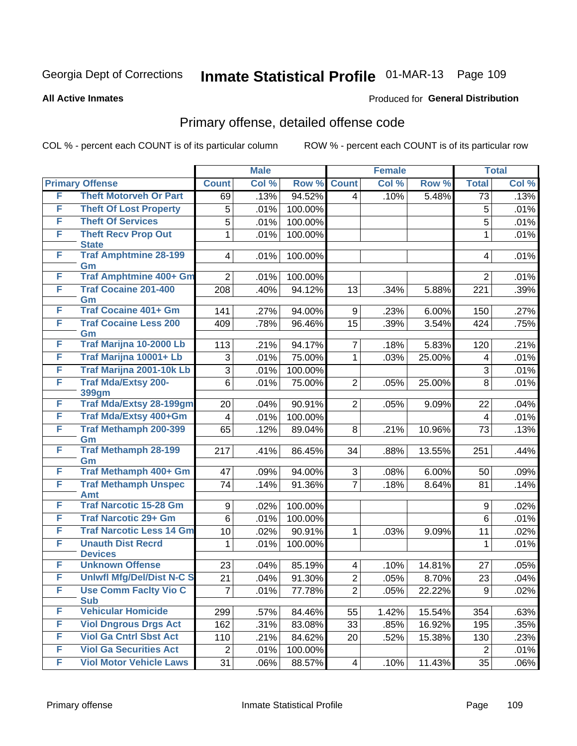Georgia Dept of Corrections **Inmate Statistical Profile** 01-MAR-13

**All Active Inmates**

Produced for **General Distribution**

## Primary offense, detailed offense code

COL % - percent each COUNT is of its particular column ROW % - percent each COUNT is of its particular row

| Primary Offense | | Male | | | Female | | | Total | |
|---|---|---|---|---|---|---|---|---|---|
| | | Count | Col % | Row % | Count | Col % | Row % | Total | Col % |
| F | Theft Motorveh Or Part | 69 | .13% | 94.52% | 4 | .10% | 5.48% | 73 | .13% |
| F | Theft Of Lost Property | 5 | .01% | 100.00% | | | | 5 | .01% |
| F | Theft Of Services | 5 | .01% | 100.00% | | | | 5 | .01% |
| F | Theft Recv Prop Out State | 1 | .01% | 100.00% | | | | 1 | .01% |
| F | Traf Amphtmine 28-199 Gm | 4 | .01% | 100.00% | | | | 4 | .01% |
| F | Traf Amphtmine 400+ Gm | 2 | .01% | 100.00% | | | | 2 | .01% |
| F | Traf Cocaine 201-400 Gm | 208 | .40% | 94.12% | 13 | .34% | 5.88% | 221 | .39% |
| F | Traf Cocaine 401+ Gm | 141 | .27% | 94.00% | 9 | .23% | 6.00% | 150 | .27% |
| F | Traf Cocaine Less 200 Gm | 409 | .78% | 96.46% | 15 | .39% | 3.54% | 424 | .75% |
| F | Traf Marijna 10-2000 Lb | 113 | .21% | 94.17% | 7 | .18% | 5.83% | 120 | .21% |
| F | Traf Marijna 10001+ Lb | 3 | .01% | 75.00% | 1 | .03% | 25.00% | 4 | .01% |
| F | Traf Marijna 2001-10k Lb | 3 | .01% | 100.00% | | | | 3 | .01% |
| F | Traf Mda/Extsy 200-399gm | 6 | .01% | 75.00% | 2 | .05% | 25.00% | 8 | .01% |
| F | Traf Mda/Extsy 28-199gm | 20 | .04% | 90.91% | 2 | .05% | 9.09% | 22 | .04% |
| F | Traf Mda/Extsy 400+Gm | 4 | .01% | 100.00% | | | | 4 | .01% |
| F | Traf Methamph 200-399 Gm | 65 | .12% | 89.04% | 8 | .21% | 10.96% | 73 | .13% |
| F | Traf Methamph 28-199 Gm | 217 | .41% | 86.45% | 34 | .88% | 13.55% | 251 | .44% |
| F | Traf Methamph 400+ Gm | 47 | .09% | 94.00% | 3 | .08% | 6.00% | 50 | .09% |
| F | Traf Methamph Unspec Amt | 74 | .14% | 91.36% | 7 | .18% | 8.64% | 81 | .14% |
| F | Traf Narcotic 15-28 Gm | 9 | .02% | 100.00% | | | | 9 | .02% |
| F | Traf Narcotic 29+ Gm | 6 | .01% | 100.00% | | | | 6 | .01% |
| F | Traf Narcotic Less 14 Gm | 10 | .02% | 90.91% | 1 | .03% | 9.09% | 11 | .02% |
| F | Unauth Dist Recrd Devices | 1 | .01% | 100.00% | | | | 1 | .01% |
| F | Unknown Offense | 23 | .04% | 85.19% | 4 | .10% | 14.81% | 27 | .05% |
| F | Unlwfl Mfg/Del/Dist N-C S | 21 | .04% | 91.30% | 2 | .05% | 8.70% | 23 | .04% |
| F | Use Comm Faclty Vio C Sub | 7 | .01% | 77.78% | 2 | .05% | 22.22% | 9 | .02% |
| F | Vehicular Homicide | 299 | .57% | 84.46% | 55 | 1.42% | 15.54% | 354 | .63% |
| F | Viol Dngrous Drgs Act | 162 | .31% | 83.08% | 33 | .85% | 16.92% | 195 | .35% |
| F | Viol Ga Cntrl Sbst Act | 110 | .21% | 84.62% | 20 | .52% | 15.38% | 130 | .23% |
| F | Viol Ga Securities Act | 2 | .01% | 100.00% | | | | 2 | .01% |
| F | Viol Motor Vehicle Laws | 31 | .06% | 88.57% | 4 | .10% | 11.43% | 35 | .06% |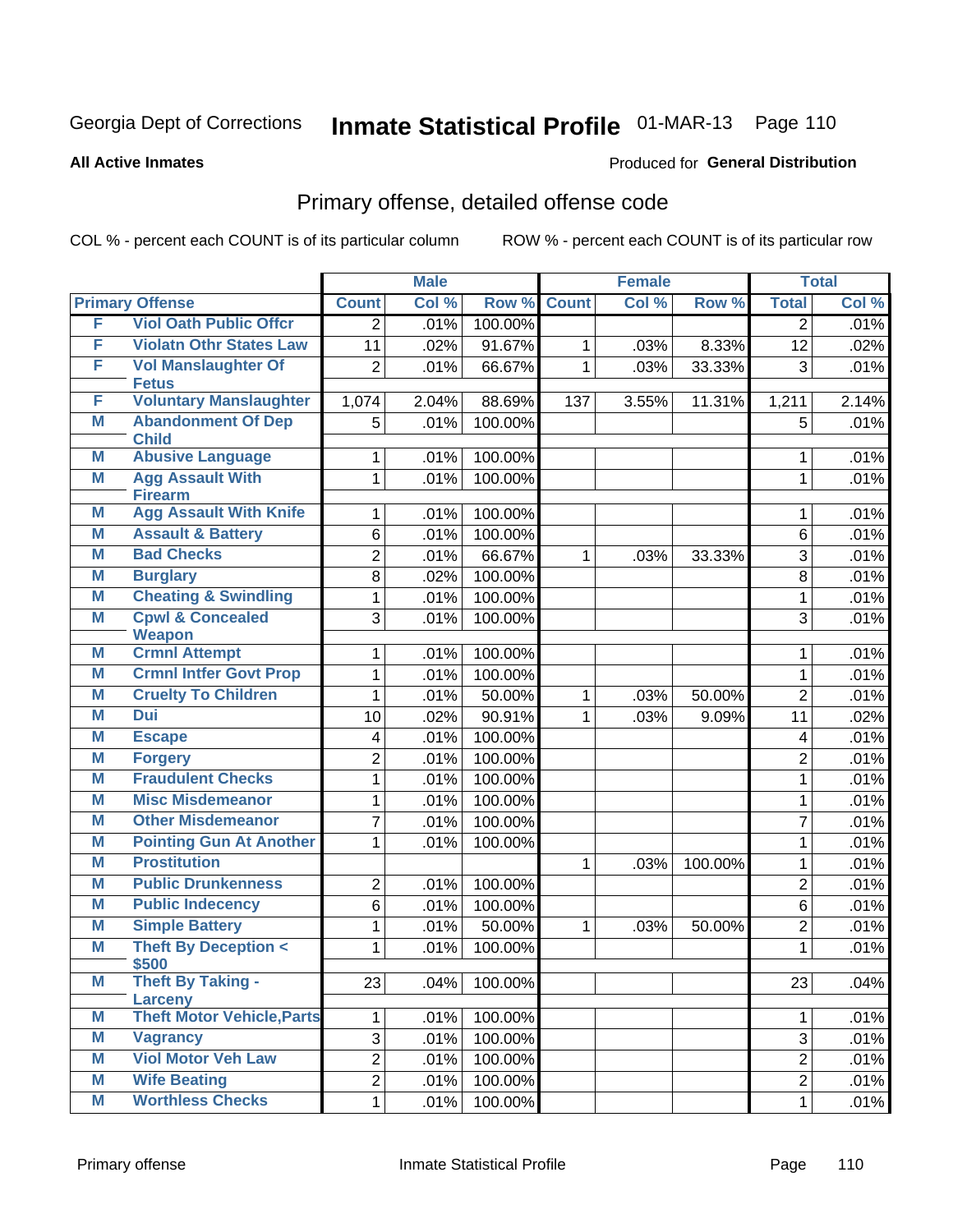Georgia Dept of Corrections **Inmate Statistical Profile** 01-MAR-13

**All Active Inmates**

Produced for **General Distribution**

## Primary offense, detailed offense code

COL % - percent each COUNT is of its particular column

ROW % - percent each COUNT is of its particular row

| Primary Offense | | Male | | | Female | | | Total | |
|---|---|---|---|---|---|---|---|---|---|
| | | Count | Col % | Row % | Count | Col % | Row % | Total | Col % |
| F | Viol Oath Public Offcr | 2 | .01% | 100.00% | | | | 2 | .01% |
| F | Violatn Othr States Law | 11 | .02% | 91.67% | 1 | .03% | 8.33% | 12 | .02% |
| F | Vol Manslaughter Of Fetus | 2 | .01% | 66.67% | 1 | .03% | 33.33% | 3 | .01% |
| F | Voluntary Manslaughter | 1,074 | 2.04% | 88.69% | 137 | 3.55% | 11.31% | 1,211 | 2.14% |
| M | Abandonment Of Dep Child | 5 | .01% | 100.00% | | | | 5 | .01% |
| M | Abusive Language | 1 | .01% | 100.00% | | | | 1 | .01% |
| M | Agg Assault With Firearm | 1 | .01% | 100.00% | | | | 1 | .01% |
| M | Agg Assault With Knife | 1 | .01% | 100.00% | | | | 1 | .01% |
| M | Assault & Battery | 6 | .01% | 100.00% | | | | 6 | .01% |
| M | Bad Checks | 2 | .01% | 66.67% | 1 | .03% | 33.33% | 3 | .01% |
| M | Burglary | 8 | .02% | 100.00% | | | | 8 | .01% |
| M | Cheating & Swindling | 1 | .01% | 100.00% | | | | 1 | .01% |
| M | Cpwl & Concealed Weapon | 3 | .01% | 100.00% | | | | 3 | .01% |
| M | Crmnl Attempt | 1 | .01% | 100.00% | | | | 1 | .01% |
| M | Crmnl Intfer Govt Prop | 1 | .01% | 100.00% | | | | 1 | .01% |
| M | Cruelty To Children | 1 | .01% | 50.00% | 1 | .03% | 50.00% | 2 | .01% |
| M | Dui | 10 | .02% | 90.91% | 1 | .03% | 9.09% | 11 | .02% |
| M | Escape | 4 | .01% | 100.00% | | | | 4 | .01% |
| M | Forgery | 2 | .01% | 100.00% | | | | 2 | .01% |
| M | Fraudulent Checks | 1 | .01% | 100.00% | | | | 1 | .01% |
| M | Misc Misdemeanor | 1 | .01% | 100.00% | | | | 1 | .01% |
| M | Other Misdemeanor | 7 | .01% | 100.00% | | | | 7 | .01% |
| M | Pointing Gun At Another | 1 | .01% | 100.00% | | | | 1 | .01% |
| M | Prostitution | | | | 1 | .03% | 100.00% | 1 | .01% |
| M | Public Drunkenness | 2 | .01% | 100.00% | | | | 2 | .01% |
| M | Public Indecency | 6 | .01% | 100.00% | | | | 6 | .01% |
| M | Simple Battery | 1 | .01% | 50.00% | 1 | .03% | 50.00% | 2 | .01% |
| M | Theft By Deception < $500 | 1 | .01% | 100.00% | | | | 1 | .01% |
| M | Theft By Taking - Larceny | 23 | .04% | 100.00% | | | | 23 | .04% |
| M | Theft Motor Vehicle,Parts | 1 | .01% | 100.00% | | | | 1 | .01% |
| M | Vagrancy | 3 | .01% | 100.00% | | | | 3 | .01% |
| M | Viol Motor Veh Law | 2 | .01% | 100.00% | | | | 2 | .01% |
| M | Wife Beating | 2 | .01% | 100.00% | | | | 2 | .01% |
| M | Worthless Checks | 1 | .01% | 100.00% | | | | 1 | .01% |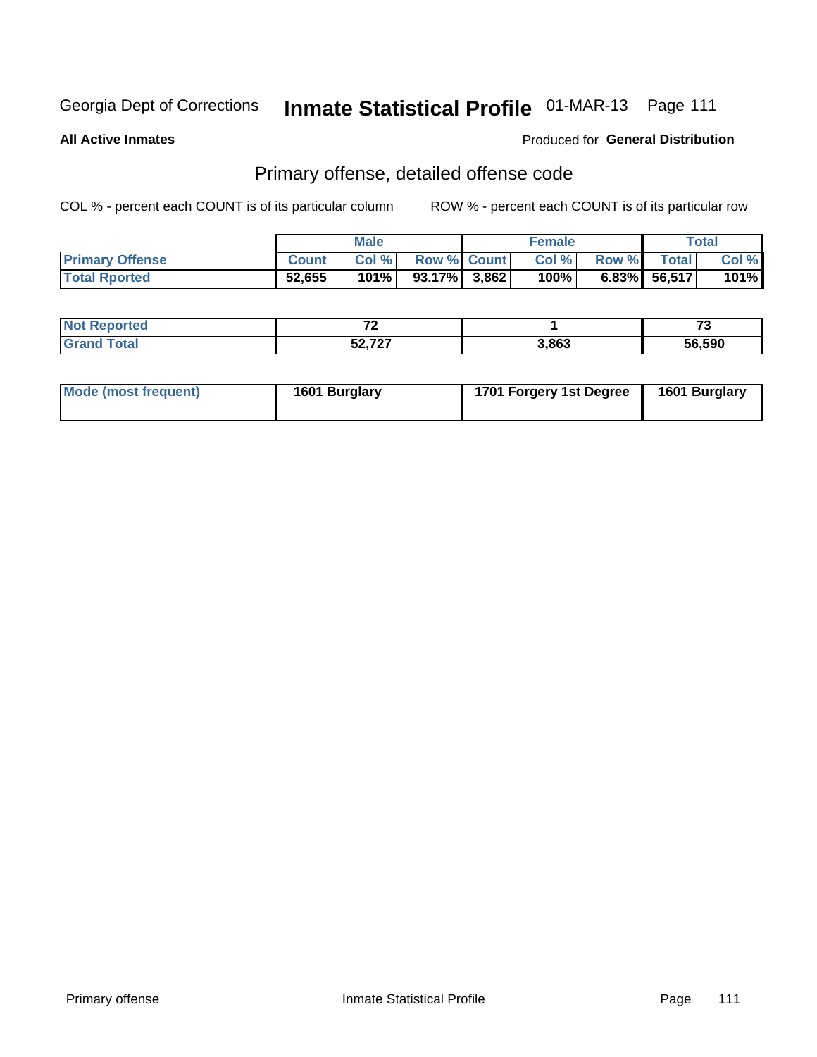Georgia Dept of Corrections **Inmate Statistical Profile** 01-MAR-13

**All Active Inmates**

Produced for **General Distribution**

## Primary offense, detailed offense code

COL % - percent each COUNT is of its particular column

ROW % - percent each COUNT is of its particular row

| | Male | | | Female | | | Total | |
|---|---|---|---|---|---|---|---|---|
| **Primary Offense** | **Count** | **Col %** | **Row %** | **Count** | **Col %** | **Row %** | **Total** | **Col %** |
| **Total Rported** | **52,655** | **101%** | **93.17%** | **3,862** | **100%** | **6.83%** | **56,517** | **101%** |

| | Male | Female | Total |
|---|---|---|---|
| **Not Reported** | **72** | **1** | **73** |
| **Grand Total** | **52,727** | **3,863** | **56,590** |

| | Male | Female | Total |
|---|---|---|---|
| **Mode (most frequent)** | **1601 Burglary** | **1701 Forgery 1st Degree** | **1601 Burglary** |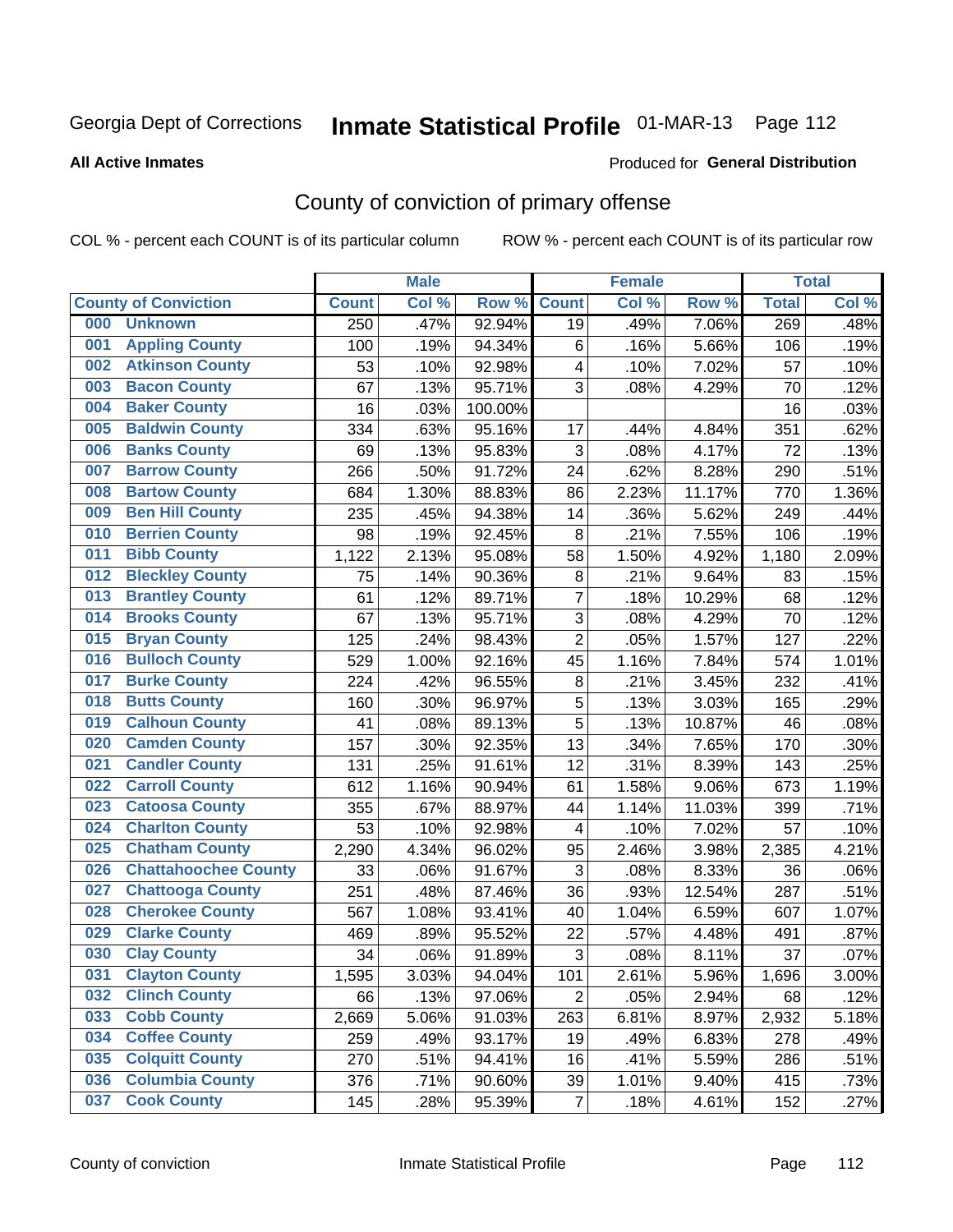Georgia Dept of Corrections **Inmate Statistical Profile** 01-MAR-13

**All Active Inmates**

Produced for **General Distribution**

## County of conviction of primary offense

COL % - percent each COUNT is of its particular column ROW % - percent each COUNT is of its particular row

| | Male | | | Female | | | Total | |
|---|---|---|---|---|---|---|---|---|
| **County of Conviction** | **Count** | **Col %** | **Row %** | **Count** | **Col %** | **Row %** | **Total** | **Col %** |
| 000 Unknown | 250 | .47% | 92.94% | 19 | .49% | 7.06% | 269 | .48% |
| 001 Appling County | 100 | .19% | 94.34% | 6 | .16% | 5.66% | 106 | .19% |
| 002 Atkinson County | 53 | .10% | 92.98% | 4 | .10% | 7.02% | 57 | .10% |
| 003 Bacon County | 67 | .13% | 95.71% | 3 | .08% | 4.29% | 70 | .12% |
| 004 Baker County | 16 | .03% | 100.00% | | | | 16 | .03% |
| 005 Baldwin County | 334 | .63% | 95.16% | 17 | .44% | 4.84% | 351 | .62% |
| 006 Banks County | 69 | .13% | 95.83% | 3 | .08% | 4.17% | 72 | .13% |
| 007 Barrow County | 266 | .50% | 91.72% | 24 | .62% | 8.28% | 290 | .51% |
| 008 Bartow County | 684 | 1.30% | 88.83% | 86 | 2.23% | 11.17% | 770 | 1.36% |
| 009 Ben Hill County | 235 | .45% | 94.38% | 14 | .36% | 5.62% | 249 | .44% |
| 010 Berrien County | 98 | .19% | 92.45% | 8 | .21% | 7.55% | 106 | .19% |
| 011 Bibb County | 1,122 | 2.13% | 95.08% | 58 | 1.50% | 4.92% | 1,180 | 2.09% |
| 012 Bleckley County | 75 | .14% | 90.36% | 8 | .21% | 9.64% | 83 | .15% |
| 013 Brantley County | 61 | .12% | 89.71% | 7 | .18% | 10.29% | 68 | .12% |
| 014 Brooks County | 67 | .13% | 95.71% | 3 | .08% | 4.29% | 70 | .12% |
| 015 Bryan County | 125 | .24% | 98.43% | 2 | .05% | 1.57% | 127 | .22% |
| 016 Bulloch County | 529 | 1.00% | 92.16% | 45 | 1.16% | 7.84% | 574 | 1.01% |
| 017 Burke County | 224 | .42% | 96.55% | 8 | .21% | 3.45% | 232 | .41% |
| 018 Butts County | 160 | .30% | 96.97% | 5 | .13% | 3.03% | 165 | .29% |
| 019 Calhoun County | 41 | .08% | 89.13% | 5 | .13% | 10.87% | 46 | .08% |
| 020 Camden County | 157 | .30% | 92.35% | 13 | .34% | 7.65% | 170 | .30% |
| 021 Candler County | 131 | .25% | 91.61% | 12 | .31% | 8.39% | 143 | .25% |
| 022 Carroll County | 612 | 1.16% | 90.94% | 61 | 1.58% | 9.06% | 673 | 1.19% |
| 023 Catoosa County | 355 | .67% | 88.97% | 44 | 1.14% | 11.03% | 399 | .71% |
| 024 Charlton County | 53 | .10% | 92.98% | 4 | .10% | 7.02% | 57 | .10% |
| 025 Chatham County | 2,290 | 4.34% | 96.02% | 95 | 2.46% | 3.98% | 2,385 | 4.21% |
| 026 Chattahoochee County | 33 | .06% | 91.67% | 3 | .08% | 8.33% | 36 | .06% |
| 027 Chattooga County | 251 | .48% | 87.46% | 36 | .93% | 12.54% | 287 | .51% |
| 028 Cherokee County | 567 | 1.08% | 93.41% | 40 | 1.04% | 6.59% | 607 | 1.07% |
| 029 Clarke County | 469 | .89% | 95.52% | 22 | .57% | 4.48% | 491 | .87% |
| 030 Clay County | 34 | .06% | 91.89% | 3 | .08% | 8.11% | 37 | .07% |
| 031 Clayton County | 1,595 | 3.03% | 94.04% | 101 | 2.61% | 5.96% | 1,696 | 3.00% |
| 032 Clinch County | 66 | .13% | 97.06% | 2 | .05% | 2.94% | 68 | .12% |
| 033 Cobb County | 2,669 | 5.06% | 91.03% | 263 | 6.81% | 8.97% | 2,932 | 5.18% |
| 034 Coffee County | 259 | .49% | 93.17% | 19 | .49% | 6.83% | 278 | .49% |
| 035 Colquitt County | 270 | .51% | 94.41% | 16 | .41% | 5.59% | 286 | .51% |
| 036 Columbia County | 376 | .71% | 90.60% | 39 | 1.01% | 9.40% | 415 | .73% |
| 037 Cook County | 145 | .28% | 95.39% | 7 | .18% | 4.61% | 152 | .27% |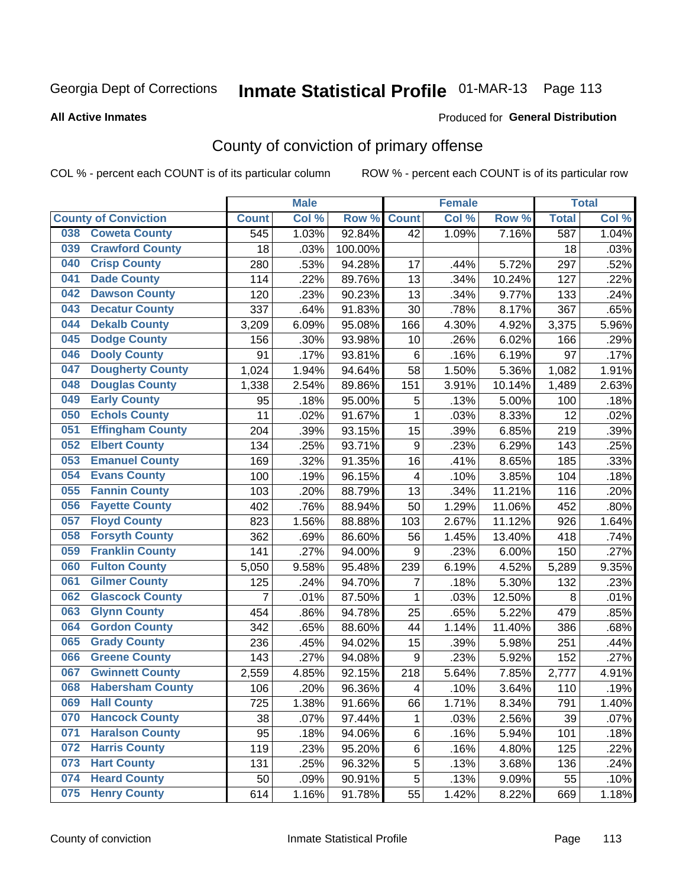Georgia Dept of Corrections **Inmate Statistical Profile** 01-MAR-13

**All Active Inmates**

Produced for **General Distribution**

## County of conviction of primary offense

COL % - percent each COUNT is of its particular column ROW % - percent each COUNT is of its particular row

| County of Conviction | Male | | | Female | | | Total | |
|---|---|---|---|---|---|---|---|---|
| | Count | Col % | Row % | Count | Col % | Row % | Total | Col % |
| 038 Coweta County | 545 | 1.03% | 92.84% | 42 | 1.09% | 7.16% | 587 | 1.04% |
| 039 Crawford County | 18 | .03% | 100.00% | | | | 18 | .03% |
| 040 Crisp County | 280 | .53% | 94.28% | 17 | .44% | 5.72% | 297 | .52% |
| 041 Dade County | 114 | .22% | 89.76% | 13 | .34% | 10.24% | 127 | .22% |
| 042 Dawson County | 120 | .23% | 90.23% | 13 | .34% | 9.77% | 133 | .24% |
| 043 Decatur County | 337 | .64% | 91.83% | 30 | .78% | 8.17% | 367 | .65% |
| 044 Dekalb County | 3,209 | 6.09% | 95.08% | 166 | 4.30% | 4.92% | 3,375 | 5.96% |
| 045 Dodge County | 156 | .30% | 93.98% | 10 | .26% | 6.02% | 166 | .29% |
| 046 Dooly County | 91 | .17% | 93.81% | 6 | .16% | 6.19% | 97 | .17% |
| 047 Dougherty County | 1,024 | 1.94% | 94.64% | 58 | 1.50% | 5.36% | 1,082 | 1.91% |
| 048 Douglas County | 1,338 | 2.54% | 89.86% | 151 | 3.91% | 10.14% | 1,489 | 2.63% |
| 049 Early County | 95 | .18% | 95.00% | 5 | .13% | 5.00% | 100 | .18% |
| 050 Echols County | 11 | .02% | 91.67% | 1 | .03% | 8.33% | 12 | .02% |
| 051 Effingham County | 204 | .39% | 93.15% | 15 | .39% | 6.85% | 219 | .39% |
| 052 Elbert County | 134 | .25% | 93.71% | 9 | .23% | 6.29% | 143 | .25% |
| 053 Emanuel County | 169 | .32% | 91.35% | 16 | .41% | 8.65% | 185 | .33% |
| 054 Evans County | 100 | .19% | 96.15% | 4 | .10% | 3.85% | 104 | .18% |
| 055 Fannin County | 103 | .20% | 88.79% | 13 | .34% | 11.21% | 116 | .20% |
| 056 Fayette County | 402 | .76% | 88.94% | 50 | 1.29% | 11.06% | 452 | .80% |
| 057 Floyd County | 823 | 1.56% | 88.88% | 103 | 2.67% | 11.12% | 926 | 1.64% |
| 058 Forsyth County | 362 | .69% | 86.60% | 56 | 1.45% | 13.40% | 418 | .74% |
| 059 Franklin County | 141 | .27% | 94.00% | 9 | .23% | 6.00% | 150 | .27% |
| 060 Fulton County | 5,050 | 9.58% | 95.48% | 239 | 6.19% | 4.52% | 5,289 | 9.35% |
| 061 Gilmer County | 125 | .24% | 94.70% | 7 | .18% | 5.30% | 132 | .23% |
| 062 Glascock County | 7 | .01% | 87.50% | 1 | .03% | 12.50% | 8 | .01% |
| 063 Glynn County | 454 | .86% | 94.78% | 25 | .65% | 5.22% | 479 | .85% |
| 064 Gordon County | 342 | .65% | 88.60% | 44 | 1.14% | 11.40% | 386 | .68% |
| 065 Grady County | 236 | .45% | 94.02% | 15 | .39% | 5.98% | 251 | .44% |
| 066 Greene County | 143 | .27% | 94.08% | 9 | .23% | 5.92% | 152 | .27% |
| 067 Gwinnett County | 2,559 | 4.85% | 92.15% | 218 | 5.64% | 7.85% | 2,777 | 4.91% |
| 068 Habersham County | 106 | .20% | 96.36% | 4 | .10% | 3.64% | 110 | .19% |
| 069 Hall County | 725 | 1.38% | 91.66% | 66 | 1.71% | 8.34% | 791 | 1.40% |
| 070 Hancock County | 38 | .07% | 97.44% | 1 | .03% | 2.56% | 39 | .07% |
| 071 Haralson County | 95 | .18% | 94.06% | 6 | .16% | 5.94% | 101 | .18% |
| 072 Harris County | 119 | .23% | 95.20% | 6 | .16% | 4.80% | 125 | .22% |
| 073 Hart County | 131 | .25% | 96.32% | 5 | .13% | 3.68% | 136 | .24% |
| 074 Heard County | 50 | .09% | 90.91% | 5 | .13% | 9.09% | 55 | .10% |
| 075 Henry County | 614 | 1.16% | 91.78% | 55 | 1.42% | 8.22% | 669 | 1.18% |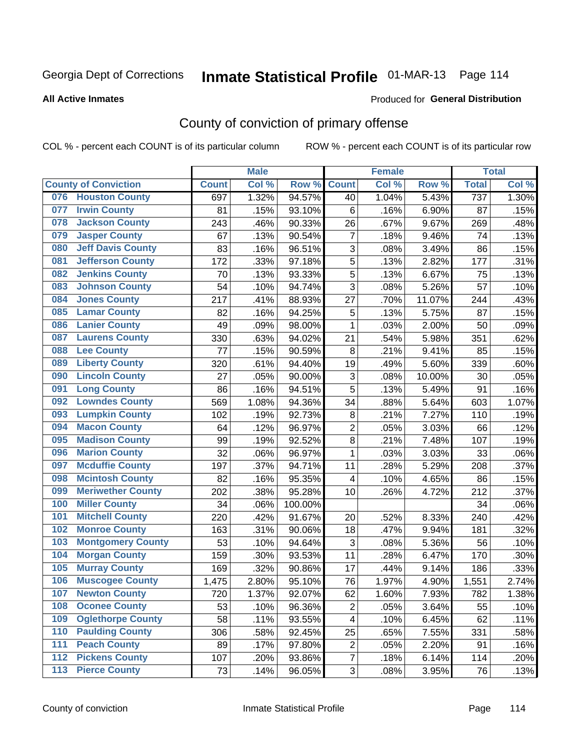Georgia Dept of Corrections **Inmate Statistical Profile** 01-MAR-13

**All Active Inmates**

Produced for **General Distribution**

## County of conviction of primary offense

COL % - percent each COUNT is of its particular column    ROW % - percent each COUNT is of its particular row

| County of Conviction | Male | | | Female | | | Total | |
|---|---|---|---|---|---|---|---|---|
| | Count | Col % | Row % | Count | Col % | Row % | Total | Col % |
| 076 Houston County | 697 | 1.32% | 94.57% | 40 | 1.04% | 5.43% | 737 | 1.30% |
| 077 Irwin County | 81 | .15% | 93.10% | 6 | .16% | 6.90% | 87 | .15% |
| 078 Jackson County | 243 | .46% | 90.33% | 26 | .67% | 9.67% | 269 | .48% |
| 079 Jasper County | 67 | .13% | 90.54% | 7 | .18% | 9.46% | 74 | .13% |
| 080 Jeff Davis County | 83 | .16% | 96.51% | 3 | .08% | 3.49% | 86 | .15% |
| 081 Jefferson County | 172 | .33% | 97.18% | 5 | .13% | 2.82% | 177 | .31% |
| 082 Jenkins County | 70 | .13% | 93.33% | 5 | .13% | 6.67% | 75 | .13% |
| 083 Johnson County | 54 | .10% | 94.74% | 3 | .08% | 5.26% | 57 | .10% |
| 084 Jones County | 217 | .41% | 88.93% | 27 | .70% | 11.07% | 244 | .43% |
| 085 Lamar County | 82 | .16% | 94.25% | 5 | .13% | 5.75% | 87 | .15% |
| 086 Lanier County | 49 | .09% | 98.00% | 1 | .03% | 2.00% | 50 | .09% |
| 087 Laurens County | 330 | .63% | 94.02% | 21 | .54% | 5.98% | 351 | .62% |
| 088 Lee County | 77 | .15% | 90.59% | 8 | .21% | 9.41% | 85 | .15% |
| 089 Liberty County | 320 | .61% | 94.40% | 19 | .49% | 5.60% | 339 | .60% |
| 090 Lincoln County | 27 | .05% | 90.00% | 3 | .08% | 10.00% | 30 | .05% |
| 091 Long County | 86 | .16% | 94.51% | 5 | .13% | 5.49% | 91 | .16% |
| 092 Lowndes County | 569 | 1.08% | 94.36% | 34 | .88% | 5.64% | 603 | 1.07% |
| 093 Lumpkin County | 102 | .19% | 92.73% | 8 | .21% | 7.27% | 110 | .19% |
| 094 Macon County | 64 | .12% | 96.97% | 2 | .05% | 3.03% | 66 | .12% |
| 095 Madison County | 99 | .19% | 92.52% | 8 | .21% | 7.48% | 107 | .19% |
| 096 Marion County | 32 | .06% | 96.97% | 1 | .03% | 3.03% | 33 | .06% |
| 097 Mcduffie County | 197 | .37% | 94.71% | 11 | .28% | 5.29% | 208 | .37% |
| 098 Mcintosh County | 82 | .16% | 95.35% | 4 | .10% | 4.65% | 86 | .15% |
| 099 Meriwether County | 202 | .38% | 95.28% | 10 | .26% | 4.72% | 212 | .37% |
| 100 Miller County | 34 | .06% | 100.00% | | | | 34 | .06% |
| 101 Mitchell County | 220 | .42% | 91.67% | 20 | .52% | 8.33% | 240 | .42% |
| 102 Monroe County | 163 | .31% | 90.06% | 18 | .47% | 9.94% | 181 | .32% |
| 103 Montgomery County | 53 | .10% | 94.64% | 3 | .08% | 5.36% | 56 | .10% |
| 104 Morgan County | 159 | .30% | 93.53% | 11 | .28% | 6.47% | 170 | .30% |
| 105 Murray County | 169 | .32% | 90.86% | 17 | .44% | 9.14% | 186 | .33% |
| 106 Muscogee County | 1,475 | 2.80% | 95.10% | 76 | 1.97% | 4.90% | 1,551 | 2.74% |
| 107 Newton County | 720 | 1.37% | 92.07% | 62 | 1.60% | 7.93% | 782 | 1.38% |
| 108 Oconee County | 53 | .10% | 96.36% | 2 | .05% | 3.64% | 55 | .10% |
| 109 Oglethorpe County | 58 | .11% | 93.55% | 4 | .10% | 6.45% | 62 | .11% |
| 110 Paulding County | 306 | .58% | 92.45% | 25 | .65% | 7.55% | 331 | .58% |
| 111 Peach County | 89 | .17% | 97.80% | 2 | .05% | 2.20% | 91 | .16% |
| 112 Pickens County | 107 | .20% | 93.86% | 7 | .18% | 6.14% | 114 | .20% |
| 113 Pierce County | 73 | .14% | 96.05% | 3 | .08% | 3.95% | 76 | .13% |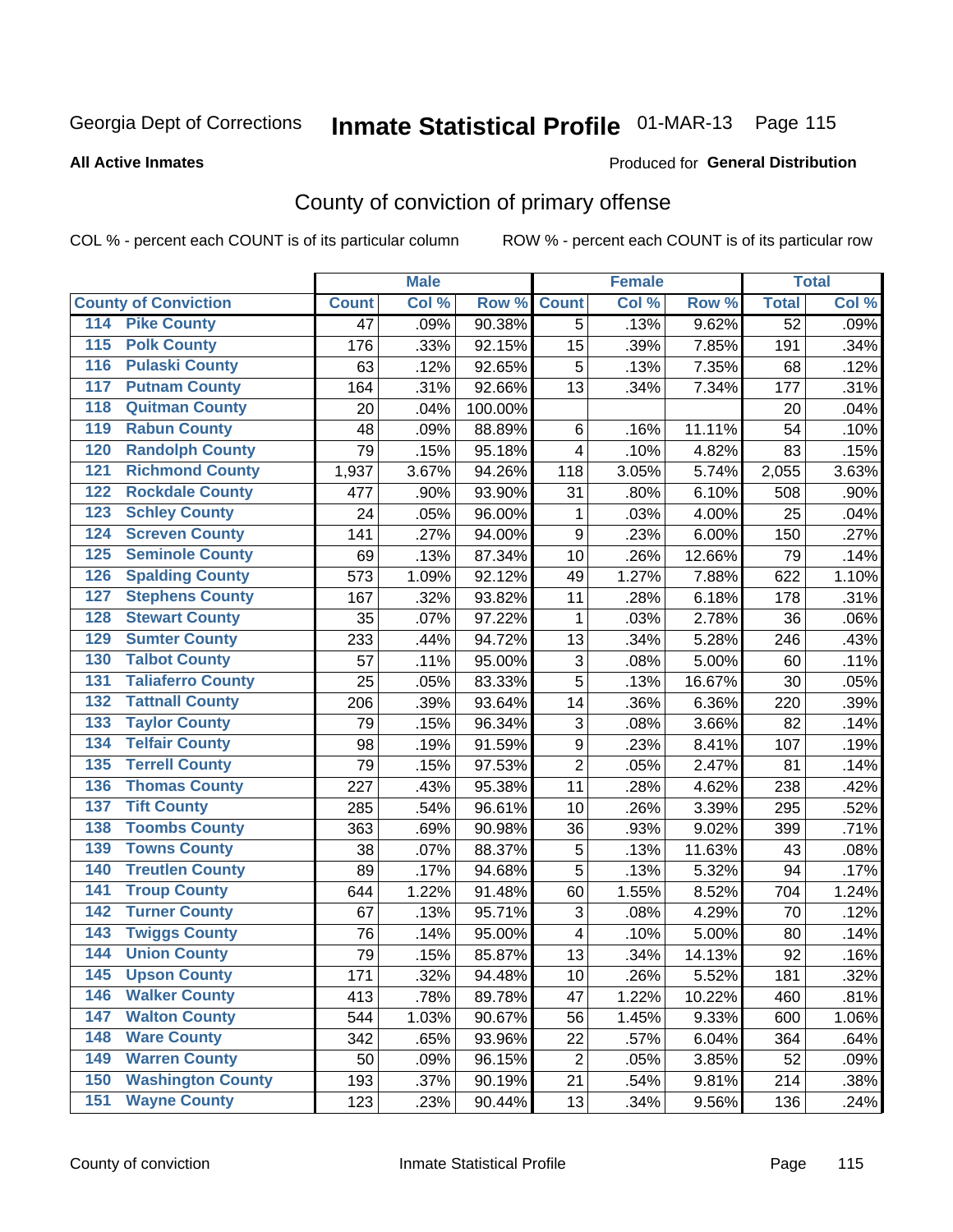Georgia Dept of Corrections **Inmate Statistical Profile** 01-MAR-13 Page 115

**All Active Inmates**

Produced for **General Distribution**

# County of conviction of primary offense

COL % - percent each COUNT is of its particular column ROW % - percent each COUNT is of its particular row

| | Male | | | Female | | | Total | |
|---|---|---|---|---|---|---|---|---|
| **County of Conviction** | **Count** | **Col %** | **Row %** | **Count** | **Col %** | **Row %** | **Total** | **Col %** |
| 114 Pike County | 47 | .09% | 90.38% | 5 | .13% | 9.62% | 52 | .09% |
| 115 Polk County | 176 | .33% | 92.15% | 15 | .39% | 7.85% | 191 | .34% |
| 116 Pulaski County | 63 | .12% | 92.65% | 5 | .13% | 7.35% | 68 | .12% |
| 117 Putnam County | 164 | .31% | 92.66% | 13 | .34% | 7.34% | 177 | .31% |
| 118 Quitman County | 20 | .04% | 100.00% | | | | 20 | .04% |
| 119 Rabun County | 48 | .09% | 88.89% | 6 | .16% | 11.11% | 54 | .10% |
| 120 Randolph County | 79 | .15% | 95.18% | 4 | .10% | 4.82% | 83 | .15% |
| 121 Richmond County | 1,937 | 3.67% | 94.26% | 118 | 3.05% | 5.74% | 2,055 | 3.63% |
| 122 Rockdale County | 477 | .90% | 93.90% | 31 | .80% | 6.10% | 508 | .90% |
| 123 Schley County | 24 | .05% | 96.00% | 1 | .03% | 4.00% | 25 | .04% |
| 124 Screven County | 141 | .27% | 94.00% | 9 | .23% | 6.00% | 150 | .27% |
| 125 Seminole County | 69 | .13% | 87.34% | 10 | .26% | 12.66% | 79 | .14% |
| 126 Spalding County | 573 | 1.09% | 92.12% | 49 | 1.27% | 7.88% | 622 | 1.10% |
| 127 Stephens County | 167 | .32% | 93.82% | 11 | .28% | 6.18% | 178 | .31% |
| 128 Stewart County | 35 | .07% | 97.22% | 1 | .03% | 2.78% | 36 | .06% |
| 129 Sumter County | 233 | .44% | 94.72% | 13 | .34% | 5.28% | 246 | .43% |
| 130 Talbot County | 57 | .11% | 95.00% | 3 | .08% | 5.00% | 60 | .11% |
| 131 Taliaferro County | 25 | .05% | 83.33% | 5 | .13% | 16.67% | 30 | .05% |
| 132 Tattnall County | 206 | .39% | 93.64% | 14 | .36% | 6.36% | 220 | .39% |
| 133 Taylor County | 79 | .15% | 96.34% | 3 | .08% | 3.66% | 82 | .14% |
| 134 Telfair County | 98 | .19% | 91.59% | 9 | .23% | 8.41% | 107 | .19% |
| 135 Terrell County | 79 | .15% | 97.53% | 2 | .05% | 2.47% | 81 | .14% |
| 136 Thomas County | 227 | .43% | 95.38% | 11 | .28% | 4.62% | 238 | .42% |
| 137 Tift County | 285 | .54% | 96.61% | 10 | .26% | 3.39% | 295 | .52% |
| 138 Toombs County | 363 | .69% | 90.98% | 36 | .93% | 9.02% | 399 | .71% |
| 139 Towns County | 38 | .07% | 88.37% | 5 | .13% | 11.63% | 43 | .08% |
| 140 Treutlen County | 89 | .17% | 94.68% | 5 | .13% | 5.32% | 94 | .17% |
| 141 Troup County | 644 | 1.22% | 91.48% | 60 | 1.55% | 8.52% | 704 | 1.24% |
| 142 Turner County | 67 | .13% | 95.71% | 3 | .08% | 4.29% | 70 | .12% |
| 143 Twiggs County | 76 | .14% | 95.00% | 4 | .10% | 5.00% | 80 | .14% |
| 144 Union County | 79 | .15% | 85.87% | 13 | .34% | 14.13% | 92 | .16% |
| 145 Upson County | 171 | .32% | 94.48% | 10 | .26% | 5.52% | 181 | .32% |
| 146 Walker County | 413 | .78% | 89.78% | 47 | 1.22% | 10.22% | 460 | .81% |
| 147 Walton County | 544 | 1.03% | 90.67% | 56 | 1.45% | 9.33% | 600 | 1.06% |
| 148 Ware County | 342 | .65% | 93.96% | 22 | .57% | 6.04% | 364 | .64% |
| 149 Warren County | 50 | .09% | 96.15% | 2 | .05% | 3.85% | 52 | .09% |
| 150 Washington County | 193 | .37% | 90.19% | 21 | .54% | 9.81% | 214 | .38% |
| 151 Wayne County | 123 | .23% | 90.44% | 13 | .34% | 9.56% | 136 | .24% |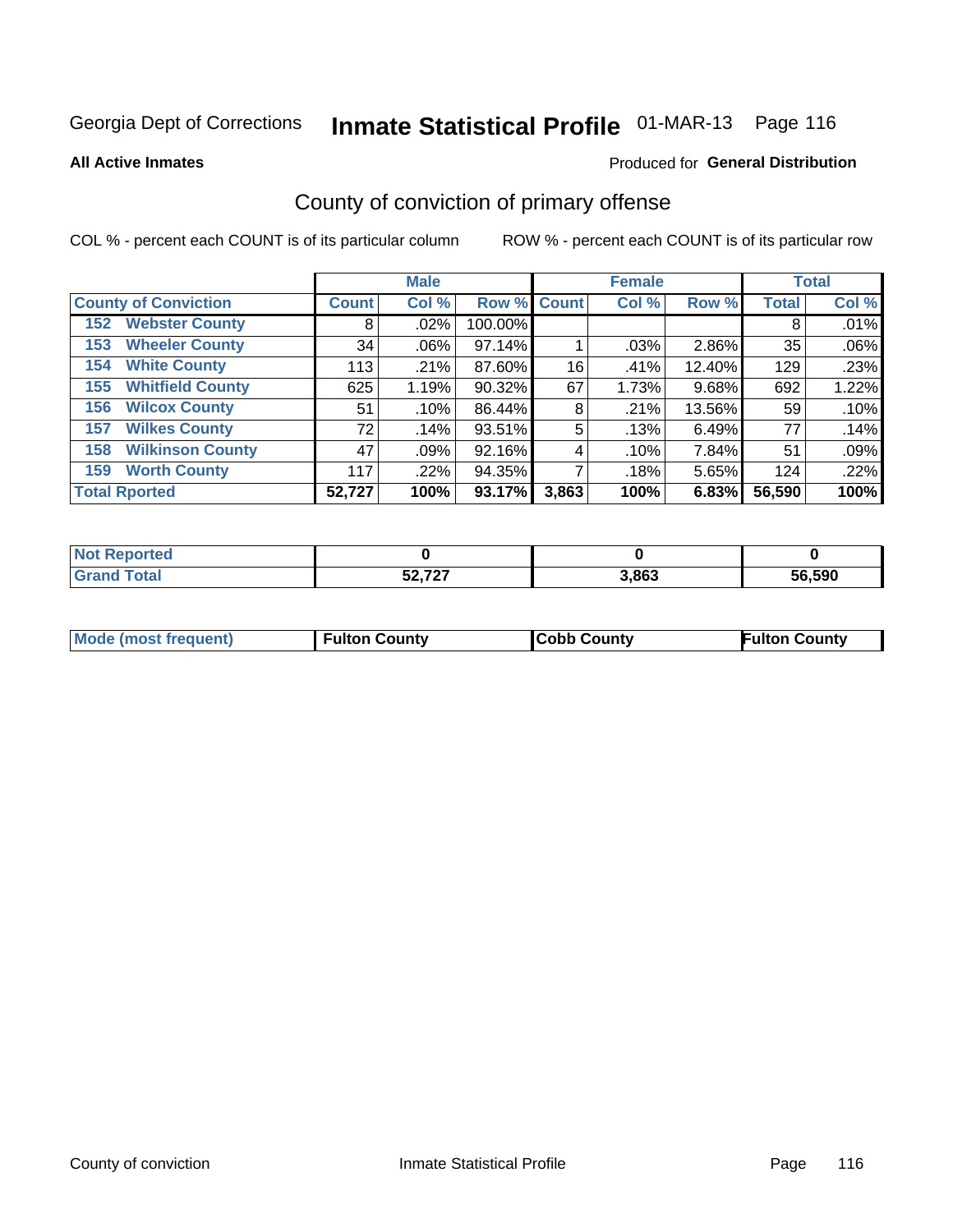Georgia Dept of Corrections **Inmate Statistical Profile** 01-MAR-13

**All Active Inmates**

Produced for **General Distribution**

## County of conviction of primary offense

COL % - percent each COUNT is of its particular column ROW % - percent each COUNT is of its particular row

| County of Conviction | Male | | | Female | | | Total | |
|---|---|---|---|---|---|---|---|---|
| | Count | Col % | Row % | Count | Col % | Row % | Total | Col % |
| 152 Webster County | 8 | .02% | 100.00% | | | | 8 | .01% |
| 153 Wheeler County | 34 | .06% | 97.14% | 1 | .03% | 2.86% | 35 | .06% |
| 154 White County | 113 | .21% | 87.60% | 16 | .41% | 12.40% | 129 | .23% |
| 155 Whitfield County | 625 | 1.19% | 90.32% | 67 | 1.73% | 9.68% | 692 | 1.22% |
| 156 Wilcox County | 51 | .10% | 86.44% | 8 | .21% | 13.56% | 59 | .10% |
| 157 Wilkes County | 72 | .14% | 93.51% | 5 | .13% | 6.49% | 77 | .14% |
| 158 Wilkinson County | 47 | .09% | 92.16% | 4 | .10% | 7.84% | 51 | .09% |
| 159 Worth County | 117 | .22% | 94.35% | 7 | .18% | 5.65% | 124 | .22% |
| **Total Rported** | **52,727** | **100%** | **93.17%** | **3,863** | **100%** | **6.83%** | **56,590** | **100%** |

| | Male | Female | Total |
|---|---|---|---|
| Not Reported | 0 | 0 | 0 |
| Grand Total | 52,727 | 3,863 | 56,590 |

| | Male | Female | Total |
|---|---|---|---|
| Mode (most frequent) | Fulton County | Cobb County | Fulton County |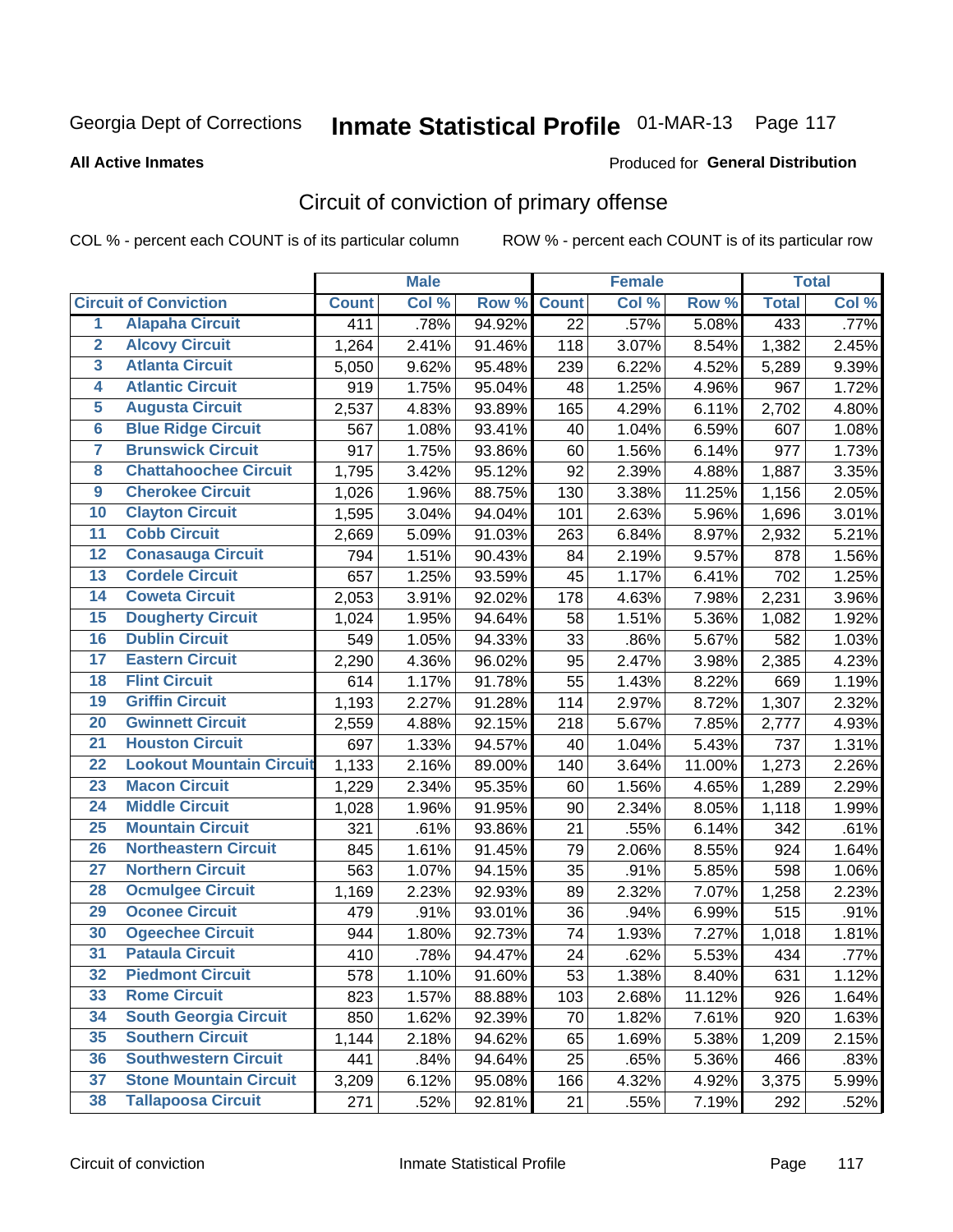Georgia Dept of Corrections **Inmate Statistical Profile** 01-MAR-13

**All Active Inmates**

Produced for **General Distribution**

## Circuit of conviction of primary offense

COL % - percent each COUNT is of its particular column ROW % - percent each COUNT is of its particular row

| Circuit of Conviction | | Male | | | Female | | | Total | |
|---|---|---|---|---|---|---|---|---|---|
| | | Count | Col % | Row % | Count | Col % | Row % | Total | Col % |
| 1 | Alapaha Circuit | 411 | .78% | 94.92% | 22 | .57% | 5.08% | 433 | .77% |
| 2 | Alcovy Circuit | 1,264 | 2.41% | 91.46% | 118 | 3.07% | 8.54% | 1,382 | 2.45% |
| 3 | Atlanta Circuit | 5,050 | 9.62% | 95.48% | 239 | 6.22% | 4.52% | 5,289 | 9.39% |
| 4 | Atlantic Circuit | 919 | 1.75% | 95.04% | 48 | 1.25% | 4.96% | 967 | 1.72% |
| 5 | Augusta Circuit | 2,537 | 4.83% | 93.89% | 165 | 4.29% | 6.11% | 2,702 | 4.80% |
| 6 | Blue Ridge Circuit | 567 | 1.08% | 93.41% | 40 | 1.04% | 6.59% | 607 | 1.08% |
| 7 | Brunswick Circuit | 917 | 1.75% | 93.86% | 60 | 1.56% | 6.14% | 977 | 1.73% |
| 8 | Chattahoochee Circuit | 1,795 | 3.42% | 95.12% | 92 | 2.39% | 4.88% | 1,887 | 3.35% |
| 9 | Cherokee Circuit | 1,026 | 1.96% | 88.75% | 130 | 3.38% | 11.25% | 1,156 | 2.05% |
| 10 | Clayton Circuit | 1,595 | 3.04% | 94.04% | 101 | 2.63% | 5.96% | 1,696 | 3.01% |
| 11 | Cobb Circuit | 2,669 | 5.09% | 91.03% | 263 | 6.84% | 8.97% | 2,932 | 5.21% |
| 12 | Conasauga Circuit | 794 | 1.51% | 90.43% | 84 | 2.19% | 9.57% | 878 | 1.56% |
| 13 | Cordele Circuit | 657 | 1.25% | 93.59% | 45 | 1.17% | 6.41% | 702 | 1.25% |
| 14 | Coweta Circuit | 2,053 | 3.91% | 92.02% | 178 | 4.63% | 7.98% | 2,231 | 3.96% |
| 15 | Dougherty Circuit | 1,024 | 1.95% | 94.64% | 58 | 1.51% | 5.36% | 1,082 | 1.92% |
| 16 | Dublin Circuit | 549 | 1.05% | 94.33% | 33 | .86% | 5.67% | 582 | 1.03% |
| 17 | Eastern Circuit | 2,290 | 4.36% | 96.02% | 95 | 2.47% | 3.98% | 2,385 | 4.23% |
| 18 | Flint Circuit | 614 | 1.17% | 91.78% | 55 | 1.43% | 8.22% | 669 | 1.19% |
| 19 | Griffin Circuit | 1,193 | 2.27% | 91.28% | 114 | 2.97% | 8.72% | 1,307 | 2.32% |
| 20 | Gwinnett Circuit | 2,559 | 4.88% | 92.15% | 218 | 5.67% | 7.85% | 2,777 | 4.93% |
| 21 | Houston Circuit | 697 | 1.33% | 94.57% | 40 | 1.04% | 5.43% | 737 | 1.31% |
| 22 | Lookout Mountain Circuit | 1,133 | 2.16% | 89.00% | 140 | 3.64% | 11.00% | 1,273 | 2.26% |
| 23 | Macon Circuit | 1,229 | 2.34% | 95.35% | 60 | 1.56% | 4.65% | 1,289 | 2.29% |
| 24 | Middle Circuit | 1,028 | 1.96% | 91.95% | 90 | 2.34% | 8.05% | 1,118 | 1.99% |
| 25 | Mountain Circuit | 321 | .61% | 93.86% | 21 | .55% | 6.14% | 342 | .61% |
| 26 | Northeastern Circuit | 845 | 1.61% | 91.45% | 79 | 2.06% | 8.55% | 924 | 1.64% |
| 27 | Northern Circuit | 563 | 1.07% | 94.15% | 35 | .91% | 5.85% | 598 | 1.06% |
| 28 | Ocmulgee Circuit | 1,169 | 2.23% | 92.93% | 89 | 2.32% | 7.07% | 1,258 | 2.23% |
| 29 | Oconee Circuit | 479 | .91% | 93.01% | 36 | .94% | 6.99% | 515 | .91% |
| 30 | Ogeechee Circuit | 944 | 1.80% | 92.73% | 74 | 1.93% | 7.27% | 1,018 | 1.81% |
| 31 | Pataula Circuit | 410 | .78% | 94.47% | 24 | .62% | 5.53% | 434 | .77% |
| 32 | Piedmont Circuit | 578 | 1.10% | 91.60% | 53 | 1.38% | 8.40% | 631 | 1.12% |
| 33 | Rome Circuit | 823 | 1.57% | 88.88% | 103 | 2.68% | 11.12% | 926 | 1.64% |
| 34 | South Georgia Circuit | 850 | 1.62% | 92.39% | 70 | 1.82% | 7.61% | 920 | 1.63% |
| 35 | Southern Circuit | 1,144 | 2.18% | 94.62% | 65 | 1.69% | 5.38% | 1,209 | 2.15% |
| 36 | Southwestern Circuit | 441 | .84% | 94.64% | 25 | .65% | 5.36% | 466 | .83% |
| 37 | Stone Mountain Circuit | 3,209 | 6.12% | 95.08% | 166 | 4.32% | 4.92% | 3,375 | 5.99% |
| 38 | Tallapoosa Circuit | 271 | .52% | 92.81% | 21 | .55% | 7.19% | 292 | .52% |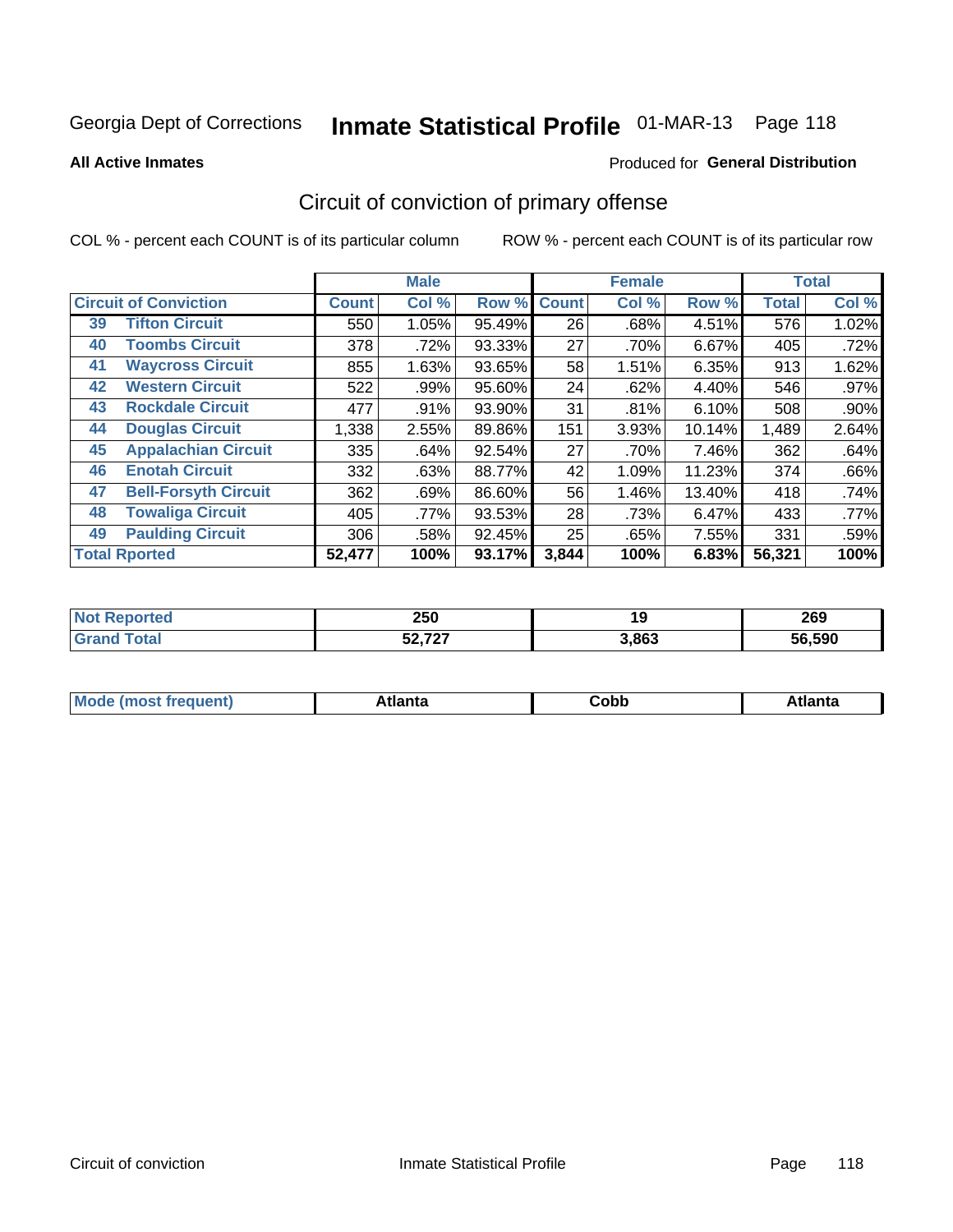Georgia Dept of Corrections **Inmate Statistical Profile** 01-MAR-13 Page 118

**All Active Inmates**

Produced for **General Distribution**

## Circuit of conviction of primary offense

COL % - percent each COUNT is of its particular column

ROW % - percent each COUNT is of its particular row

| Circuit of Conviction | | Male | | | Female | | | Total | |
|---|---|---|---|---|---|---|---|---|---|
| | | Count | Col % | Row % | Count | Col % | Row % | Total | Col % |
| 39 | Tifton Circuit | 550 | 1.05% | 95.49% | 26 | .68% | 4.51% | 576 | 1.02% |
| 40 | Toombs Circuit | 378 | .72% | 93.33% | 27 | .70% | 6.67% | 405 | .72% |
| 41 | Waycross Circuit | 855 | 1.63% | 93.65% | 58 | 1.51% | 6.35% | 913 | 1.62% |
| 42 | Western Circuit | 522 | .99% | 95.60% | 24 | .62% | 4.40% | 546 | .97% |
| 43 | Rockdale Circuit | 477 | .91% | 93.90% | 31 | .81% | 6.10% | 508 | .90% |
| 44 | Douglas Circuit | 1,338 | 2.55% | 89.86% | 151 | 3.93% | 10.14% | 1,489 | 2.64% |
| 45 | Appalachian Circuit | 335 | .64% | 92.54% | 27 | .70% | 7.46% | 362 | .64% |
| 46 | Enotah Circuit | 332 | .63% | 88.77% | 42 | 1.09% | 11.23% | 374 | .66% |
| 47 | Bell-Forsyth Circuit | 362 | .69% | 86.60% | 56 | 1.46% | 13.40% | 418 | .74% |
| 48 | Towaliga Circuit | 405 | .77% | 93.53% | 28 | .73% | 6.47% | 433 | .77% |
| 49 | Paulding Circuit | 306 | .58% | 92.45% | 25 | .65% | 7.55% | 331 | .59% |
| **Total Rported** | | **52,477** | **100%** | **93.17%** | **3,844** | **100%** | **6.83%** | **56,321** | **100%** |

| | Male | Female | Total |
|---|---|---|---|
| Not Reported | 250 | 19 | 269 |
| Grand Total | 52,727 | 3,863 | 56,590 |

| | Male | Female | Total |
|---|---|---|---|
| Mode (most frequent) | Atlanta | Cobb | Atlanta |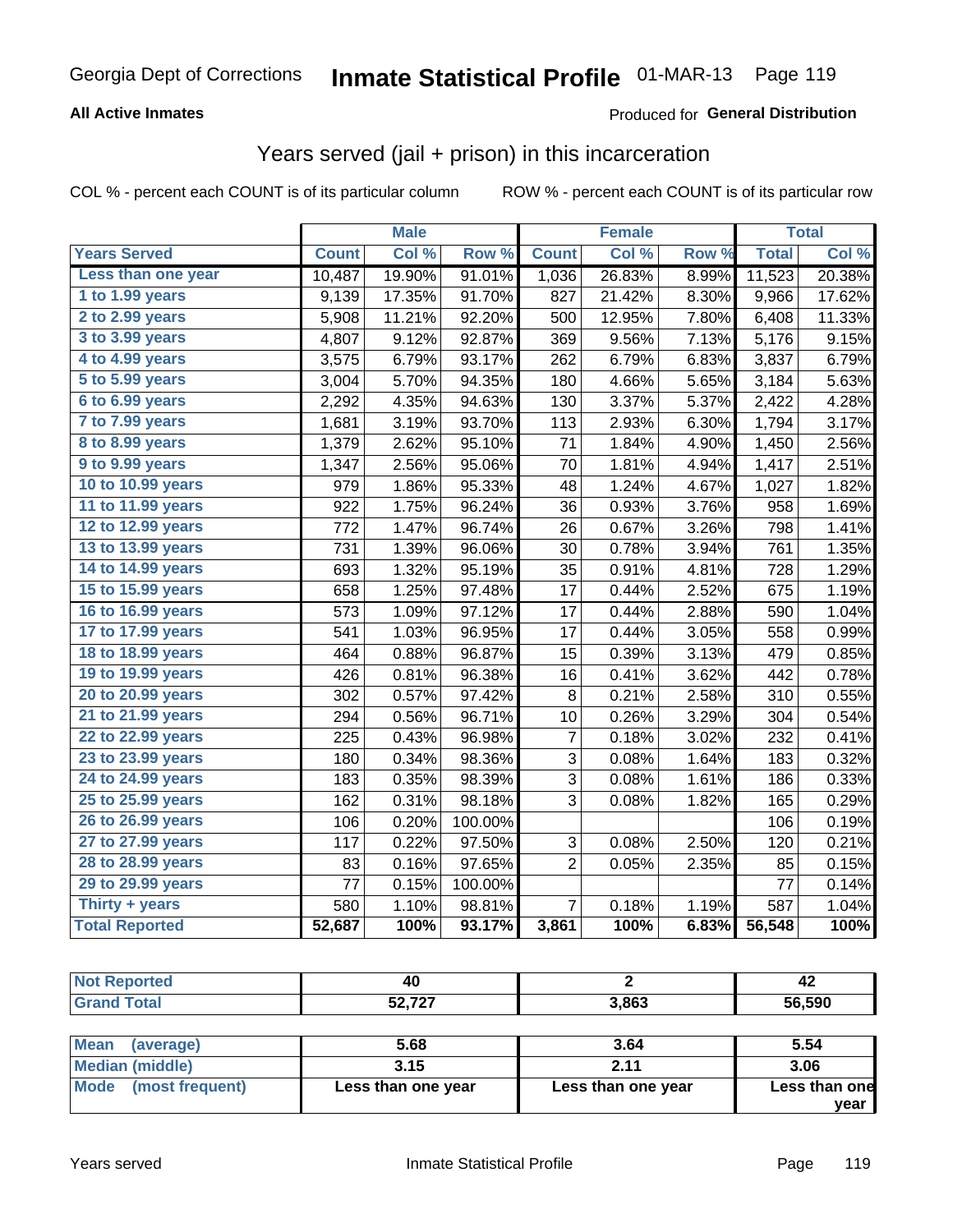**All Active Inmates**

Produced for **General Distribution**

## Years served (jail + prison) in this incarceration

COL % - percent each COUNT is of its particular column

ROW % - percent each COUNT is of its particular row

| | Male | | | Female | | | Total | |
|---|---|---|---|---|---|---|---|---|
| **Years Served** | **Count** | **Col %** | **Row %** | **Count** | **Col %** | **Row %** | **Total** | **Col %** |
| Less than one year | 10,487 | 19.90% | 91.01% | 1,036 | 26.83% | 8.99% | 11,523 | 20.38% |
| 1 to 1.99 years | 9,139 | 17.35% | 91.70% | 827 | 21.42% | 8.30% | 9,966 | 17.62% |
| 2 to 2.99 years | 5,908 | 11.21% | 92.20% | 500 | 12.95% | 7.80% | 6,408 | 11.33% |
| 3 to 3.99 years | 4,807 | 9.12% | 92.87% | 369 | 9.56% | 7.13% | 5,176 | 9.15% |
| 4 to 4.99 years | 3,575 | 6.79% | 93.17% | 262 | 6.79% | 6.83% | 3,837 | 6.79% |
| 5 to 5.99 years | 3,004 | 5.70% | 94.35% | 180 | 4.66% | 5.65% | 3,184 | 5.63% |
| 6 to 6.99 years | 2,292 | 4.35% | 94.63% | 130 | 3.37% | 5.37% | 2,422 | 4.28% |
| 7 to 7.99 years | 1,681 | 3.19% | 93.70% | 113 | 2.93% | 6.30% | 1,794 | 3.17% |
| 8 to 8.99 years | 1,379 | 2.62% | 95.10% | 71 | 1.84% | 4.90% | 1,450 | 2.56% |
| 9 to 9.99 years | 1,347 | 2.56% | 95.06% | 70 | 1.81% | 4.94% | 1,417 | 2.51% |
| 10 to 10.99 years | 979 | 1.86% | 95.33% | 48 | 1.24% | 4.67% | 1,027 | 1.82% |
| 11 to 11.99 years | 922 | 1.75% | 96.24% | 36 | 0.93% | 3.76% | 958 | 1.69% |
| 12 to 12.99 years | 772 | 1.47% | 96.74% | 26 | 0.67% | 3.26% | 798 | 1.41% |
| 13 to 13.99 years | 731 | 1.39% | 96.06% | 30 | 0.78% | 3.94% | 761 | 1.35% |
| 14 to 14.99 years | 693 | 1.32% | 95.19% | 35 | 0.91% | 4.81% | 728 | 1.29% |
| 15 to 15.99 years | 658 | 1.25% | 97.48% | 17 | 0.44% | 2.52% | 675 | 1.19% |
| 16 to 16.99 years | 573 | 1.09% | 97.12% | 17 | 0.44% | 2.88% | 590 | 1.04% |
| 17 to 17.99 years | 541 | 1.03% | 96.95% | 17 | 0.44% | 3.05% | 558 | 0.99% |
| 18 to 18.99 years | 464 | 0.88% | 96.87% | 15 | 0.39% | 3.13% | 479 | 0.85% |
| 19 to 19.99 years | 426 | 0.81% | 96.38% | 16 | 0.41% | 3.62% | 442 | 0.78% |
| 20 to 20.99 years | 302 | 0.57% | 97.42% | 8 | 0.21% | 2.58% | 310 | 0.55% |
| 21 to 21.99 years | 294 | 0.56% | 96.71% | 10 | 0.26% | 3.29% | 304 | 0.54% |
| 22 to 22.99 years | 225 | 0.43% | 96.98% | 7 | 0.18% | 3.02% | 232 | 0.41% |
| 23 to 23.99 years | 180 | 0.34% | 98.36% | 3 | 0.08% | 1.64% | 183 | 0.32% |
| 24 to 24.99 years | 183 | 0.35% | 98.39% | 3 | 0.08% | 1.61% | 186 | 0.33% |
| 25 to 25.99 years | 162 | 0.31% | 98.18% | 3 | 0.08% | 1.82% | 165 | 0.29% |
| 26 to 26.99 years | 106 | 0.20% | 100.00% | | | | 106 | 0.19% |
| 27 to 27.99 years | 117 | 0.22% | 97.50% | 3 | 0.08% | 2.50% | 120 | 0.21% |
| 28 to 28.99 years | 83 | 0.16% | 97.65% | 2 | 0.05% | 2.35% | 85 | 0.15% |
| 29 to 29.99 years | 77 | 0.15% | 100.00% | | | | 77 | 0.14% |
| Thirty + years | 580 | 1.10% | 98.81% | 7 | 0.18% | 1.19% | 587 | 1.04% |
| **Total Reported** | **52,687** | **100%** | **93.17%** | **3,861** | **100%** | **6.83%** | **56,548** | **100%** |

| | Male | Female | Total |
|---|---|---|---|
| Not Reported | 40 | 2 | 42 |
| Grand Total | 52,727 | 3,863 | 56,590 |

| | Male | Female | Total |
|---|---|---|---|
| Mean (average) | 5.68 | 3.64 | 5.54 |
| Median (middle) | 3.15 | 2.11 | 3.06 |
| Mode (most frequent) | Less than one year | Less than one year | Less than one year |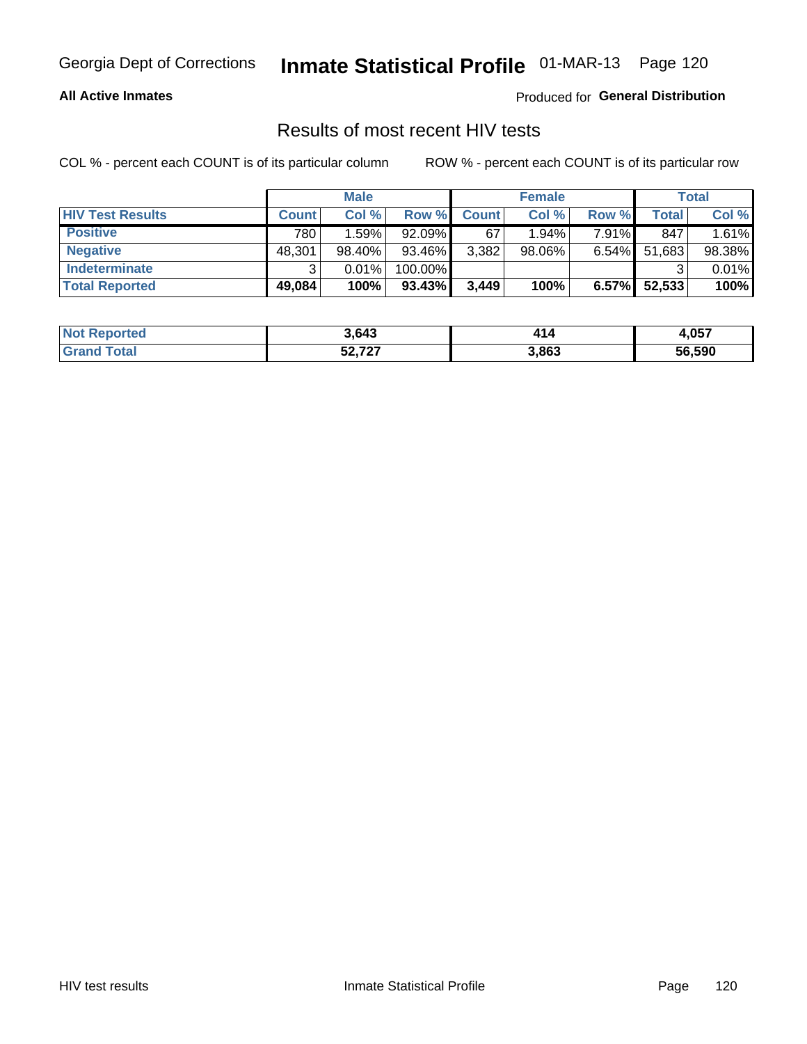Georgia Dept of Corrections **Inmate Statistical Profile** 01-MAR-13 Page 120

**All Active Inmates**

Produced for **General Distribution**

## Results of most recent HIV tests

COL % - percent each COUNT is of its particular column

ROW % - percent each COUNT is of its particular row

| | Male | | | Female | | | Total | |
|---|---|---|---|---|---|---|---|---|
| **HIV Test Results** | **Count** | **Col %** | **Row %** | **Count** | **Col %** | **Row %** | **Total** | **Col %** |
| **Positive** | 780 | 1.59% | 92.09% | 67 | 1.94% | 7.91% | 847 | 1.61% |
| **Negative** | 48,301 | 98.40% | 93.46% | 3,382 | 98.06% | 6.54% | 51,683 | 98.38% |
| **Indeterminate** | 3 | 0.01% | 100.00% | | | | 3 | 0.01% |
| **Total Reported** | **49,084** | **100%** | **93.43%** | **3,449** | **100%** | **6.57%** | **52,533** | **100%** |

| | Male | Female | Total |
|---|---|---|---|
| **Not Reported** | **3,643** | **414** | **4,057** |
| **Grand Total** | **52,727** | **3,863** | **56,590** |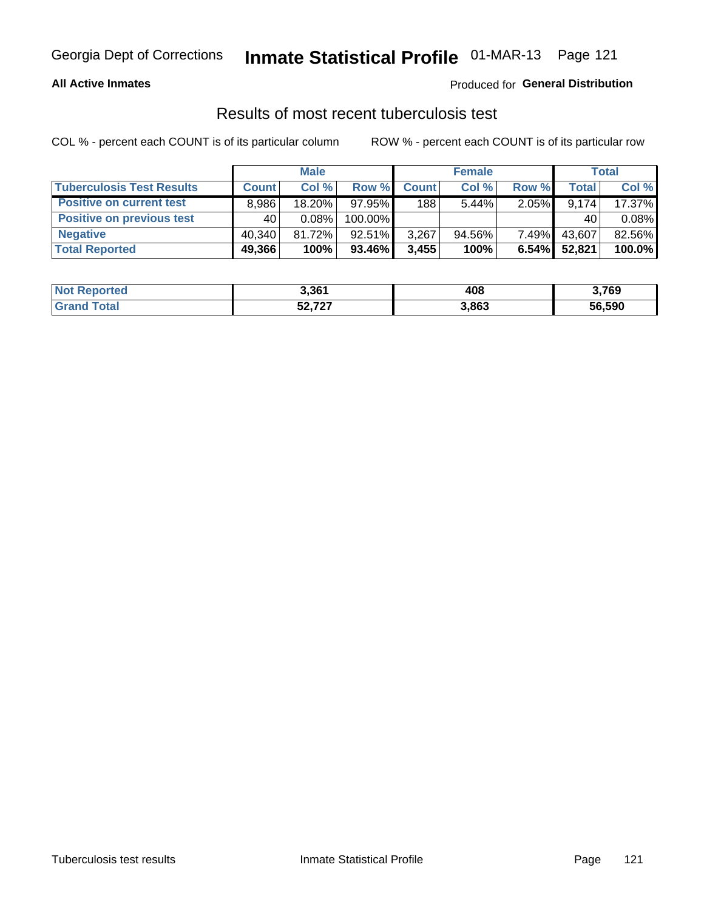## All Active Inmates

Produced for **General Distribution**

### Results of most recent tuberculosis test

COL % - percent each COUNT is of its particular column

ROW % - percent each COUNT is of its particular row

| | Male | | | Female | | | Total | |
|---|---|---|---|---|---|---|---|---|
| **Tuberculosis Test Results** | **Count** | **Col %** | **Row %** | **Count** | **Col %** | **Row %** | **Total** | **Col %** |
| **Positive on current test** | 8,986 | 18.20% | 97.95% | 188 | 5.44% | 2.05% | 9,174 | 17.37% |
| **Positive on previous test** | 40 | 0.08% | 100.00% | | | | 40 | 0.08% |
| **Negative** | 40,340 | 81.72% | 92.51% | 3,267 | 94.56% | 7.49% | 43,607 | 82.56% |
| **Total Reported** | **49,366** | **100%** | **93.46%** | **3,455** | **100%** | **6.54%** | **52,821** | **100.0%** |

| | Male | Female | Total |
|---|---|---|---|
| **Not Reported** | **3,361** | **408** | **3,769** |
| **Grand Total** | **52,727** | **3,863** | **56,590** |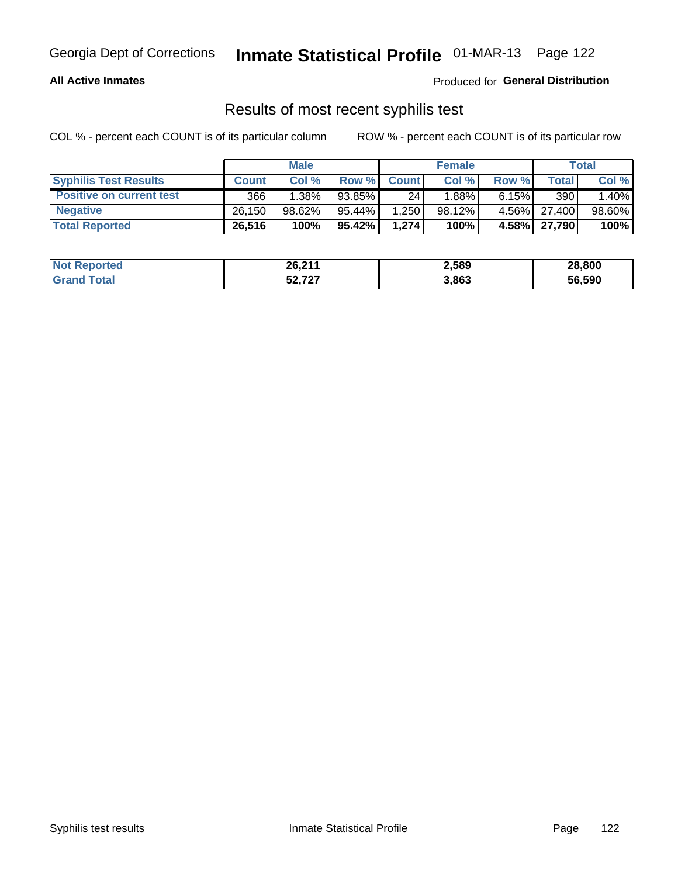Georgia Dept of Corrections **Inmate Statistical Profile** 01-MAR-13 Page 122

**All Active Inmates**

Produced for **General Distribution**

## Results of most recent syphilis test

COL % - percent each COUNT is of its particular column ROW % - percent each COUNT is of its particular row

| | Male | | | Female | | | Total | |
|---|---|---|---|---|---|---|---|---|
| **Syphilis Test Results** | **Count** | **Col %** | **Row %** | **Count** | **Col %** | **Row %** | **Total** | **Col %** |
| **Positive on current test** | 366 | 1.38% | 93.85% | 24 | 1.88% | 6.15% | 390 | 1.40% |
| **Negative** | 26,150 | 98.62% | 95.44% | 1,250 | 98.12% | 4.56% | 27,400 | 98.60% |
| **Total Reported** | **26,516** | **100%** | **95.42%** | **1,274** | **100%** | **4.58%** | **27,790** | **100%** |

| | Male | Female | Total |
|---|---|---|---|
| **Not Reported** | **26,211** | **2,589** | **28,800** |
| **Grand Total** | **52,727** | **3,863** | **56,590** |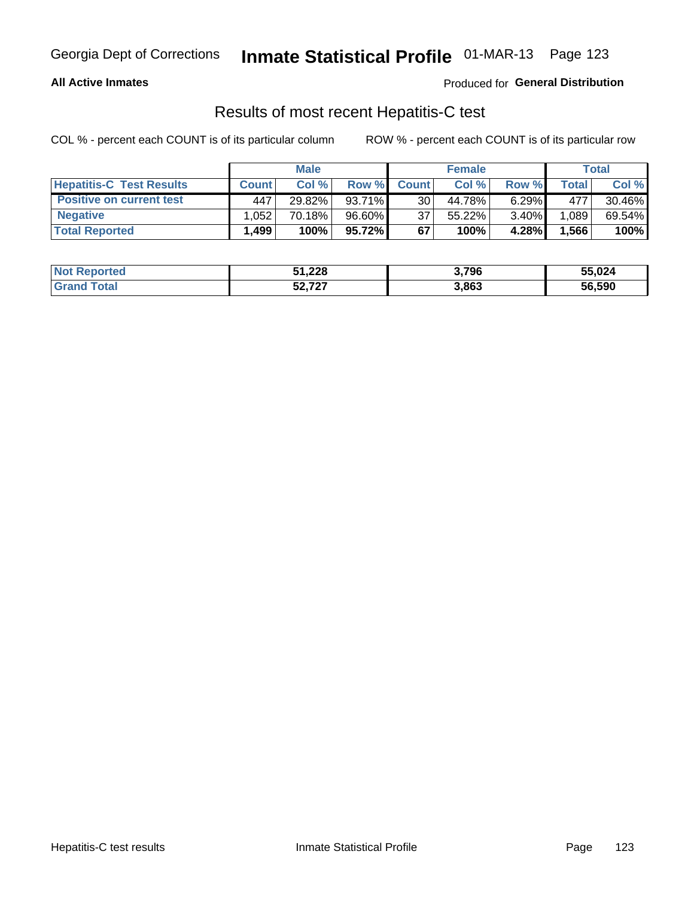## All Active Inmates

Produced for **General Distribution**

# Results of most recent Hepatitis-C test

COL % - percent each COUNT is of its particular column

ROW % - percent each COUNT is of its particular row

| | Male | | | Female | | | Total | |
|---|---|---|---|---|---|---|---|---|
| **Hepatitis-C Test Results** | **Count** | **Col %** | **Row %** | **Count** | **Col %** | **Row %** | **Total** | **Col %** |
| **Positive on current test** | 447 | 29.82% | 93.71% | 30 | 44.78% | 6.29% | 477 | 30.46% |
| **Negative** | 1,052 | 70.18% | 96.60% | 37 | 55.22% | 3.40% | 1,089 | 69.54% |
| **Total Reported** | **1,499** | **100%** | **95.72%** | **67** | **100%** | **4.28%** | **1,566** | **100%** |

| | Male | Female | Total |
|---|---|---|---|
| **Not Reported** | **51,228** | **3,796** | **55,024** |
| **Grand Total** | **52,727** | **3,863** | **56,590** |